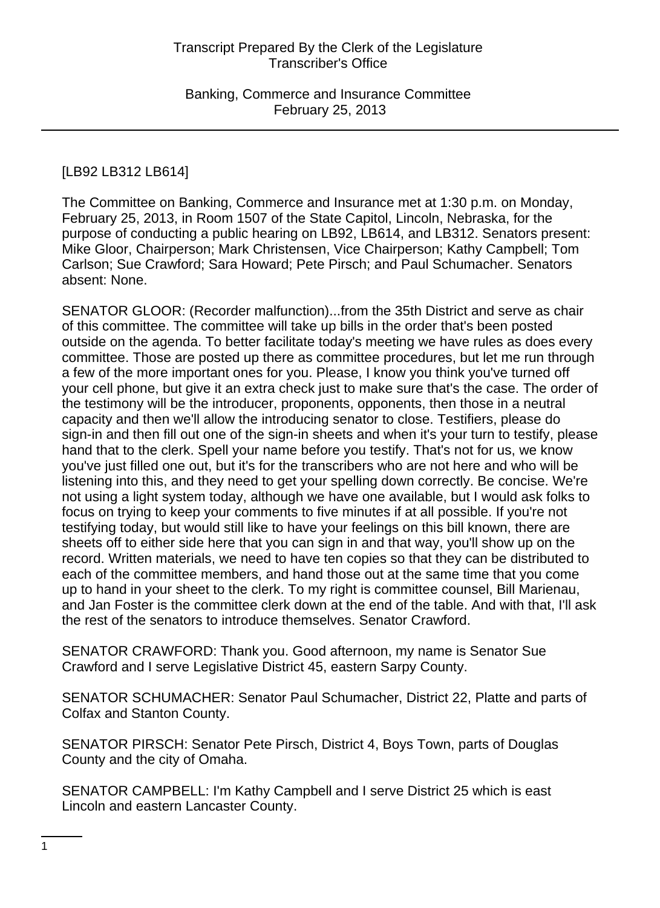[LB92 LB312 LB614]

The Committee on Banking, Commerce and Insurance met at 1:30 p.m. on Monday, February 25, 2013, in Room 1507 of the State Capitol, Lincoln, Nebraska, for the purpose of conducting a public hearing on LB92, LB614, and LB312. Senators present: Mike Gloor, Chairperson; Mark Christensen, Vice Chairperson; Kathy Campbell; Tom Carlson; Sue Crawford; Sara Howard; Pete Pirsch; and Paul Schumacher. Senators absent: None.

SENATOR GLOOR: (Recorder malfunction)...from the 35th District and serve as chair of this committee. The committee will take up bills in the order that's been posted outside on the agenda. To better facilitate today's meeting we have rules as does every committee. Those are posted up there as committee procedures, but let me run through a few of the more important ones for you. Please, I know you think you've turned off your cell phone, but give it an extra check just to make sure that's the case. The order of the testimony will be the introducer, proponents, opponents, then those in a neutral capacity and then we'll allow the introducing senator to close. Testifiers, please do sign-in and then fill out one of the sign-in sheets and when it's your turn to testify, please hand that to the clerk. Spell your name before you testify. That's not for us, we know you've just filled one out, but it's for the transcribers who are not here and who will be listening into this, and they need to get your spelling down correctly. Be concise. We're not using a light system today, although we have one available, but I would ask folks to focus on trying to keep your comments to five minutes if at all possible. If you're not testifying today, but would still like to have your feelings on this bill known, there are sheets off to either side here that you can sign in and that way, you'll show up on the record. Written materials, we need to have ten copies so that they can be distributed to each of the committee members, and hand those out at the same time that you come up to hand in your sheet to the clerk. To my right is committee counsel, Bill Marienau, and Jan Foster is the committee clerk down at the end of the table. And with that, I'll ask the rest of the senators to introduce themselves. Senator Crawford.

SENATOR CRAWFORD: Thank you. Good afternoon, my name is Senator Sue Crawford and I serve Legislative District 45, eastern Sarpy County.

SENATOR SCHUMACHER: Senator Paul Schumacher, District 22, Platte and parts of Colfax and Stanton County.

SENATOR PIRSCH: Senator Pete Pirsch, District 4, Boys Town, parts of Douglas County and the city of Omaha.

SENATOR CAMPBELL: I'm Kathy Campbell and I serve District 25 which is east Lincoln and eastern Lancaster County.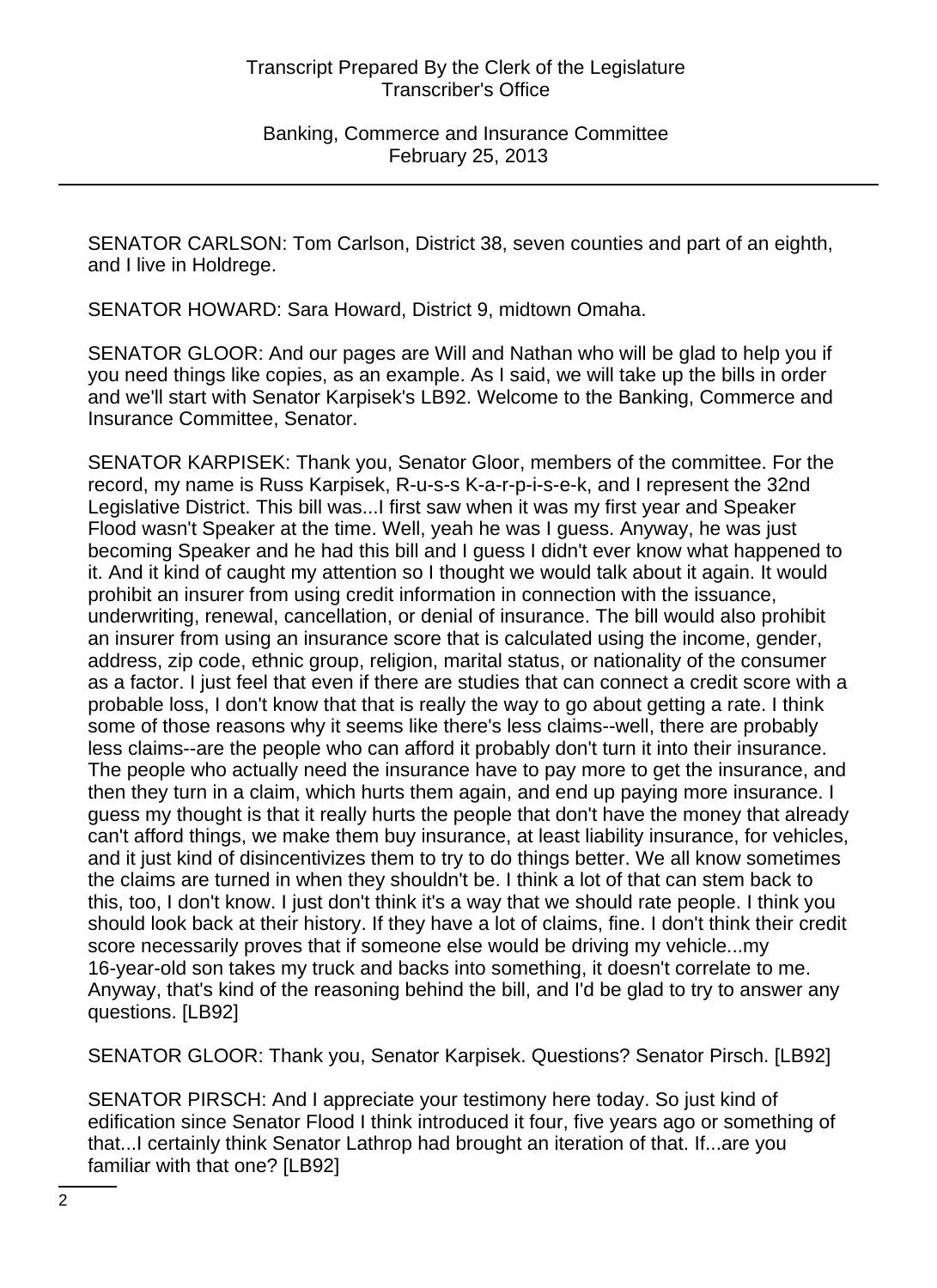SENATOR CARLSON: Tom Carlson, District 38, seven counties and part of an eighth, and I live in Holdrege.

SENATOR HOWARD: Sara Howard, District 9, midtown Omaha.

SENATOR GLOOR: And our pages are Will and Nathan who will be glad to help you if you need things like copies, as an example. As I said, we will take up the bills in order and we'll start with Senator Karpisek's LB92. Welcome to the Banking, Commerce and Insurance Committee, Senator.

SENATOR KARPISEK: Thank you, Senator Gloor, members of the committee. For the record, my name is Russ Karpisek, R-u-s-s K-a-r-p-i-s-e-k, and I represent the 32nd Legislative District. This bill was...I first saw when it was my first year and Speaker Flood wasn't Speaker at the time. Well, yeah he was I guess. Anyway, he was just becoming Speaker and he had this bill and I guess I didn't ever know what happened to it. And it kind of caught my attention so I thought we would talk about it again. It would prohibit an insurer from using credit information in connection with the issuance, underwriting, renewal, cancellation, or denial of insurance. The bill would also prohibit an insurer from using an insurance score that is calculated using the income, gender, address, zip code, ethnic group, religion, marital status, or nationality of the consumer as a factor. I just feel that even if there are studies that can connect a credit score with a probable loss, I don't know that that is really the way to go about getting a rate. I think some of those reasons why it seems like there's less claims--well, there are probably less claims--are the people who can afford it probably don't turn it into their insurance. The people who actually need the insurance have to pay more to get the insurance, and then they turn in a claim, which hurts them again, and end up paying more insurance. I guess my thought is that it really hurts the people that don't have the money that already can't afford things, we make them buy insurance, at least liability insurance, for vehicles, and it just kind of disincentivizes them to try to do things better. We all know sometimes the claims are turned in when they shouldn't be. I think a lot of that can stem back to this, too, I don't know. I just don't think it's a way that we should rate people. I think you should look back at their history. If they have a lot of claims, fine. I don't think their credit score necessarily proves that if someone else would be driving my vehicle...my 16-year-old son takes my truck and backs into something, it doesn't correlate to me. Anyway, that's kind of the reasoning behind the bill, and I'd be glad to try to answer any questions. [LB92]

SENATOR GLOOR: Thank you, Senator Karpisek. Questions? Senator Pirsch. [LB92]

SENATOR PIRSCH: And I appreciate your testimony here today. So just kind of edification since Senator Flood I think introduced it four, five years ago or something of that...I certainly think Senator Lathrop had brought an iteration of that. If...are you familiar with that one? [LB92]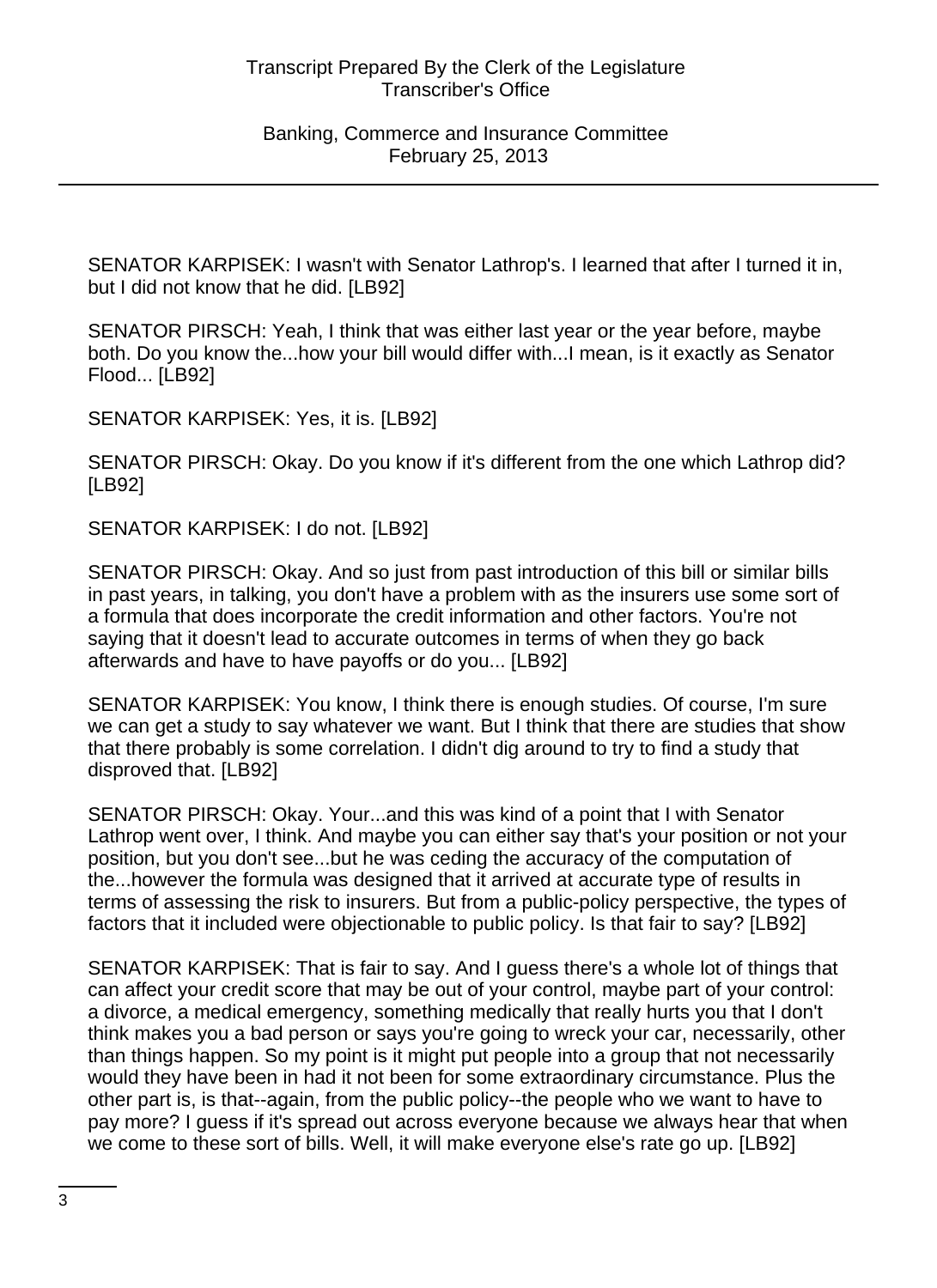SENATOR KARPISEK: I wasn't with Senator Lathrop's. I learned that after I turned it in, but I did not know that he did. [LB92]

SENATOR PIRSCH: Yeah, I think that was either last year or the year before, maybe both. Do you know the...how your bill would differ with...I mean, is it exactly as Senator Flood... [LB92]

SENATOR KARPISEK: Yes, it is. [LB92]

SENATOR PIRSCH: Okay. Do you know if it's different from the one which Lathrop did? [LB92]

SENATOR KARPISEK: I do not. [LB92]

SENATOR PIRSCH: Okay. And so just from past introduction of this bill or similar bills in past years, in talking, you don't have a problem with as the insurers use some sort of a formula that does incorporate the credit information and other factors. You're not saying that it doesn't lead to accurate outcomes in terms of when they go back afterwards and have to have payoffs or do you... [LB92]

SENATOR KARPISEK: You know, I think there is enough studies. Of course, I'm sure we can get a study to say whatever we want. But I think that there are studies that show that there probably is some correlation. I didn't dig around to try to find a study that disproved that. [LB92]

SENATOR PIRSCH: Okay. Your...and this was kind of a point that I with Senator Lathrop went over, I think. And maybe you can either say that's your position or not your position, but you don't see...but he was ceding the accuracy of the computation of the...however the formula was designed that it arrived at accurate type of results in terms of assessing the risk to insurers. But from a public-policy perspective, the types of factors that it included were objectionable to public policy. Is that fair to say? [LB92]

SENATOR KARPISEK: That is fair to say. And I guess there's a whole lot of things that can affect your credit score that may be out of your control, maybe part of your control: a divorce, a medical emergency, something medically that really hurts you that I don't think makes you a bad person or says you're going to wreck your car, necessarily, other than things happen. So my point is it might put people into a group that not necessarily would they have been in had it not been for some extraordinary circumstance. Plus the other part is, is that--again, from the public policy--the people who we want to have to pay more? I guess if it's spread out across everyone because we always hear that when we come to these sort of bills. Well, it will make everyone else's rate go up. [LB92]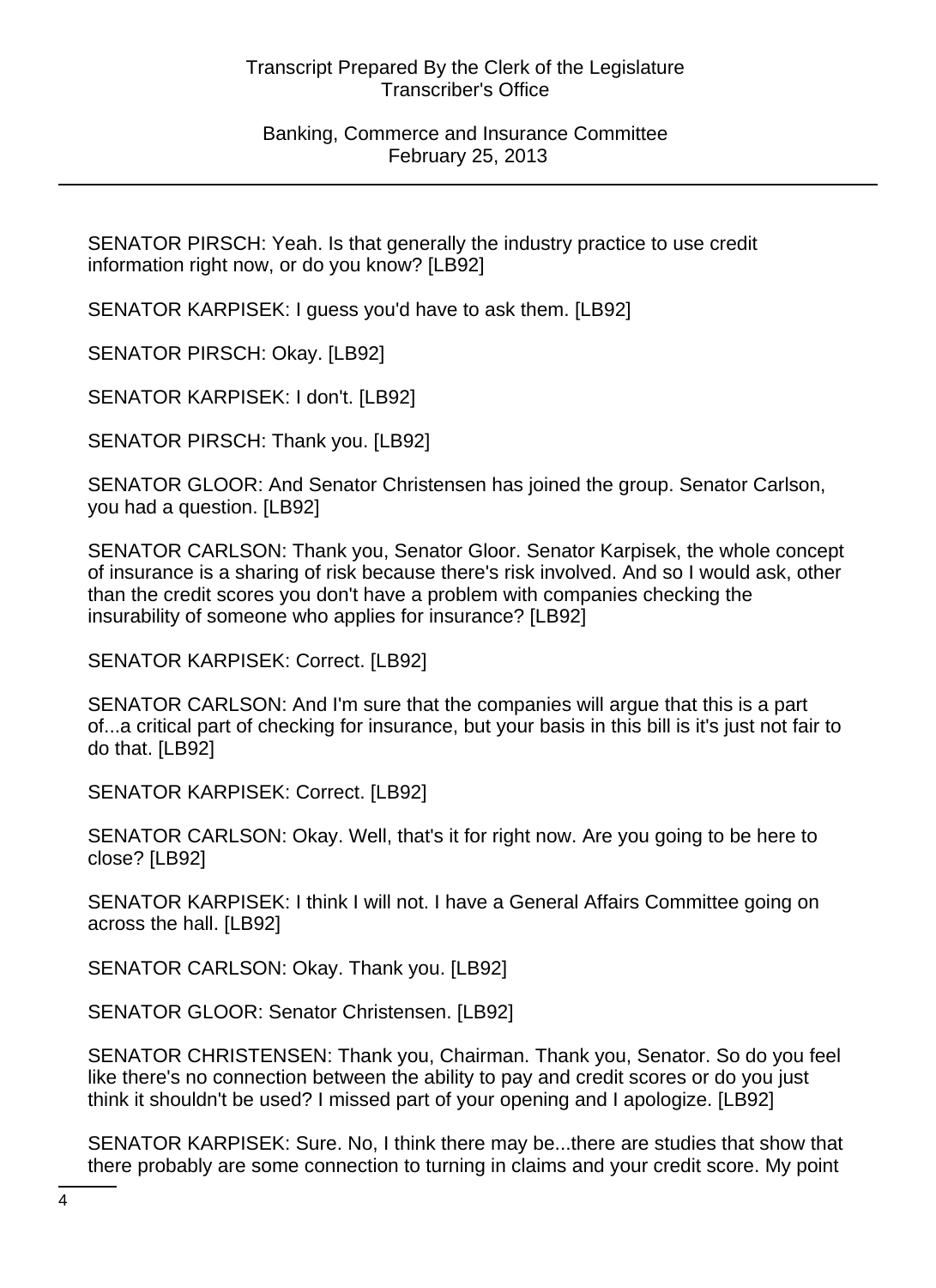SENATOR PIRSCH: Yeah. Is that generally the industry practice to use credit information right now, or do you know? [LB92]

SENATOR KARPISEK: I guess you'd have to ask them. [LB92]

SENATOR PIRSCH: Okay. [LB92]

SENATOR KARPISEK: I don't. [LB92]

SENATOR PIRSCH: Thank you. [LB92]

SENATOR GLOOR: And Senator Christensen has joined the group. Senator Carlson, you had a question. [LB92]

SENATOR CARLSON: Thank you, Senator Gloor. Senator Karpisek, the whole concept of insurance is a sharing of risk because there's risk involved. And so I would ask, other than the credit scores you don't have a problem with companies checking the insurability of someone who applies for insurance? [LB92]

SENATOR KARPISEK: Correct. [LB92]

SENATOR CARLSON: And I'm sure that the companies will argue that this is a part of...a critical part of checking for insurance, but your basis in this bill is it's just not fair to do that. [LB92]

SENATOR KARPISEK: Correct. [LB92]

SENATOR CARLSON: Okay. Well, that's it for right now. Are you going to be here to close? [LB92]

SENATOR KARPISEK: I think I will not. I have a General Affairs Committee going on across the hall. [LB92]

SENATOR CARLSON: Okay. Thank you. [LB92]

SENATOR GLOOR: Senator Christensen. [LB92]

SENATOR CHRISTENSEN: Thank you, Chairman. Thank you, Senator. So do you feel like there's no connection between the ability to pay and credit scores or do you just think it shouldn't be used? I missed part of your opening and I apologize. [LB92]

SENATOR KARPISEK: Sure. No, I think there may be...there are studies that show that there probably are some connection to turning in claims and your credit score. My point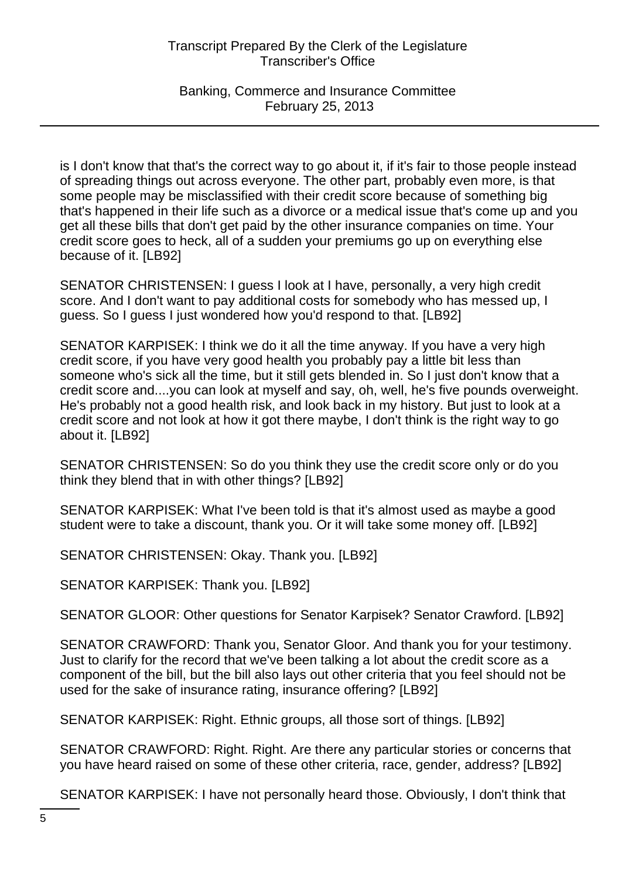is I don't know that that's the correct way to go about it, if it's fair to those people instead of spreading things out across everyone. The other part, probably even more, is that some people may be misclassified with their credit score because of something big that's happened in their life such as a divorce or a medical issue that's come up and you get all these bills that don't get paid by the other insurance companies on time. Your credit score goes to heck, all of a sudden your premiums go up on everything else because of it. [LB92]

SENATOR CHRISTENSEN: I guess I look at I have, personally, a very high credit score. And I don't want to pay additional costs for somebody who has messed up, I guess. So I guess I just wondered how you'd respond to that. [LB92]

SENATOR KARPISEK: I think we do it all the time anyway. If you have a very high credit score, if you have very good health you probably pay a little bit less than someone who's sick all the time, but it still gets blended in. So I just don't know that a credit score and....you can look at myself and say, oh, well, he's five pounds overweight. He's probably not a good health risk, and look back in my history. But just to look at a credit score and not look at how it got there maybe, I don't think is the right way to go about it. [LB92]

SENATOR CHRISTENSEN: So do you think they use the credit score only or do you think they blend that in with other things? [LB92]

SENATOR KARPISEK: What I've been told is that it's almost used as maybe a good student were to take a discount, thank you. Or it will take some money off. [LB92]

SENATOR CHRISTENSEN: Okay. Thank you. [LB92]

SENATOR KARPISEK: Thank you. [LB92]

SENATOR GLOOR: Other questions for Senator Karpisek? Senator Crawford. [LB92]

SENATOR CRAWFORD: Thank you, Senator Gloor. And thank you for your testimony. Just to clarify for the record that we've been talking a lot about the credit score as a component of the bill, but the bill also lays out other criteria that you feel should not be used for the sake of insurance rating, insurance offering? [LB92]

SENATOR KARPISEK: Right. Ethnic groups, all those sort of things. [LB92]

SENATOR CRAWFORD: Right. Right. Are there any particular stories or concerns that you have heard raised on some of these other criteria, race, gender, address? [LB92]

SENATOR KARPISEK: I have not personally heard those. Obviously, I don't think that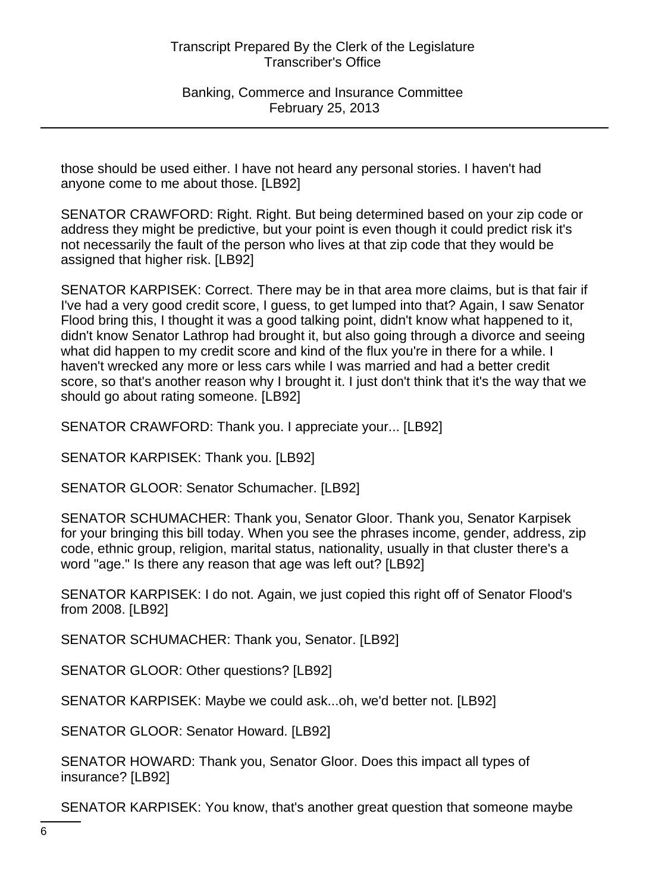those should be used either. I have not heard any personal stories. I haven't had anyone come to me about those. [LB92]

SENATOR CRAWFORD: Right. Right. But being determined based on your zip code or address they might be predictive, but your point is even though it could predict risk it's not necessarily the fault of the person who lives at that zip code that they would be assigned that higher risk. [LB92]

SENATOR KARPISEK: Correct. There may be in that area more claims, but is that fair if I've had a very good credit score, I guess, to get lumped into that? Again, I saw Senator Flood bring this, I thought it was a good talking point, didn't know what happened to it, didn't know Senator Lathrop had brought it, but also going through a divorce and seeing what did happen to my credit score and kind of the flux you're in there for a while. I haven't wrecked any more or less cars while I was married and had a better credit score, so that's another reason why I brought it. I just don't think that it's the way that we should go about rating someone. [LB92]

SENATOR CRAWFORD: Thank you. I appreciate your... [LB92]

SENATOR KARPISEK: Thank you. [LB92]

SENATOR GLOOR: Senator Schumacher. [LB92]

SENATOR SCHUMACHER: Thank you, Senator Gloor. Thank you, Senator Karpisek for your bringing this bill today. When you see the phrases income, gender, address, zip code, ethnic group, religion, marital status, nationality, usually in that cluster there's a word "age." Is there any reason that age was left out? [LB92]

SENATOR KARPISEK: I do not. Again, we just copied this right off of Senator Flood's from 2008. [LB92]

SENATOR SCHUMACHER: Thank you, Senator. [LB92]

SENATOR GLOOR: Other questions? [LB92]

SENATOR KARPISEK: Maybe we could ask...oh, we'd better not. [LB92]

SENATOR GLOOR: Senator Howard. [LB92]

SENATOR HOWARD: Thank you, Senator Gloor. Does this impact all types of insurance? [LB92]

SENATOR KARPISEK: You know, that's another great question that someone maybe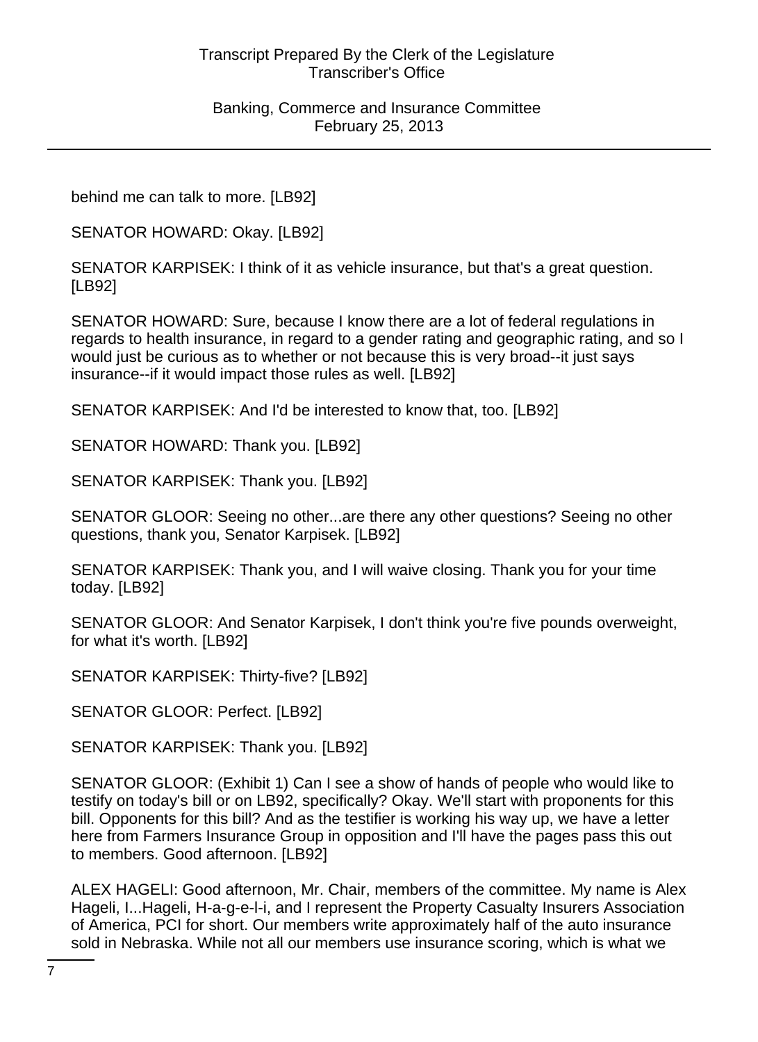behind me can talk to more. [LB92]

SENATOR HOWARD: Okay. [LB92]

SENATOR KARPISEK: I think of it as vehicle insurance, but that's a great question. [LB92]

SENATOR HOWARD: Sure, because I know there are a lot of federal regulations in regards to health insurance, in regard to a gender rating and geographic rating, and so I would just be curious as to whether or not because this is very broad--it just says insurance--if it would impact those rules as well. [LB92]

SENATOR KARPISEK: And I'd be interested to know that, too. [LB92]

SENATOR HOWARD: Thank you. [LB92]

SENATOR KARPISEK: Thank you. [LB92]

SENATOR GLOOR: Seeing no other...are there any other questions? Seeing no other questions, thank you, Senator Karpisek. [LB92]

SENATOR KARPISEK: Thank you, and I will waive closing. Thank you for your time today. [LB92]

SENATOR GLOOR: And Senator Karpisek, I don't think you're five pounds overweight, for what it's worth. [LB92]

SENATOR KARPISEK: Thirty-five? [LB92]

SENATOR GLOOR: Perfect. [LB92]

SENATOR KARPISEK: Thank you. [LB92]

SENATOR GLOOR: (Exhibit 1) Can I see a show of hands of people who would like to testify on today's bill or on LB92, specifically? Okay. We'll start with proponents for this bill. Opponents for this bill? And as the testifier is working his way up, we have a letter here from Farmers Insurance Group in opposition and I'll have the pages pass this out to members. Good afternoon. [LB92]

ALEX HAGELI: Good afternoon, Mr. Chair, members of the committee. My name is Alex Hageli, I...Hageli, H-a-g-e-l-i, and I represent the Property Casualty Insurers Association of America, PCI for short. Our members write approximately half of the auto insurance sold in Nebraska. While not all our members use insurance scoring, which is what we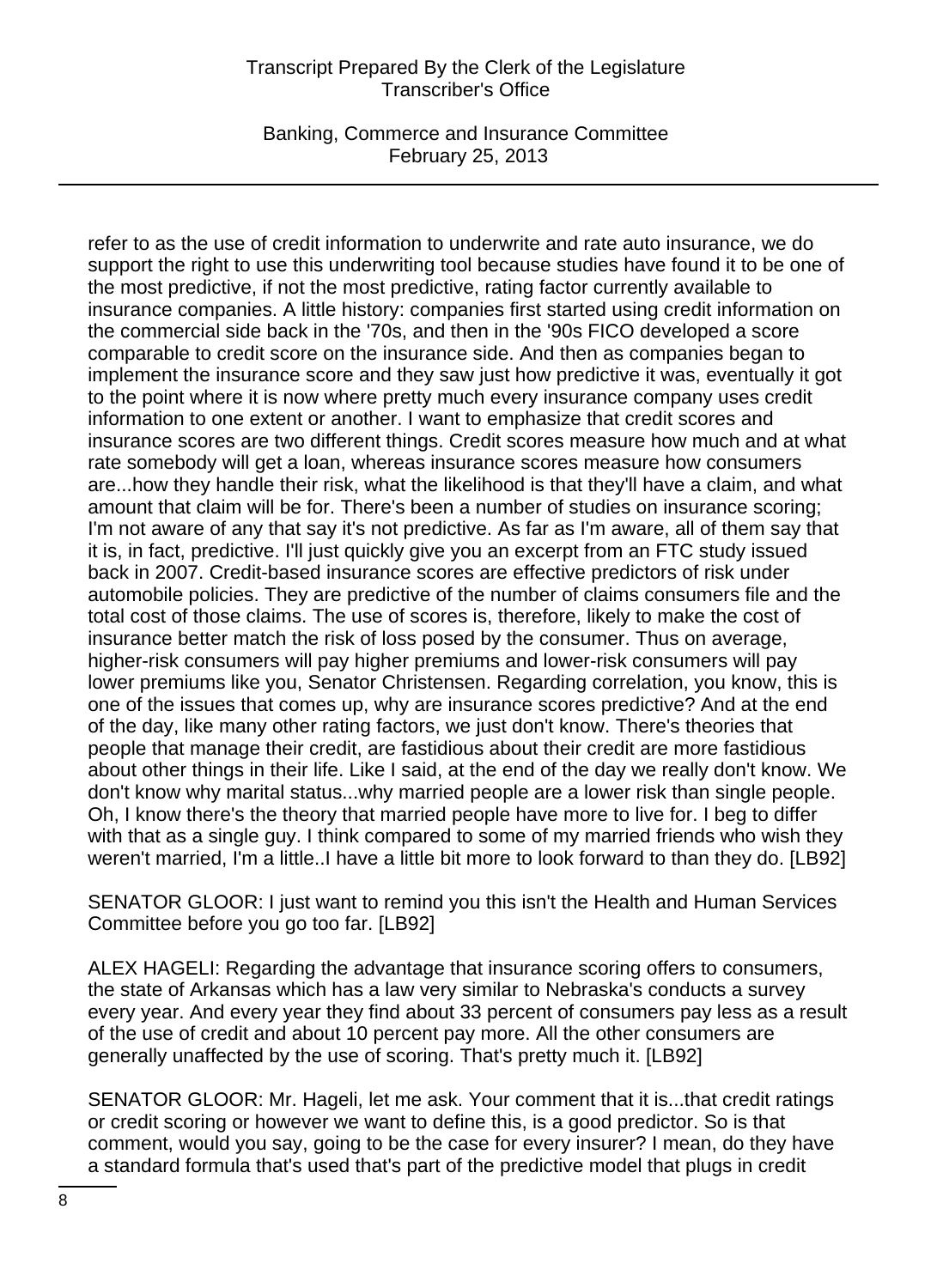refer to as the use of credit information to underwrite and rate auto insurance, we do support the right to use this underwriting tool because studies have found it to be one of the most predictive, if not the most predictive, rating factor currently available to insurance companies. A little history: companies first started using credit information on the commercial side back in the '70s, and then in the '90s FICO developed a score comparable to credit score on the insurance side. And then as companies began to implement the insurance score and they saw just how predictive it was, eventually it got to the point where it is now where pretty much every insurance company uses credit information to one extent or another. I want to emphasize that credit scores and insurance scores are two different things. Credit scores measure how much and at what rate somebody will get a loan, whereas insurance scores measure how consumers are...how they handle their risk, what the likelihood is that they'll have a claim, and what amount that claim will be for. There's been a number of studies on insurance scoring; I'm not aware of any that say it's not predictive. As far as I'm aware, all of them say that it is, in fact, predictive. I'll just quickly give you an excerpt from an FTC study issued back in 2007. Credit-based insurance scores are effective predictors of risk under automobile policies. They are predictive of the number of claims consumers file and the total cost of those claims. The use of scores is, therefore, likely to make the cost of insurance better match the risk of loss posed by the consumer. Thus on average, higher-risk consumers will pay higher premiums and lower-risk consumers will pay lower premiums like you, Senator Christensen. Regarding correlation, you know, this is one of the issues that comes up, why are insurance scores predictive? And at the end of the day, like many other rating factors, we just don't know. There's theories that people that manage their credit, are fastidious about their credit are more fastidious about other things in their life. Like I said, at the end of the day we really don't know. We don't know why marital status...why married people are a lower risk than single people. Oh, I know there's the theory that married people have more to live for. I beg to differ with that as a single guy. I think compared to some of my married friends who wish they weren't married, I'm a little..I have a little bit more to look forward to than they do. [LB92]

SENATOR GLOOR: I just want to remind you this isn't the Health and Human Services Committee before you go too far. [LB92]

ALEX HAGELI: Regarding the advantage that insurance scoring offers to consumers, the state of Arkansas which has a law very similar to Nebraska's conducts a survey every year. And every year they find about 33 percent of consumers pay less as a result of the use of credit and about 10 percent pay more. All the other consumers are generally unaffected by the use of scoring. That's pretty much it. [LB92]

SENATOR GLOOR: Mr. Hageli, let me ask. Your comment that it is...that credit ratings or credit scoring or however we want to define this, is a good predictor. So is that comment, would you say, going to be the case for every insurer? I mean, do they have a standard formula that's used that's part of the predictive model that plugs in credit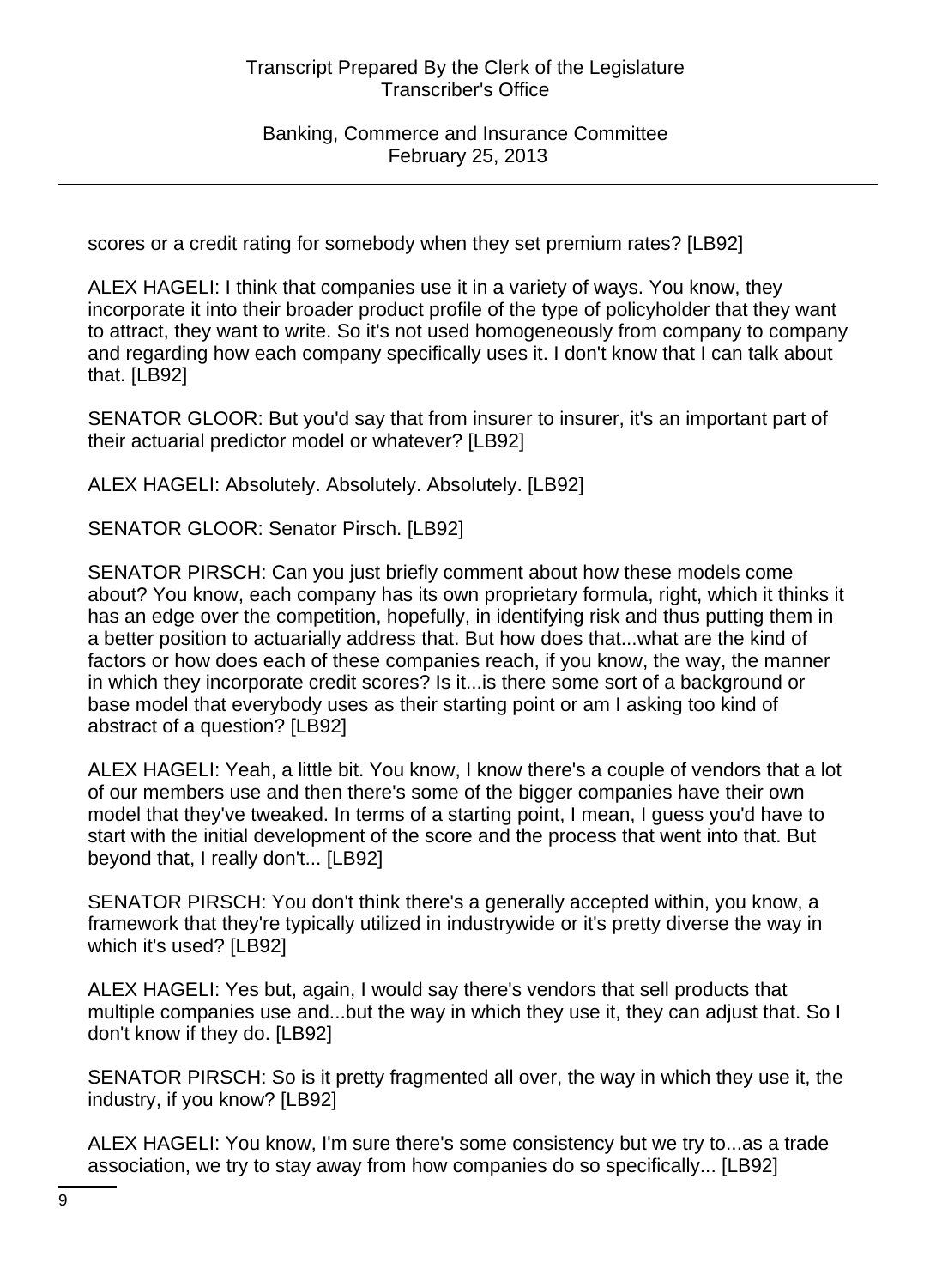scores or a credit rating for somebody when they set premium rates? [LB92]

ALEX HAGELI: I think that companies use it in a variety of ways. You know, they incorporate it into their broader product profile of the type of policyholder that they want to attract, they want to write. So it's not used homogeneously from company to company and regarding how each company specifically uses it. I don't know that I can talk about that. [LB92]

SENATOR GLOOR: But you'd say that from insurer to insurer, it's an important part of their actuarial predictor model or whatever? [LB92]

ALEX HAGELI: Absolutely. Absolutely. Absolutely. [LB92]

SENATOR GLOOR: Senator Pirsch. [LB92]

SENATOR PIRSCH: Can you just briefly comment about how these models come about? You know, each company has its own proprietary formula, right, which it thinks it has an edge over the competition, hopefully, in identifying risk and thus putting them in a better position to actuarially address that. But how does that...what are the kind of factors or how does each of these companies reach, if you know, the way, the manner in which they incorporate credit scores? Is it...is there some sort of a background or base model that everybody uses as their starting point or am I asking too kind of abstract of a question? [LB92]

ALEX HAGELI: Yeah, a little bit. You know, I know there's a couple of vendors that a lot of our members use and then there's some of the bigger companies have their own model that they've tweaked. In terms of a starting point, I mean, I guess you'd have to start with the initial development of the score and the process that went into that. But beyond that, I really don't... [LB92]

SENATOR PIRSCH: You don't think there's a generally accepted within, you know, a framework that they're typically utilized in industrywide or it's pretty diverse the way in which it's used? [LB92]

ALEX HAGELI: Yes but, again, I would say there's vendors that sell products that multiple companies use and...but the way in which they use it, they can adjust that. So I don't know if they do. [LB92]

SENATOR PIRSCH: So is it pretty fragmented all over, the way in which they use it, the industry, if you know? [LB92]

ALEX HAGELI: You know, I'm sure there's some consistency but we try to...as a trade association, we try to stay away from how companies do so specifically... [LB92]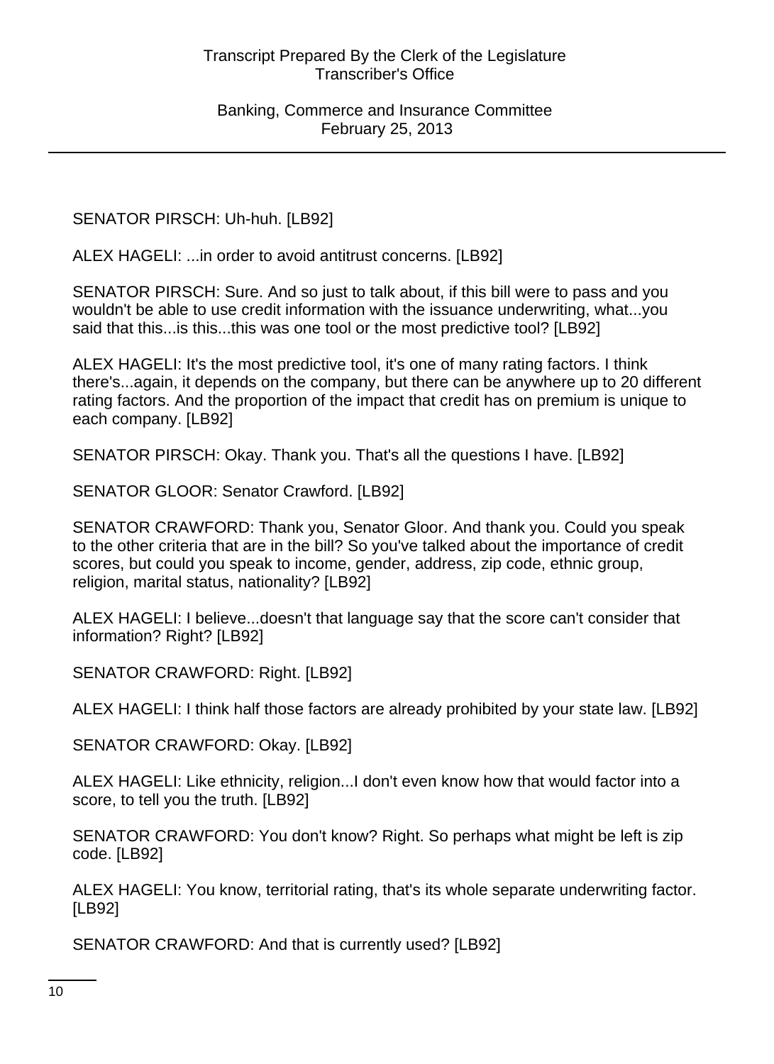SENATOR PIRSCH: Uh-huh. [LB92]

ALEX HAGELI: ...in order to avoid antitrust concerns. [LB92]

SENATOR PIRSCH: Sure. And so just to talk about, if this bill were to pass and you wouldn't be able to use credit information with the issuance underwriting, what...you said that this...is this...this was one tool or the most predictive tool? [LB92]

ALEX HAGELI: It's the most predictive tool, it's one of many rating factors. I think there's...again, it depends on the company, but there can be anywhere up to 20 different rating factors. And the proportion of the impact that credit has on premium is unique to each company. [LB92]

SENATOR PIRSCH: Okay. Thank you. That's all the questions I have. [LB92]

SENATOR GLOOR: Senator Crawford. [LB92]

SENATOR CRAWFORD: Thank you, Senator Gloor. And thank you. Could you speak to the other criteria that are in the bill? So you've talked about the importance of credit scores, but could you speak to income, gender, address, zip code, ethnic group, religion, marital status, nationality? [LB92]

ALEX HAGELI: I believe...doesn't that language say that the score can't consider that information? Right? [LB92]

SENATOR CRAWFORD: Right. [LB92]

ALEX HAGELI: I think half those factors are already prohibited by your state law. [LB92]

SENATOR CRAWFORD: Okay. [LB92]

ALEX HAGELI: Like ethnicity, religion...I don't even know how that would factor into a score, to tell you the truth. [LB92]

SENATOR CRAWFORD: You don't know? Right. So perhaps what might be left is zip code. [LB92]

ALEX HAGELI: You know, territorial rating, that's its whole separate underwriting factor. [LB92]

SENATOR CRAWFORD: And that is currently used? [LB92]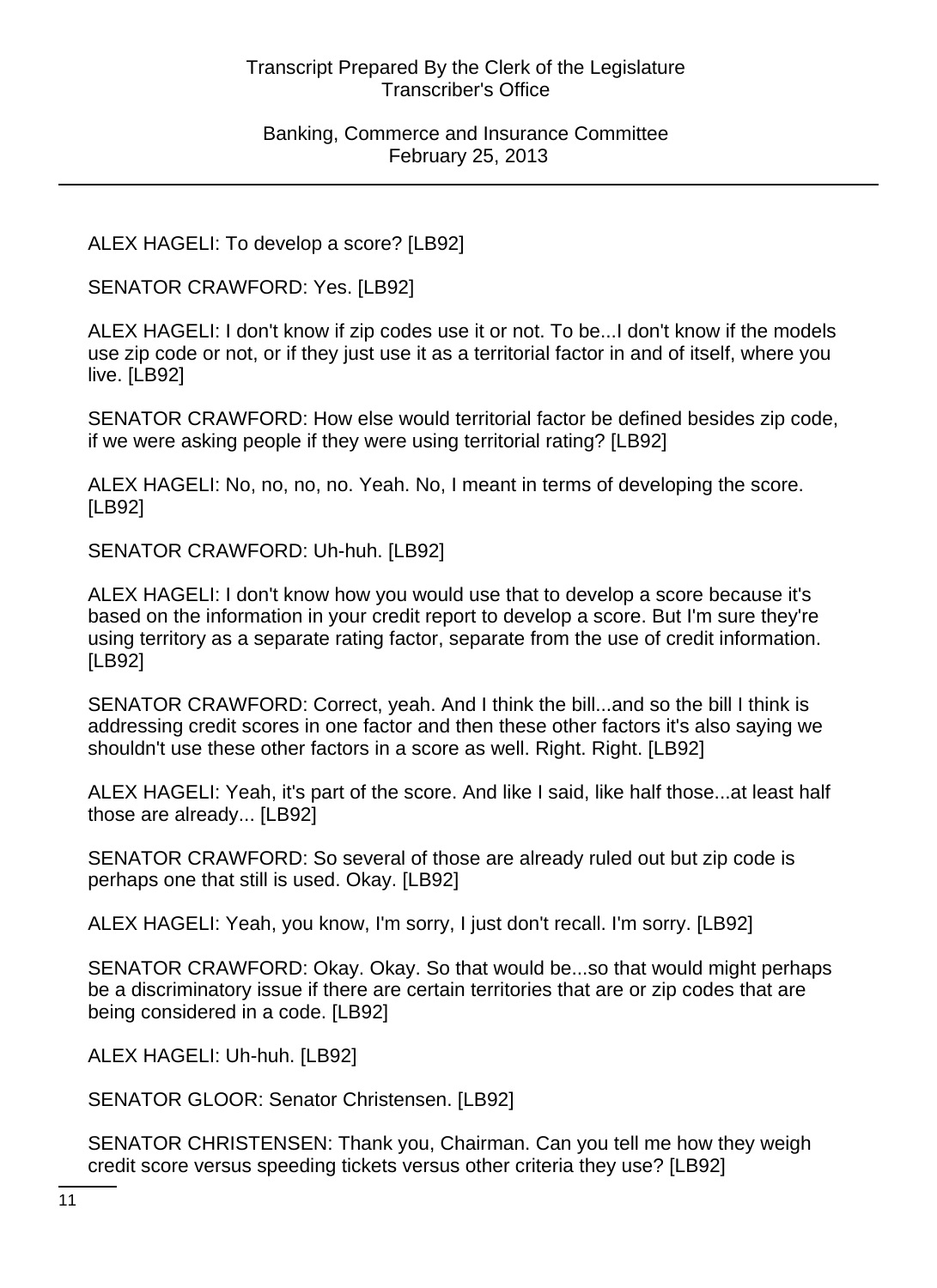ALEX HAGELI: To develop a score? [LB92]

SENATOR CRAWFORD: Yes. [LB92]

ALEX HAGELI: I don't know if zip codes use it or not. To be...I don't know if the models use zip code or not, or if they just use it as a territorial factor in and of itself, where you live. [LB92]

SENATOR CRAWFORD: How else would territorial factor be defined besides zip code, if we were asking people if they were using territorial rating? [LB92]

ALEX HAGELI: No, no, no, no. Yeah. No, I meant in terms of developing the score. [LB92]

SENATOR CRAWFORD: Uh-huh. [LB92]

ALEX HAGELI: I don't know how you would use that to develop a score because it's based on the information in your credit report to develop a score. But I'm sure they're using territory as a separate rating factor, separate from the use of credit information. [LB92]

SENATOR CRAWFORD: Correct, yeah. And I think the bill...and so the bill I think is addressing credit scores in one factor and then these other factors it's also saying we shouldn't use these other factors in a score as well. Right. Right. [LB92]

ALEX HAGELI: Yeah, it's part of the score. And like I said, like half those...at least half those are already... [LB92]

SENATOR CRAWFORD: So several of those are already ruled out but zip code is perhaps one that still is used. Okay. [LB92]

ALEX HAGELI: Yeah, you know, I'm sorry, I just don't recall. I'm sorry. [LB92]

SENATOR CRAWFORD: Okay. Okay. So that would be...so that would might perhaps be a discriminatory issue if there are certain territories that are or zip codes that are being considered in a code. [LB92]

ALEX HAGELI: Uh-huh. [LB92]

SENATOR GLOOR: Senator Christensen. [LB92]

SENATOR CHRISTENSEN: Thank you, Chairman. Can you tell me how they weigh credit score versus speeding tickets versus other criteria they use? [LB92]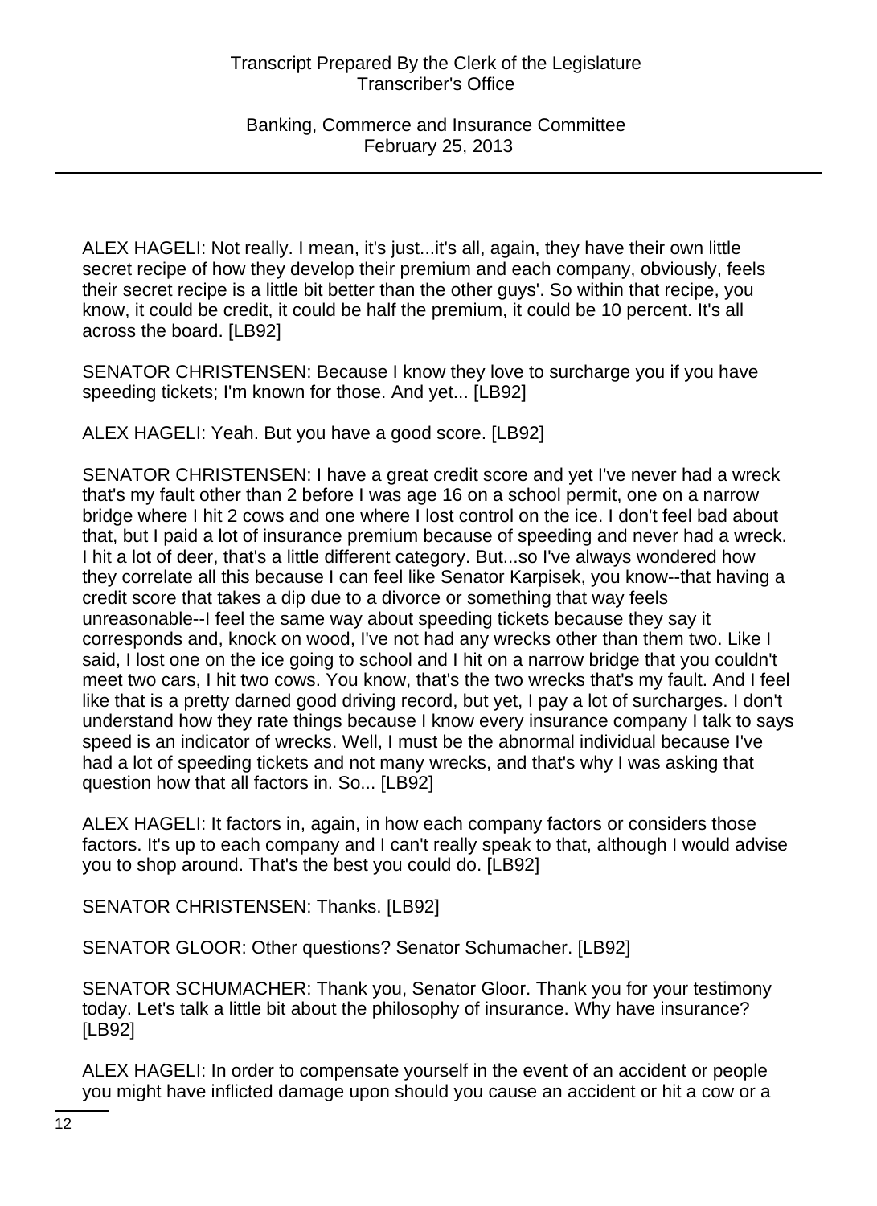ALEX HAGELI: Not really. I mean, it's just...it's all, again, they have their own little secret recipe of how they develop their premium and each company, obviously, feels their secret recipe is a little bit better than the other guys'. So within that recipe, you know, it could be credit, it could be half the premium, it could be 10 percent. It's all across the board. [LB92]

SENATOR CHRISTENSEN: Because I know they love to surcharge you if you have speeding tickets; I'm known for those. And yet... [LB92]

ALEX HAGELI: Yeah. But you have a good score. [LB92]

SENATOR CHRISTENSEN: I have a great credit score and yet I've never had a wreck that's my fault other than 2 before I was age 16 on a school permit, one on a narrow bridge where I hit 2 cows and one where I lost control on the ice. I don't feel bad about that, but I paid a lot of insurance premium because of speeding and never had a wreck. I hit a lot of deer, that's a little different category. But...so I've always wondered how they correlate all this because I can feel like Senator Karpisek, you know--that having a credit score that takes a dip due to a divorce or something that way feels unreasonable--I feel the same way about speeding tickets because they say it corresponds and, knock on wood, I've not had any wrecks other than them two. Like I said, I lost one on the ice going to school and I hit on a narrow bridge that you couldn't meet two cars, I hit two cows. You know, that's the two wrecks that's my fault. And I feel like that is a pretty darned good driving record, but yet, I pay a lot of surcharges. I don't understand how they rate things because I know every insurance company I talk to says speed is an indicator of wrecks. Well, I must be the abnormal individual because I've had a lot of speeding tickets and not many wrecks, and that's why I was asking that question how that all factors in. So... [LB92]

ALEX HAGELI: It factors in, again, in how each company factors or considers those factors. It's up to each company and I can't really speak to that, although I would advise you to shop around. That's the best you could do. [LB92]

SENATOR CHRISTENSEN: Thanks. [LB92]

SENATOR GLOOR: Other questions? Senator Schumacher. [LB92]

SENATOR SCHUMACHER: Thank you, Senator Gloor. Thank you for your testimony today. Let's talk a little bit about the philosophy of insurance. Why have insurance? [LB92]

ALEX HAGELI: In order to compensate yourself in the event of an accident or people you might have inflicted damage upon should you cause an accident or hit a cow or a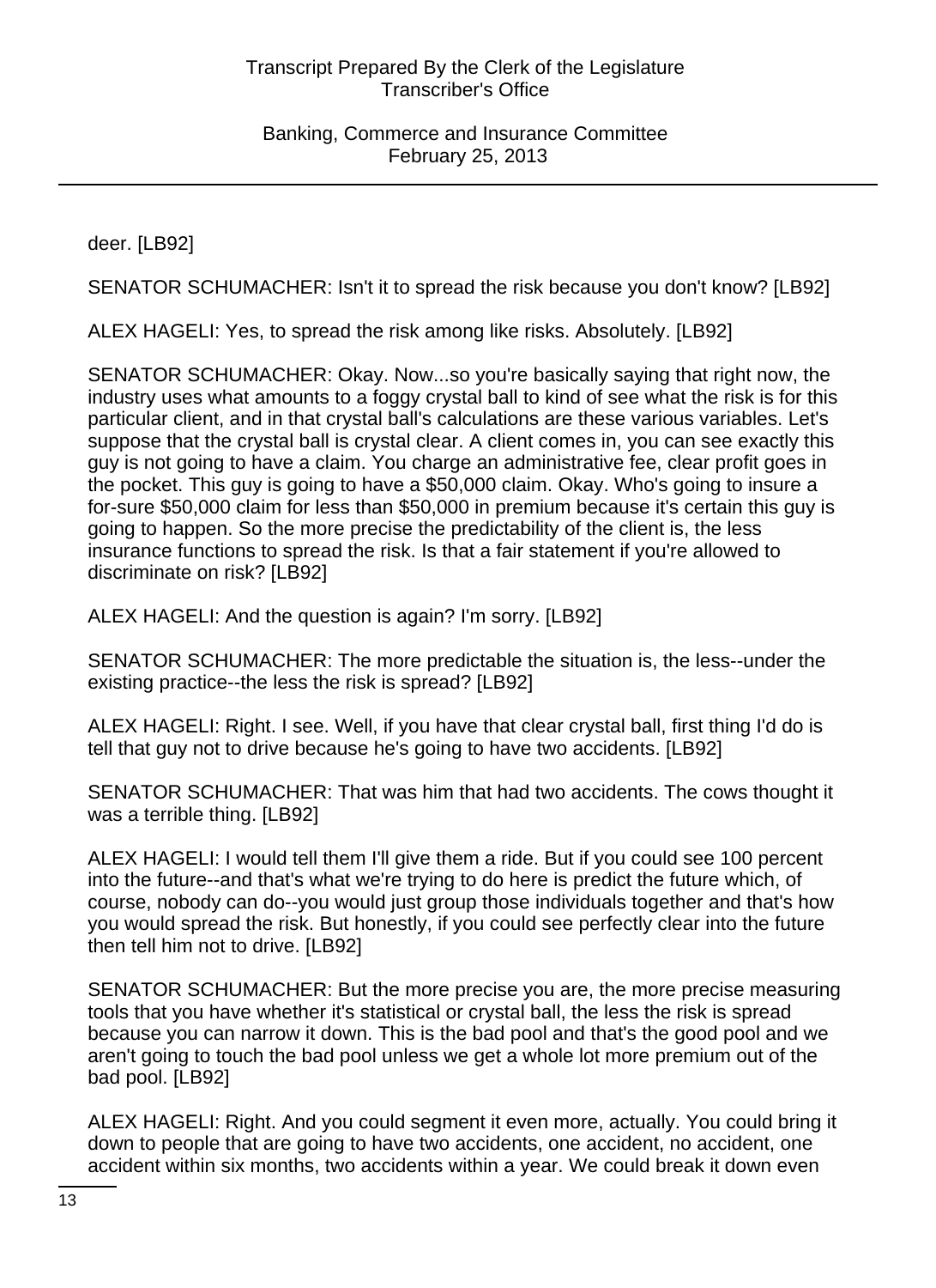deer. [LB92]

SENATOR SCHUMACHER: Isn't it to spread the risk because you don't know? [LB92]

ALEX HAGELI: Yes, to spread the risk among like risks. Absolutely. [LB92]

SENATOR SCHUMACHER: Okay. Now...so you're basically saying that right now, the industry uses what amounts to a foggy crystal ball to kind of see what the risk is for this particular client, and in that crystal ball's calculations are these various variables. Let's suppose that the crystal ball is crystal clear. A client comes in, you can see exactly this guy is not going to have a claim. You charge an administrative fee, clear profit goes in the pocket. This guy is going to have a $50,000 claim. Okay. Who's going to insure a for-sure $50,000 claim for less than $50,000 in premium because it's certain this guy is going to happen. So the more precise the predictability of the client is, the less insurance functions to spread the risk. Is that a fair statement if you're allowed to discriminate on risk? [LB92]

ALEX HAGELI: And the question is again? I'm sorry. [LB92]

SENATOR SCHUMACHER: The more predictable the situation is, the less--under the existing practice--the less the risk is spread? [LB92]

ALEX HAGELI: Right. I see. Well, if you have that clear crystal ball, first thing I'd do is tell that guy not to drive because he's going to have two accidents. [LB92]

SENATOR SCHUMACHER: That was him that had two accidents. The cows thought it was a terrible thing. [LB92]

ALEX HAGELI: I would tell them I'll give them a ride. But if you could see 100 percent into the future--and that's what we're trying to do here is predict the future which, of course, nobody can do--you would just group those individuals together and that's how you would spread the risk. But honestly, if you could see perfectly clear into the future then tell him not to drive. [LB92]

SENATOR SCHUMACHER: But the more precise you are, the more precise measuring tools that you have whether it's statistical or crystal ball, the less the risk is spread because you can narrow it down. This is the bad pool and that's the good pool and we aren't going to touch the bad pool unless we get a whole lot more premium out of the bad pool. [LB92]

ALEX HAGELI: Right. And you could segment it even more, actually. You could bring it down to people that are going to have two accidents, one accident, no accident, one accident within six months, two accidents within a year. We could break it down even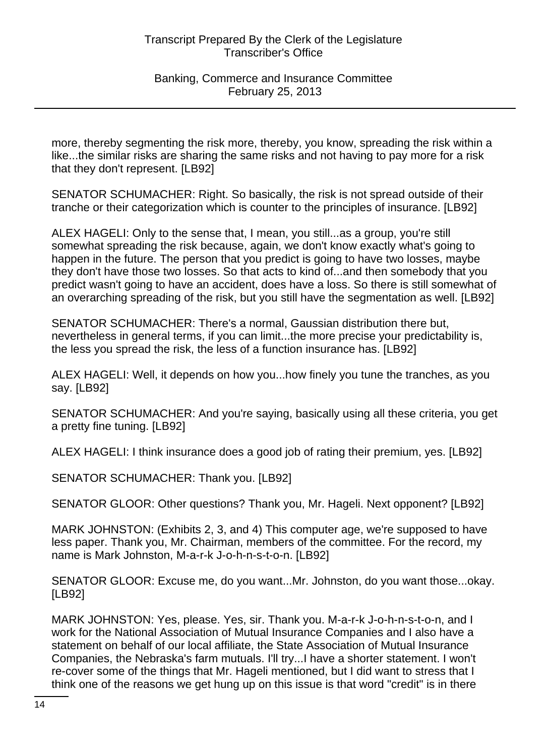more, thereby segmenting the risk more, thereby, you know, spreading the risk within a like...the similar risks are sharing the same risks and not having to pay more for a risk that they don't represent. [LB92]

SENATOR SCHUMACHER: Right. So basically, the risk is not spread outside of their tranche or their categorization which is counter to the principles of insurance. [LB92]

ALEX HAGELI: Only to the sense that, I mean, you still...as a group, you're still somewhat spreading the risk because, again, we don't know exactly what's going to happen in the future. The person that you predict is going to have two losses, maybe they don't have those two losses. So that acts to kind of...and then somebody that you predict wasn't going to have an accident, does have a loss. So there is still somewhat of an overarching spreading of the risk, but you still have the segmentation as well. [LB92]

SENATOR SCHUMACHER: There's a normal, Gaussian distribution there but, nevertheless in general terms, if you can limit...the more precise your predictability is, the less you spread the risk, the less of a function insurance has. [LB92]

ALEX HAGELI: Well, it depends on how you...how finely you tune the tranches, as you say. [LB92]

SENATOR SCHUMACHER: And you're saying, basically using all these criteria, you get a pretty fine tuning. [LB92]

ALEX HAGELI: I think insurance does a good job of rating their premium, yes. [LB92]

SENATOR SCHUMACHER: Thank you. [LB92]

SENATOR GLOOR: Other questions? Thank you, Mr. Hageli. Next opponent? [LB92]

MARK JOHNSTON: (Exhibits 2, 3, and 4) This computer age, we're supposed to have less paper. Thank you, Mr. Chairman, members of the committee. For the record, my name is Mark Johnston, M-a-r-k J-o-h-n-s-t-o-n. [LB92]

SENATOR GLOOR: Excuse me, do you want...Mr. Johnston, do you want those...okay. [LB92]

MARK JOHNSTON: Yes, please. Yes, sir. Thank you. M-a-r-k J-o-h-n-s-t-o-n, and I work for the National Association of Mutual Insurance Companies and I also have a statement on behalf of our local affiliate, the State Association of Mutual Insurance Companies, the Nebraska's farm mutuals. I'll try...I have a shorter statement. I won't re-cover some of the things that Mr. Hageli mentioned, but I did want to stress that I think one of the reasons we get hung up on this issue is that word "credit" is in there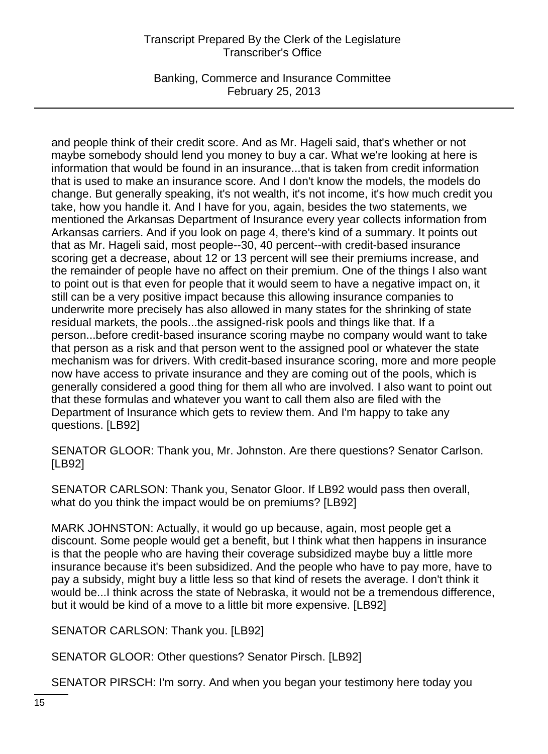and people think of their credit score. And as Mr. Hageli said, that's whether or not maybe somebody should lend you money to buy a car. What we're looking at here is information that would be found in an insurance...that is taken from credit information that is used to make an insurance score. And I don't know the models, the models do change. But generally speaking, it's not wealth, it's not income, it's how much credit you take, how you handle it. And I have for you, again, besides the two statements, we mentioned the Arkansas Department of Insurance every year collects information from Arkansas carriers. And if you look on page 4, there's kind of a summary. It points out that as Mr. Hageli said, most people--30, 40 percent--with credit-based insurance scoring get a decrease, about 12 or 13 percent will see their premiums increase, and the remainder of people have no affect on their premium. One of the things I also want to point out is that even for people that it would seem to have a negative impact on, it still can be a very positive impact because this allowing insurance companies to underwrite more precisely has also allowed in many states for the shrinking of state residual markets, the pools...the assigned-risk pools and things like that. If a person...before credit-based insurance scoring maybe no company would want to take that person as a risk and that person went to the assigned pool or whatever the state mechanism was for drivers. With credit-based insurance scoring, more and more people now have access to private insurance and they are coming out of the pools, which is generally considered a good thing for them all who are involved. I also want to point out that these formulas and whatever you want to call them also are filed with the Department of Insurance which gets to review them. And I'm happy to take any questions. [LB92]

SENATOR GLOOR: Thank you, Mr. Johnston. Are there questions? Senator Carlson. [LB92]

SENATOR CARLSON: Thank you, Senator Gloor. If LB92 would pass then overall, what do you think the impact would be on premiums? [LB92]

MARK JOHNSTON: Actually, it would go up because, again, most people get a discount. Some people would get a benefit, but I think what then happens in insurance is that the people who are having their coverage subsidized maybe buy a little more insurance because it's been subsidized. And the people who have to pay more, have to pay a subsidy, might buy a little less so that kind of resets the average. I don't think it would be...I think across the state of Nebraska, it would not be a tremendous difference, but it would be kind of a move to a little bit more expensive. [LB92]

SENATOR CARLSON: Thank you. [LB92]

SENATOR GLOOR: Other questions? Senator Pirsch. [LB92]

SENATOR PIRSCH: I'm sorry. And when you began your testimony here today you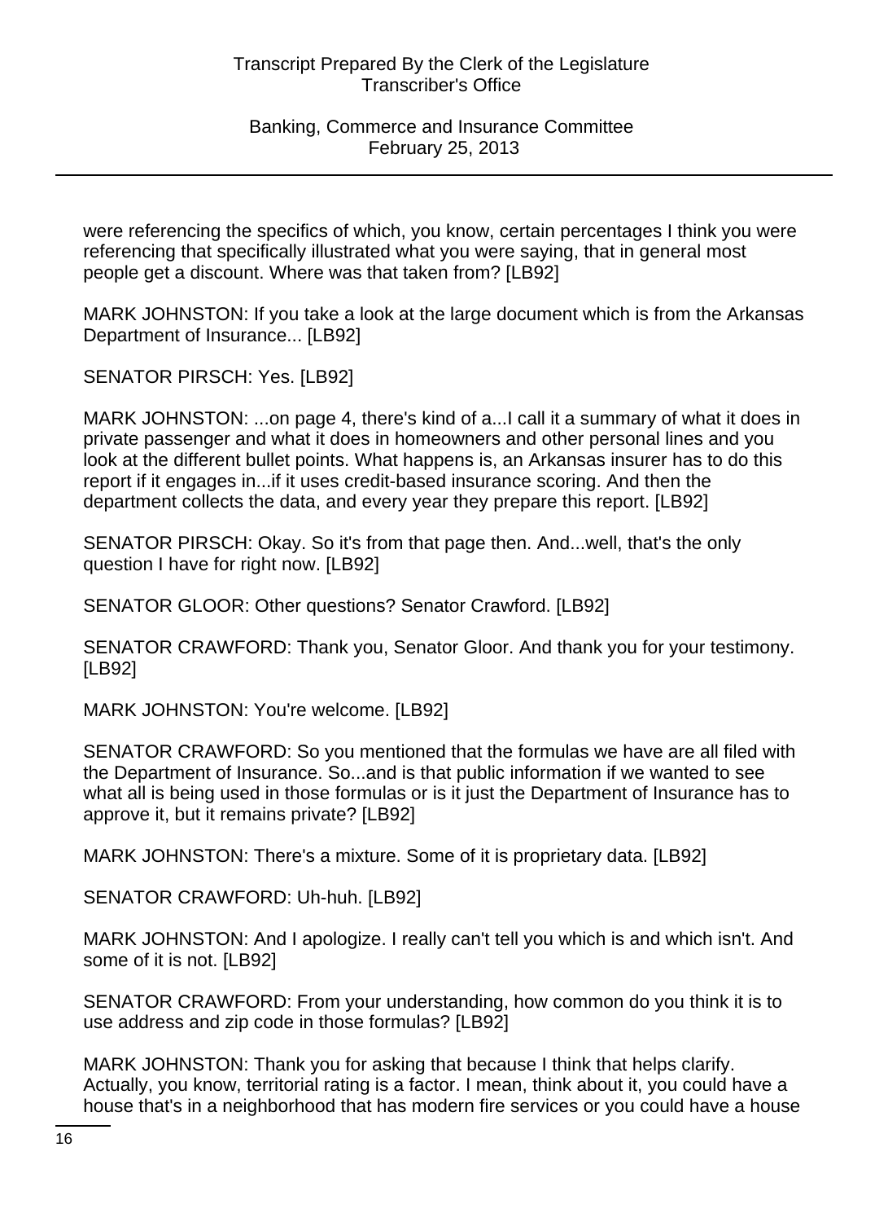were referencing the specifics of which, you know, certain percentages I think you were referencing that specifically illustrated what you were saying, that in general most people get a discount. Where was that taken from? [LB92]

MARK JOHNSTON: If you take a look at the large document which is from the Arkansas Department of Insurance... [LB92]

SENATOR PIRSCH: Yes. [LB92]

MARK JOHNSTON: ...on page 4, there's kind of a...I call it a summary of what it does in private passenger and what it does in homeowners and other personal lines and you look at the different bullet points. What happens is, an Arkansas insurer has to do this report if it engages in...if it uses credit-based insurance scoring. And then the department collects the data, and every year they prepare this report. [LB92]

SENATOR PIRSCH: Okay. So it's from that page then. And...well, that's the only question I have for right now. [LB92]

SENATOR GLOOR: Other questions? Senator Crawford. [LB92]

SENATOR CRAWFORD: Thank you, Senator Gloor. And thank you for your testimony. [LB92]

MARK JOHNSTON: You're welcome. [LB92]

SENATOR CRAWFORD: So you mentioned that the formulas we have are all filed with the Department of Insurance. So...and is that public information if we wanted to see what all is being used in those formulas or is it just the Department of Insurance has to approve it, but it remains private? [LB92]

MARK JOHNSTON: There's a mixture. Some of it is proprietary data. [LB92]

SENATOR CRAWFORD: Uh-huh. [LB92]

MARK JOHNSTON: And I apologize. I really can't tell you which is and which isn't. And some of it is not. [LB92]

SENATOR CRAWFORD: From your understanding, how common do you think it is to use address and zip code in those formulas? [LB92]

MARK JOHNSTON: Thank you for asking that because I think that helps clarify. Actually, you know, territorial rating is a factor. I mean, think about it, you could have a house that's in a neighborhood that has modern fire services or you could have a house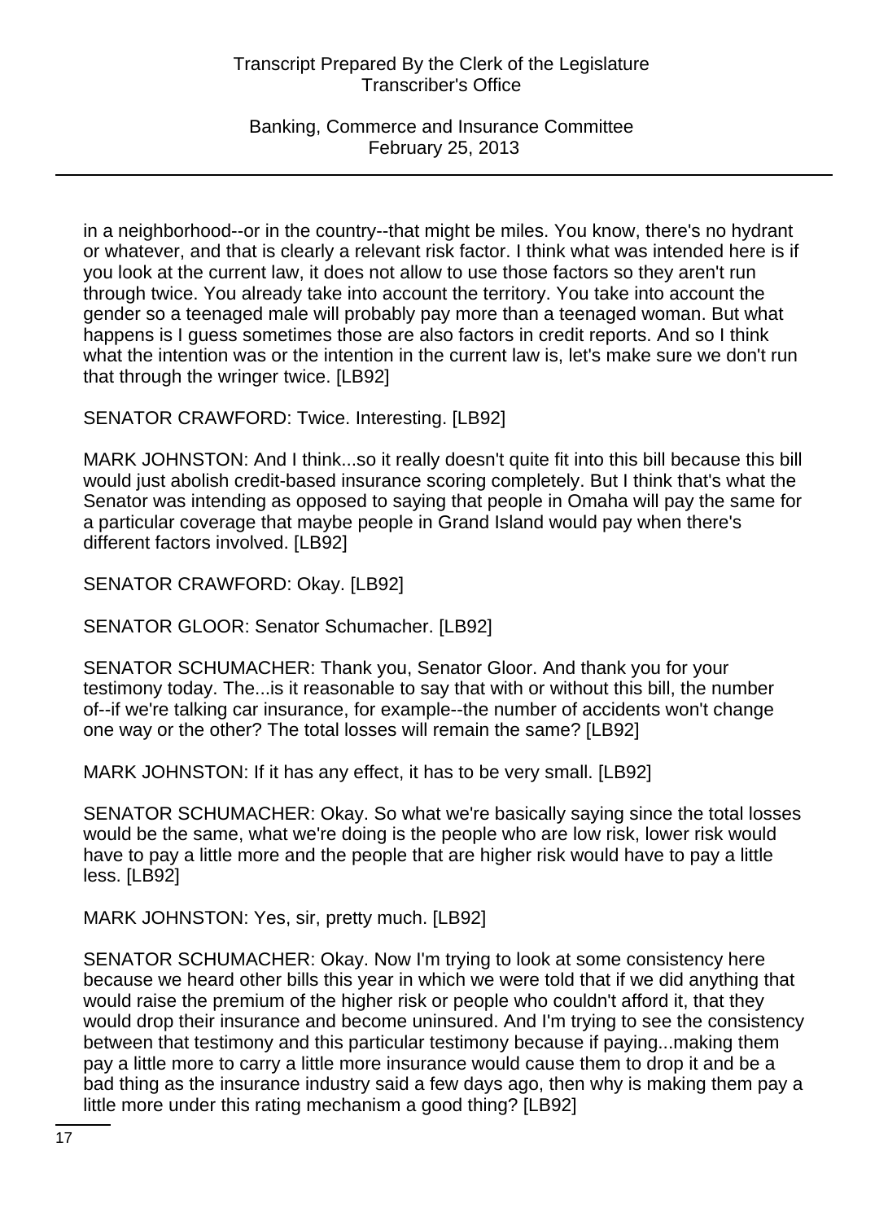in a neighborhood--or in the country--that might be miles. You know, there's no hydrant or whatever, and that is clearly a relevant risk factor. I think what was intended here is if you look at the current law, it does not allow to use those factors so they aren't run through twice. You already take into account the territory. You take into account the gender so a teenaged male will probably pay more than a teenaged woman. But what happens is I guess sometimes those are also factors in credit reports. And so I think what the intention was or the intention in the current law is, let's make sure we don't run that through the wringer twice. [LB92]

SENATOR CRAWFORD: Twice. Interesting. [LB92]

MARK JOHNSTON: And I think...so it really doesn't quite fit into this bill because this bill would just abolish credit-based insurance scoring completely. But I think that's what the Senator was intending as opposed to saying that people in Omaha will pay the same for a particular coverage that maybe people in Grand Island would pay when there's different factors involved. [LB92]

SENATOR CRAWFORD: Okay. [LB92]

SENATOR GLOOR: Senator Schumacher. [LB92]

SENATOR SCHUMACHER: Thank you, Senator Gloor. And thank you for your testimony today. The...is it reasonable to say that with or without this bill, the number of--if we're talking car insurance, for example--the number of accidents won't change one way or the other? The total losses will remain the same? [LB92]

MARK JOHNSTON: If it has any effect, it has to be very small. [LB92]

SENATOR SCHUMACHER: Okay. So what we're basically saying since the total losses would be the same, what we're doing is the people who are low risk, lower risk would have to pay a little more and the people that are higher risk would have to pay a little less. [LB92]

MARK JOHNSTON: Yes, sir, pretty much. [LB92]

SENATOR SCHUMACHER: Okay. Now I'm trying to look at some consistency here because we heard other bills this year in which we were told that if we did anything that would raise the premium of the higher risk or people who couldn't afford it, that they would drop their insurance and become uninsured. And I'm trying to see the consistency between that testimony and this particular testimony because if paying...making them pay a little more to carry a little more insurance would cause them to drop it and be a bad thing as the insurance industry said a few days ago, then why is making them pay a little more under this rating mechanism a good thing? [LB92]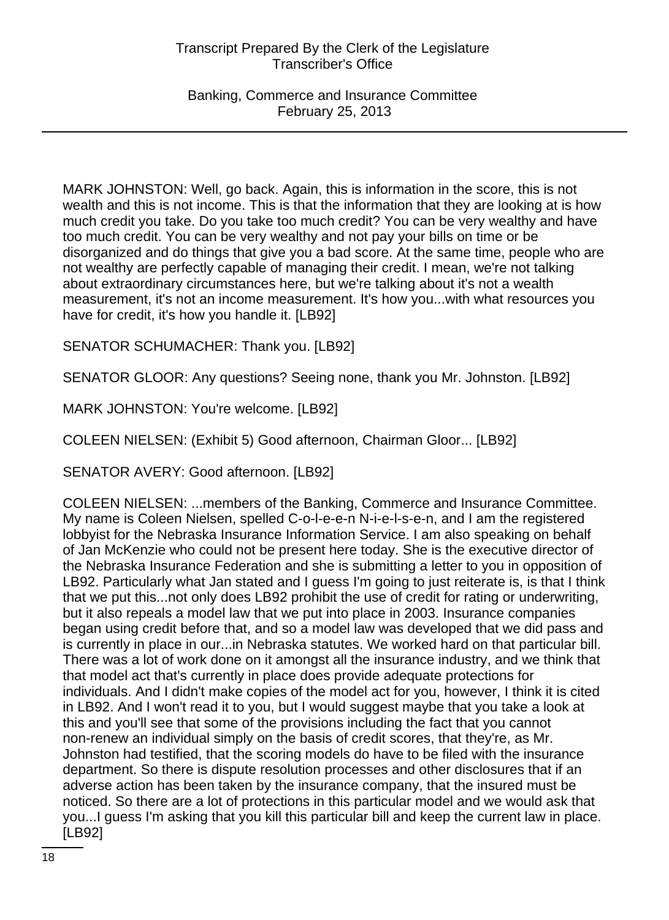MARK JOHNSTON: Well, go back. Again, this is information in the score, this is not wealth and this is not income. This is that the information that they are looking at is how much credit you take. Do you take too much credit? You can be very wealthy and have too much credit. You can be very wealthy and not pay your bills on time or be disorganized and do things that give you a bad score. At the same time, people who are not wealthy are perfectly capable of managing their credit. I mean, we're not talking about extraordinary circumstances here, but we're talking about it's not a wealth measurement, it's not an income measurement. It's how you...with what resources you have for credit, it's how you handle it. [LB92]

SENATOR SCHUMACHER: Thank you. [LB92]

SENATOR GLOOR: Any questions? Seeing none, thank you Mr. Johnston. [LB92]

MARK JOHNSTON: You're welcome. [LB92]

COLEEN NIELSEN: (Exhibit 5) Good afternoon, Chairman Gloor... [LB92]

SENATOR AVERY: Good afternoon. [LB92]

COLEEN NIELSEN: ...members of the Banking, Commerce and Insurance Committee. My name is Coleen Nielsen, spelled C-o-l-e-e-n N-i-e-l-s-e-n, and I am the registered lobbyist for the Nebraska Insurance Information Service. I am also speaking on behalf of Jan McKenzie who could not be present here today. She is the executive director of the Nebraska Insurance Federation and she is submitting a letter to you in opposition of LB92. Particularly what Jan stated and I guess I'm going to just reiterate is, is that I think that we put this...not only does LB92 prohibit the use of credit for rating or underwriting, but it also repeals a model law that we put into place in 2003. Insurance companies began using credit before that, and so a model law was developed that we did pass and is currently in place in our...in Nebraska statutes. We worked hard on that particular bill. There was a lot of work done on it amongst all the insurance industry, and we think that that model act that's currently in place does provide adequate protections for individuals. And I didn't make copies of the model act for you, however, I think it is cited in LB92. And I won't read it to you, but I would suggest maybe that you take a look at this and you'll see that some of the provisions including the fact that you cannot non-renew an individual simply on the basis of credit scores, that they're, as Mr. Johnston had testified, that the scoring models do have to be filed with the insurance department. So there is dispute resolution processes and other disclosures that if an adverse action has been taken by the insurance company, that the insured must be noticed. So there are a lot of protections in this particular model and we would ask that you...I guess I'm asking that you kill this particular bill and keep the current law in place. [LB92]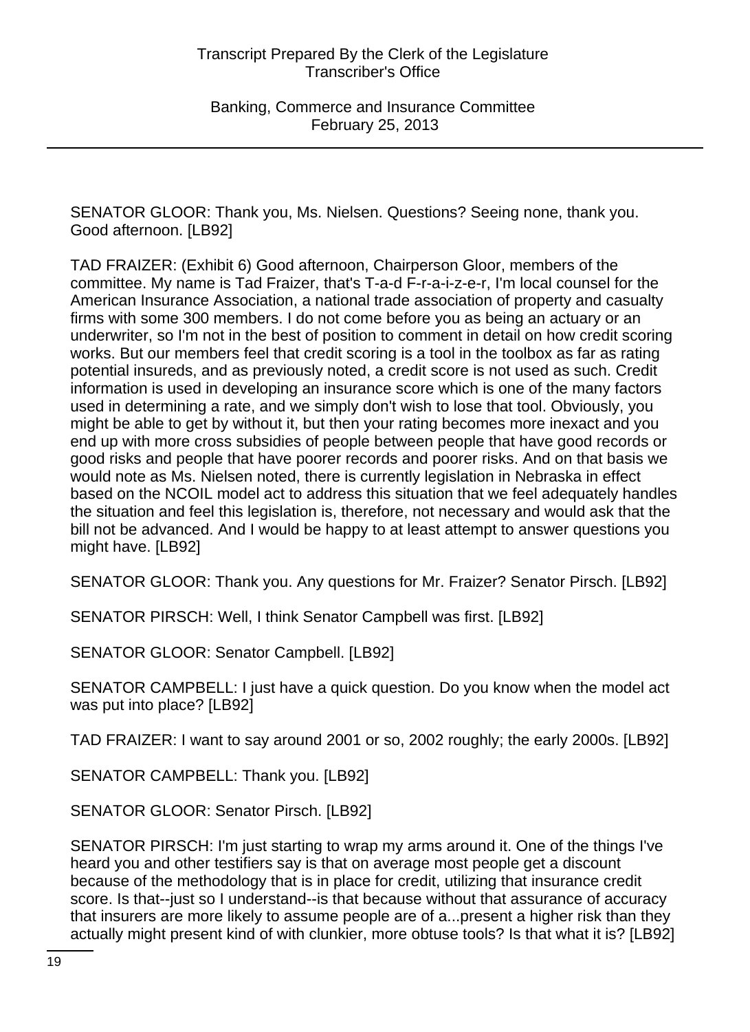SENATOR GLOOR: Thank you, Ms. Nielsen. Questions? Seeing none, thank you. Good afternoon. [LB92]

TAD FRAIZER: (Exhibit 6) Good afternoon, Chairperson Gloor, members of the committee. My name is Tad Fraizer, that's T-a-d F-r-a-i-z-e-r, I'm local counsel for the American Insurance Association, a national trade association of property and casualty firms with some 300 members. I do not come before you as being an actuary or an underwriter, so I'm not in the best of position to comment in detail on how credit scoring works. But our members feel that credit scoring is a tool in the toolbox as far as rating potential insureds, and as previously noted, a credit score is not used as such. Credit information is used in developing an insurance score which is one of the many factors used in determining a rate, and we simply don't wish to lose that tool. Obviously, you might be able to get by without it, but then your rating becomes more inexact and you end up with more cross subsidies of people between people that have good records or good risks and people that have poorer records and poorer risks. And on that basis we would note as Ms. Nielsen noted, there is currently legislation in Nebraska in effect based on the NCOIL model act to address this situation that we feel adequately handles the situation and feel this legislation is, therefore, not necessary and would ask that the bill not be advanced. And I would be happy to at least attempt to answer questions you might have. [LB92]

SENATOR GLOOR: Thank you. Any questions for Mr. Fraizer? Senator Pirsch. [LB92]

SENATOR PIRSCH: Well, I think Senator Campbell was first. [LB92]

SENATOR GLOOR: Senator Campbell. [LB92]

SENATOR CAMPBELL: I just have a quick question. Do you know when the model act was put into place? [LB92]

TAD FRAIZER: I want to say around 2001 or so, 2002 roughly; the early 2000s. [LB92]

SENATOR CAMPBELL: Thank you. [LB92]

SENATOR GLOOR: Senator Pirsch. [LB92]

SENATOR PIRSCH: I'm just starting to wrap my arms around it. One of the things I've heard you and other testifiers say is that on average most people get a discount because of the methodology that is in place for credit, utilizing that insurance credit score. Is that--just so I understand--is that because without that assurance of accuracy that insurers are more likely to assume people are of a...present a higher risk than they actually might present kind of with clunkier, more obtuse tools? Is that what it is? [LB92]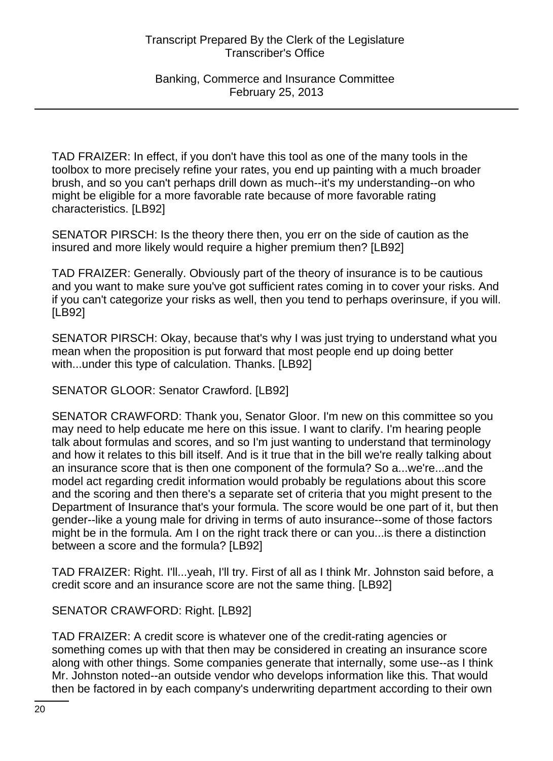TAD FRAIZER: In effect, if you don't have this tool as one of the many tools in the toolbox to more precisely refine your rates, you end up painting with a much broader brush, and so you can't perhaps drill down as much--it's my understanding--on who might be eligible for a more favorable rate because of more favorable rating characteristics. [LB92]

SENATOR PIRSCH: Is the theory there then, you err on the side of caution as the insured and more likely would require a higher premium then? [LB92]

TAD FRAIZER: Generally. Obviously part of the theory of insurance is to be cautious and you want to make sure you've got sufficient rates coming in to cover your risks. And if you can't categorize your risks as well, then you tend to perhaps overinsure, if you will. [LB92]

SENATOR PIRSCH: Okay, because that's why I was just trying to understand what you mean when the proposition is put forward that most people end up doing better with...under this type of calculation. Thanks. [LB92]

SENATOR GLOOR: Senator Crawford. [LB92]

SENATOR CRAWFORD: Thank you, Senator Gloor. I'm new on this committee so you may need to help educate me here on this issue. I want to clarify. I'm hearing people talk about formulas and scores, and so I'm just wanting to understand that terminology and how it relates to this bill itself. And is it true that in the bill we're really talking about an insurance score that is then one component of the formula? So a...we're...and the model act regarding credit information would probably be regulations about this score and the scoring and then there's a separate set of criteria that you might present to the Department of Insurance that's your formula. The score would be one part of it, but then gender--like a young male for driving in terms of auto insurance--some of those factors might be in the formula. Am I on the right track there or can you...is there a distinction between a score and the formula? [LB92]

TAD FRAIZER: Right. I'll...yeah, I'll try. First of all as I think Mr. Johnston said before, a credit score and an insurance score are not the same thing. [LB92]

SENATOR CRAWFORD: Right. [LB92]

TAD FRAIZER: A credit score is whatever one of the credit-rating agencies or something comes up with that then may be considered in creating an insurance score along with other things. Some companies generate that internally, some use--as I think Mr. Johnston noted--an outside vendor who develops information like this. That would then be factored in by each company's underwriting department according to their own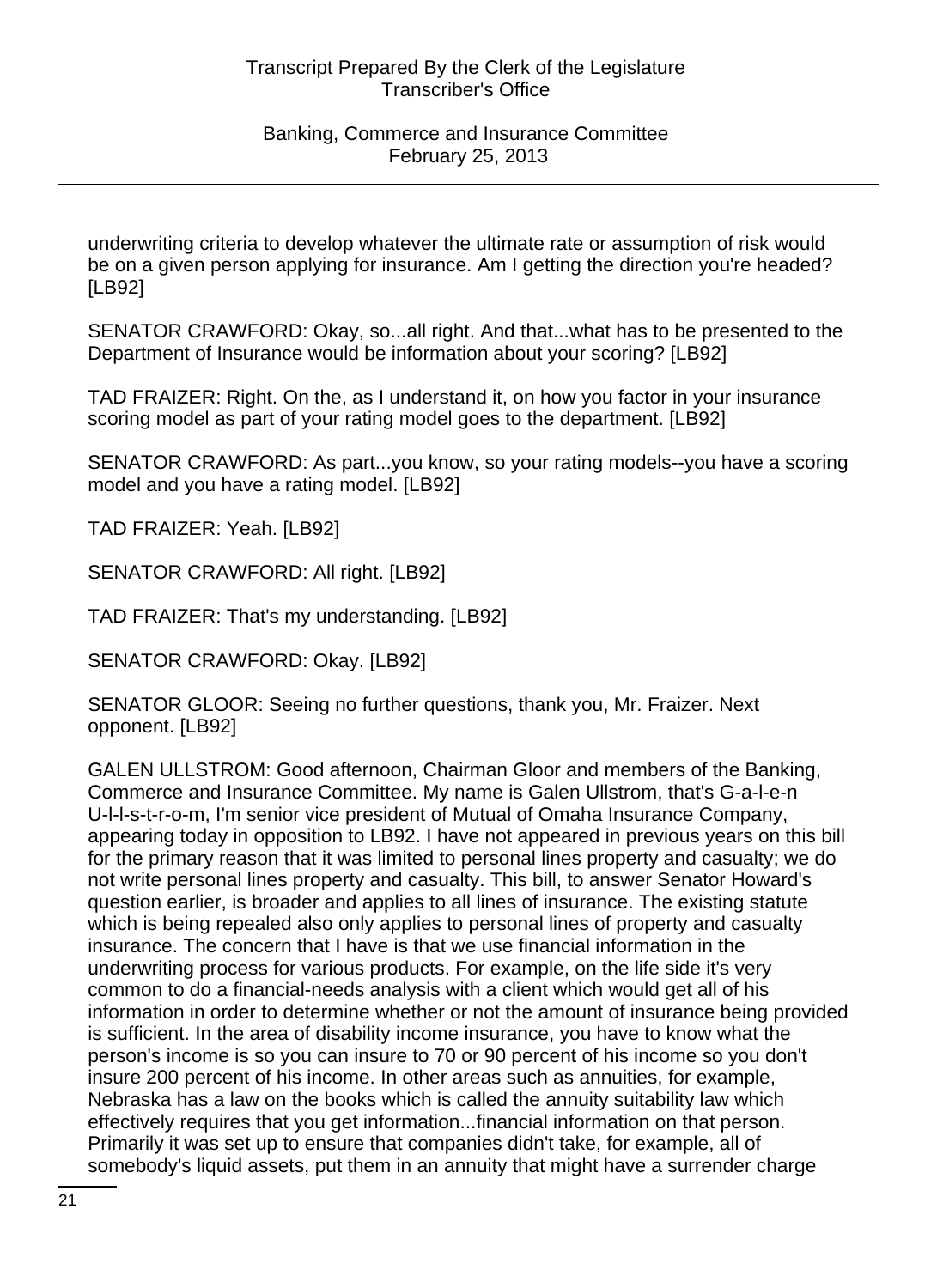underwriting criteria to develop whatever the ultimate rate or assumption of risk would be on a given person applying for insurance. Am I getting the direction you're headed? [LB92]

SENATOR CRAWFORD: Okay, so...all right. And that...what has to be presented to the Department of Insurance would be information about your scoring? [LB92]

TAD FRAIZER: Right. On the, as I understand it, on how you factor in your insurance scoring model as part of your rating model goes to the department. [LB92]

SENATOR CRAWFORD: As part...you know, so your rating models--you have a scoring model and you have a rating model. [LB92]

TAD FRAIZER: Yeah. [LB92]

SENATOR CRAWFORD: All right. [LB92]

TAD FRAIZER: That's my understanding. [LB92]

SENATOR CRAWFORD: Okay. [LB92]

SENATOR GLOOR: Seeing no further questions, thank you, Mr. Fraizer. Next opponent. [LB92]

GALEN ULLSTROM: Good afternoon, Chairman Gloor and members of the Banking, Commerce and Insurance Committee. My name is Galen Ullstrom, that's G-a-l-e-n U-l-l-s-t-r-o-m, I'm senior vice president of Mutual of Omaha Insurance Company, appearing today in opposition to LB92. I have not appeared in previous years on this bill for the primary reason that it was limited to personal lines property and casualty; we do not write personal lines property and casualty. This bill, to answer Senator Howard's question earlier, is broader and applies to all lines of insurance. The existing statute which is being repealed also only applies to personal lines of property and casualty insurance. The concern that I have is that we use financial information in the underwriting process for various products. For example, on the life side it's very common to do a financial-needs analysis with a client which would get all of his information in order to determine whether or not the amount of insurance being provided is sufficient. In the area of disability income insurance, you have to know what the person's income is so you can insure to 70 or 90 percent of his income so you don't insure 200 percent of his income. In other areas such as annuities, for example, Nebraska has a law on the books which is called the annuity suitability law which effectively requires that you get information...financial information on that person. Primarily it was set up to ensure that companies didn't take, for example, all of somebody's liquid assets, put them in an annuity that might have a surrender charge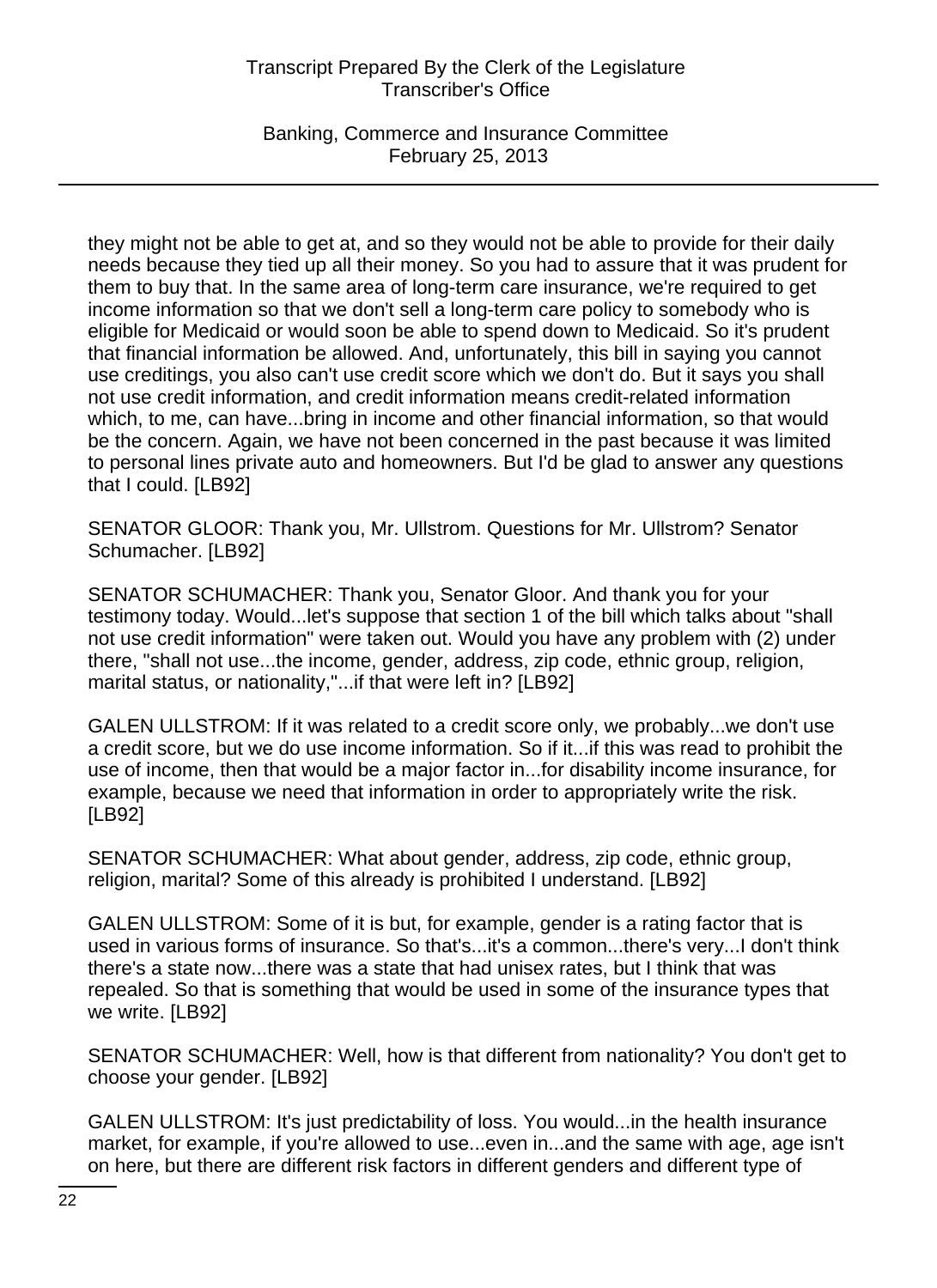they might not be able to get at, and so they would not be able to provide for their daily needs because they tied up all their money. So you had to assure that it was prudent for them to buy that. In the same area of long-term care insurance, we're required to get income information so that we don't sell a long-term care policy to somebody who is eligible for Medicaid or would soon be able to spend down to Medicaid. So it's prudent that financial information be allowed. And, unfortunately, this bill in saying you cannot use creditings, you also can't use credit score which we don't do. But it says you shall not use credit information, and credit information means credit-related information which, to me, can have...bring in income and other financial information, so that would be the concern. Again, we have not been concerned in the past because it was limited to personal lines private auto and homeowners. But I'd be glad to answer any questions that I could. [LB92]

SENATOR GLOOR: Thank you, Mr. Ullstrom. Questions for Mr. Ullstrom? Senator Schumacher. [LB92]

SENATOR SCHUMACHER: Thank you, Senator Gloor. And thank you for your testimony today. Would...let's suppose that section 1 of the bill which talks about "shall not use credit information" were taken out. Would you have any problem with (2) under there, "shall not use...the income, gender, address, zip code, ethnic group, religion, marital status, or nationality,"...if that were left in? [LB92]

GALEN ULLSTROM: If it was related to a credit score only, we probably...we don't use a credit score, but we do use income information. So if it...if this was read to prohibit the use of income, then that would be a major factor in...for disability income insurance, for example, because we need that information in order to appropriately write the risk. [LB92]

SENATOR SCHUMACHER: What about gender, address, zip code, ethnic group, religion, marital? Some of this already is prohibited I understand. [LB92]

GALEN ULLSTROM: Some of it is but, for example, gender is a rating factor that is used in various forms of insurance. So that's...it's a common...there's very...I don't think there's a state now...there was a state that had unisex rates, but I think that was repealed. So that is something that would be used in some of the insurance types that we write. [LB92]

SENATOR SCHUMACHER: Well, how is that different from nationality? You don't get to choose your gender. [LB92]

GALEN ULLSTROM: It's just predictability of loss. You would...in the health insurance market, for example, if you're allowed to use...even in...and the same with age, age isn't on here, but there are different risk factors in different genders and different type of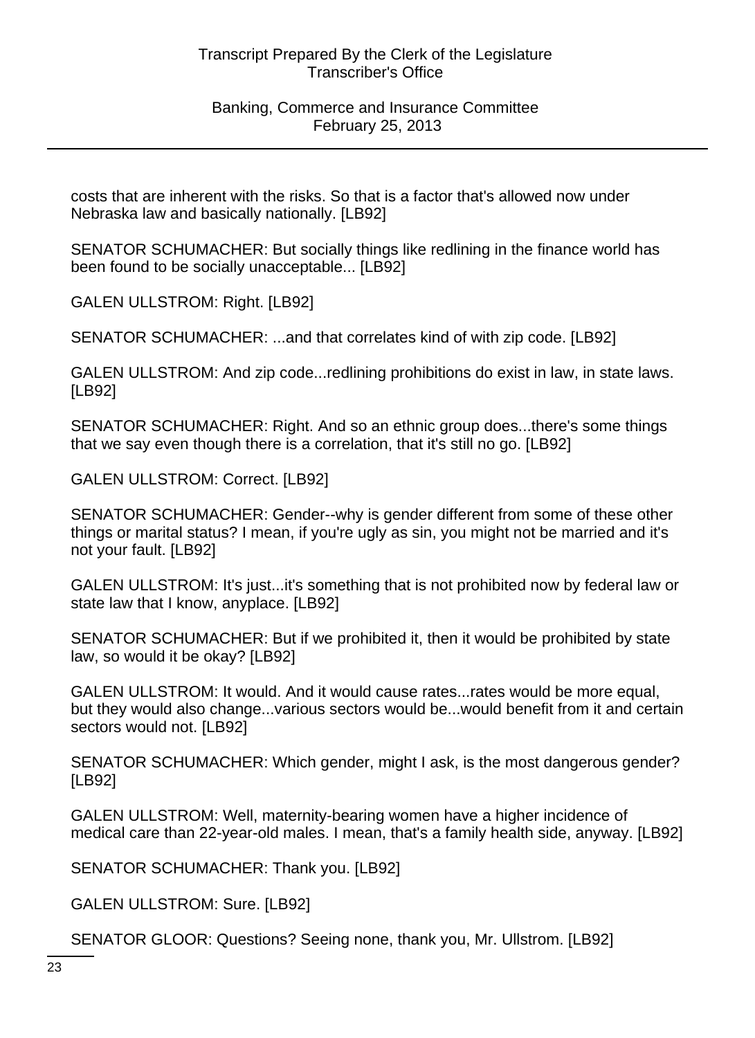costs that are inherent with the risks. So that is a factor that's allowed now under Nebraska law and basically nationally. [LB92]

SENATOR SCHUMACHER: But socially things like redlining in the finance world has been found to be socially unacceptable... [LB92]

GALEN ULLSTROM: Right. [LB92]

SENATOR SCHUMACHER: ...and that correlates kind of with zip code. [LB92]

GALEN ULLSTROM: And zip code...redlining prohibitions do exist in law, in state laws. [LB92]

SENATOR SCHUMACHER: Right. And so an ethnic group does...there's some things that we say even though there is a correlation, that it's still no go. [LB92]

GALEN ULLSTROM: Correct. [LB92]

SENATOR SCHUMACHER: Gender--why is gender different from some of these other things or marital status? I mean, if you're ugly as sin, you might not be married and it's not your fault. [LB92]

GALEN ULLSTROM: It's just...it's something that is not prohibited now by federal law or state law that I know, anyplace. [LB92]

SENATOR SCHUMACHER: But if we prohibited it, then it would be prohibited by state law, so would it be okay? [LB92]

GALEN ULLSTROM: It would. And it would cause rates...rates would be more equal, but they would also change...various sectors would be...would benefit from it and certain sectors would not. [LB92]

SENATOR SCHUMACHER: Which gender, might I ask, is the most dangerous gender? [LB92]

GALEN ULLSTROM: Well, maternity-bearing women have a higher incidence of medical care than 22-year-old males. I mean, that's a family health side, anyway. [LB92]

SENATOR SCHUMACHER: Thank you. [LB92]

GALEN ULLSTROM: Sure. [LB92]

SENATOR GLOOR: Questions? Seeing none, thank you, Mr. Ullstrom. [LB92]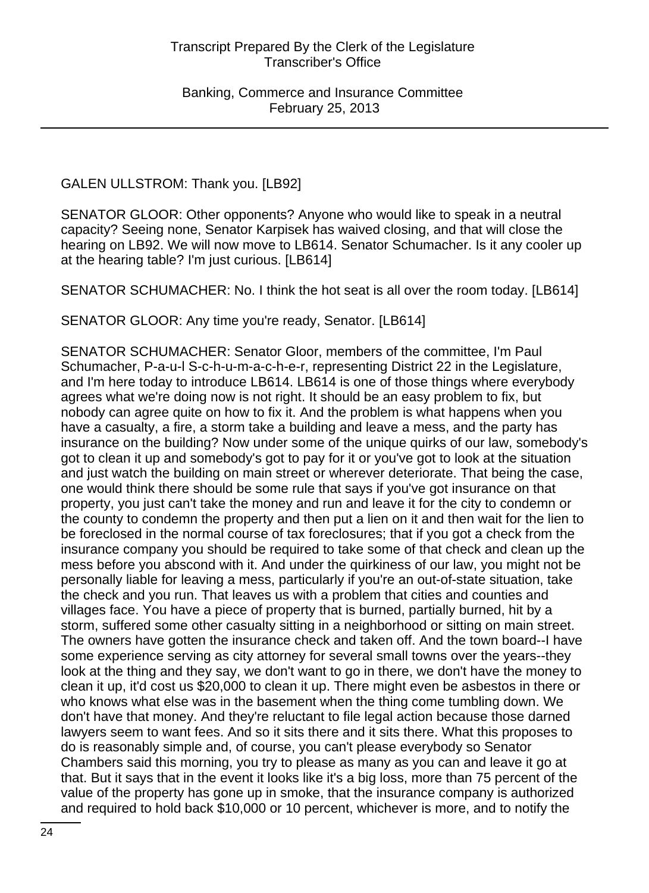GALEN ULLSTROM: Thank you. [LB92]

SENATOR GLOOR: Other opponents? Anyone who would like to speak in a neutral capacity? Seeing none, Senator Karpisek has waived closing, and that will close the hearing on LB92. We will now move to LB614. Senator Schumacher. Is it any cooler up at the hearing table? I'm just curious. [LB614]

SENATOR SCHUMACHER: No. I think the hot seat is all over the room today. [LB614]

SENATOR GLOOR: Any time you're ready, Senator. [LB614]

SENATOR SCHUMACHER: Senator Gloor, members of the committee, I'm Paul Schumacher, P-a-u-l S-c-h-u-m-a-c-h-e-r, representing District 22 in the Legislature, and I'm here today to introduce LB614. LB614 is one of those things where everybody agrees what we're doing now is not right. It should be an easy problem to fix, but nobody can agree quite on how to fix it. And the problem is what happens when you have a casualty, a fire, a storm take a building and leave a mess, and the party has insurance on the building? Now under some of the unique quirks of our law, somebody's got to clean it up and somebody's got to pay for it or you've got to look at the situation and just watch the building on main street or wherever deteriorate. That being the case, one would think there should be some rule that says if you've got insurance on that property, you just can't take the money and run and leave it for the city to condemn or the county to condemn the property and then put a lien on it and then wait for the lien to be foreclosed in the normal course of tax foreclosures; that if you got a check from the insurance company you should be required to take some of that check and clean up the mess before you abscond with it. And under the quirkiness of our law, you might not be personally liable for leaving a mess, particularly if you're an out-of-state situation, take the check and you run. That leaves us with a problem that cities and counties and villages face. You have a piece of property that is burned, partially burned, hit by a storm, suffered some other casualty sitting in a neighborhood or sitting on main street. The owners have gotten the insurance check and taken off. And the town board--I have some experience serving as city attorney for several small towns over the years--they look at the thing and they say, we don't want to go in there, we don't have the money to clean it up, it'd cost us $20,000 to clean it up. There might even be asbestos in there or who knows what else was in the basement when the thing come tumbling down. We don't have that money. And they're reluctant to file legal action because those darned lawyers seem to want fees. And so it sits there and it sits there. What this proposes to do is reasonably simple and, of course, you can't please everybody so Senator Chambers said this morning, you try to please as many as you can and leave it go at that. But it says that in the event it looks like it's a big loss, more than 75 percent of the value of the property has gone up in smoke, that the insurance company is authorized and required to hold back $10,000 or 10 percent, whichever is more, and to notify the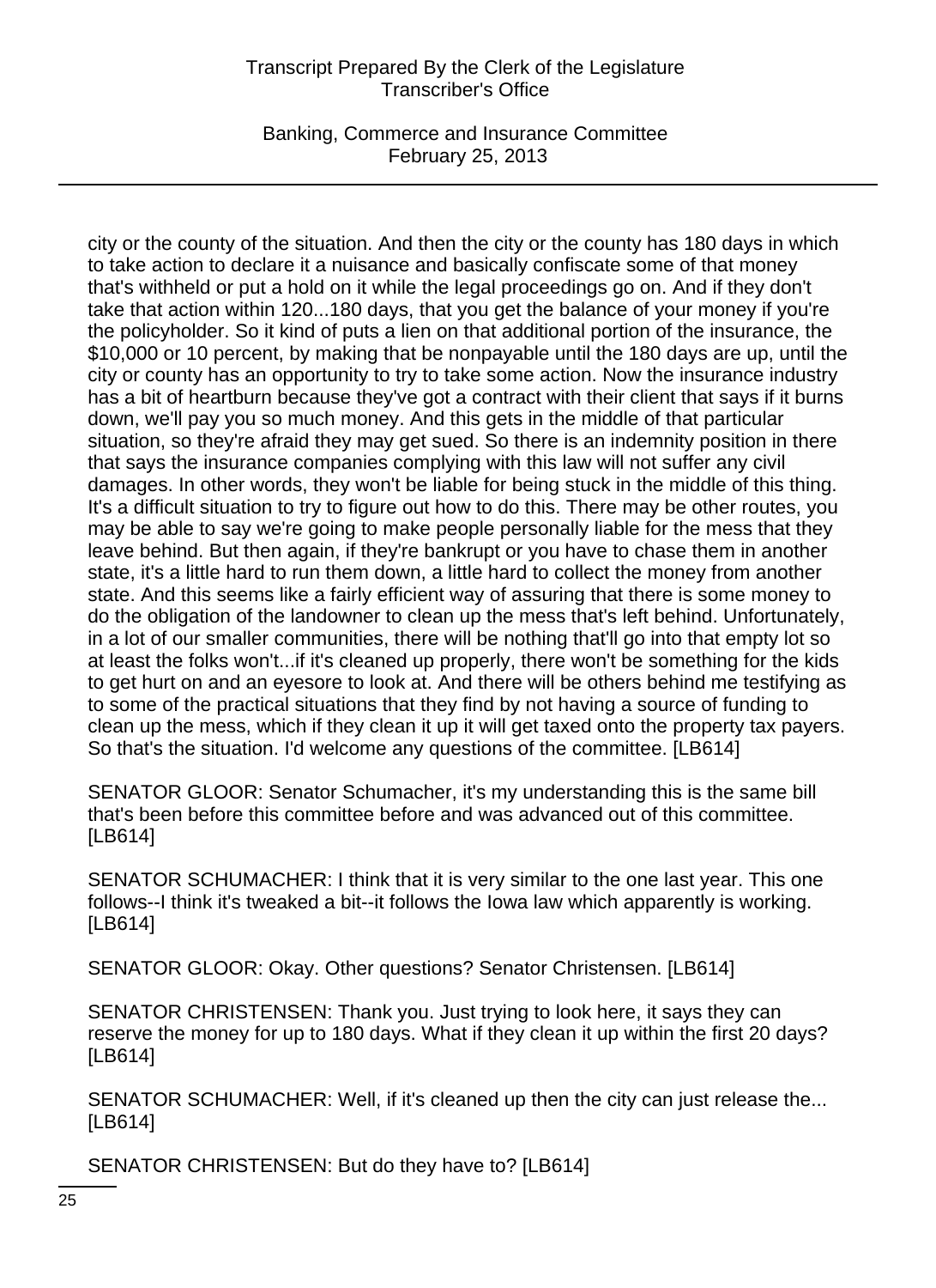city or the county of the situation. And then the city or the county has 180 days in which to take action to declare it a nuisance and basically confiscate some of that money that's withheld or put a hold on it while the legal proceedings go on. And if they don't take that action within 120...180 days, that you get the balance of your money if you're the policyholder. So it kind of puts a lien on that additional portion of the insurance, the $10,000 or 10 percent, by making that be nonpayable until the 180 days are up, until the city or county has an opportunity to try to take some action. Now the insurance industry has a bit of heartburn because they've got a contract with their client that says if it burns down, we'll pay you so much money. And this gets in the middle of that particular situation, so they're afraid they may get sued. So there is an indemnity position in there that says the insurance companies complying with this law will not suffer any civil damages. In other words, they won't be liable for being stuck in the middle of this thing. It's a difficult situation to try to figure out how to do this. There may be other routes, you may be able to say we're going to make people personally liable for the mess that they leave behind. But then again, if they're bankrupt or you have to chase them in another state, it's a little hard to run them down, a little hard to collect the money from another state. And this seems like a fairly efficient way of assuring that there is some money to do the obligation of the landowner to clean up the mess that's left behind. Unfortunately, in a lot of our smaller communities, there will be nothing that'll go into that empty lot so at least the folks won't...if it's cleaned up properly, there won't be something for the kids to get hurt on and an eyesore to look at. And there will be others behind me testifying as to some of the practical situations that they find by not having a source of funding to clean up the mess, which if they clean it up it will get taxed onto the property tax payers. So that's the situation. I'd welcome any questions of the committee. [LB614]

SENATOR GLOOR: Senator Schumacher, it's my understanding this is the same bill that's been before this committee before and was advanced out of this committee. [LB614]

SENATOR SCHUMACHER: I think that it is very similar to the one last year. This one follows--I think it's tweaked a bit--it follows the Iowa law which apparently is working. [LB614]

SENATOR GLOOR: Okay. Other questions? Senator Christensen. [LB614]

SENATOR CHRISTENSEN: Thank you. Just trying to look here, it says they can reserve the money for up to 180 days. What if they clean it up within the first 20 days? [LB614]

SENATOR SCHUMACHER: Well, if it's cleaned up then the city can just release the... [LB614]

SENATOR CHRISTENSEN: But do they have to? [LB614]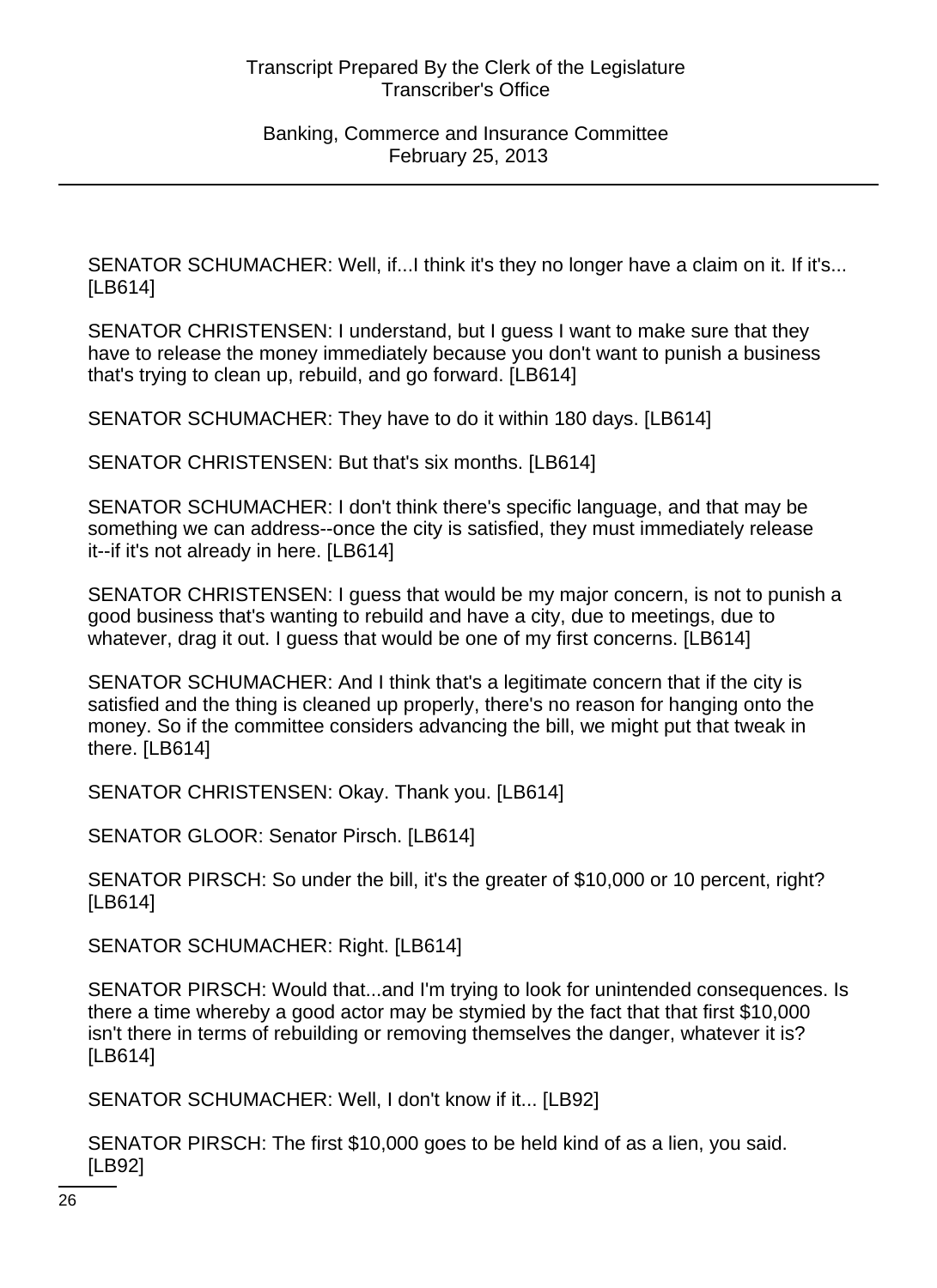SENATOR SCHUMACHER: Well, if...I think it's they no longer have a claim on it. If it's... [LB614]

SENATOR CHRISTENSEN: I understand, but I guess I want to make sure that they have to release the money immediately because you don't want to punish a business that's trying to clean up, rebuild, and go forward. [LB614]

SENATOR SCHUMACHER: They have to do it within 180 days. [LB614]

SENATOR CHRISTENSEN: But that's six months. [LB614]

SENATOR SCHUMACHER: I don't think there's specific language, and that may be something we can address--once the city is satisfied, they must immediately release it--if it's not already in here. [LB614]

SENATOR CHRISTENSEN: I guess that would be my major concern, is not to punish a good business that's wanting to rebuild and have a city, due to meetings, due to whatever, drag it out. I guess that would be one of my first concerns. [LB614]

SENATOR SCHUMACHER: And I think that's a legitimate concern that if the city is satisfied and the thing is cleaned up properly, there's no reason for hanging onto the money. So if the committee considers advancing the bill, we might put that tweak in there. [LB614]

SENATOR CHRISTENSEN: Okay. Thank you. [LB614]

SENATOR GLOOR: Senator Pirsch. [LB614]

SENATOR PIRSCH: So under the bill, it's the greater of $10,000 or 10 percent, right? [LB614]

SENATOR SCHUMACHER: Right. [LB614]

SENATOR PIRSCH: Would that...and I'm trying to look for unintended consequences. Is there a time whereby a good actor may be stymied by the fact that that first $10,000 isn't there in terms of rebuilding or removing themselves the danger, whatever it is? [LB614]

SENATOR SCHUMACHER: Well, I don't know if it... [LB92]

SENATOR PIRSCH: The first $10,000 goes to be held kind of as a lien, you said. [LB92]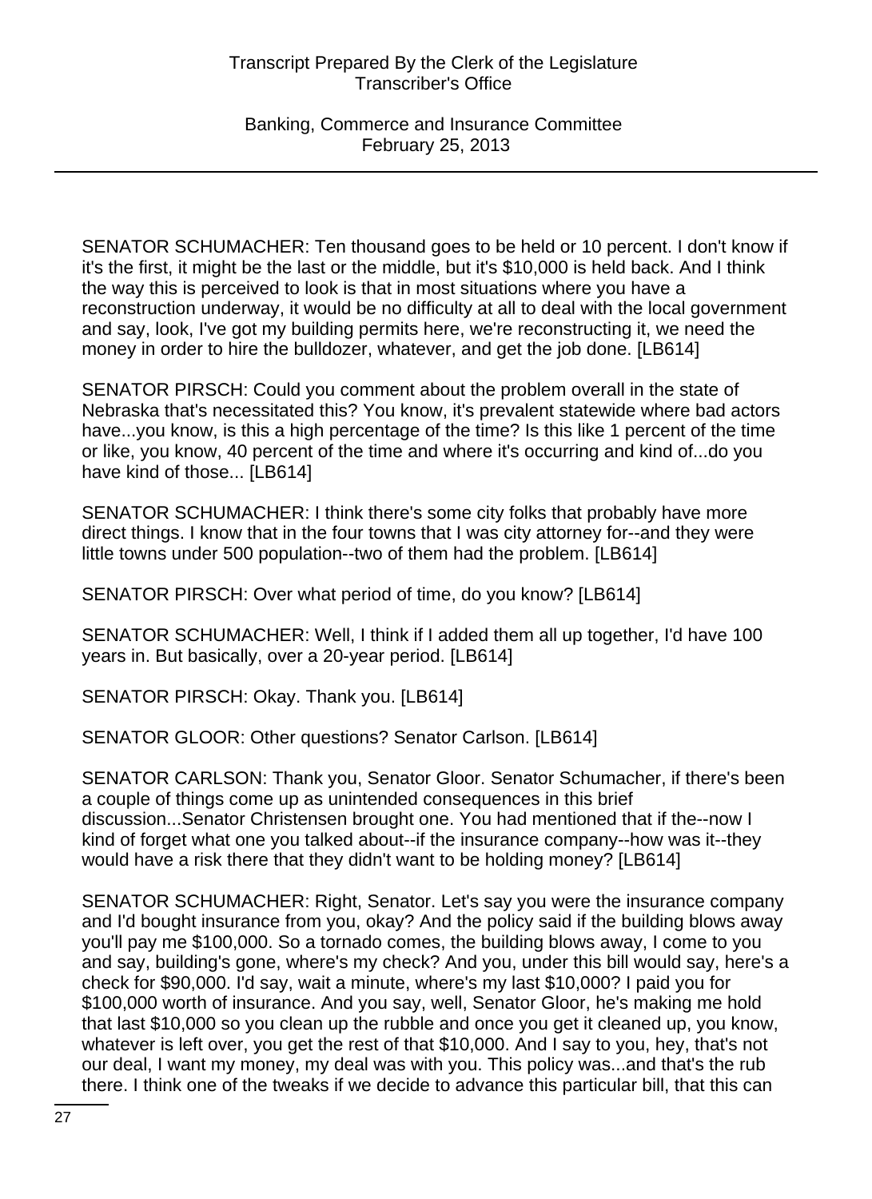SENATOR SCHUMACHER: Ten thousand goes to be held or 10 percent. I don't know if it's the first, it might be the last or the middle, but it's $10,000 is held back. And I think the way this is perceived to look is that in most situations where you have a reconstruction underway, it would be no difficulty at all to deal with the local government and say, look, I've got my building permits here, we're reconstructing it, we need the money in order to hire the bulldozer, whatever, and get the job done. [LB614]

SENATOR PIRSCH: Could you comment about the problem overall in the state of Nebraska that's necessitated this? You know, it's prevalent statewide where bad actors have...you know, is this a high percentage of the time? Is this like 1 percent of the time or like, you know, 40 percent of the time and where it's occurring and kind of...do you have kind of those... [LB614]

SENATOR SCHUMACHER: I think there's some city folks that probably have more direct things. I know that in the four towns that I was city attorney for--and they were little towns under 500 population--two of them had the problem. [LB614]

SENATOR PIRSCH: Over what period of time, do you know? [LB614]

SENATOR SCHUMACHER: Well, I think if I added them all up together, I'd have 100 years in. But basically, over a 20-year period. [LB614]

SENATOR PIRSCH: Okay. Thank you. [LB614]

SENATOR GLOOR: Other questions? Senator Carlson. [LB614]

SENATOR CARLSON: Thank you, Senator Gloor. Senator Schumacher, if there's been a couple of things come up as unintended consequences in this brief discussion...Senator Christensen brought one. You had mentioned that if the--now I kind of forget what one you talked about--if the insurance company--how was it--they would have a risk there that they didn't want to be holding money? [LB614]

SENATOR SCHUMACHER: Right, Senator. Let's say you were the insurance company and I'd bought insurance from you, okay? And the policy said if the building blows away you'll pay me $100,000. So a tornado comes, the building blows away, I come to you and say, building's gone, where's my check? And you, under this bill would say, here's a check for $90,000. I'd say, wait a minute, where's my last $10,000? I paid you for $100,000 worth of insurance. And you say, well, Senator Gloor, he's making me hold that last $10,000 so you clean up the rubble and once you get it cleaned up, you know, whatever is left over, you get the rest of that $10,000. And I say to you, hey, that's not our deal, I want my money, my deal was with you. This policy was...and that's the rub there. I think one of the tweaks if we decide to advance this particular bill, that this can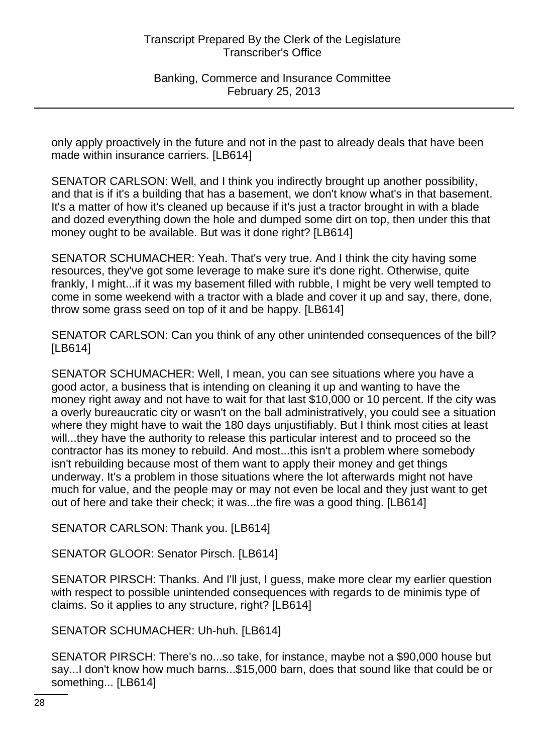only apply proactively in the future and not in the past to already deals that have been made within insurance carriers. [LB614]

SENATOR CARLSON: Well, and I think you indirectly brought up another possibility, and that is if it's a building that has a basement, we don't know what's in that basement. It's a matter of how it's cleaned up because if it's just a tractor brought in with a blade and dozed everything down the hole and dumped some dirt on top, then under this that money ought to be available. But was it done right? [LB614]

SENATOR SCHUMACHER: Yeah. That's very true. And I think the city having some resources, they've got some leverage to make sure it's done right. Otherwise, quite frankly, I might...if it was my basement filled with rubble, I might be very well tempted to come in some weekend with a tractor with a blade and cover it up and say, there, done, throw some grass seed on top of it and be happy. [LB614]

SENATOR CARLSON: Can you think of any other unintended consequences of the bill? [LB614]

SENATOR SCHUMACHER: Well, I mean, you can see situations where you have a good actor, a business that is intending on cleaning it up and wanting to have the money right away and not have to wait for that last $10,000 or 10 percent. If the city was a overly bureaucratic city or wasn't on the ball administratively, you could see a situation where they might have to wait the 180 days unjustifiably. But I think most cities at least will...they have the authority to release this particular interest and to proceed so the contractor has its money to rebuild. And most...this isn't a problem where somebody isn't rebuilding because most of them want to apply their money and get things underway. It's a problem in those situations where the lot afterwards might not have much for value, and the people may or may not even be local and they just want to get out of here and take their check; it was...the fire was a good thing. [LB614]

SENATOR CARLSON: Thank you. [LB614]

SENATOR GLOOR: Senator Pirsch. [LB614]

SENATOR PIRSCH: Thanks. And I'll just, I guess, make more clear my earlier question with respect to possible unintended consequences with regards to de minimis type of claims. So it applies to any structure, right? [LB614]

SENATOR SCHUMACHER: Uh-huh. [LB614]

SENATOR PIRSCH: There's no...so take, for instance, maybe not a $90,000 house but say...I don't know how much barns...$15,000 barn, does that sound like that could be or something... [LB614]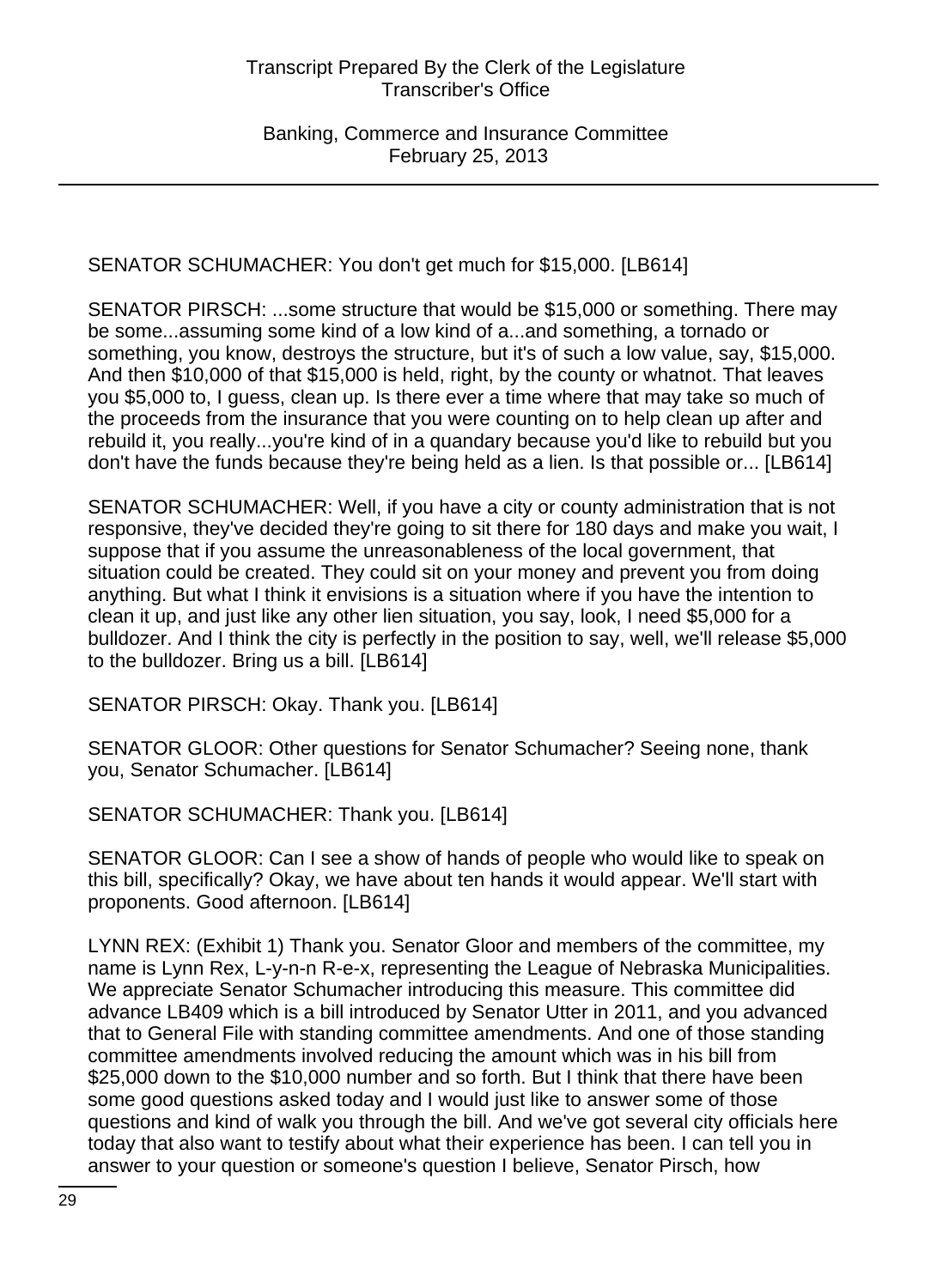SENATOR SCHUMACHER: You don't get much for $15,000. [LB614]

SENATOR PIRSCH: ...some structure that would be $15,000 or something. There may be some...assuming some kind of a low kind of a...and something, a tornado or something, you know, destroys the structure, but it's of such a low value, say, $15,000. And then $10,000 of that $15,000 is held, right, by the county or whatnot. That leaves you $5,000 to, I guess, clean up. Is there ever a time where that may take so much of the proceeds from the insurance that you were counting on to help clean up after and rebuild it, you really...you're kind of in a quandary because you'd like to rebuild but you don't have the funds because they're being held as a lien. Is that possible or... [LB614]

SENATOR SCHUMACHER: Well, if you have a city or county administration that is not responsive, they've decided they're going to sit there for 180 days and make you wait, I suppose that if you assume the unreasonableness of the local government, that situation could be created. They could sit on your money and prevent you from doing anything. But what I think it envisions is a situation where if you have the intention to clean it up, and just like any other lien situation, you say, look, I need $5,000 for a bulldozer. And I think the city is perfectly in the position to say, well, we'll release $5,000 to the bulldozer. Bring us a bill. [LB614]

SENATOR PIRSCH: Okay. Thank you. [LB614]

SENATOR GLOOR: Other questions for Senator Schumacher? Seeing none, thank you, Senator Schumacher. [LB614]

SENATOR SCHUMACHER: Thank you. [LB614]

SENATOR GLOOR: Can I see a show of hands of people who would like to speak on this bill, specifically? Okay, we have about ten hands it would appear. We'll start with proponents. Good afternoon. [LB614]

LYNN REX: (Exhibit 1) Thank you. Senator Gloor and members of the committee, my name is Lynn Rex, L-y-n-n R-e-x, representing the League of Nebraska Municipalities. We appreciate Senator Schumacher introducing this measure. This committee did advance LB409 which is a bill introduced by Senator Utter in 2011, and you advanced that to General File with standing committee amendments. And one of those standing committee amendments involved reducing the amount which was in his bill from $25,000 down to the $10,000 number and so forth. But I think that there have been some good questions asked today and I would just like to answer some of those questions and kind of walk you through the bill. And we've got several city officials here today that also want to testify about what their experience has been. I can tell you in answer to your question or someone's question I believe, Senator Pirsch, how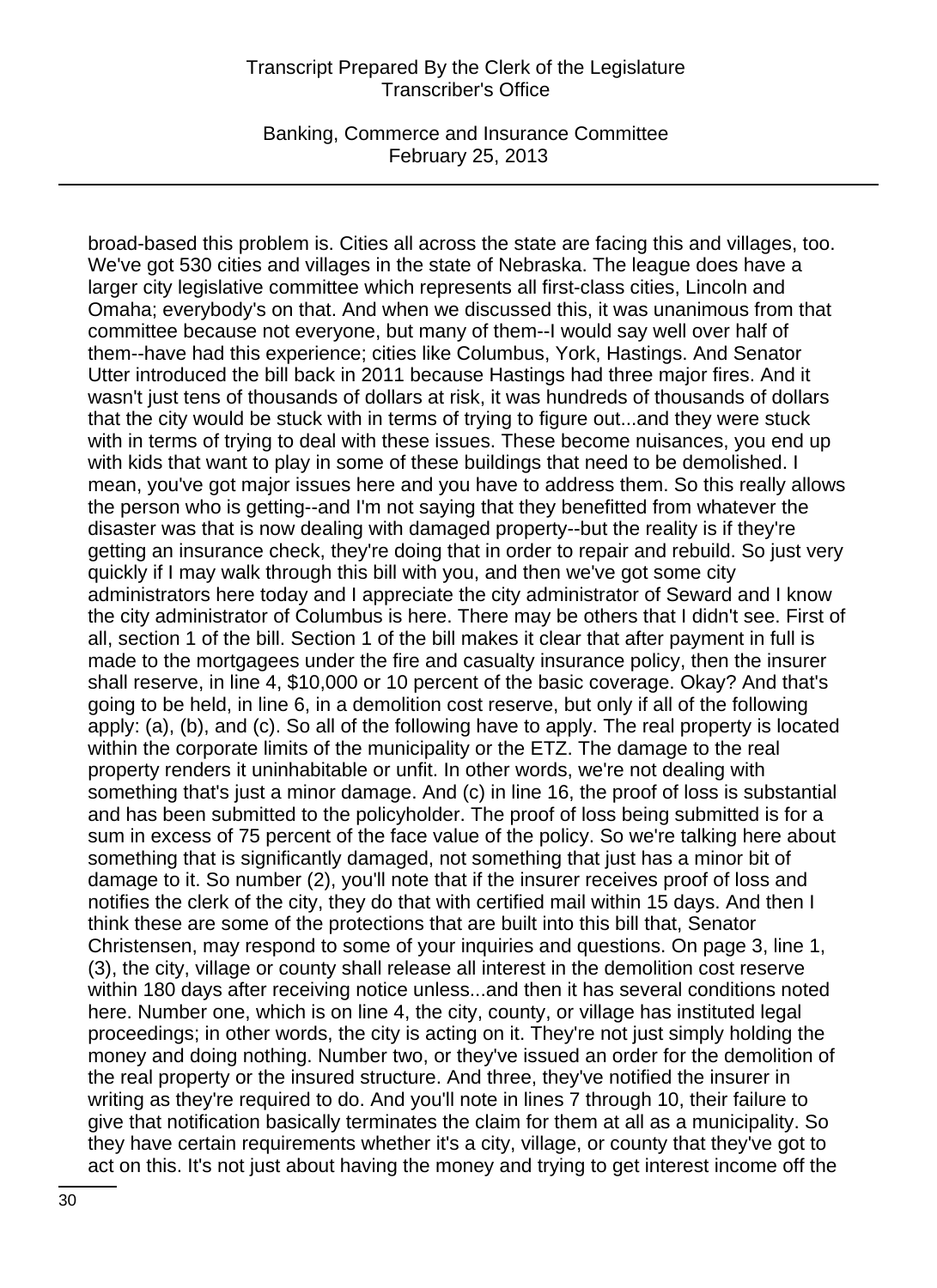broad-based this problem is. Cities all across the state are facing this and villages, too. We've got 530 cities and villages in the state of Nebraska. The league does have a larger city legislative committee which represents all first-class cities, Lincoln and Omaha; everybody's on that. And when we discussed this, it was unanimous from that committee because not everyone, but many of them--I would say well over half of them--have had this experience; cities like Columbus, York, Hastings. And Senator Utter introduced the bill back in 2011 because Hastings had three major fires. And it wasn't just tens of thousands of dollars at risk, it was hundreds of thousands of dollars that the city would be stuck with in terms of trying to figure out...and they were stuck with in terms of trying to deal with these issues. These become nuisances, you end up with kids that want to play in some of these buildings that need to be demolished. I mean, you've got major issues here and you have to address them. So this really allows the person who is getting--and I'm not saying that they benefitted from whatever the disaster was that is now dealing with damaged property--but the reality is if they're getting an insurance check, they're doing that in order to repair and rebuild. So just very quickly if I may walk through this bill with you, and then we've got some city administrators here today and I appreciate the city administrator of Seward and I know the city administrator of Columbus is here. There may be others that I didn't see. First of all, section 1 of the bill. Section 1 of the bill makes it clear that after payment in full is made to the mortgagees under the fire and casualty insurance policy, then the insurer shall reserve, in line 4, $10,000 or 10 percent of the basic coverage. Okay? And that's going to be held, in line 6, in a demolition cost reserve, but only if all of the following apply: (a), (b), and (c). So all of the following have to apply. The real property is located within the corporate limits of the municipality or the ETZ. The damage to the real property renders it uninhabitable or unfit. In other words, we're not dealing with something that's just a minor damage. And (c) in line 16, the proof of loss is substantial and has been submitted to the policyholder. The proof of loss being submitted is for a sum in excess of 75 percent of the face value of the policy. So we're talking here about something that is significantly damaged, not something that just has a minor bit of damage to it. So number (2), you'll note that if the insurer receives proof of loss and notifies the clerk of the city, they do that with certified mail within 15 days. And then I think these are some of the protections that are built into this bill that, Senator Christensen, may respond to some of your inquiries and questions. On page 3, line 1, (3), the city, village or county shall release all interest in the demolition cost reserve within 180 days after receiving notice unless...and then it has several conditions noted here. Number one, which is on line 4, the city, county, or village has instituted legal proceedings; in other words, the city is acting on it. They're not just simply holding the money and doing nothing. Number two, or they've issued an order for the demolition of the real property or the insured structure. And three, they've notified the insurer in writing as they're required to do. And you'll note in lines 7 through 10, their failure to give that notification basically terminates the claim for them at all as a municipality. So they have certain requirements whether it's a city, village, or county that they've got to act on this. It's not just about having the money and trying to get interest income off the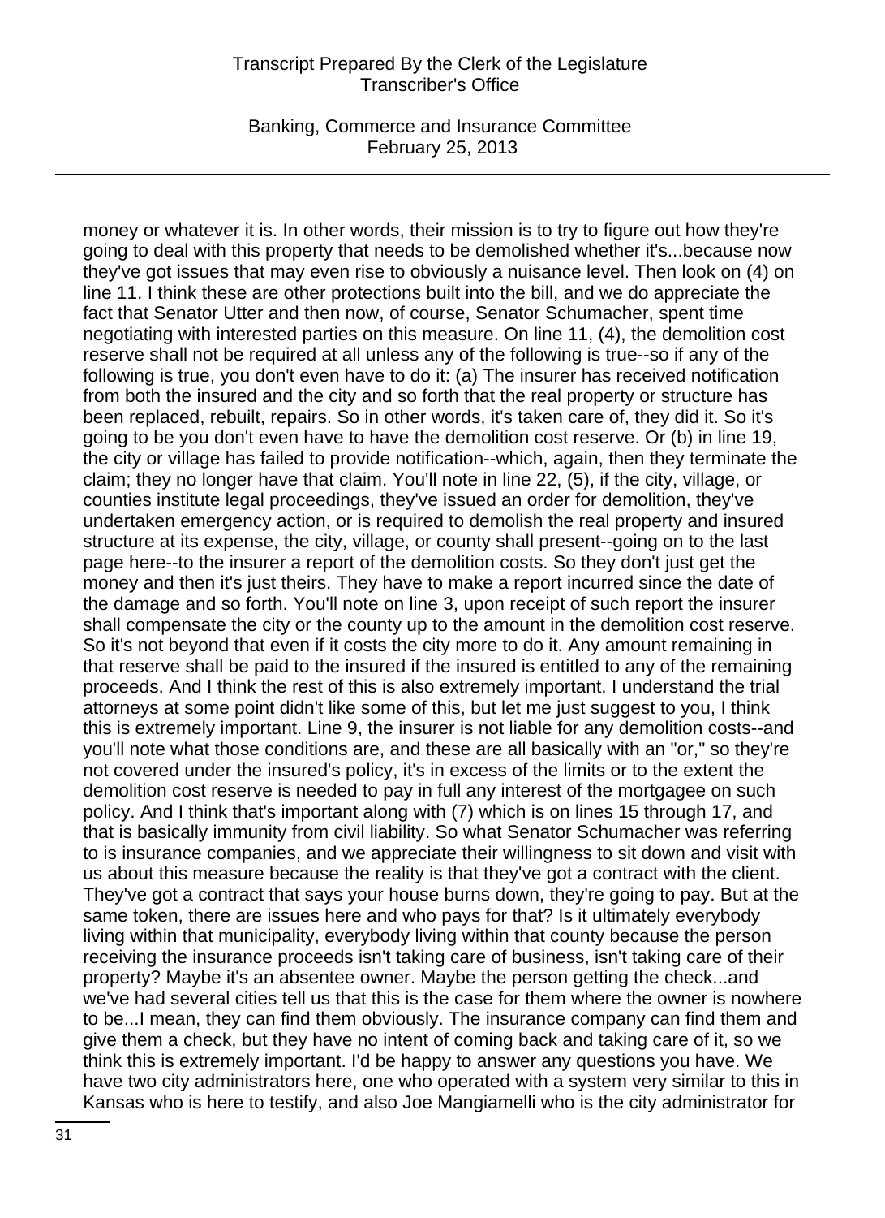money or whatever it is. In other words, their mission is to try to figure out how they're going to deal with this property that needs to be demolished whether it's...because now they've got issues that may even rise to obviously a nuisance level. Then look on (4) on line 11. I think these are other protections built into the bill, and we do appreciate the fact that Senator Utter and then now, of course, Senator Schumacher, spent time negotiating with interested parties on this measure. On line 11, (4), the demolition cost reserve shall not be required at all unless any of the following is true--so if any of the following is true, you don't even have to do it: (a) The insurer has received notification from both the insured and the city and so forth that the real property or structure has been replaced, rebuilt, repairs. So in other words, it's taken care of, they did it. So it's going to be you don't even have to have the demolition cost reserve. Or (b) in line 19, the city or village has failed to provide notification--which, again, then they terminate the claim; they no longer have that claim. You'll note in line 22, (5), if the city, village, or counties institute legal proceedings, they've issued an order for demolition, they've undertaken emergency action, or is required to demolish the real property and insured structure at its expense, the city, village, or county shall present--going on to the last page here--to the insurer a report of the demolition costs. So they don't just get the money and then it's just theirs. They have to make a report incurred since the date of the damage and so forth. You'll note on line 3, upon receipt of such report the insurer shall compensate the city or the county up to the amount in the demolition cost reserve. So it's not beyond that even if it costs the city more to do it. Any amount remaining in that reserve shall be paid to the insured if the insured is entitled to any of the remaining proceeds. And I think the rest of this is also extremely important. I understand the trial attorneys at some point didn't like some of this, but let me just suggest to you, I think this is extremely important. Line 9, the insurer is not liable for any demolition costs--and you'll note what those conditions are, and these are all basically with an "or," so they're not covered under the insured's policy, it's in excess of the limits or to the extent the demolition cost reserve is needed to pay in full any interest of the mortgagee on such policy. And I think that's important along with (7) which is on lines 15 through 17, and that is basically immunity from civil liability. So what Senator Schumacher was referring to is insurance companies, and we appreciate their willingness to sit down and visit with us about this measure because the reality is that they've got a contract with the client. They've got a contract that says your house burns down, they're going to pay. But at the same token, there are issues here and who pays for that? Is it ultimately everybody living within that municipality, everybody living within that county because the person receiving the insurance proceeds isn't taking care of business, isn't taking care of their property? Maybe it's an absentee owner. Maybe the person getting the check...and we've had several cities tell us that this is the case for them where the owner is nowhere to be...I mean, they can find them obviously. The insurance company can find them and give them a check, but they have no intent of coming back and taking care of it, so we think this is extremely important. I'd be happy to answer any questions you have. We have two city administrators here, one who operated with a system very similar to this in Kansas who is here to testify, and also Joe Mangiamelli who is the city administrator for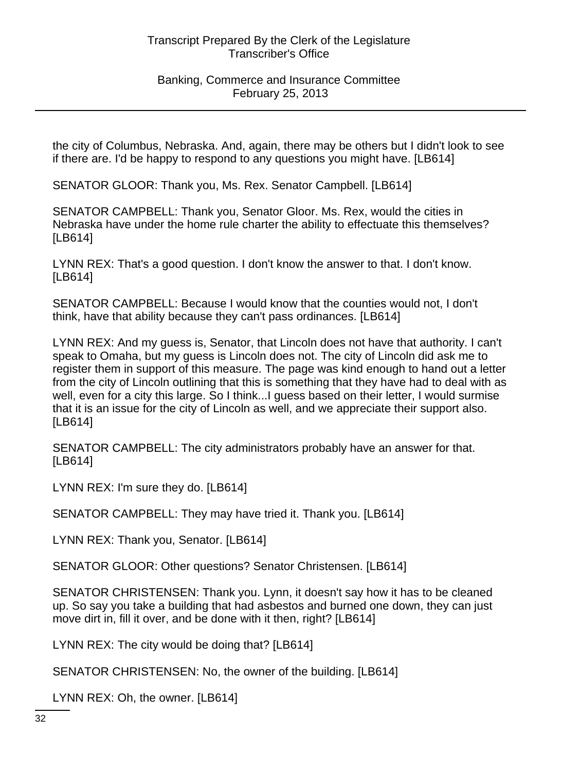the city of Columbus, Nebraska. And, again, there may be others but I didn't look to see if there are. I'd be happy to respond to any questions you might have. [LB614]

SENATOR GLOOR: Thank you, Ms. Rex. Senator Campbell. [LB614]

SENATOR CAMPBELL: Thank you, Senator Gloor. Ms. Rex, would the cities in Nebraska have under the home rule charter the ability to effectuate this themselves? [LB614]

LYNN REX: That's a good question. I don't know the answer to that. I don't know. [LB614]

SENATOR CAMPBELL: Because I would know that the counties would not, I don't think, have that ability because they can't pass ordinances. [LB614]

LYNN REX: And my guess is, Senator, that Lincoln does not have that authority. I can't speak to Omaha, but my guess is Lincoln does not. The city of Lincoln did ask me to register them in support of this measure. The page was kind enough to hand out a letter from the city of Lincoln outlining that this is something that they have had to deal with as well, even for a city this large. So I think...I guess based on their letter, I would surmise that it is an issue for the city of Lincoln as well, and we appreciate their support also. [LB614]

SENATOR CAMPBELL: The city administrators probably have an answer for that. [LB614]

LYNN REX: I'm sure they do. [LB614]

SENATOR CAMPBELL: They may have tried it. Thank you. [LB614]

LYNN REX: Thank you, Senator. [LB614]

SENATOR GLOOR: Other questions? Senator Christensen. [LB614]

SENATOR CHRISTENSEN: Thank you. Lynn, it doesn't say how it has to be cleaned up. So say you take a building that had asbestos and burned one down, they can just move dirt in, fill it over, and be done with it then, right? [LB614]

LYNN REX: The city would be doing that? [LB614]

SENATOR CHRISTENSEN: No, the owner of the building. [LB614]

LYNN REX: Oh, the owner. [LB614]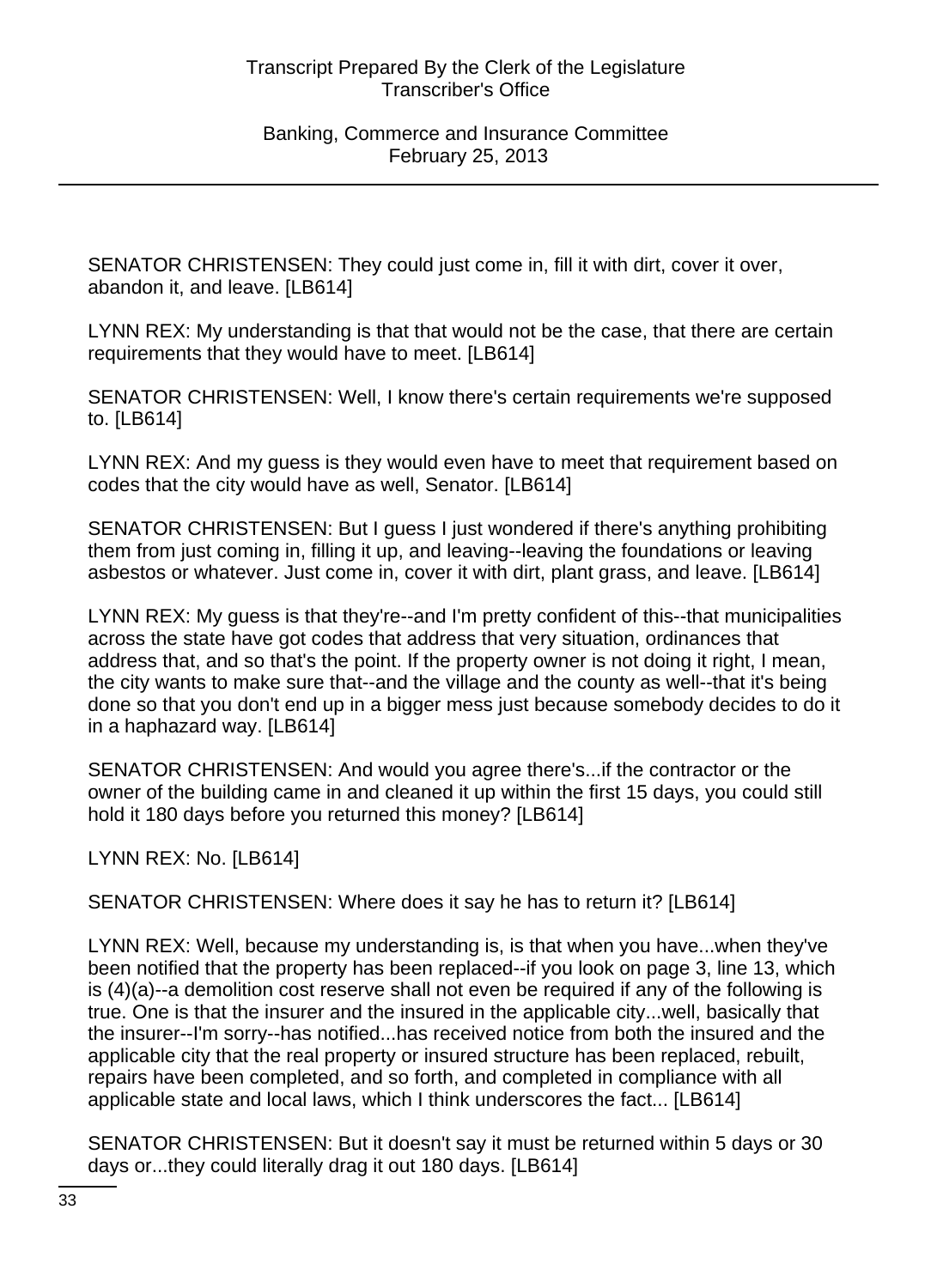SENATOR CHRISTENSEN: They could just come in, fill it with dirt, cover it over, abandon it, and leave. [LB614]

LYNN REX: My understanding is that that would not be the case, that there are certain requirements that they would have to meet. [LB614]

SENATOR CHRISTENSEN: Well, I know there's certain requirements we're supposed to. [LB614]

LYNN REX: And my guess is they would even have to meet that requirement based on codes that the city would have as well, Senator. [LB614]

SENATOR CHRISTENSEN: But I guess I just wondered if there's anything prohibiting them from just coming in, filling it up, and leaving--leaving the foundations or leaving asbestos or whatever. Just come in, cover it with dirt, plant grass, and leave. [LB614]

LYNN REX: My guess is that they're--and I'm pretty confident of this--that municipalities across the state have got codes that address that very situation, ordinances that address that, and so that's the point. If the property owner is not doing it right, I mean, the city wants to make sure that--and the village and the county as well--that it's being done so that you don't end up in a bigger mess just because somebody decides to do it in a haphazard way. [LB614]

SENATOR CHRISTENSEN: And would you agree there's...if the contractor or the owner of the building came in and cleaned it up within the first 15 days, you could still hold it 180 days before you returned this money? [LB614]

LYNN REX: No. [LB614]

SENATOR CHRISTENSEN: Where does it say he has to return it? [LB614]

LYNN REX: Well, because my understanding is, is that when you have...when they've been notified that the property has been replaced--if you look on page 3, line 13, which is (4)(a)--a demolition cost reserve shall not even be required if any of the following is true. One is that the insurer and the insured in the applicable city...well, basically that the insurer--I'm sorry--has notified...has received notice from both the insured and the applicable city that the real property or insured structure has been replaced, rebuilt, repairs have been completed, and so forth, and completed in compliance with all applicable state and local laws, which I think underscores the fact... [LB614]

SENATOR CHRISTENSEN: But it doesn't say it must be returned within 5 days or 30 days or...they could literally drag it out 180 days. [LB614]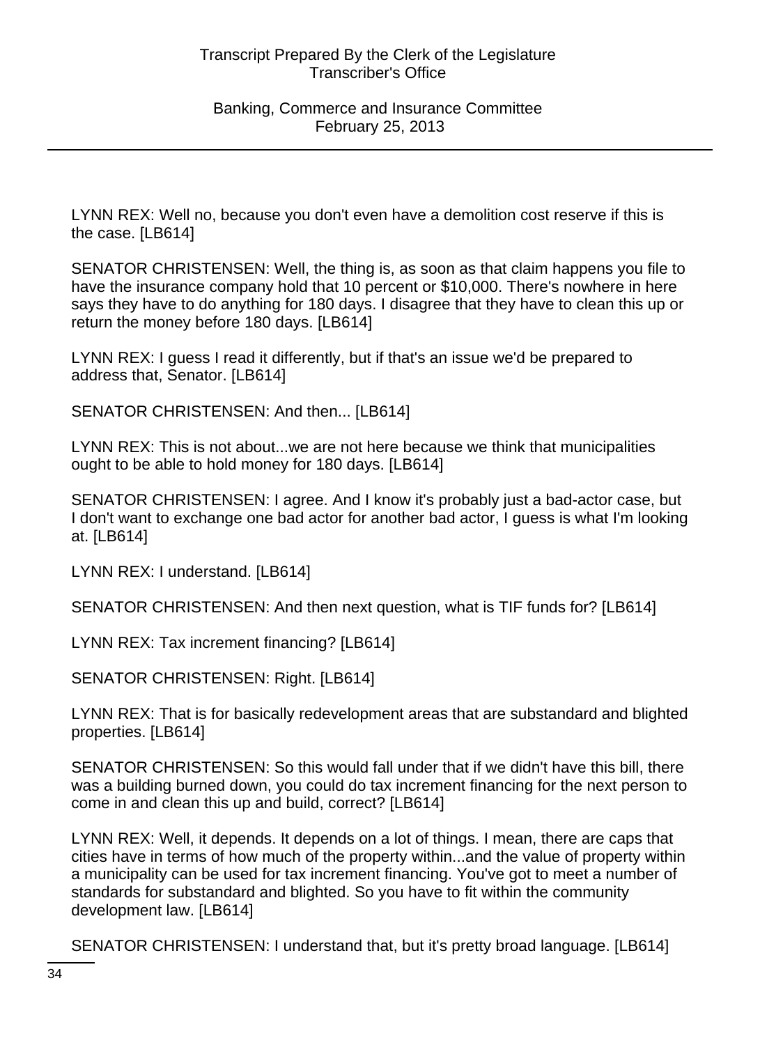LYNN REX: Well no, because you don't even have a demolition cost reserve if this is the case. [LB614]

SENATOR CHRISTENSEN: Well, the thing is, as soon as that claim happens you file to have the insurance company hold that 10 percent or $10,000. There's nowhere in here says they have to do anything for 180 days. I disagree that they have to clean this up or return the money before 180 days. [LB614]

LYNN REX: I guess I read it differently, but if that's an issue we'd be prepared to address that, Senator. [LB614]

SENATOR CHRISTENSEN: And then... [LB614]

LYNN REX: This is not about...we are not here because we think that municipalities ought to be able to hold money for 180 days. [LB614]

SENATOR CHRISTENSEN: I agree. And I know it's probably just a bad-actor case, but I don't want to exchange one bad actor for another bad actor, I guess is what I'm looking at. [LB614]

LYNN REX: I understand. [LB614]

SENATOR CHRISTENSEN: And then next question, what is TIF funds for? [LB614]

LYNN REX: Tax increment financing? [LB614]

SENATOR CHRISTENSEN: Right. [LB614]

LYNN REX: That is for basically redevelopment areas that are substandard and blighted properties. [LB614]

SENATOR CHRISTENSEN: So this would fall under that if we didn't have this bill, there was a building burned down, you could do tax increment financing for the next person to come in and clean this up and build, correct? [LB614]

LYNN REX: Well, it depends. It depends on a lot of things. I mean, there are caps that cities have in terms of how much of the property within...and the value of property within a municipality can be used for tax increment financing. You've got to meet a number of standards for substandard and blighted. So you have to fit within the community development law. [LB614]

SENATOR CHRISTENSEN: I understand that, but it's pretty broad language. [LB614]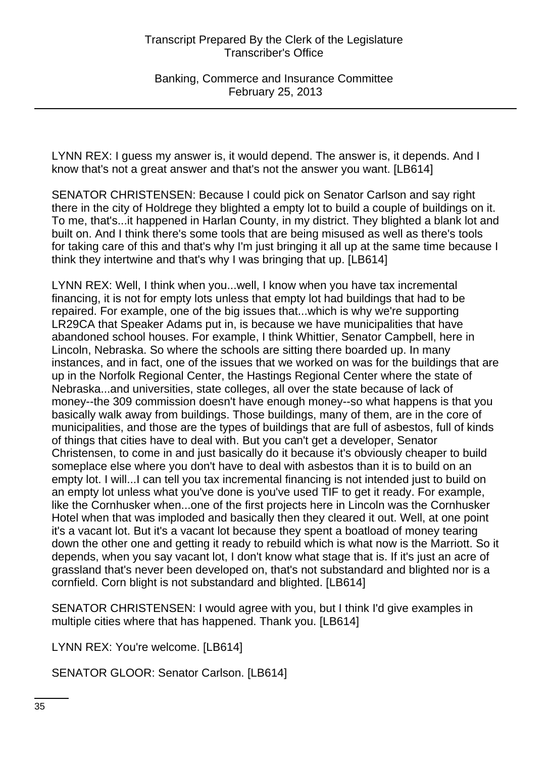LYNN REX: I guess my answer is, it would depend. The answer is, it depends. And I know that's not a great answer and that's not the answer you want. [LB614]

SENATOR CHRISTENSEN: Because I could pick on Senator Carlson and say right there in the city of Holdrege they blighted a empty lot to build a couple of buildings on it. To me, that's...it happened in Harlan County, in my district. They blighted a blank lot and built on. And I think there's some tools that are being misused as well as there's tools for taking care of this and that's why I'm just bringing it all up at the same time because I think they intertwine and that's why I was bringing that up. [LB614]

LYNN REX: Well, I think when you...well, I know when you have tax incremental financing, it is not for empty lots unless that empty lot had buildings that had to be repaired. For example, one of the big issues that...which is why we're supporting LR29CA that Speaker Adams put in, is because we have municipalities that have abandoned school houses. For example, I think Whittier, Senator Campbell, here in Lincoln, Nebraska. So where the schools are sitting there boarded up. In many instances, and in fact, one of the issues that we worked on was for the buildings that are up in the Norfolk Regional Center, the Hastings Regional Center where the state of Nebraska...and universities, state colleges, all over the state because of lack of money--the 309 commission doesn't have enough money--so what happens is that you basically walk away from buildings. Those buildings, many of them, are in the core of municipalities, and those are the types of buildings that are full of asbestos, full of kinds of things that cities have to deal with. But you can't get a developer, Senator Christensen, to come in and just basically do it because it's obviously cheaper to build someplace else where you don't have to deal with asbestos than it is to build on an empty lot. I will...I can tell you tax incremental financing is not intended just to build on an empty lot unless what you've done is you've used TIF to get it ready. For example, like the Cornhusker when...one of the first projects here in Lincoln was the Cornhusker Hotel when that was imploded and basically then they cleared it out. Well, at one point it's a vacant lot. But it's a vacant lot because they spent a boatload of money tearing down the other one and getting it ready to rebuild which is what now is the Marriott. So it depends, when you say vacant lot, I don't know what stage that is. If it's just an acre of grassland that's never been developed on, that's not substandard and blighted nor is a cornfield. Corn blight is not substandard and blighted. [LB614]

SENATOR CHRISTENSEN: I would agree with you, but I think I'd give examples in multiple cities where that has happened. Thank you. [LB614]

LYNN REX: You're welcome. [LB614]

SENATOR GLOOR: Senator Carlson. [LB614]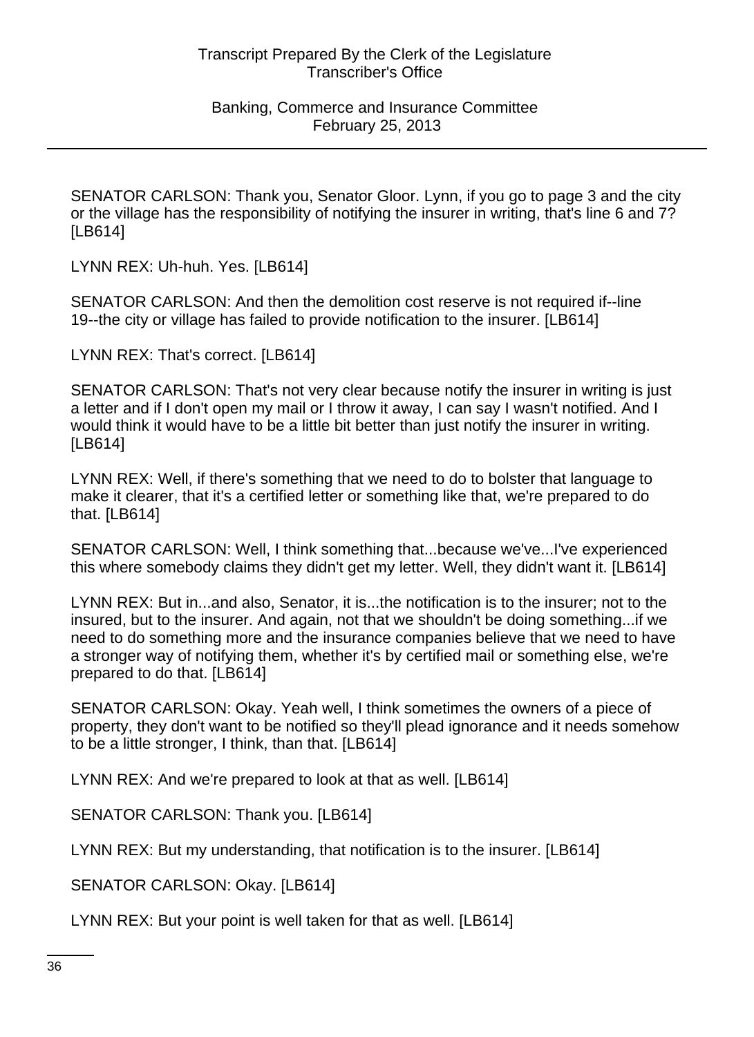SENATOR CARLSON: Thank you, Senator Gloor. Lynn, if you go to page 3 and the city or the village has the responsibility of notifying the insurer in writing, that's line 6 and 7? [LB614]

LYNN REX: Uh-huh. Yes. [LB614]

SENATOR CARLSON: And then the demolition cost reserve is not required if--line 19--the city or village has failed to provide notification to the insurer. [LB614]

LYNN REX: That's correct. [LB614]

SENATOR CARLSON: That's not very clear because notify the insurer in writing is just a letter and if I don't open my mail or I throw it away, I can say I wasn't notified. And I would think it would have to be a little bit better than just notify the insurer in writing. [LB614]

LYNN REX: Well, if there's something that we need to do to bolster that language to make it clearer, that it's a certified letter or something like that, we're prepared to do that. [LB614]

SENATOR CARLSON: Well, I think something that...because we've...I've experienced this where somebody claims they didn't get my letter. Well, they didn't want it. [LB614]

LYNN REX: But in...and also, Senator, it is...the notification is to the insurer; not to the insured, but to the insurer. And again, not that we shouldn't be doing something...if we need to do something more and the insurance companies believe that we need to have a stronger way of notifying them, whether it's by certified mail or something else, we're prepared to do that. [LB614]

SENATOR CARLSON: Okay. Yeah well, I think sometimes the owners of a piece of property, they don't want to be notified so they'll plead ignorance and it needs somehow to be a little stronger, I think, than that. [LB614]

LYNN REX: And we're prepared to look at that as well. [LB614]

SENATOR CARLSON: Thank you. [LB614]

LYNN REX: But my understanding, that notification is to the insurer. [LB614]

SENATOR CARLSON: Okay. [LB614]

LYNN REX: But your point is well taken for that as well. [LB614]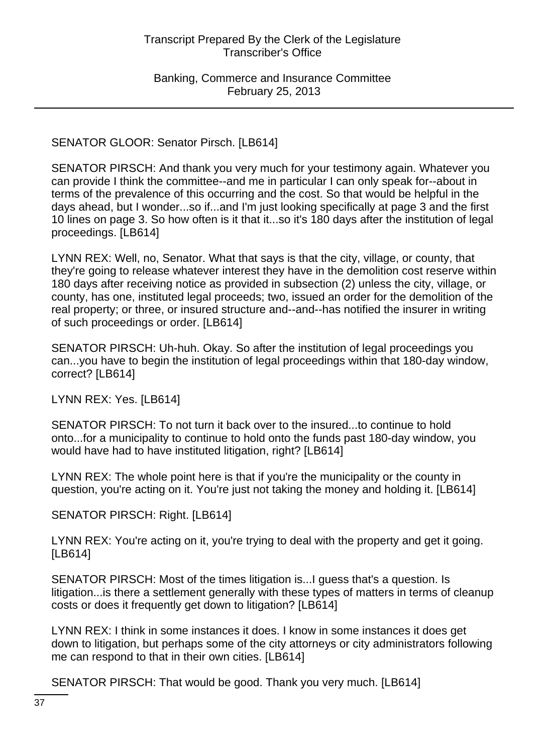SENATOR GLOOR: Senator Pirsch. [LB614]

SENATOR PIRSCH: And thank you very much for your testimony again. Whatever you can provide I think the committee--and me in particular I can only speak for--about in terms of the prevalence of this occurring and the cost. So that would be helpful in the days ahead, but I wonder...so if...and I'm just looking specifically at page 3 and the first 10 lines on page 3. So how often is it that it...so it's 180 days after the institution of legal proceedings. [LB614]

LYNN REX: Well, no, Senator. What that says is that the city, village, or county, that they're going to release whatever interest they have in the demolition cost reserve within 180 days after receiving notice as provided in subsection (2) unless the city, village, or county, has one, instituted legal proceeds; two, issued an order for the demolition of the real property; or three, or insured structure and--and--has notified the insurer in writing of such proceedings or order. [LB614]

SENATOR PIRSCH: Uh-huh. Okay. So after the institution of legal proceedings you can...you have to begin the institution of legal proceedings within that 180-day window, correct? [LB614]

LYNN REX: Yes. [LB614]

SENATOR PIRSCH: To not turn it back over to the insured...to continue to hold onto...for a municipality to continue to hold onto the funds past 180-day window, you would have had to have instituted litigation, right? [LB614]

LYNN REX: The whole point here is that if you're the municipality or the county in question, you're acting on it. You're just not taking the money and holding it. [LB614]

SENATOR PIRSCH: Right. [LB614]

LYNN REX: You're acting on it, you're trying to deal with the property and get it going. [LB614]

SENATOR PIRSCH: Most of the times litigation is...I guess that's a question. Is litigation...is there a settlement generally with these types of matters in terms of cleanup costs or does it frequently get down to litigation? [LB614]

LYNN REX: I think in some instances it does. I know in some instances it does get down to litigation, but perhaps some of the city attorneys or city administrators following me can respond to that in their own cities. [LB614]

SENATOR PIRSCH: That would be good. Thank you very much. [LB614]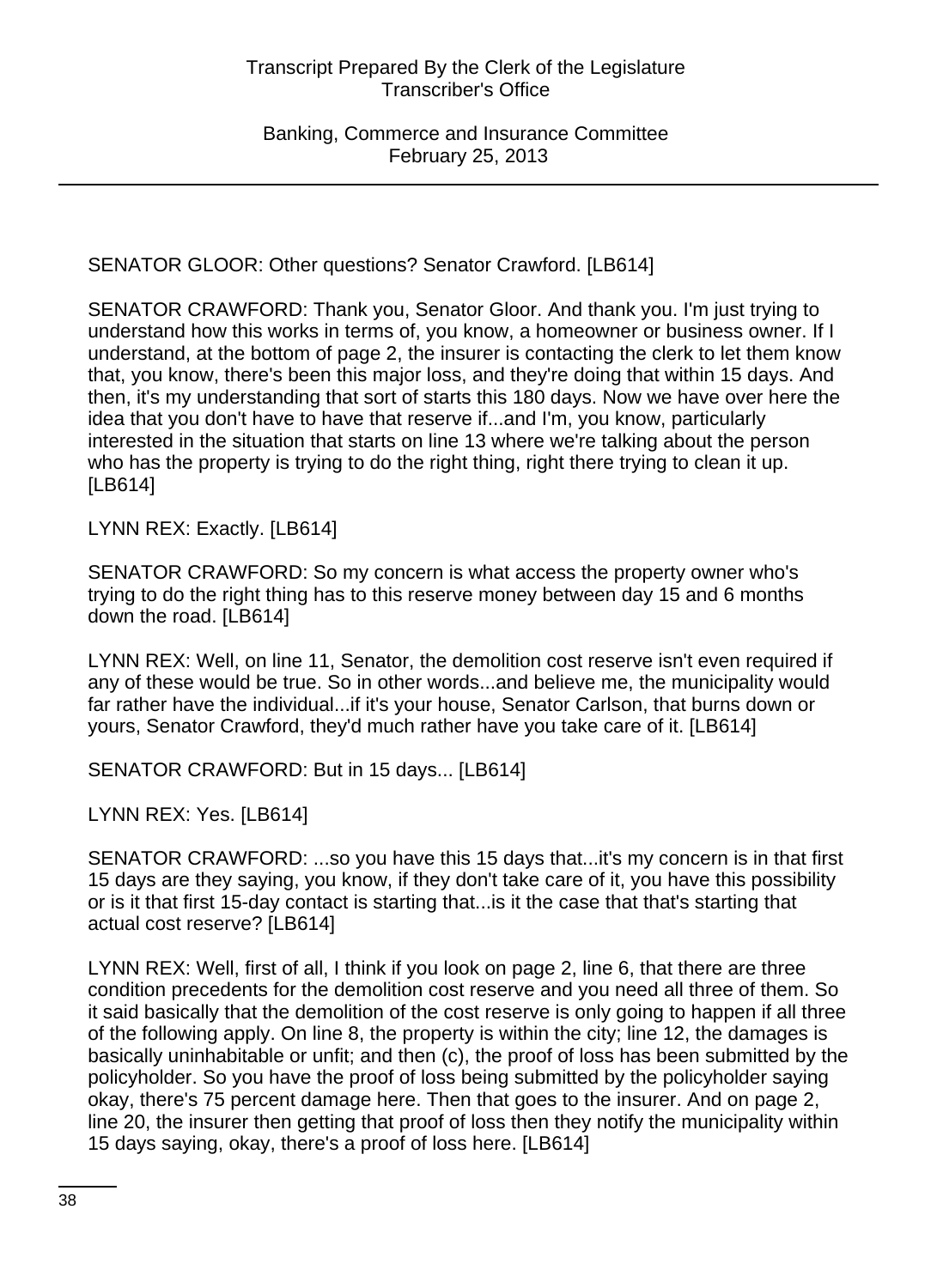SENATOR GLOOR: Other questions? Senator Crawford. [LB614]

SENATOR CRAWFORD: Thank you, Senator Gloor. And thank you. I'm just trying to understand how this works in terms of, you know, a homeowner or business owner. If I understand, at the bottom of page 2, the insurer is contacting the clerk to let them know that, you know, there's been this major loss, and they're doing that within 15 days. And then, it's my understanding that sort of starts this 180 days. Now we have over here the idea that you don't have to have that reserve if...and I'm, you know, particularly interested in the situation that starts on line 13 where we're talking about the person who has the property is trying to do the right thing, right there trying to clean it up. [LB614]

LYNN REX: Exactly. [LB614]

SENATOR CRAWFORD: So my concern is what access the property owner who's trying to do the right thing has to this reserve money between day 15 and 6 months down the road. [LB614]

LYNN REX: Well, on line 11, Senator, the demolition cost reserve isn't even required if any of these would be true. So in other words...and believe me, the municipality would far rather have the individual...if it's your house, Senator Carlson, that burns down or yours, Senator Crawford, they'd much rather have you take care of it. [LB614]

SENATOR CRAWFORD: But in 15 days... [LB614]

LYNN REX: Yes. [LB614]

SENATOR CRAWFORD: ...so you have this 15 days that...it's my concern is in that first 15 days are they saying, you know, if they don't take care of it, you have this possibility or is it that first 15-day contact is starting that...is it the case that that's starting that actual cost reserve? [LB614]

LYNN REX: Well, first of all, I think if you look on page 2, line 6, that there are three condition precedents for the demolition cost reserve and you need all three of them. So it said basically that the demolition of the cost reserve is only going to happen if all three of the following apply. On line 8, the property is within the city; line 12, the damages is basically uninhabitable or unfit; and then (c), the proof of loss has been submitted by the policyholder. So you have the proof of loss being submitted by the policyholder saying okay, there's 75 percent damage here. Then that goes to the insurer. And on page 2, line 20, the insurer then getting that proof of loss then they notify the municipality within 15 days saying, okay, there's a proof of loss here. [LB614]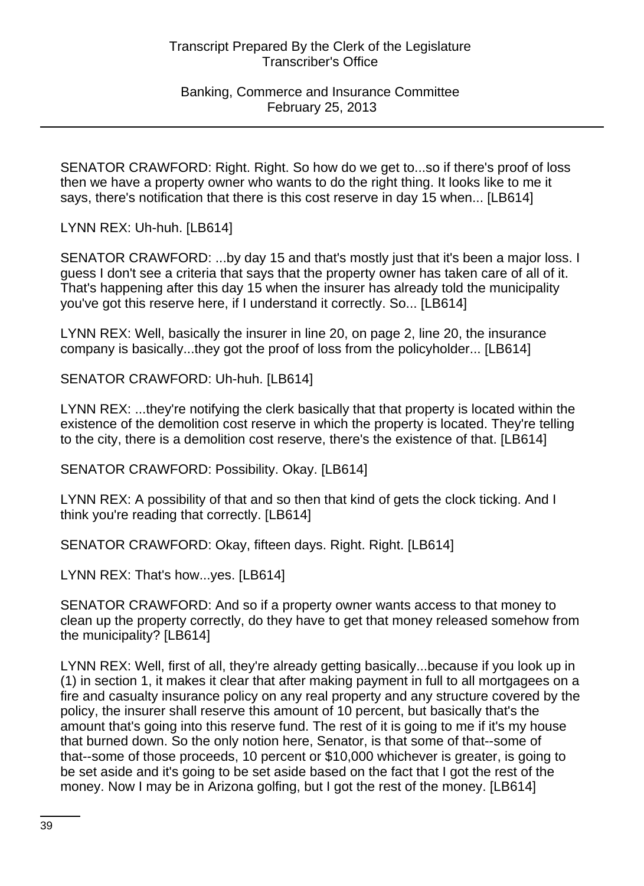SENATOR CRAWFORD: Right. Right. So how do we get to...so if there's proof of loss then we have a property owner who wants to do the right thing. It looks like to me it says, there's notification that there is this cost reserve in day 15 when... [LB614]

LYNN REX: Uh-huh. [LB614]

SENATOR CRAWFORD: ...by day 15 and that's mostly just that it's been a major loss. I guess I don't see a criteria that says that the property owner has taken care of all of it. That's happening after this day 15 when the insurer has already told the municipality you've got this reserve here, if I understand it correctly. So... [LB614]

LYNN REX: Well, basically the insurer in line 20, on page 2, line 20, the insurance company is basically...they got the proof of loss from the policyholder... [LB614]

SENATOR CRAWFORD: Uh-huh. [LB614]

LYNN REX: ...they're notifying the clerk basically that that property is located within the existence of the demolition cost reserve in which the property is located. They're telling to the city, there is a demolition cost reserve, there's the existence of that. [LB614]

SENATOR CRAWFORD: Possibility. Okay. [LB614]

LYNN REX: A possibility of that and so then that kind of gets the clock ticking. And I think you're reading that correctly. [LB614]

SENATOR CRAWFORD: Okay, fifteen days. Right. Right. [LB614]

LYNN REX: That's how...yes. [LB614]

SENATOR CRAWFORD: And so if a property owner wants access to that money to clean up the property correctly, do they have to get that money released somehow from the municipality? [LB614]

LYNN REX: Well, first of all, they're already getting basically...because if you look up in (1) in section 1, it makes it clear that after making payment in full to all mortgagees on a fire and casualty insurance policy on any real property and any structure covered by the policy, the insurer shall reserve this amount of 10 percent, but basically that's the amount that's going into this reserve fund. The rest of it is going to me if it's my house that burned down. So the only notion here, Senator, is that some of that--some of that--some of those proceeds, 10 percent or $10,000 whichever is greater, is going to be set aside and it's going to be set aside based on the fact that I got the rest of the money. Now I may be in Arizona golfing, but I got the rest of the money. [LB614]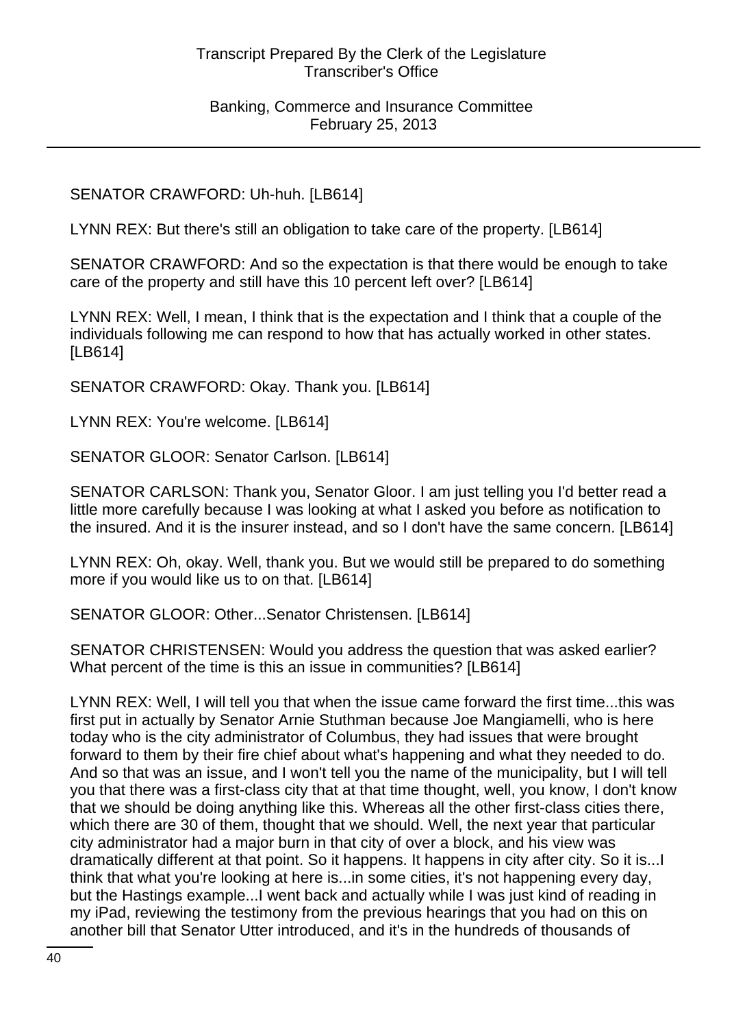SENATOR CRAWFORD: Uh-huh. [LB614]

LYNN REX: But there's still an obligation to take care of the property. [LB614]

SENATOR CRAWFORD: And so the expectation is that there would be enough to take care of the property and still have this 10 percent left over? [LB614]

LYNN REX: Well, I mean, I think that is the expectation and I think that a couple of the individuals following me can respond to how that has actually worked in other states. [LB614]

SENATOR CRAWFORD: Okay. Thank you. [LB614]

LYNN REX: You're welcome. [LB614]

SENATOR GLOOR: Senator Carlson. [LB614]

SENATOR CARLSON: Thank you, Senator Gloor. I am just telling you I'd better read a little more carefully because I was looking at what I asked you before as notification to the insured. And it is the insurer instead, and so I don't have the same concern. [LB614]

LYNN REX: Oh, okay. Well, thank you. But we would still be prepared to do something more if you would like us to on that. [LB614]

SENATOR GLOOR: Other...Senator Christensen. [LB614]

SENATOR CHRISTENSEN: Would you address the question that was asked earlier? What percent of the time is this an issue in communities? [LB614]

LYNN REX: Well, I will tell you that when the issue came forward the first time...this was first put in actually by Senator Arnie Stuthman because Joe Mangiamelli, who is here today who is the city administrator of Columbus, they had issues that were brought forward to them by their fire chief about what's happening and what they needed to do. And so that was an issue, and I won't tell you the name of the municipality, but I will tell you that there was a first-class city that at that time thought, well, you know, I don't know that we should be doing anything like this. Whereas all the other first-class cities there, which there are 30 of them, thought that we should. Well, the next year that particular city administrator had a major burn in that city of over a block, and his view was dramatically different at that point. So it happens. It happens in city after city. So it is...I think that what you're looking at here is...in some cities, it's not happening every day, but the Hastings example...I went back and actually while I was just kind of reading in my iPad, reviewing the testimony from the previous hearings that you had on this on another bill that Senator Utter introduced, and it's in the hundreds of thousands of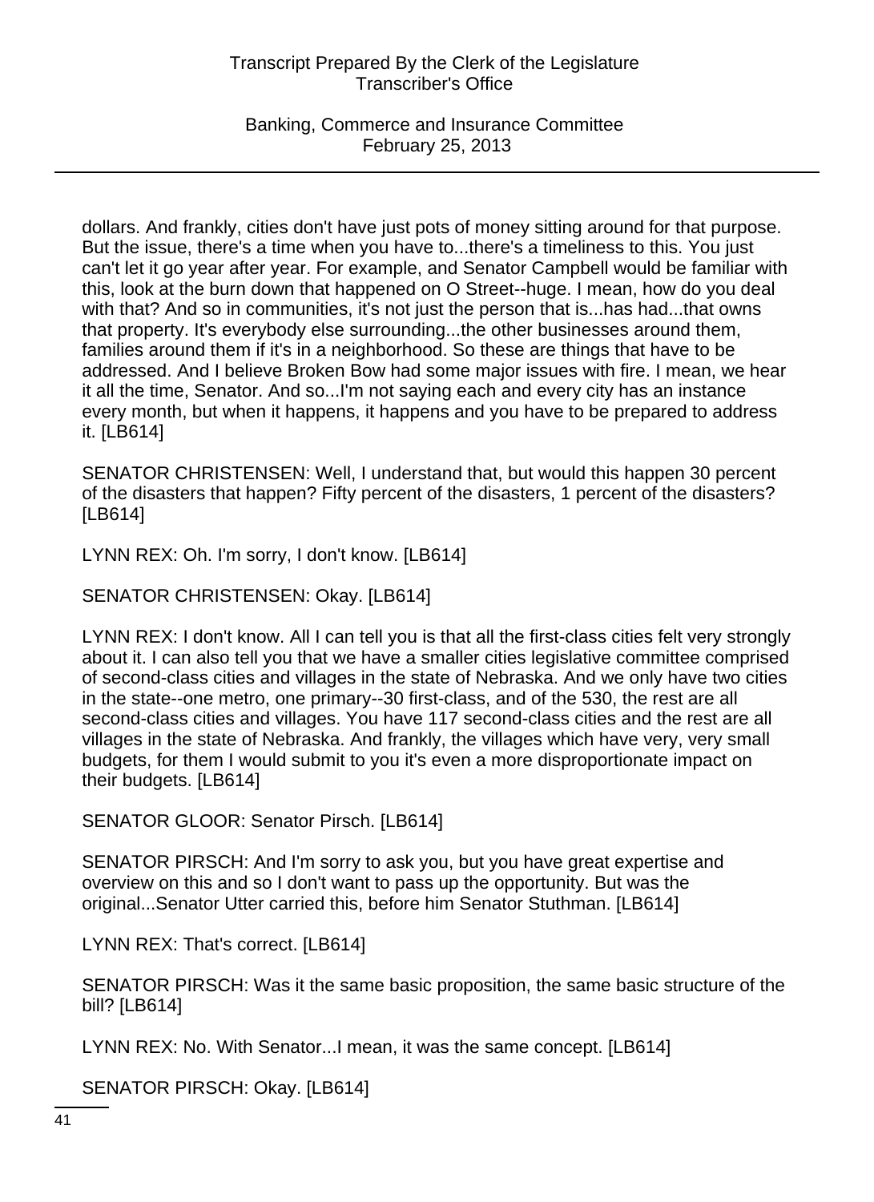dollars. And frankly, cities don't have just pots of money sitting around for that purpose. But the issue, there's a time when you have to...there's a timeliness to this. You just can't let it go year after year. For example, and Senator Campbell would be familiar with this, look at the burn down that happened on O Street--huge. I mean, how do you deal with that? And so in communities, it's not just the person that is...has had...that owns that property. It's everybody else surrounding...the other businesses around them, families around them if it's in a neighborhood. So these are things that have to be addressed. And I believe Broken Bow had some major issues with fire. I mean, we hear it all the time, Senator. And so...I'm not saying each and every city has an instance every month, but when it happens, it happens and you have to be prepared to address it. [LB614]

SENATOR CHRISTENSEN: Well, I understand that, but would this happen 30 percent of the disasters that happen? Fifty percent of the disasters, 1 percent of the disasters? [LB614]

LYNN REX: Oh. I'm sorry, I don't know. [LB614]

SENATOR CHRISTENSEN: Okay. [LB614]

LYNN REX: I don't know. All I can tell you is that all the first-class cities felt very strongly about it. I can also tell you that we have a smaller cities legislative committee comprised of second-class cities and villages in the state of Nebraska. And we only have two cities in the state--one metro, one primary--30 first-class, and of the 530, the rest are all second-class cities and villages. You have 117 second-class cities and the rest are all villages in the state of Nebraska. And frankly, the villages which have very, very small budgets, for them I would submit to you it's even a more disproportionate impact on their budgets. [LB614]

SENATOR GLOOR: Senator Pirsch. [LB614]

SENATOR PIRSCH: And I'm sorry to ask you, but you have great expertise and overview on this and so I don't want to pass up the opportunity. But was the original...Senator Utter carried this, before him Senator Stuthman. [LB614]

LYNN REX: That's correct. [LB614]

SENATOR PIRSCH: Was it the same basic proposition, the same basic structure of the bill? [LB614]

LYNN REX: No. With Senator...I mean, it was the same concept. [LB614]

SENATOR PIRSCH: Okay. [LB614]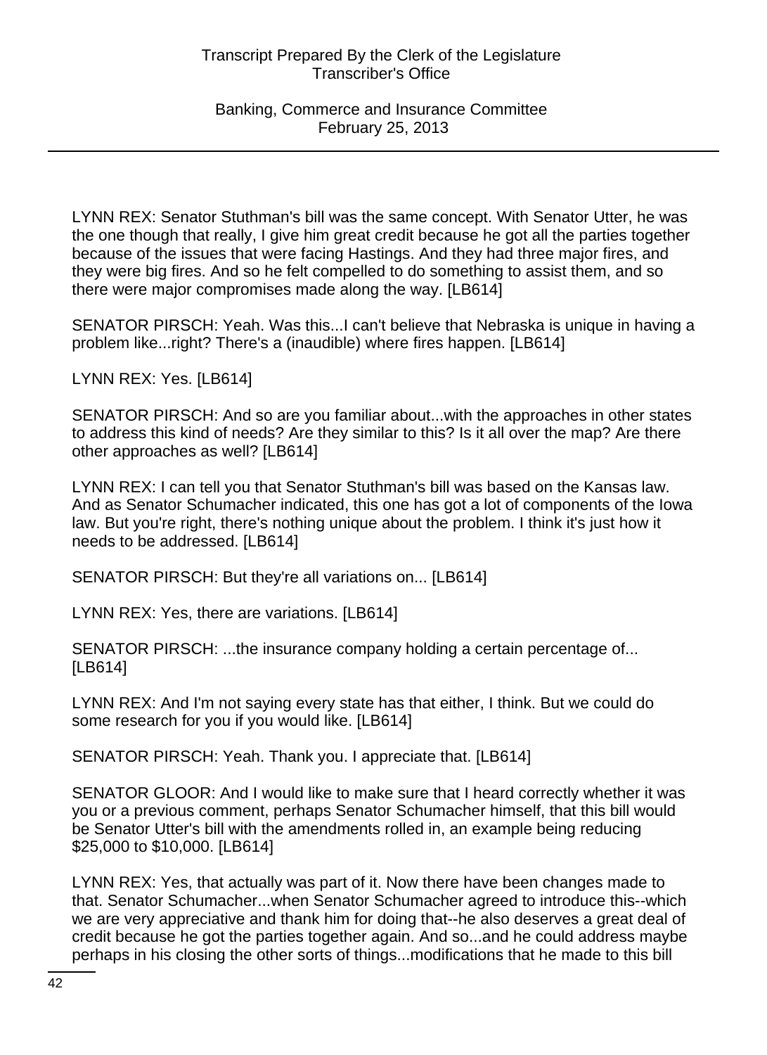LYNN REX: Senator Stuthman's bill was the same concept. With Senator Utter, he was the one though that really, I give him great credit because he got all the parties together because of the issues that were facing Hastings. And they had three major fires, and they were big fires. And so he felt compelled to do something to assist them, and so there were major compromises made along the way. [LB614]

SENATOR PIRSCH: Yeah. Was this...I can't believe that Nebraska is unique in having a problem like...right? There's a (inaudible) where fires happen. [LB614]

LYNN REX: Yes. [LB614]

SENATOR PIRSCH: And so are you familiar about...with the approaches in other states to address this kind of needs? Are they similar to this? Is it all over the map? Are there other approaches as well? [LB614]

LYNN REX: I can tell you that Senator Stuthman's bill was based on the Kansas law. And as Senator Schumacher indicated, this one has got a lot of components of the Iowa law. But you're right, there's nothing unique about the problem. I think it's just how it needs to be addressed. [LB614]

SENATOR PIRSCH: But they're all variations on... [LB614]

LYNN REX: Yes, there are variations. [LB614]

SENATOR PIRSCH: ...the insurance company holding a certain percentage of... [LB614]

LYNN REX: And I'm not saying every state has that either, I think. But we could do some research for you if you would like. [LB614]

SENATOR PIRSCH: Yeah. Thank you. I appreciate that. [LB614]

SENATOR GLOOR: And I would like to make sure that I heard correctly whether it was you or a previous comment, perhaps Senator Schumacher himself, that this bill would be Senator Utter's bill with the amendments rolled in, an example being reducing $25,000 to $10,000. [LB614]

LYNN REX: Yes, that actually was part of it. Now there have been changes made to that. Senator Schumacher...when Senator Schumacher agreed to introduce this--which we are very appreciative and thank him for doing that--he also deserves a great deal of credit because he got the parties together again. And so...and he could address maybe perhaps in his closing the other sorts of things...modifications that he made to this bill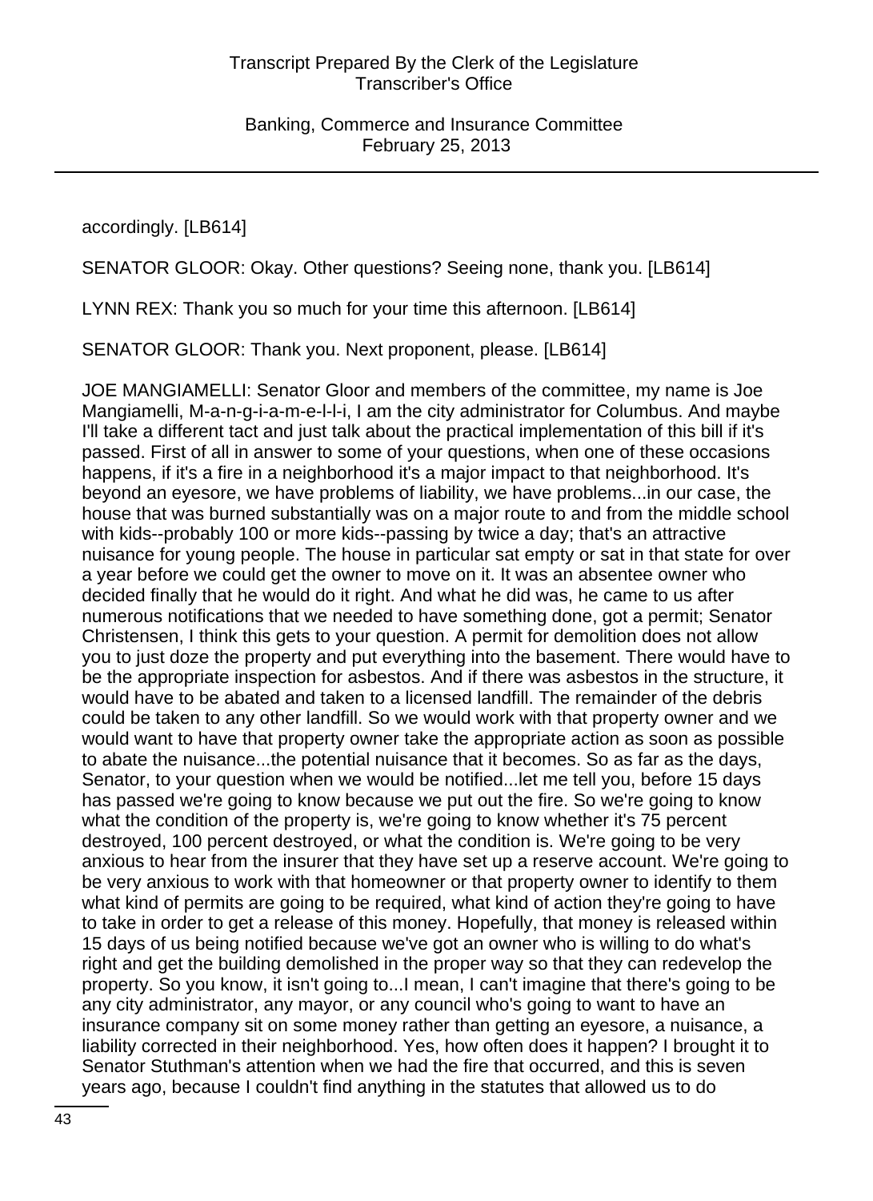accordingly. [LB614]

SENATOR GLOOR: Okay. Other questions? Seeing none, thank you. [LB614]

LYNN REX: Thank you so much for your time this afternoon. [LB614]

SENATOR GLOOR: Thank you. Next proponent, please. [LB614]

JOE MANGIAMELLI: Senator Gloor and members of the committee, my name is Joe Mangiamelli, M-a-n-g-i-a-m-e-l-l-i, I am the city administrator for Columbus. And maybe I'll take a different tact and just talk about the practical implementation of this bill if it's passed. First of all in answer to some of your questions, when one of these occasions happens, if it's a fire in a neighborhood it's a major impact to that neighborhood. It's beyond an eyesore, we have problems of liability, we have problems...in our case, the house that was burned substantially was on a major route to and from the middle school with kids--probably 100 or more kids--passing by twice a day; that's an attractive nuisance for young people. The house in particular sat empty or sat in that state for over a year before we could get the owner to move on it. It was an absentee owner who decided finally that he would do it right. And what he did was, he came to us after numerous notifications that we needed to have something done, got a permit; Senator Christensen, I think this gets to your question. A permit for demolition does not allow you to just doze the property and put everything into the basement. There would have to be the appropriate inspection for asbestos. And if there was asbestos in the structure, it would have to be abated and taken to a licensed landfill. The remainder of the debris could be taken to any other landfill. So we would work with that property owner and we would want to have that property owner take the appropriate action as soon as possible to abate the nuisance...the potential nuisance that it becomes. So as far as the days, Senator, to your question when we would be notified...let me tell you, before 15 days has passed we're going to know because we put out the fire. So we're going to know what the condition of the property is, we're going to know whether it's 75 percent destroyed, 100 percent destroyed, or what the condition is. We're going to be very anxious to hear from the insurer that they have set up a reserve account. We're going to be very anxious to work with that homeowner or that property owner to identify to them what kind of permits are going to be required, what kind of action they're going to have to take in order to get a release of this money. Hopefully, that money is released within 15 days of us being notified because we've got an owner who is willing to do what's right and get the building demolished in the proper way so that they can redevelop the property. So you know, it isn't going to...I mean, I can't imagine that there's going to be any city administrator, any mayor, or any council who's going to want to have an insurance company sit on some money rather than getting an eyesore, a nuisance, a liability corrected in their neighborhood. Yes, how often does it happen? I brought it to Senator Stuthman's attention when we had the fire that occurred, and this is seven years ago, because I couldn't find anything in the statutes that allowed us to do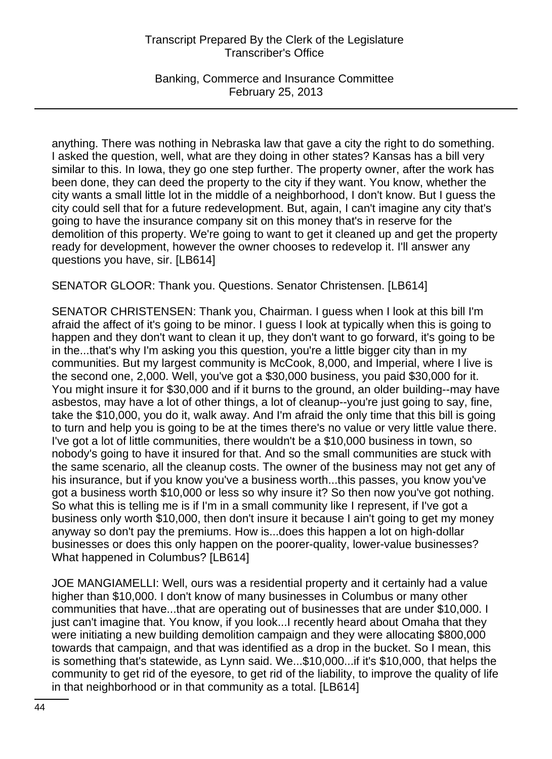anything. There was nothing in Nebraska law that gave a city the right to do something. I asked the question, well, what are they doing in other states? Kansas has a bill very similar to this. In Iowa, they go one step further. The property owner, after the work has been done, they can deed the property to the city if they want. You know, whether the city wants a small little lot in the middle of a neighborhood, I don't know. But I guess the city could sell that for a future redevelopment. But, again, I can't imagine any city that's going to have the insurance company sit on this money that's in reserve for the demolition of this property. We're going to want to get it cleaned up and get the property ready for development, however the owner chooses to redevelop it. I'll answer any questions you have, sir. [LB614]

SENATOR GLOOR: Thank you. Questions. Senator Christensen. [LB614]

SENATOR CHRISTENSEN: Thank you, Chairman. I guess when I look at this bill I'm afraid the affect of it's going to be minor. I guess I look at typically when this is going to happen and they don't want to clean it up, they don't want to go forward, it's going to be in the...that's why I'm asking you this question, you're a little bigger city than in my communities. But my largest community is McCook, 8,000, and Imperial, where I live is the second one, 2,000. Well, you've got a $30,000 business, you paid $30,000 for it. You might insure it for $30,000 and if it burns to the ground, an older building--may have asbestos, may have a lot of other things, a lot of cleanup--you're just going to say, fine, take the $10,000, you do it, walk away. And I'm afraid the only time that this bill is going to turn and help you is going to be at the times there's no value or very little value there. I've got a lot of little communities, there wouldn't be a $10,000 business in town, so nobody's going to have it insured for that. And so the small communities are stuck with the same scenario, all the cleanup costs. The owner of the business may not get any of his insurance, but if you know you've a business worth...this passes, you know you've got a business worth $10,000 or less so why insure it? So then now you've got nothing. So what this is telling me is if I'm in a small community like I represent, if I've got a business only worth $10,000, then don't insure it because I ain't going to get my money anyway so don't pay the premiums. How is...does this happen a lot on high-dollar businesses or does this only happen on the poorer-quality, lower-value businesses? What happened in Columbus? [LB614]

JOE MANGIAMELLI: Well, ours was a residential property and it certainly had a value higher than $10,000. I don't know of many businesses in Columbus or many other communities that have...that are operating out of businesses that are under $10,000. I just can't imagine that. You know, if you look...I recently heard about Omaha that they were initiating a new building demolition campaign and they were allocating $800,000 towards that campaign, and that was identified as a drop in the bucket. So I mean, this is something that's statewide, as Lynn said. We...$10,000...if it's $10,000, that helps the community to get rid of the eyesore, to get rid of the liability, to improve the quality of life in that neighborhood or in that community as a total. [LB614]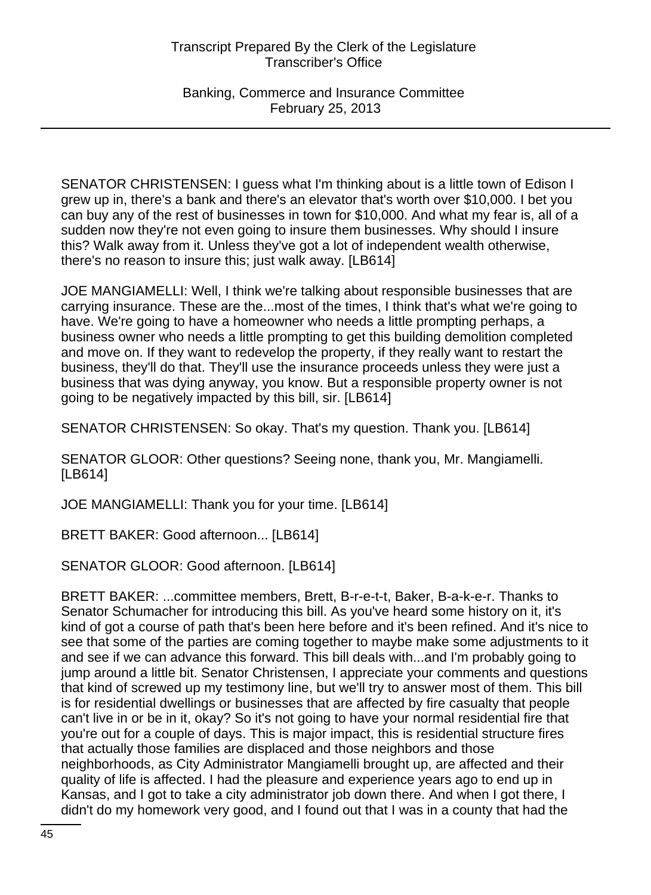SENATOR CHRISTENSEN: I guess what I'm thinking about is a little town of Edison I grew up in, there's a bank and there's an elevator that's worth over $10,000. I bet you can buy any of the rest of businesses in town for $10,000. And what my fear is, all of a sudden now they're not even going to insure them businesses. Why should I insure this? Walk away from it. Unless they've got a lot of independent wealth otherwise, there's no reason to insure this; just walk away. [LB614]

JOE MANGIAMELLI: Well, I think we're talking about responsible businesses that are carrying insurance. These are the...most of the times, I think that's what we're going to have. We're going to have a homeowner who needs a little prompting perhaps, a business owner who needs a little prompting to get this building demolition completed and move on. If they want to redevelop the property, if they really want to restart the business, they'll do that. They'll use the insurance proceeds unless they were just a business that was dying anyway, you know. But a responsible property owner is not going to be negatively impacted by this bill, sir. [LB614]

SENATOR CHRISTENSEN: So okay. That's my question. Thank you. [LB614]

SENATOR GLOOR: Other questions? Seeing none, thank you, Mr. Mangiamelli. [LB614]

JOE MANGIAMELLI: Thank you for your time. [LB614]

BRETT BAKER: Good afternoon... [LB614]

SENATOR GLOOR: Good afternoon. [LB614]

BRETT BAKER: ...committee members, Brett, B-r-e-t-t, Baker, B-a-k-e-r. Thanks to Senator Schumacher for introducing this bill. As you've heard some history on it, it's kind of got a course of path that's been here before and it's been refined. And it's nice to see that some of the parties are coming together to maybe make some adjustments to it and see if we can advance this forward. This bill deals with...and I'm probably going to jump around a little bit. Senator Christensen, I appreciate your comments and questions that kind of screwed up my testimony line, but we'll try to answer most of them. This bill is for residential dwellings or businesses that are affected by fire casualty that people can't live in or be in it, okay? So it's not going to have your normal residential fire that you're out for a couple of days. This is major impact, this is residential structure fires that actually those families are displaced and those neighbors and those neighborhoods, as City Administrator Mangiamelli brought up, are affected and their quality of life is affected. I had the pleasure and experience years ago to end up in Kansas, and I got to take a city administrator job down there. And when I got there, I didn't do my homework very good, and I found out that I was in a county that had the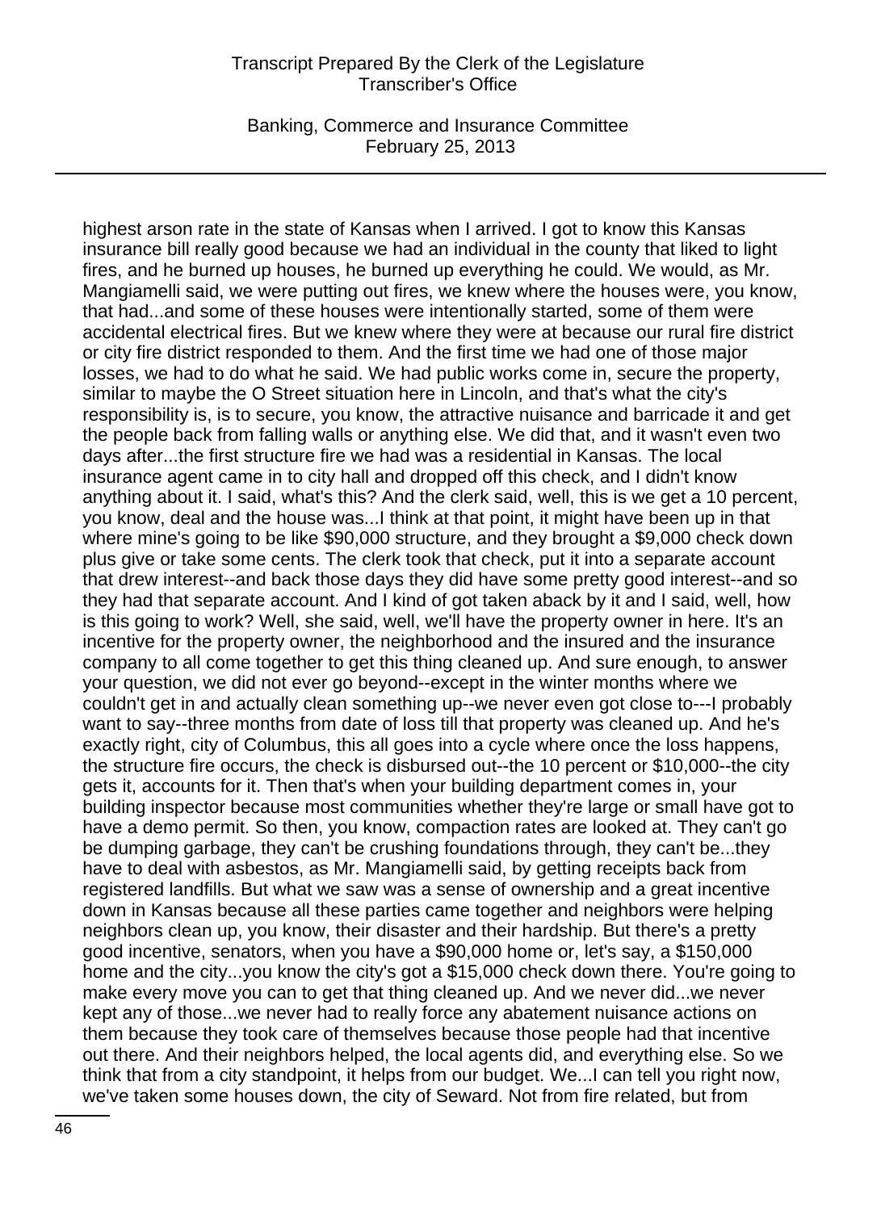highest arson rate in the state of Kansas when I arrived. I got to know this Kansas insurance bill really good because we had an individual in the county that liked to light fires, and he burned up houses, he burned up everything he could. We would, as Mr. Mangiamelli said, we were putting out fires, we knew where the houses were, you know, that had...and some of these houses were intentionally started, some of them were accidental electrical fires. But we knew where they were at because our rural fire district or city fire district responded to them. And the first time we had one of those major losses, we had to do what he said. We had public works come in, secure the property, similar to maybe the O Street situation here in Lincoln, and that's what the city's responsibility is, is to secure, you know, the attractive nuisance and barricade it and get the people back from falling walls or anything else. We did that, and it wasn't even two days after...the first structure fire we had was a residential in Kansas. The local insurance agent came in to city hall and dropped off this check, and I didn't know anything about it. I said, what's this? And the clerk said, well, this is we get a 10 percent, you know, deal and the house was...I think at that point, it might have been up in that where mine's going to be like $90,000 structure, and they brought a $9,000 check down plus give or take some cents. The clerk took that check, put it into a separate account that drew interest--and back those days they did have some pretty good interest--and so they had that separate account. And I kind of got taken aback by it and I said, well, how is this going to work? Well, she said, well, we'll have the property owner in here. It's an incentive for the property owner, the neighborhood and the insured and the insurance company to all come together to get this thing cleaned up. And sure enough, to answer your question, we did not ever go beyond--except in the winter months where we couldn't get in and actually clean something up--we never even got close to---I probably want to say--three months from date of loss till that property was cleaned up. And he's exactly right, city of Columbus, this all goes into a cycle where once the loss happens, the structure fire occurs, the check is disbursed out--the 10 percent or $10,000--the city gets it, accounts for it. Then that's when your building department comes in, your building inspector because most communities whether they're large or small have got to have a demo permit. So then, you know, compaction rates are looked at. They can't go be dumping garbage, they can't be crushing foundations through, they can't be...they have to deal with asbestos, as Mr. Mangiamelli said, by getting receipts back from registered landfills. But what we saw was a sense of ownership and a great incentive down in Kansas because all these parties came together and neighbors were helping neighbors clean up, you know, their disaster and their hardship. But there's a pretty good incentive, senators, when you have a $90,000 home or, let's say, a $150,000 home and the city...you know the city's got a $15,000 check down there. You're going to make every move you can to get that thing cleaned up. And we never did...we never kept any of those...we never had to really force any abatement nuisance actions on them because they took care of themselves because those people had that incentive out there. And their neighbors helped, the local agents did, and everything else. So we think that from a city standpoint, it helps from our budget. We...I can tell you right now, we've taken some houses down, the city of Seward. Not from fire related, but from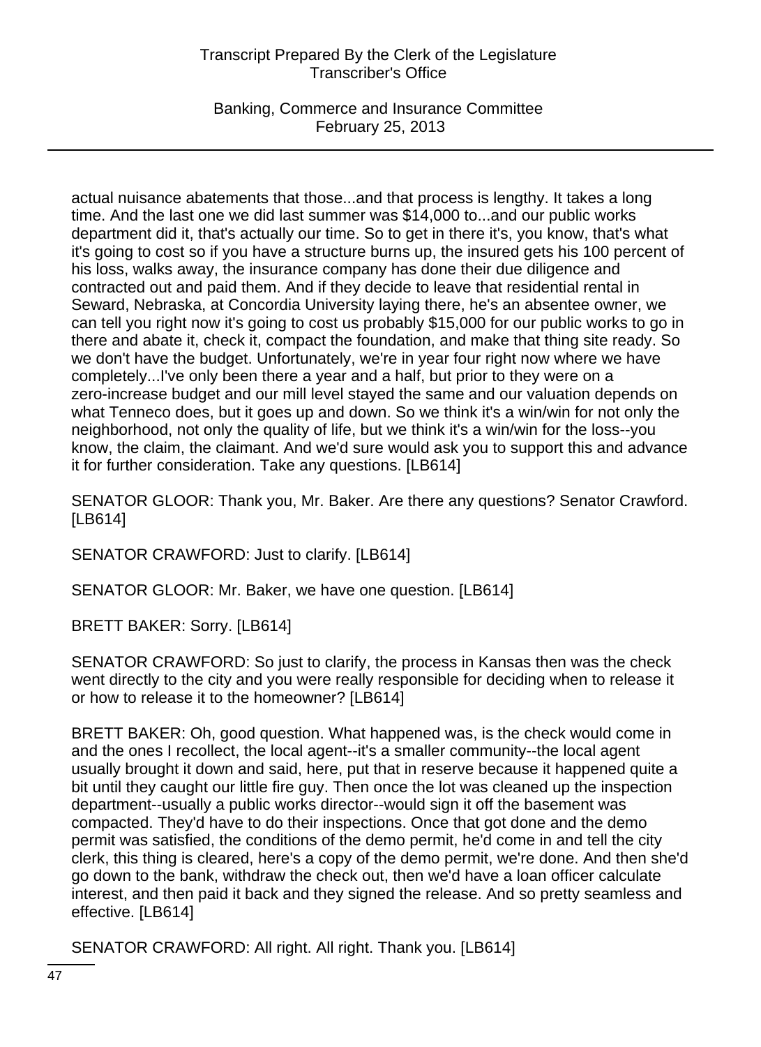actual nuisance abatements that those...and that process is lengthy. It takes a long time. And the last one we did last summer was $14,000 to...and our public works department did it, that's actually our time. So to get in there it's, you know, that's what it's going to cost so if you have a structure burns up, the insured gets his 100 percent of his loss, walks away, the insurance company has done their due diligence and contracted out and paid them. And if they decide to leave that residential rental in Seward, Nebraska, at Concordia University laying there, he's an absentee owner, we can tell you right now it's going to cost us probably $15,000 for our public works to go in there and abate it, check it, compact the foundation, and make that thing site ready. So we don't have the budget. Unfortunately, we're in year four right now where we have completely...I've only been there a year and a half, but prior to they were on a zero-increase budget and our mill level stayed the same and our valuation depends on what Tenneco does, but it goes up and down. So we think it's a win/win for not only the neighborhood, not only the quality of life, but we think it's a win/win for the loss--you know, the claim, the claimant. And we'd sure would ask you to support this and advance it for further consideration. Take any questions. [LB614]

SENATOR GLOOR: Thank you, Mr. Baker. Are there any questions? Senator Crawford. [LB614]

SENATOR CRAWFORD: Just to clarify. [LB614]

SENATOR GLOOR: Mr. Baker, we have one question. [LB614]

BRETT BAKER: Sorry. [LB614]

SENATOR CRAWFORD: So just to clarify, the process in Kansas then was the check went directly to the city and you were really responsible for deciding when to release it or how to release it to the homeowner? [LB614]

BRETT BAKER: Oh, good question. What happened was, is the check would come in and the ones I recollect, the local agent--it's a smaller community--the local agent usually brought it down and said, here, put that in reserve because it happened quite a bit until they caught our little fire guy. Then once the lot was cleaned up the inspection department--usually a public works director--would sign it off the basement was compacted. They'd have to do their inspections. Once that got done and the demo permit was satisfied, the conditions of the demo permit, he'd come in and tell the city clerk, this thing is cleared, here's a copy of the demo permit, we're done. And then she'd go down to the bank, withdraw the check out, then we'd have a loan officer calculate interest, and then paid it back and they signed the release. And so pretty seamless and effective. [LB614]

SENATOR CRAWFORD: All right. All right. Thank you. [LB614]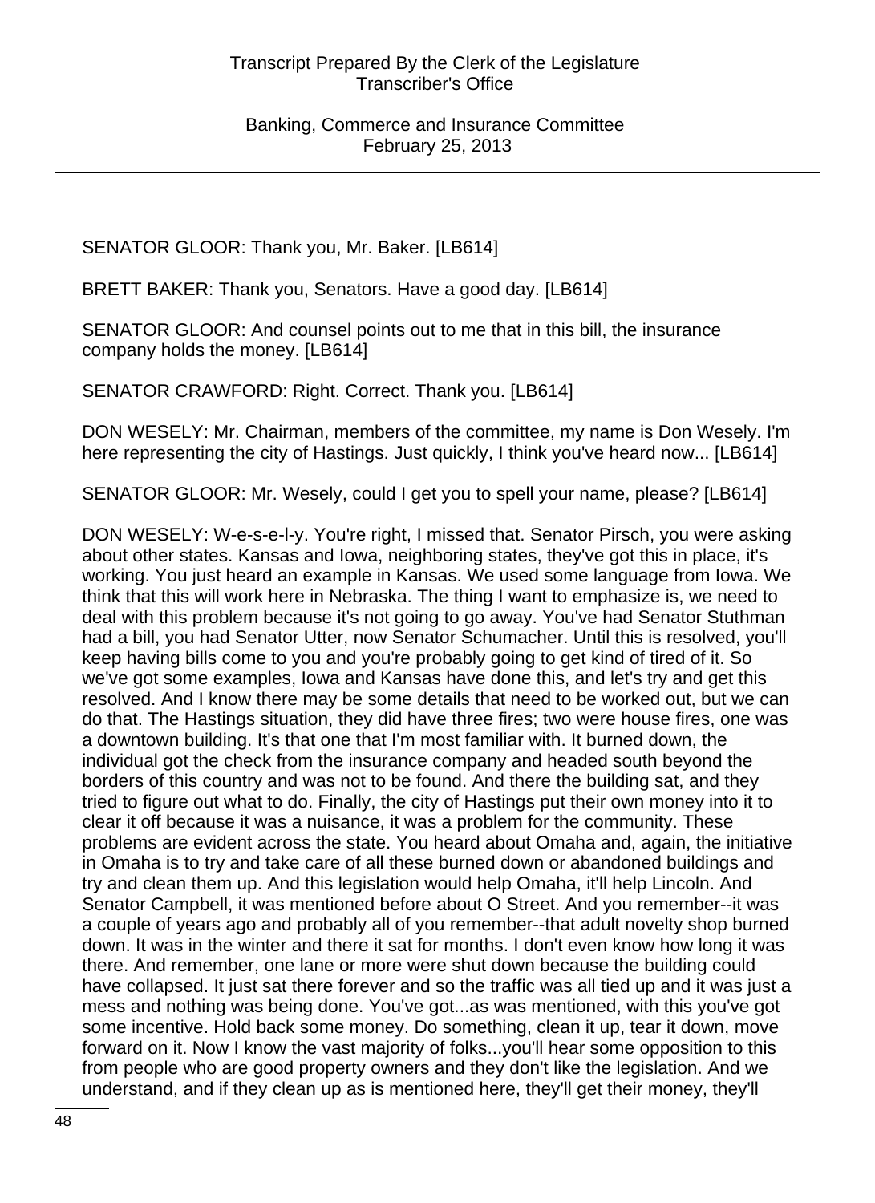SENATOR GLOOR: Thank you, Mr. Baker. [LB614]

BRETT BAKER: Thank you, Senators. Have a good day. [LB614]

SENATOR GLOOR: And counsel points out to me that in this bill, the insurance company holds the money. [LB614]

SENATOR CRAWFORD: Right. Correct. Thank you. [LB614]

DON WESELY: Mr. Chairman, members of the committee, my name is Don Wesely. I'm here representing the city of Hastings. Just quickly, I think you've heard now... [LB614]

SENATOR GLOOR: Mr. Wesely, could I get you to spell your name, please? [LB614]

DON WESELY: W-e-s-e-l-y. You're right, I missed that. Senator Pirsch, you were asking about other states. Kansas and Iowa, neighboring states, they've got this in place, it's working. You just heard an example in Kansas. We used some language from Iowa. We think that this will work here in Nebraska. The thing I want to emphasize is, we need to deal with this problem because it's not going to go away. You've had Senator Stuthman had a bill, you had Senator Utter, now Senator Schumacher. Until this is resolved, you'll keep having bills come to you and you're probably going to get kind of tired of it. So we've got some examples, Iowa and Kansas have done this, and let's try and get this resolved. And I know there may be some details that need to be worked out, but we can do that. The Hastings situation, they did have three fires; two were house fires, one was a downtown building. It's that one that I'm most familiar with. It burned down, the individual got the check from the insurance company and headed south beyond the borders of this country and was not to be found. And there the building sat, and they tried to figure out what to do. Finally, the city of Hastings put their own money into it to clear it off because it was a nuisance, it was a problem for the community. These problems are evident across the state. You heard about Omaha and, again, the initiative in Omaha is to try and take care of all these burned down or abandoned buildings and try and clean them up. And this legislation would help Omaha, it'll help Lincoln. And Senator Campbell, it was mentioned before about O Street. And you remember--it was a couple of years ago and probably all of you remember--that adult novelty shop burned down. It was in the winter and there it sat for months. I don't even know how long it was there. And remember, one lane or more were shut down because the building could have collapsed. It just sat there forever and so the traffic was all tied up and it was just a mess and nothing was being done. You've got...as was mentioned, with this you've got some incentive. Hold back some money. Do something, clean it up, tear it down, move forward on it. Now I know the vast majority of folks...you'll hear some opposition to this from people who are good property owners and they don't like the legislation. And we understand, and if they clean up as is mentioned here, they'll get their money, they'll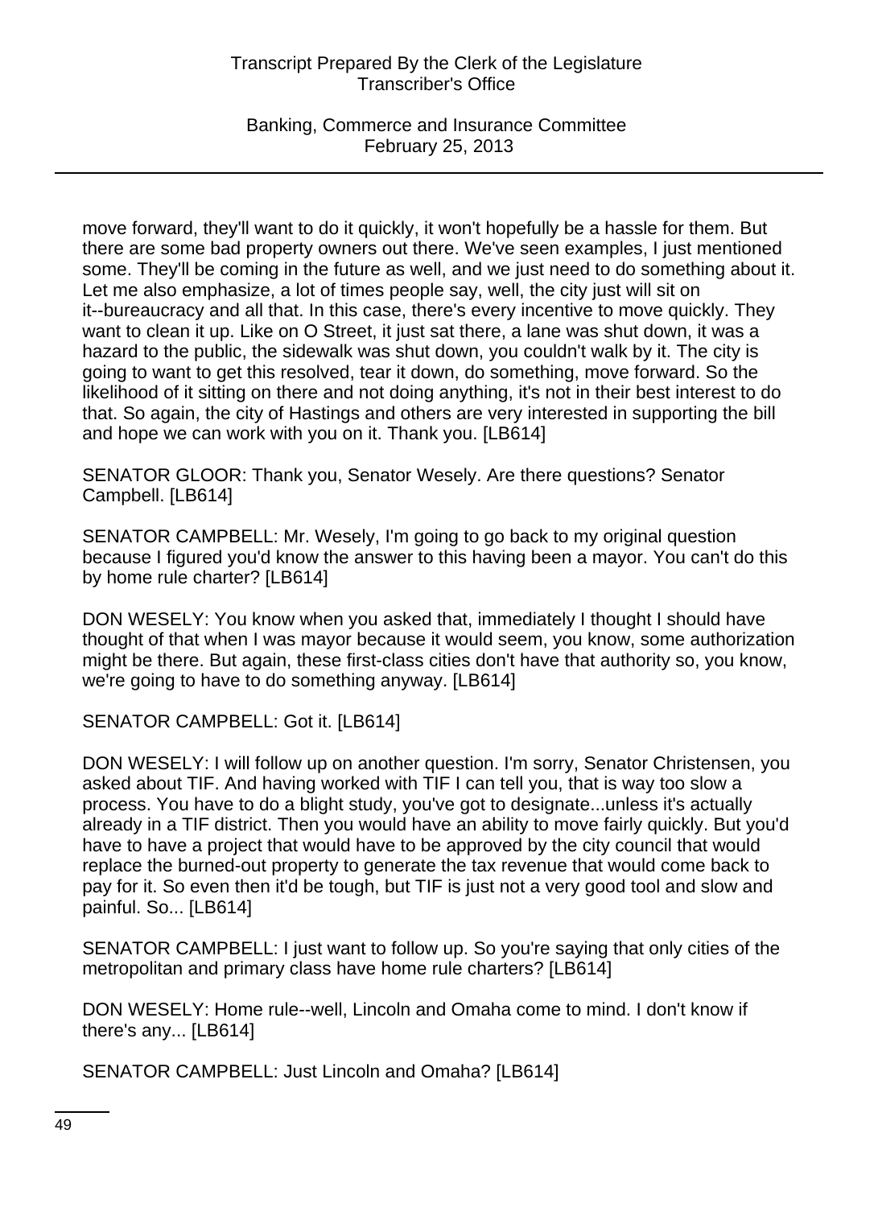move forward, they'll want to do it quickly, it won't hopefully be a hassle for them. But there are some bad property owners out there. We've seen examples, I just mentioned some. They'll be coming in the future as well, and we just need to do something about it. Let me also emphasize, a lot of times people say, well, the city just will sit on it--bureaucracy and all that. In this case, there's every incentive to move quickly. They want to clean it up. Like on O Street, it just sat there, a lane was shut down, it was a hazard to the public, the sidewalk was shut down, you couldn't walk by it. The city is going to want to get this resolved, tear it down, do something, move forward. So the likelihood of it sitting on there and not doing anything, it's not in their best interest to do that. So again, the city of Hastings and others are very interested in supporting the bill and hope we can work with you on it. Thank you. [LB614]

SENATOR GLOOR: Thank you, Senator Wesely. Are there questions? Senator Campbell. [LB614]

SENATOR CAMPBELL: Mr. Wesely, I'm going to go back to my original question because I figured you'd know the answer to this having been a mayor. You can't do this by home rule charter? [LB614]

DON WESELY: You know when you asked that, immediately I thought I should have thought of that when I was mayor because it would seem, you know, some authorization might be there. But again, these first-class cities don't have that authority so, you know, we're going to have to do something anyway. [LB614]

SENATOR CAMPBELL: Got it. [LB614]

DON WESELY: I will follow up on another question. I'm sorry, Senator Christensen, you asked about TIF. And having worked with TIF I can tell you, that is way too slow a process. You have to do a blight study, you've got to designate...unless it's actually already in a TIF district. Then you would have an ability to move fairly quickly. But you'd have to have a project that would have to be approved by the city council that would replace the burned-out property to generate the tax revenue that would come back to pay for it. So even then it'd be tough, but TIF is just not a very good tool and slow and painful. So... [LB614]

SENATOR CAMPBELL: I just want to follow up. So you're saying that only cities of the metropolitan and primary class have home rule charters? [LB614]

DON WESELY: Home rule--well, Lincoln and Omaha come to mind. I don't know if there's any... [LB614]

SENATOR CAMPBELL: Just Lincoln and Omaha? [LB614]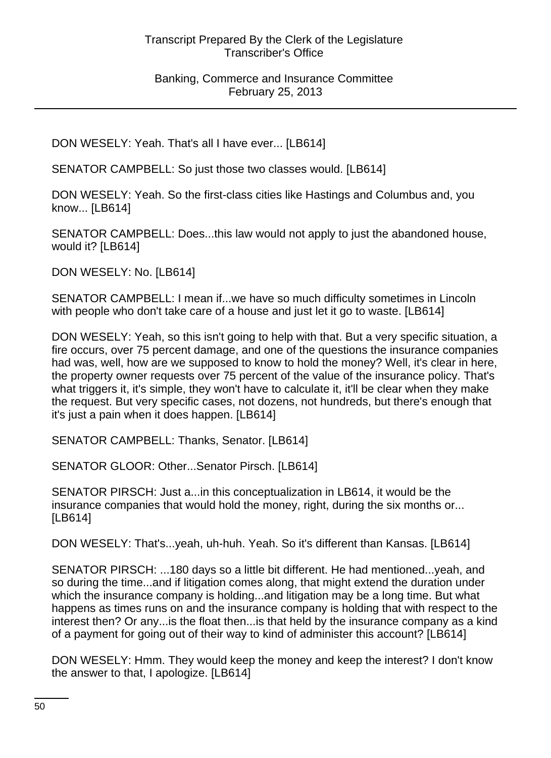DON WESELY: Yeah. That's all I have ever... [LB614]

SENATOR CAMPBELL: So just those two classes would. [LB614]

DON WESELY: Yeah. So the first-class cities like Hastings and Columbus and, you know... [LB614]

SENATOR CAMPBELL: Does...this law would not apply to just the abandoned house, would it? [LB614]

DON WESELY: No. [LB614]

SENATOR CAMPBELL: I mean if...we have so much difficulty sometimes in Lincoln with people who don't take care of a house and just let it go to waste. [LB614]

DON WESELY: Yeah, so this isn't going to help with that. But a very specific situation, a fire occurs, over 75 percent damage, and one of the questions the insurance companies had was, well, how are we supposed to know to hold the money? Well, it's clear in here, the property owner requests over 75 percent of the value of the insurance policy. That's what triggers it, it's simple, they won't have to calculate it, it'll be clear when they make the request. But very specific cases, not dozens, not hundreds, but there's enough that it's just a pain when it does happen. [LB614]

SENATOR CAMPBELL: Thanks, Senator. [LB614]

SENATOR GLOOR: Other...Senator Pirsch. [LB614]

SENATOR PIRSCH: Just a...in this conceptualization in LB614, it would be the insurance companies that would hold the money, right, during the six months or... [LB614]

DON WESELY: That's...yeah, uh-huh. Yeah. So it's different than Kansas. [LB614]

SENATOR PIRSCH: ...180 days so a little bit different. He had mentioned...yeah, and so during the time...and if litigation comes along, that might extend the duration under which the insurance company is holding...and litigation may be a long time. But what happens as times runs on and the insurance company is holding that with respect to the interest then? Or any...is the float then...is that held by the insurance company as a kind of a payment for going out of their way to kind of administer this account? [LB614]

DON WESELY: Hmm. They would keep the money and keep the interest? I don't know the answer to that, I apologize. [LB614]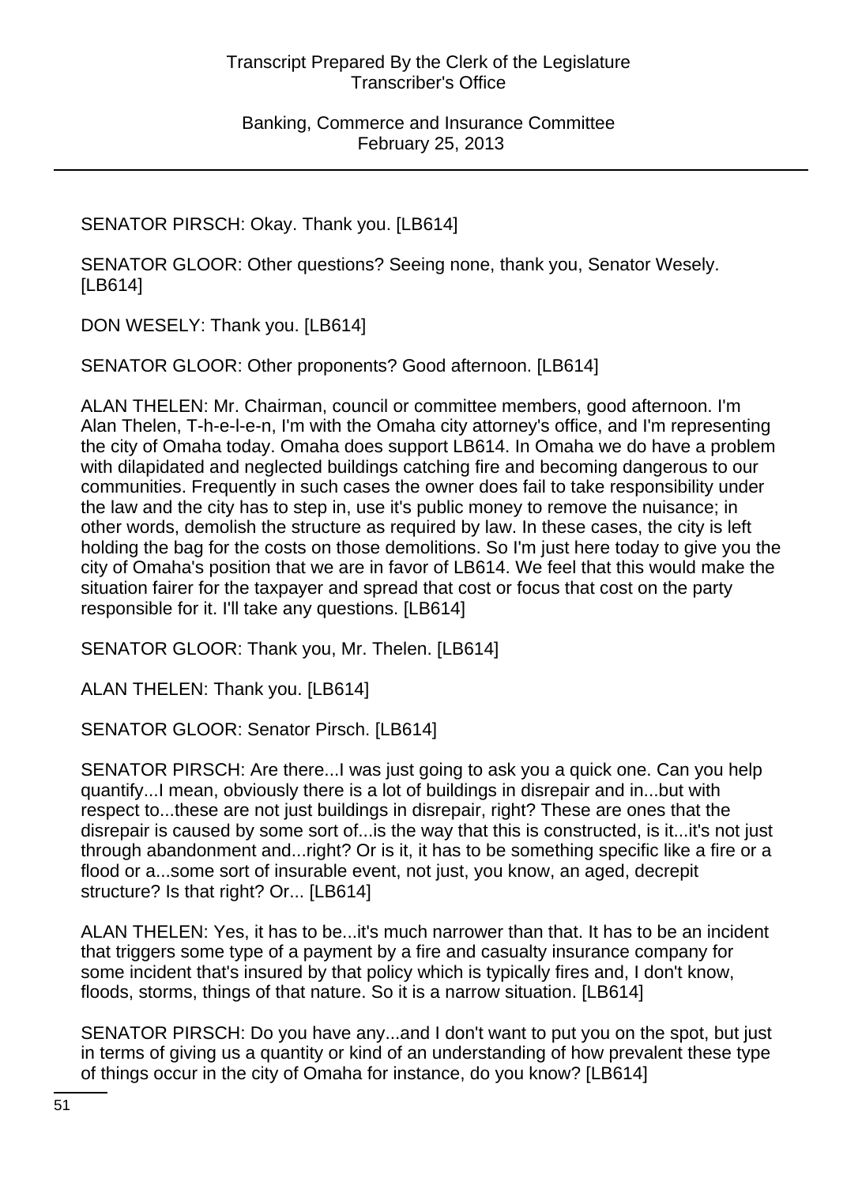SENATOR PIRSCH: Okay. Thank you. [LB614]

SENATOR GLOOR: Other questions? Seeing none, thank you, Senator Wesely. [LB614]

DON WESELY: Thank you. [LB614]

SENATOR GLOOR: Other proponents? Good afternoon. [LB614]

ALAN THELEN: Mr. Chairman, council or committee members, good afternoon. I'm Alan Thelen, T-h-e-l-e-n, I'm with the Omaha city attorney's office, and I'm representing the city of Omaha today. Omaha does support LB614. In Omaha we do have a problem with dilapidated and neglected buildings catching fire and becoming dangerous to our communities. Frequently in such cases the owner does fail to take responsibility under the law and the city has to step in, use it's public money to remove the nuisance; in other words, demolish the structure as required by law. In these cases, the city is left holding the bag for the costs on those demolitions. So I'm just here today to give you the city of Omaha's position that we are in favor of LB614. We feel that this would make the situation fairer for the taxpayer and spread that cost or focus that cost on the party responsible for it. I'll take any questions. [LB614]

SENATOR GLOOR: Thank you, Mr. Thelen. [LB614]

ALAN THELEN: Thank you. [LB614]

SENATOR GLOOR: Senator Pirsch. [LB614]

SENATOR PIRSCH: Are there...I was just going to ask you a quick one. Can you help quantify...I mean, obviously there is a lot of buildings in disrepair and in...but with respect to...these are not just buildings in disrepair, right? These are ones that the disrepair is caused by some sort of...is the way that this is constructed, is it...it's not just through abandonment and...right? Or is it, it has to be something specific like a fire or a flood or a...some sort of insurable event, not just, you know, an aged, decrepit structure? Is that right? Or... [LB614]

ALAN THELEN: Yes, it has to be...it's much narrower than that. It has to be an incident that triggers some type of a payment by a fire and casualty insurance company for some incident that's insured by that policy which is typically fires and, I don't know, floods, storms, things of that nature. So it is a narrow situation. [LB614]

SENATOR PIRSCH: Do you have any...and I don't want to put you on the spot, but just in terms of giving us a quantity or kind of an understanding of how prevalent these type of things occur in the city of Omaha for instance, do you know? [LB614]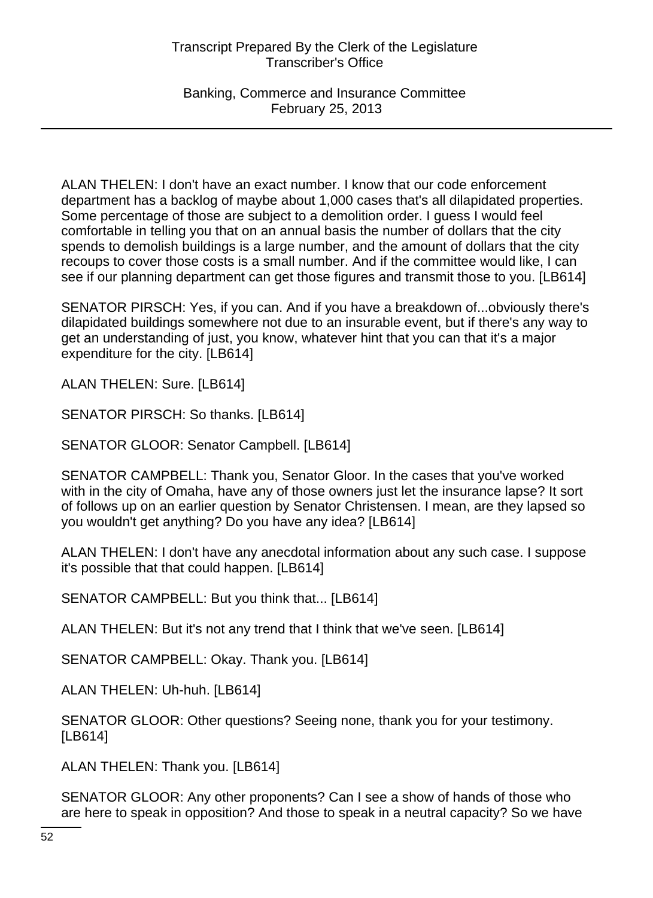ALAN THELEN: I don't have an exact number. I know that our code enforcement department has a backlog of maybe about 1,000 cases that's all dilapidated properties. Some percentage of those are subject to a demolition order. I guess I would feel comfortable in telling you that on an annual basis the number of dollars that the city spends to demolish buildings is a large number, and the amount of dollars that the city recoups to cover those costs is a small number. And if the committee would like, I can see if our planning department can get those figures and transmit those to you. [LB614]

SENATOR PIRSCH: Yes, if you can. And if you have a breakdown of...obviously there's dilapidated buildings somewhere not due to an insurable event, but if there's any way to get an understanding of just, you know, whatever hint that you can that it's a major expenditure for the city. [LB614]

ALAN THELEN: Sure. [LB614]

SENATOR PIRSCH: So thanks. [LB614]

SENATOR GLOOR: Senator Campbell. [LB614]

SENATOR CAMPBELL: Thank you, Senator Gloor. In the cases that you've worked with in the city of Omaha, have any of those owners just let the insurance lapse? It sort of follows up on an earlier question by Senator Christensen. I mean, are they lapsed so you wouldn't get anything? Do you have any idea? [LB614]

ALAN THELEN: I don't have any anecdotal information about any such case. I suppose it's possible that that could happen. [LB614]

SENATOR CAMPBELL: But you think that... [LB614]

ALAN THELEN: But it's not any trend that I think that we've seen. [LB614]

SENATOR CAMPBELL: Okay. Thank you. [LB614]

ALAN THELEN: Uh-huh. [LB614]

SENATOR GLOOR: Other questions? Seeing none, thank you for your testimony. [LB614]

ALAN THELEN: Thank you. [LB614]

SENATOR GLOOR: Any other proponents? Can I see a show of hands of those who are here to speak in opposition? And those to speak in a neutral capacity? So we have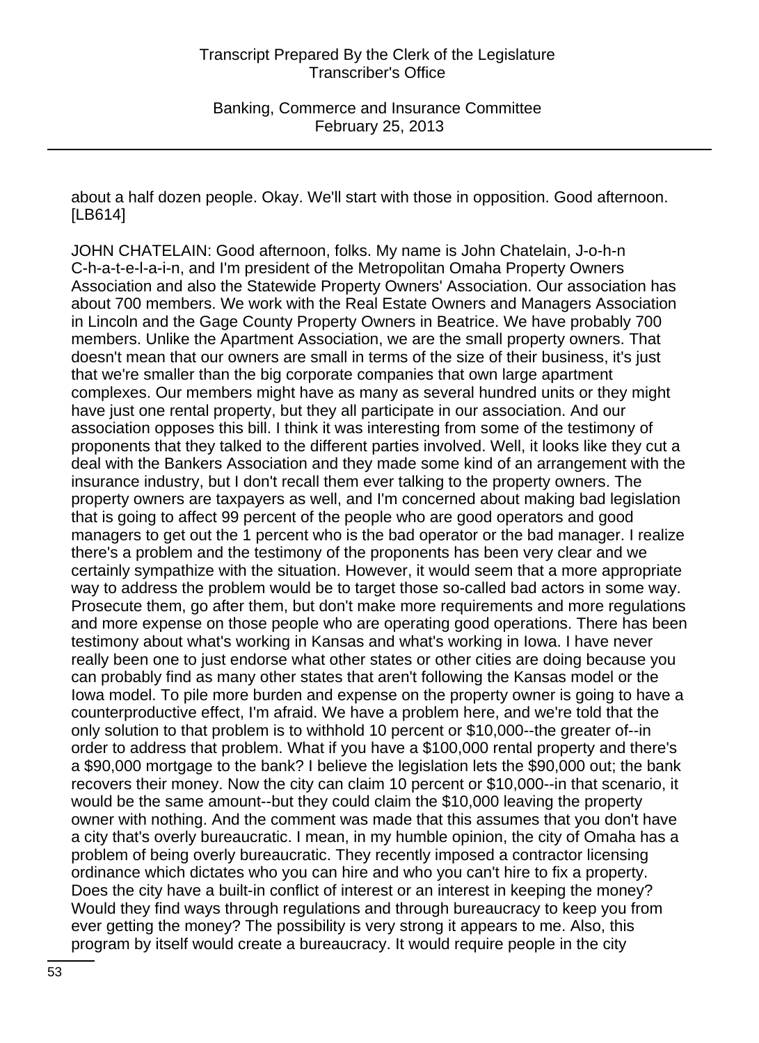about a half dozen people. Okay. We'll start with those in opposition. Good afternoon. [LB614]

JOHN CHATELAIN: Good afternoon, folks. My name is John Chatelain, J-o-h-n C-h-a-t-e-l-a-i-n, and I'm president of the Metropolitan Omaha Property Owners Association and also the Statewide Property Owners' Association. Our association has about 700 members. We work with the Real Estate Owners and Managers Association in Lincoln and the Gage County Property Owners in Beatrice. We have probably 700 members. Unlike the Apartment Association, we are the small property owners. That doesn't mean that our owners are small in terms of the size of their business, it's just that we're smaller than the big corporate companies that own large apartment complexes. Our members might have as many as several hundred units or they might have just one rental property, but they all participate in our association. And our association opposes this bill. I think it was interesting from some of the testimony of proponents that they talked to the different parties involved. Well, it looks like they cut a deal with the Bankers Association and they made some kind of an arrangement with the insurance industry, but I don't recall them ever talking to the property owners. The property owners are taxpayers as well, and I'm concerned about making bad legislation that is going to affect 99 percent of the people who are good operators and good managers to get out the 1 percent who is the bad operator or the bad manager. I realize there's a problem and the testimony of the proponents has been very clear and we certainly sympathize with the situation. However, it would seem that a more appropriate way to address the problem would be to target those so-called bad actors in some way. Prosecute them, go after them, but don't make more requirements and more regulations and more expense on those people who are operating good operations. There has been testimony about what's working in Kansas and what's working in Iowa. I have never really been one to just endorse what other states or other cities are doing because you can probably find as many other states that aren't following the Kansas model or the Iowa model. To pile more burden and expense on the property owner is going to have a counterproductive effect, I'm afraid. We have a problem here, and we're told that the only solution to that problem is to withhold 10 percent or $10,000--the greater of--in order to address that problem. What if you have a $100,000 rental property and there's a $90,000 mortgage to the bank? I believe the legislation lets the $90,000 out; the bank recovers their money. Now the city can claim 10 percent or $10,000--in that scenario, it would be the same amount--but they could claim the $10,000 leaving the property owner with nothing. And the comment was made that this assumes that you don't have a city that's overly bureaucratic. I mean, in my humble opinion, the city of Omaha has a problem of being overly bureaucratic. They recently imposed a contractor licensing ordinance which dictates who you can hire and who you can't hire to fix a property. Does the city have a built-in conflict of interest or an interest in keeping the money? Would they find ways through regulations and through bureaucracy to keep you from ever getting the money? The possibility is very strong it appears to me. Also, this program by itself would create a bureaucracy. It would require people in the city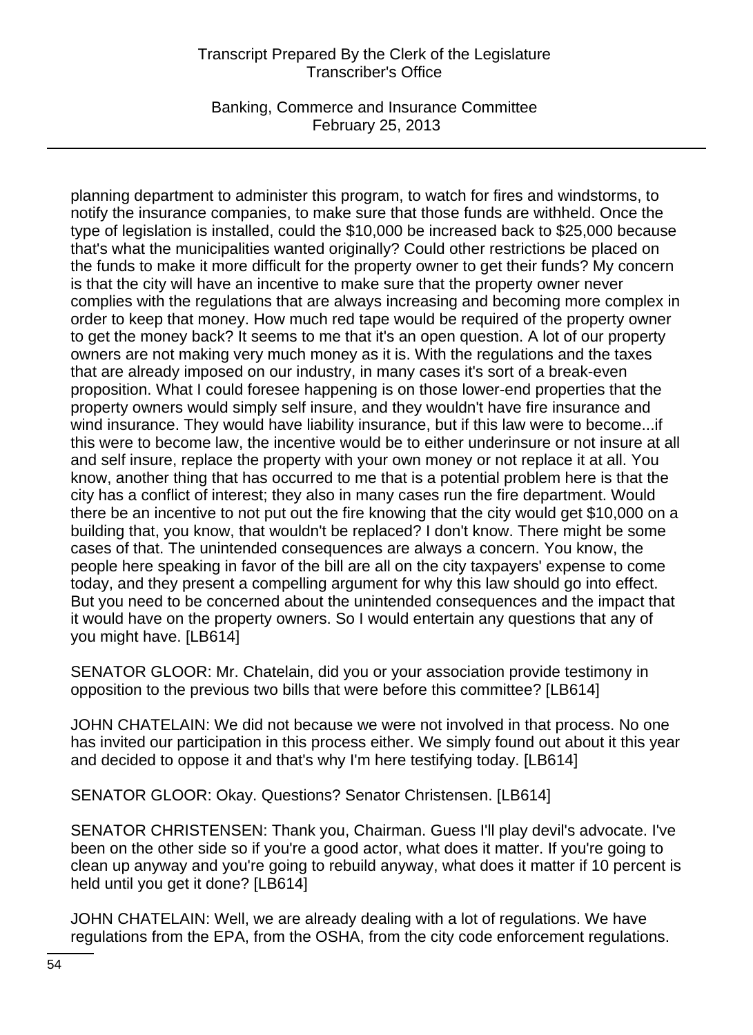planning department to administer this program, to watch for fires and windstorms, to notify the insurance companies, to make sure that those funds are withheld. Once the type of legislation is installed, could the $10,000 be increased back to $25,000 because that's what the municipalities wanted originally? Could other restrictions be placed on the funds to make it more difficult for the property owner to get their funds? My concern is that the city will have an incentive to make sure that the property owner never complies with the regulations that are always increasing and becoming more complex in order to keep that money. How much red tape would be required of the property owner to get the money back? It seems to me that it's an open question. A lot of our property owners are not making very much money as it is. With the regulations and the taxes that are already imposed on our industry, in many cases it's sort of a break-even proposition. What I could foresee happening is on those lower-end properties that the property owners would simply self insure, and they wouldn't have fire insurance and wind insurance. They would have liability insurance, but if this law were to become...if this were to become law, the incentive would be to either underinsure or not insure at all and self insure, replace the property with your own money or not replace it at all. You know, another thing that has occurred to me that is a potential problem here is that the city has a conflict of interest; they also in many cases run the fire department. Would there be an incentive to not put out the fire knowing that the city would get $10,000 on a building that, you know, that wouldn't be replaced? I don't know. There might be some cases of that. The unintended consequences are always a concern. You know, the people here speaking in favor of the bill are all on the city taxpayers' expense to come today, and they present a compelling argument for why this law should go into effect. But you need to be concerned about the unintended consequences and the impact that it would have on the property owners. So I would entertain any questions that any of you might have. [LB614]

SENATOR GLOOR: Mr. Chatelain, did you or your association provide testimony in opposition to the previous two bills that were before this committee? [LB614]

JOHN CHATELAIN: We did not because we were not involved in that process. No one has invited our participation in this process either. We simply found out about it this year and decided to oppose it and that's why I'm here testifying today. [LB614]

SENATOR GLOOR: Okay. Questions? Senator Christensen. [LB614]

SENATOR CHRISTENSEN: Thank you, Chairman. Guess I'll play devil's advocate. I've been on the other side so if you're a good actor, what does it matter. If you're going to clean up anyway and you're going to rebuild anyway, what does it matter if 10 percent is held until you get it done? [LB614]

JOHN CHATELAIN: Well, we are already dealing with a lot of regulations. We have regulations from the EPA, from the OSHA, from the city code enforcement regulations.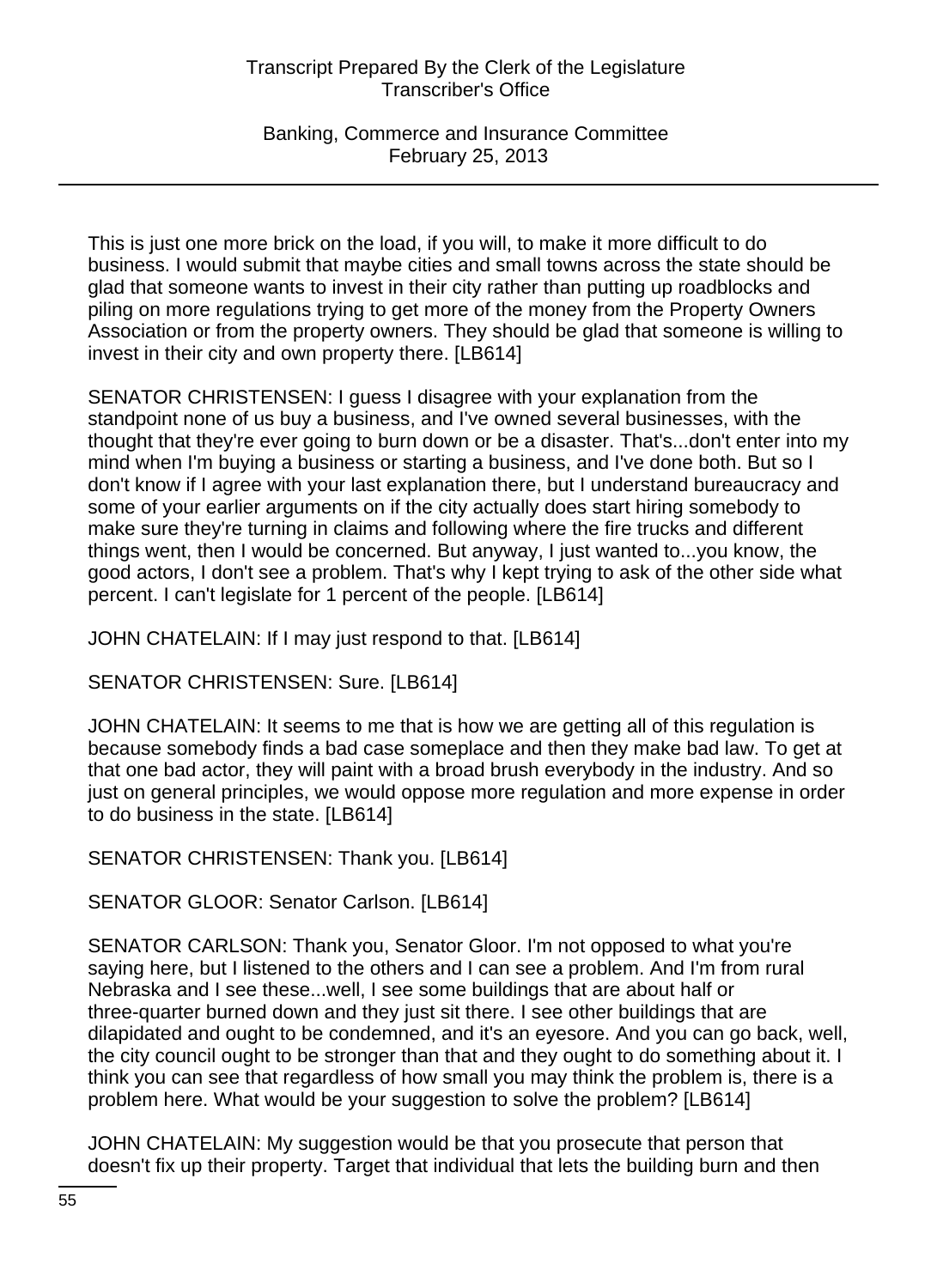This is just one more brick on the load, if you will, to make it more difficult to do business. I would submit that maybe cities and small towns across the state should be glad that someone wants to invest in their city rather than putting up roadblocks and piling on more regulations trying to get more of the money from the Property Owners Association or from the property owners. They should be glad that someone is willing to invest in their city and own property there. [LB614]

SENATOR CHRISTENSEN: I guess I disagree with your explanation from the standpoint none of us buy a business, and I've owned several businesses, with the thought that they're ever going to burn down or be a disaster. That's...don't enter into my mind when I'm buying a business or starting a business, and I've done both. But so I don't know if I agree with your last explanation there, but I understand bureaucracy and some of your earlier arguments on if the city actually does start hiring somebody to make sure they're turning in claims and following where the fire trucks and different things went, then I would be concerned. But anyway, I just wanted to...you know, the good actors, I don't see a problem. That's why I kept trying to ask of the other side what percent. I can't legislate for 1 percent of the people. [LB614]

JOHN CHATELAIN: If I may just respond to that. [LB614]

SENATOR CHRISTENSEN: Sure. [LB614]

JOHN CHATELAIN: It seems to me that is how we are getting all of this regulation is because somebody finds a bad case someplace and then they make bad law. To get at that one bad actor, they will paint with a broad brush everybody in the industry. And so just on general principles, we would oppose more regulation and more expense in order to do business in the state. [LB614]

SENATOR CHRISTENSEN: Thank you. [LB614]

SENATOR GLOOR: Senator Carlson. [LB614]

SENATOR CARLSON: Thank you, Senator Gloor. I'm not opposed to what you're saying here, but I listened to the others and I can see a problem. And I'm from rural Nebraska and I see these...well, I see some buildings that are about half or three-quarter burned down and they just sit there. I see other buildings that are dilapidated and ought to be condemned, and it's an eyesore. And you can go back, well, the city council ought to be stronger than that and they ought to do something about it. I think you can see that regardless of how small you may think the problem is, there is a problem here. What would be your suggestion to solve the problem? [LB614]

JOHN CHATELAIN: My suggestion would be that you prosecute that person that doesn't fix up their property. Target that individual that lets the building burn and then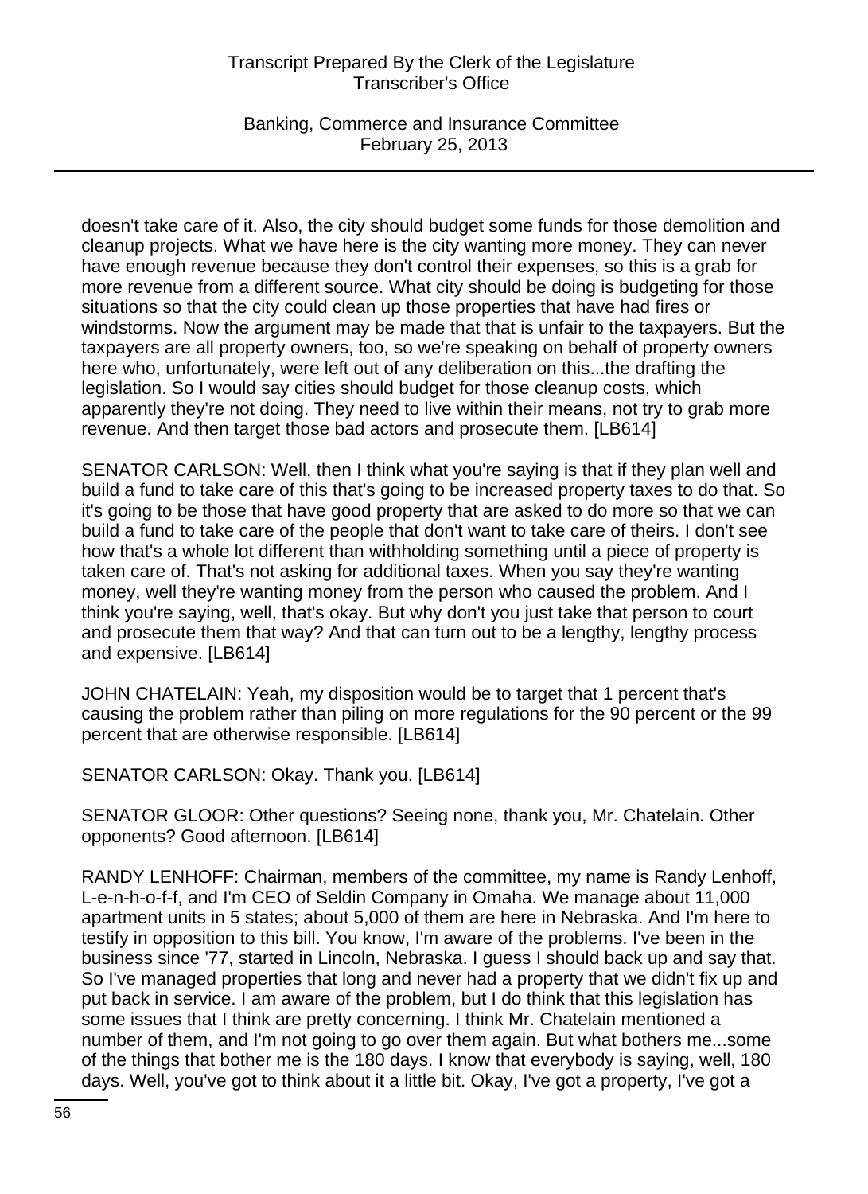doesn't take care of it. Also, the city should budget some funds for those demolition and cleanup projects. What we have here is the city wanting more money. They can never have enough revenue because they don't control their expenses, so this is a grab for more revenue from a different source. What city should be doing is budgeting for those situations so that the city could clean up those properties that have had fires or windstorms. Now the argument may be made that that is unfair to the taxpayers. But the taxpayers are all property owners, too, so we're speaking on behalf of property owners here who, unfortunately, were left out of any deliberation on this...the drafting the legislation. So I would say cities should budget for those cleanup costs, which apparently they're not doing. They need to live within their means, not try to grab more revenue. And then target those bad actors and prosecute them. [LB614]

SENATOR CARLSON: Well, then I think what you're saying is that if they plan well and build a fund to take care of this that's going to be increased property taxes to do that. So it's going to be those that have good property that are asked to do more so that we can build a fund to take care of the people that don't want to take care of theirs. I don't see how that's a whole lot different than withholding something until a piece of property is taken care of. That's not asking for additional taxes. When you say they're wanting money, well they're wanting money from the person who caused the problem. And I think you're saying, well, that's okay. But why don't you just take that person to court and prosecute them that way? And that can turn out to be a lengthy, lengthy process and expensive. [LB614]

JOHN CHATELAIN: Yeah, my disposition would be to target that 1 percent that's causing the problem rather than piling on more regulations for the 90 percent or the 99 percent that are otherwise responsible. [LB614]

SENATOR CARLSON: Okay. Thank you. [LB614]

SENATOR GLOOR: Other questions? Seeing none, thank you, Mr. Chatelain. Other opponents? Good afternoon. [LB614]

RANDY LENHOFF: Chairman, members of the committee, my name is Randy Lenhoff, L-e-n-h-o-f-f, and I'm CEO of Seldin Company in Omaha. We manage about 11,000 apartment units in 5 states; about 5,000 of them are here in Nebraska. And I'm here to testify in opposition to this bill. You know, I'm aware of the problems. I've been in the business since '77, started in Lincoln, Nebraska. I guess I should back up and say that. So I've managed properties that long and never had a property that we didn't fix up and put back in service. I am aware of the problem, but I do think that this legislation has some issues that I think are pretty concerning. I think Mr. Chatelain mentioned a number of them, and I'm not going to go over them again. But what bothers me...some of the things that bother me is the 180 days. I know that everybody is saying, well, 180 days. Well, you've got to think about it a little bit. Okay, I've got a property, I've got a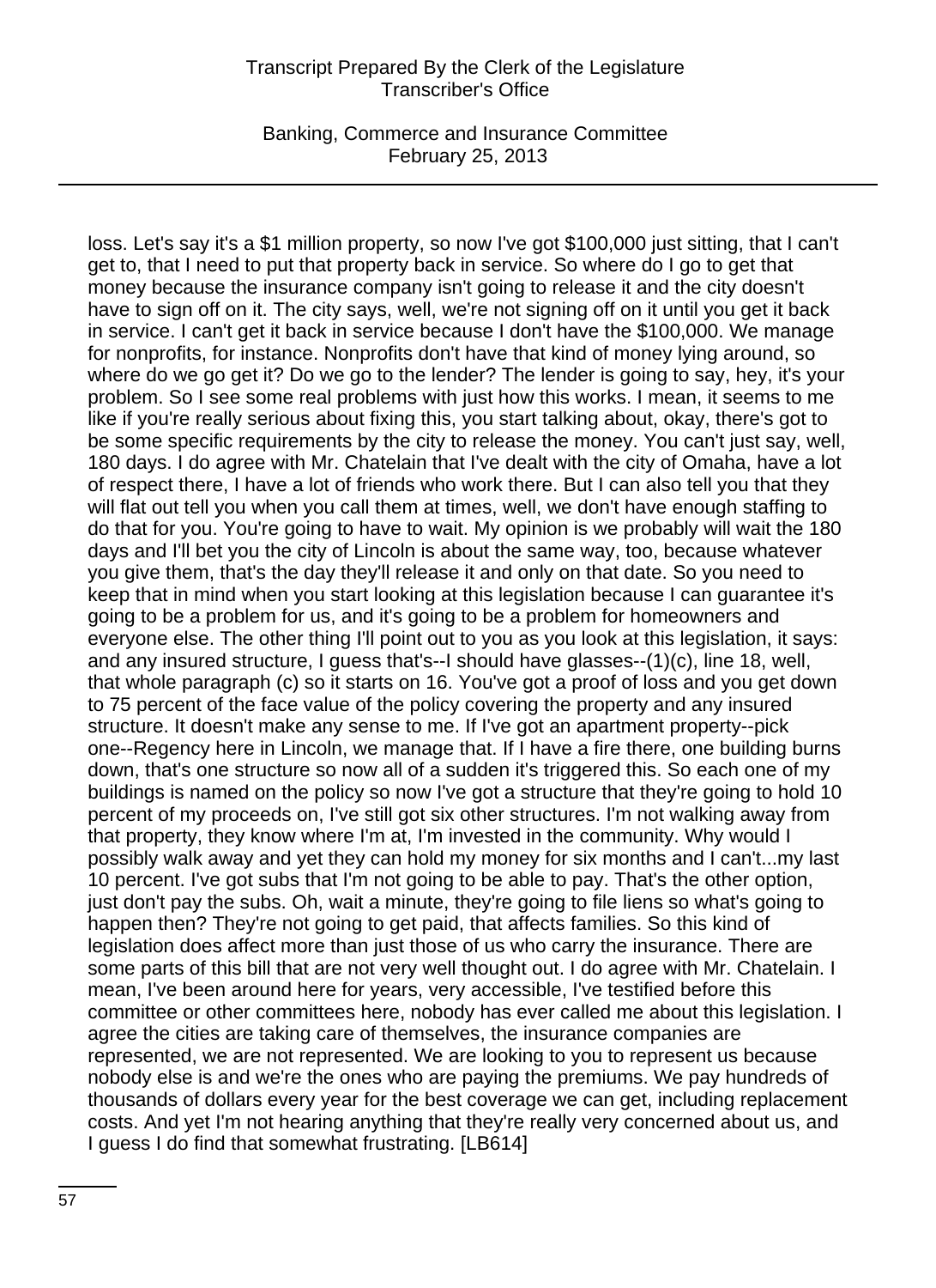loss. Let's say it's a $1 million property, so now I've got $100,000 just sitting, that I can't get to, that I need to put that property back in service. So where do I go to get that money because the insurance company isn't going to release it and the city doesn't have to sign off on it. The city says, well, we're not signing off on it until you get it back in service. I can't get it back in service because I don't have the $100,000. We manage for nonprofits, for instance. Nonprofits don't have that kind of money lying around, so where do we go get it? Do we go to the lender? The lender is going to say, hey, it's your problem. So I see some real problems with just how this works. I mean, it seems to me like if you're really serious about fixing this, you start talking about, okay, there's got to be some specific requirements by the city to release the money. You can't just say, well, 180 days. I do agree with Mr. Chatelain that I've dealt with the city of Omaha, have a lot of respect there, I have a lot of friends who work there. But I can also tell you that they will flat out tell you when you call them at times, well, we don't have enough staffing to do that for you. You're going to have to wait. My opinion is we probably will wait the 180 days and I'll bet you the city of Lincoln is about the same way, too, because whatever you give them, that's the day they'll release it and only on that date. So you need to keep that in mind when you start looking at this legislation because I can guarantee it's going to be a problem for us, and it's going to be a problem for homeowners and everyone else. The other thing I'll point out to you as you look at this legislation, it says: and any insured structure, I guess that's--I should have glasses--(1)(c), line 18, well, that whole paragraph (c) so it starts on 16. You've got a proof of loss and you get down to 75 percent of the face value of the policy covering the property and any insured structure. It doesn't make any sense to me. If I've got an apartment property--pick one--Regency here in Lincoln, we manage that. If I have a fire there, one building burns down, that's one structure so now all of a sudden it's triggered this. So each one of my buildings is named on the policy so now I've got a structure that they're going to hold 10 percent of my proceeds on, I've still got six other structures. I'm not walking away from that property, they know where I'm at, I'm invested in the community. Why would I possibly walk away and yet they can hold my money for six months and I can't...my last 10 percent. I've got subs that I'm not going to be able to pay. That's the other option, just don't pay the subs. Oh, wait a minute, they're going to file liens so what's going to happen then? They're not going to get paid, that affects families. So this kind of legislation does affect more than just those of us who carry the insurance. There are some parts of this bill that are not very well thought out. I do agree with Mr. Chatelain. I mean, I've been around here for years, very accessible, I've testified before this committee or other committees here, nobody has ever called me about this legislation. I agree the cities are taking care of themselves, the insurance companies are represented, we are not represented. We are looking to you to represent us because nobody else is and we're the ones who are paying the premiums. We pay hundreds of thousands of dollars every year for the best coverage we can get, including replacement costs. And yet I'm not hearing anything that they're really very concerned about us, and I guess I do find that somewhat frustrating. [LB614]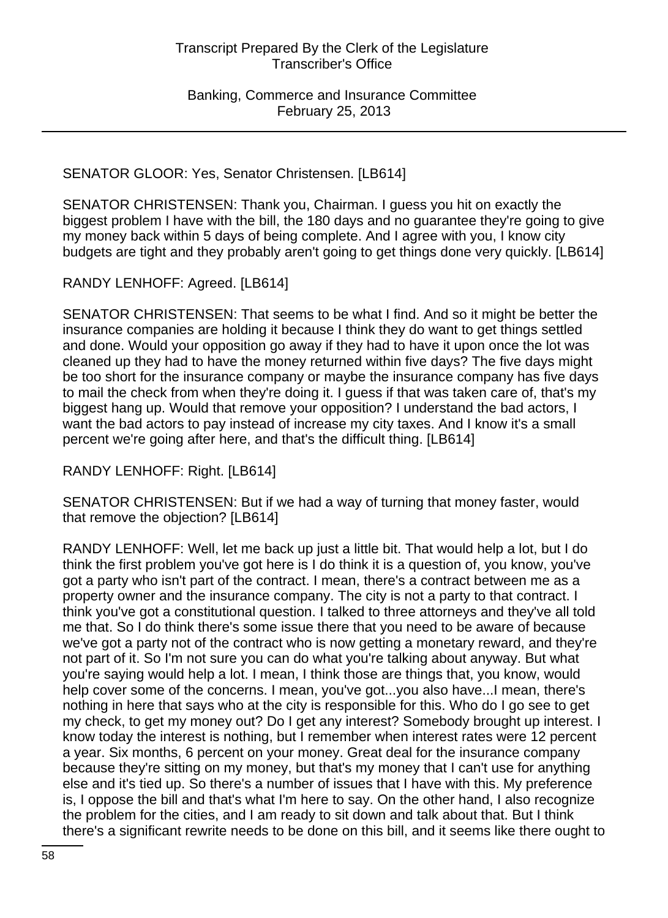SENATOR GLOOR: Yes, Senator Christensen. [LB614]

SENATOR CHRISTENSEN: Thank you, Chairman. I guess you hit on exactly the biggest problem I have with the bill, the 180 days and no guarantee they're going to give my money back within 5 days of being complete. And I agree with you, I know city budgets are tight and they probably aren't going to get things done very quickly. [LB614]

RANDY LENHOFF: Agreed. [LB614]

SENATOR CHRISTENSEN: That seems to be what I find. And so it might be better the insurance companies are holding it because I think they do want to get things settled and done. Would your opposition go away if they had to have it upon once the lot was cleaned up they had to have the money returned within five days? The five days might be too short for the insurance company or maybe the insurance company has five days to mail the check from when they're doing it. I guess if that was taken care of, that's my biggest hang up. Would that remove your opposition? I understand the bad actors, I want the bad actors to pay instead of increase my city taxes. And I know it's a small percent we're going after here, and that's the difficult thing. [LB614]

RANDY LENHOFF: Right. [LB614]

SENATOR CHRISTENSEN: But if we had a way of turning that money faster, would that remove the objection? [LB614]

RANDY LENHOFF: Well, let me back up just a little bit. That would help a lot, but I do think the first problem you've got here is I do think it is a question of, you know, you've got a party who isn't part of the contract. I mean, there's a contract between me as a property owner and the insurance company. The city is not a party to that contract. I think you've got a constitutional question. I talked to three attorneys and they've all told me that. So I do think there's some issue there that you need to be aware of because we've got a party not of the contract who is now getting a monetary reward, and they're not part of it. So I'm not sure you can do what you're talking about anyway. But what you're saying would help a lot. I mean, I think those are things that, you know, would help cover some of the concerns. I mean, you've got...you also have...I mean, there's nothing in here that says who at the city is responsible for this. Who do I go see to get my check, to get my money out? Do I get any interest? Somebody brought up interest. I know today the interest is nothing, but I remember when interest rates were 12 percent a year. Six months, 6 percent on your money. Great deal for the insurance company because they're sitting on my money, but that's my money that I can't use for anything else and it's tied up. So there's a number of issues that I have with this. My preference is, I oppose the bill and that's what I'm here to say. On the other hand, I also recognize the problem for the cities, and I am ready to sit down and talk about that. But I think there's a significant rewrite needs to be done on this bill, and it seems like there ought to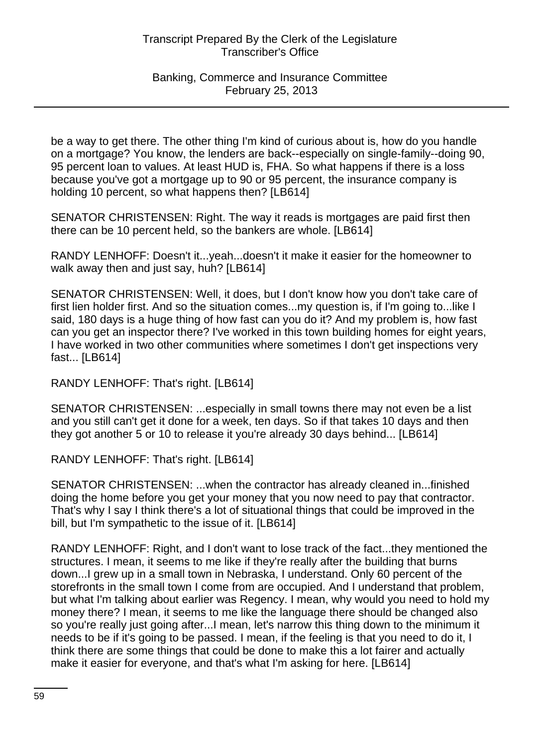be a way to get there. The other thing I'm kind of curious about is, how do you handle on a mortgage? You know, the lenders are back--especially on single-family--doing 90, 95 percent loan to values. At least HUD is, FHA. So what happens if there is a loss because you've got a mortgage up to 90 or 95 percent, the insurance company is holding 10 percent, so what happens then? [LB614]

SENATOR CHRISTENSEN: Right. The way it reads is mortgages are paid first then there can be 10 percent held, so the bankers are whole. [LB614]

RANDY LENHOFF: Doesn't it...yeah...doesn't it make it easier for the homeowner to walk away then and just say, huh? [LB614]

SENATOR CHRISTENSEN: Well, it does, but I don't know how you don't take care of first lien holder first. And so the situation comes...my question is, if I'm going to...like I said, 180 days is a huge thing of how fast can you do it? And my problem is, how fast can you get an inspector there? I've worked in this town building homes for eight years, I have worked in two other communities where sometimes I don't get inspections very fast... [LB614]

RANDY LENHOFF: That's right. [LB614]

SENATOR CHRISTENSEN: ...especially in small towns there may not even be a list and you still can't get it done for a week, ten days. So if that takes 10 days and then they got another 5 or 10 to release it you're already 30 days behind... [LB614]

RANDY LENHOFF: That's right. [LB614]

SENATOR CHRISTENSEN: ...when the contractor has already cleaned in...finished doing the home before you get your money that you now need to pay that contractor. That's why I say I think there's a lot of situational things that could be improved in the bill, but I'm sympathetic to the issue of it. [LB614]

RANDY LENHOFF: Right, and I don't want to lose track of the fact...they mentioned the structures. I mean, it seems to me like if they're really after the building that burns down...I grew up in a small town in Nebraska, I understand. Only 60 percent of the storefronts in the small town I come from are occupied. And I understand that problem, but what I'm talking about earlier was Regency. I mean, why would you need to hold my money there? I mean, it seems to me like the language there should be changed also so you're really just going after...I mean, let's narrow this thing down to the minimum it needs to be if it's going to be passed. I mean, if the feeling is that you need to do it, I think there are some things that could be done to make this a lot fairer and actually make it easier for everyone, and that's what I'm asking for here. [LB614]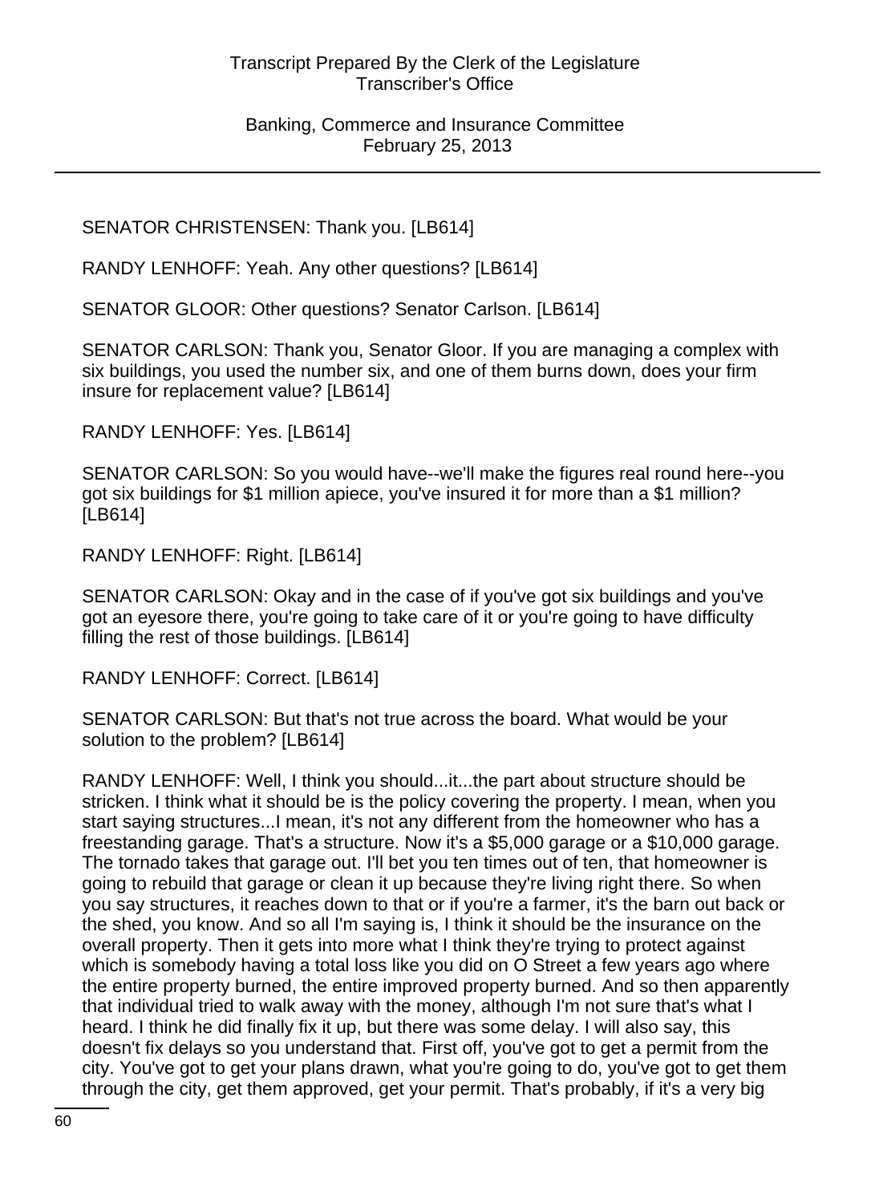SENATOR CHRISTENSEN: Thank you. [LB614]

RANDY LENHOFF: Yeah. Any other questions? [LB614]

SENATOR GLOOR: Other questions? Senator Carlson. [LB614]

SENATOR CARLSON: Thank you, Senator Gloor. If you are managing a complex with six buildings, you used the number six, and one of them burns down, does your firm insure for replacement value? [LB614]

RANDY LENHOFF: Yes. [LB614]

SENATOR CARLSON: So you would have--we'll make the figures real round here--you got six buildings for $1 million apiece, you've insured it for more than a $1 million? [LB614]

RANDY LENHOFF: Right. [LB614]

SENATOR CARLSON: Okay and in the case of if you've got six buildings and you've got an eyesore there, you're going to take care of it or you're going to have difficulty filling the rest of those buildings. [LB614]

RANDY LENHOFF: Correct. [LB614]

SENATOR CARLSON: But that's not true across the board. What would be your solution to the problem? [LB614]

RANDY LENHOFF: Well, I think you should...it...the part about structure should be stricken. I think what it should be is the policy covering the property. I mean, when you start saying structures...I mean, it's not any different from the homeowner who has a freestanding garage. That's a structure. Now it's a $5,000 garage or a $10,000 garage. The tornado takes that garage out. I'll bet you ten times out of ten, that homeowner is going to rebuild that garage or clean it up because they're living right there. So when you say structures, it reaches down to that or if you're a farmer, it's the barn out back or the shed, you know. And so all I'm saying is, I think it should be the insurance on the overall property. Then it gets into more what I think they're trying to protect against which is somebody having a total loss like you did on O Street a few years ago where the entire property burned, the entire improved property burned. And so then apparently that individual tried to walk away with the money, although I'm not sure that's what I heard. I think he did finally fix it up, but there was some delay. I will also say, this doesn't fix delays so you understand that. First off, you've got to get a permit from the city. You've got to get your plans drawn, what you're going to do, you've got to get them through the city, get them approved, get your permit. That's probably, if it's a very big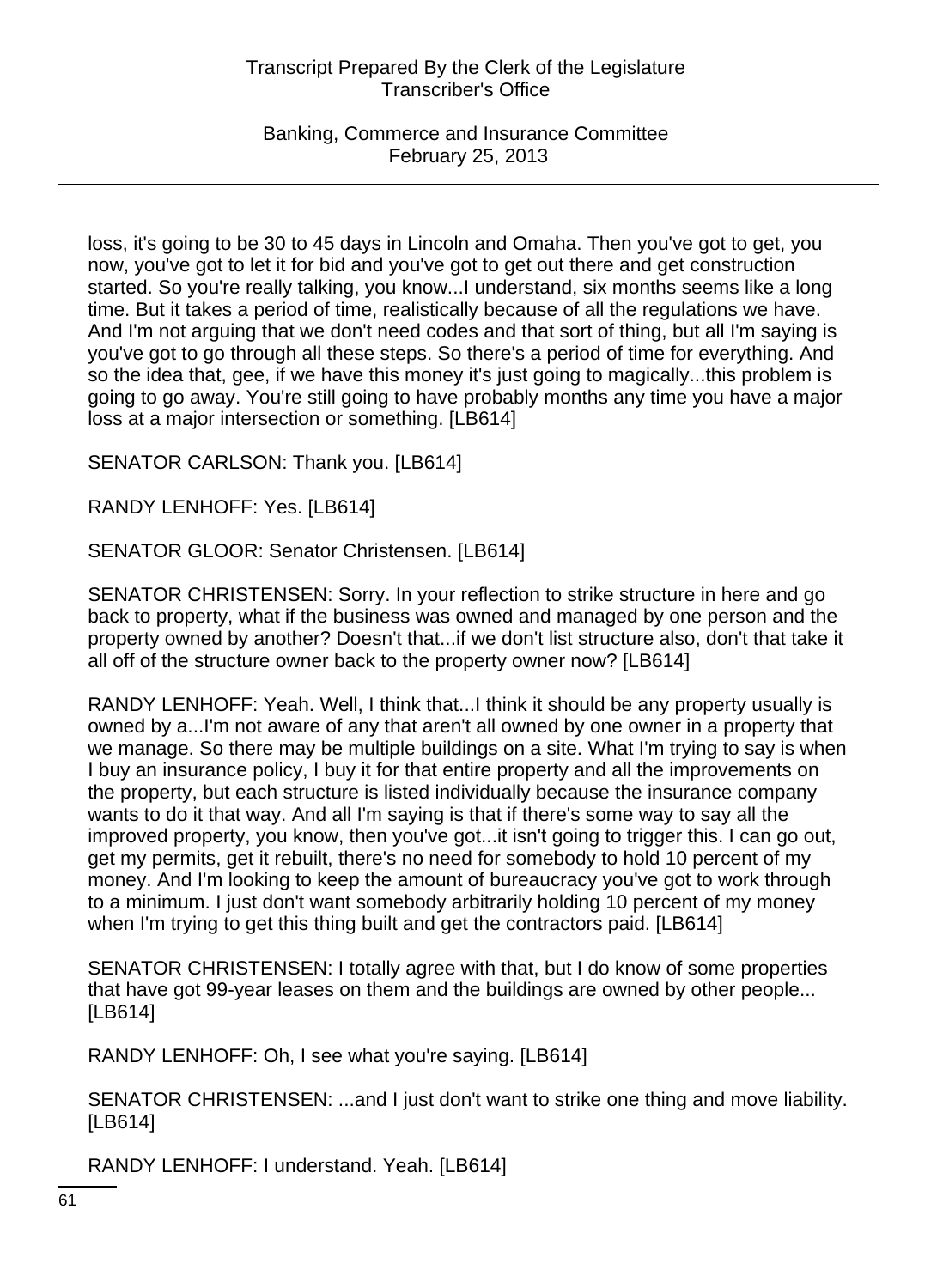loss, it's going to be 30 to 45 days in Lincoln and Omaha. Then you've got to get, you now, you've got to let it for bid and you've got to get out there and get construction started. So you're really talking, you know...I understand, six months seems like a long time. But it takes a period of time, realistically because of all the regulations we have. And I'm not arguing that we don't need codes and that sort of thing, but all I'm saying is you've got to go through all these steps. So there's a period of time for everything. And so the idea that, gee, if we have this money it's just going to magically...this problem is going to go away. You're still going to have probably months any time you have a major loss at a major intersection or something. [LB614]

SENATOR CARLSON: Thank you. [LB614]

RANDY LENHOFF: Yes. [LB614]

SENATOR GLOOR: Senator Christensen. [LB614]

SENATOR CHRISTENSEN: Sorry. In your reflection to strike structure in here and go back to property, what if the business was owned and managed by one person and the property owned by another? Doesn't that...if we don't list structure also, don't that take it all off of the structure owner back to the property owner now? [LB614]

RANDY LENHOFF: Yeah. Well, I think that...I think it should be any property usually is owned by a...I'm not aware of any that aren't all owned by one owner in a property that we manage. So there may be multiple buildings on a site. What I'm trying to say is when I buy an insurance policy, I buy it for that entire property and all the improvements on the property, but each structure is listed individually because the insurance company wants to do it that way. And all I'm saying is that if there's some way to say all the improved property, you know, then you've got...it isn't going to trigger this. I can go out, get my permits, get it rebuilt, there's no need for somebody to hold 10 percent of my money. And I'm looking to keep the amount of bureaucracy you've got to work through to a minimum. I just don't want somebody arbitrarily holding 10 percent of my money when I'm trying to get this thing built and get the contractors paid. [LB614]

SENATOR CHRISTENSEN: I totally agree with that, but I do know of some properties that have got 99-year leases on them and the buildings are owned by other people... [LB614]

RANDY LENHOFF: Oh, I see what you're saying. [LB614]

SENATOR CHRISTENSEN: ...and I just don't want to strike one thing and move liability. [LB614]

RANDY LENHOFF: I understand. Yeah. [LB614]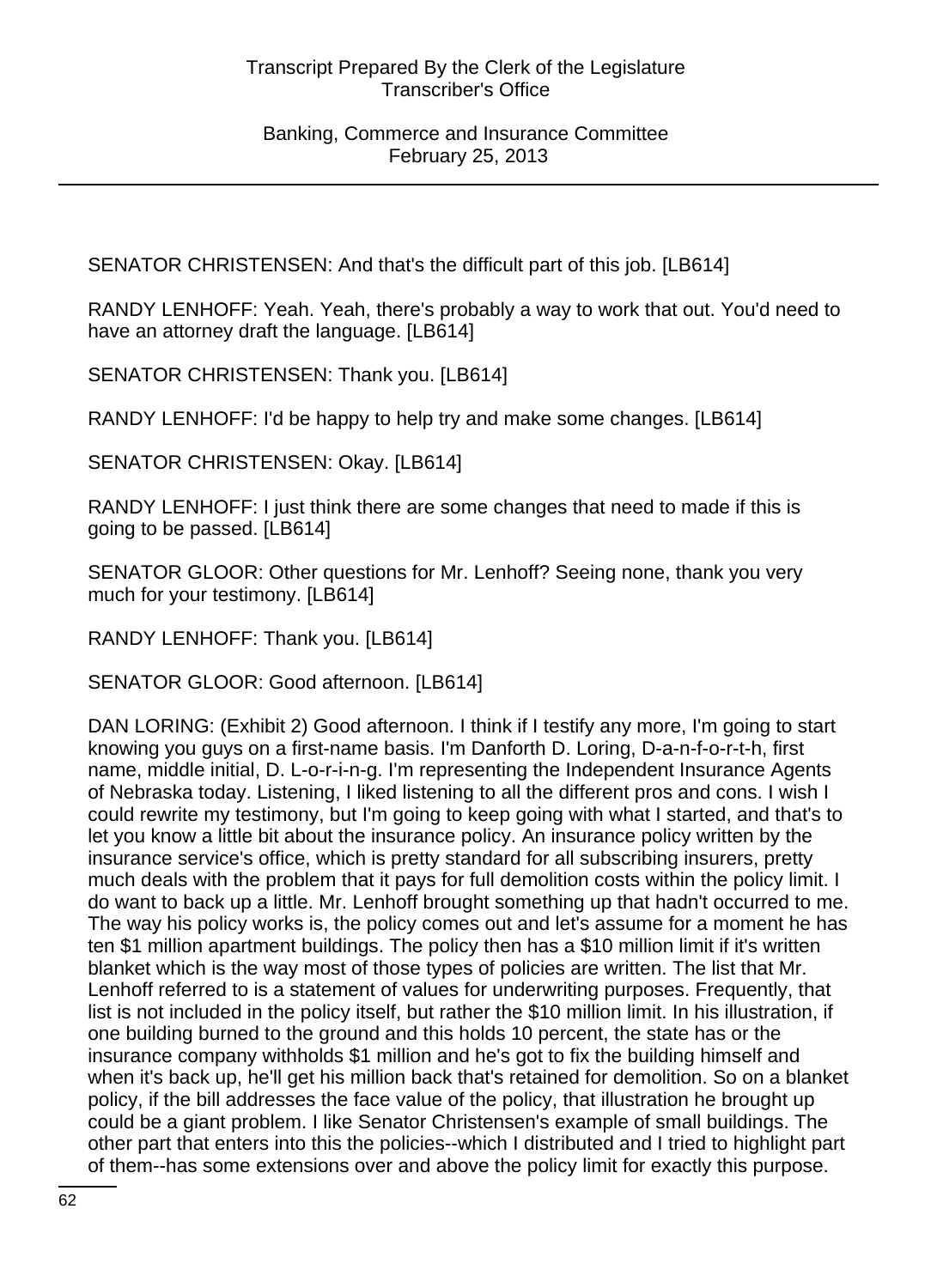SENATOR CHRISTENSEN: And that's the difficult part of this job. [LB614]

RANDY LENHOFF: Yeah. Yeah, there's probably a way to work that out. You'd need to have an attorney draft the language. [LB614]

SENATOR CHRISTENSEN: Thank you. [LB614]

RANDY LENHOFF: I'd be happy to help try and make some changes. [LB614]

SENATOR CHRISTENSEN: Okay. [LB614]

RANDY LENHOFF: I just think there are some changes that need to made if this is going to be passed. [LB614]

SENATOR GLOOR: Other questions for Mr. Lenhoff? Seeing none, thank you very much for your testimony. [LB614]

RANDY LENHOFF: Thank you. [LB614]

SENATOR GLOOR: Good afternoon. [LB614]

DAN LORING: (Exhibit 2) Good afternoon. I think if I testify any more, I'm going to start knowing you guys on a first-name basis. I'm Danforth D. Loring, D-a-n-f-o-r-t-h, first name, middle initial, D. L-o-r-i-n-g. I'm representing the Independent Insurance Agents of Nebraska today. Listening, I liked listening to all the different pros and cons. I wish I could rewrite my testimony, but I'm going to keep going with what I started, and that's to let you know a little bit about the insurance policy. An insurance policy written by the insurance service's office, which is pretty standard for all subscribing insurers, pretty much deals with the problem that it pays for full demolition costs within the policy limit. I do want to back up a little. Mr. Lenhoff brought something up that hadn't occurred to me. The way his policy works is, the policy comes out and let's assume for a moment he has ten $1 million apartment buildings. The policy then has a $10 million limit if it's written blanket which is the way most of those types of policies are written. The list that Mr. Lenhoff referred to is a statement of values for underwriting purposes. Frequently, that list is not included in the policy itself, but rather the $10 million limit. In his illustration, if one building burned to the ground and this holds 10 percent, the state has or the insurance company withholds $1 million and he's got to fix the building himself and when it's back up, he'll get his million back that's retained for demolition. So on a blanket policy, if the bill addresses the face value of the policy, that illustration he brought up could be a giant problem. I like Senator Christensen's example of small buildings. The other part that enters into this the policies--which I distributed and I tried to highlight part of them--has some extensions over and above the policy limit for exactly this purpose.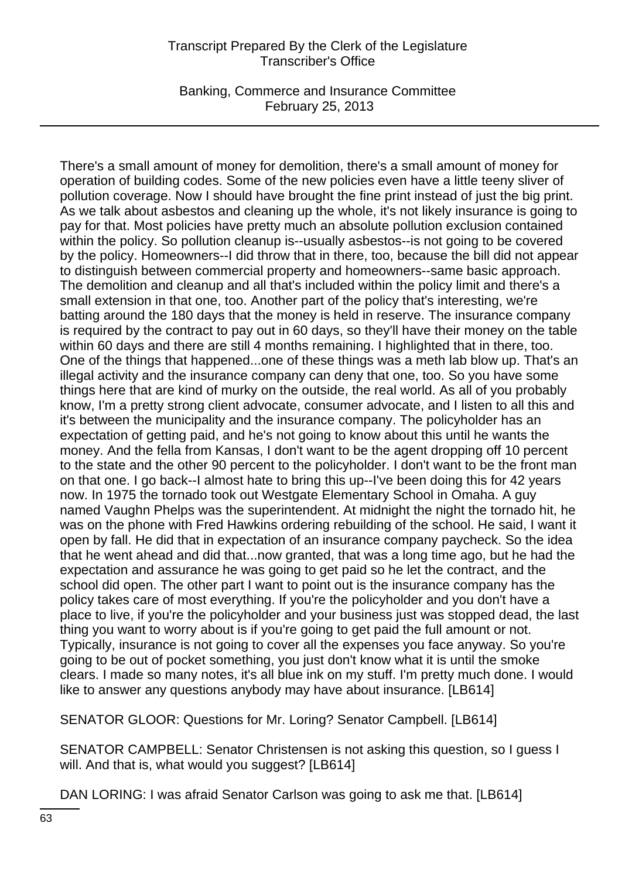There's a small amount of money for demolition, there's a small amount of money for operation of building codes. Some of the new policies even have a little teeny sliver of pollution coverage. Now I should have brought the fine print instead of just the big print. As we talk about asbestos and cleaning up the whole, it's not likely insurance is going to pay for that. Most policies have pretty much an absolute pollution exclusion contained within the policy. So pollution cleanup is--usually asbestos--is not going to be covered by the policy. Homeowners--I did throw that in there, too, because the bill did not appear to distinguish between commercial property and homeowners--same basic approach. The demolition and cleanup and all that's included within the policy limit and there's a small extension in that one, too. Another part of the policy that's interesting, we're batting around the 180 days that the money is held in reserve. The insurance company is required by the contract to pay out in 60 days, so they'll have their money on the table within 60 days and there are still 4 months remaining. I highlighted that in there, too. One of the things that happened...one of these things was a meth lab blow up. That's an illegal activity and the insurance company can deny that one, too. So you have some things here that are kind of murky on the outside, the real world. As all of you probably know, I'm a pretty strong client advocate, consumer advocate, and I listen to all this and it's between the municipality and the insurance company. The policyholder has an expectation of getting paid, and he's not going to know about this until he wants the money. And the fella from Kansas, I don't want to be the agent dropping off 10 percent to the state and the other 90 percent to the policyholder. I don't want to be the front man on that one. I go back--I almost hate to bring this up--I've been doing this for 42 years now. In 1975 the tornado took out Westgate Elementary School in Omaha. A guy named Vaughn Phelps was the superintendent. At midnight the night the tornado hit, he was on the phone with Fred Hawkins ordering rebuilding of the school. He said, I want it open by fall. He did that in expectation of an insurance company paycheck. So the idea that he went ahead and did that...now granted, that was a long time ago, but he had the expectation and assurance he was going to get paid so he let the contract, and the school did open. The other part I want to point out is the insurance company has the policy takes care of most everything. If you're the policyholder and you don't have a place to live, if you're the policyholder and your business just was stopped dead, the last thing you want to worry about is if you're going to get paid the full amount or not. Typically, insurance is not going to cover all the expenses you face anyway. So you're going to be out of pocket something, you just don't know what it is until the smoke clears. I made so many notes, it's all blue ink on my stuff. I'm pretty much done. I would like to answer any questions anybody may have about insurance. [LB614]

SENATOR GLOOR: Questions for Mr. Loring? Senator Campbell. [LB614]

SENATOR CAMPBELL: Senator Christensen is not asking this question, so I guess I will. And that is, what would you suggest? [LB614]

DAN LORING: I was afraid Senator Carlson was going to ask me that. [LB614]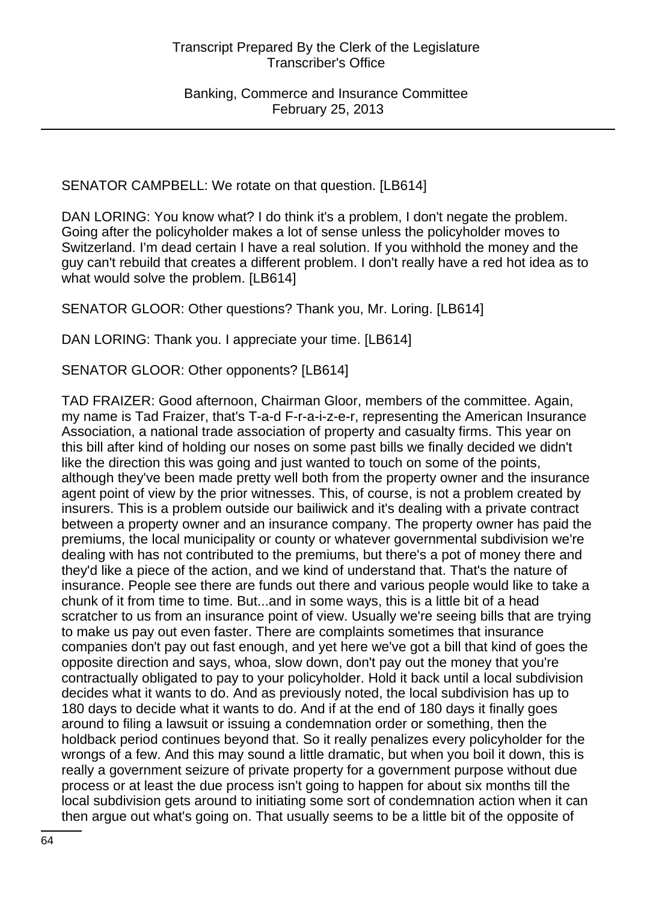SENATOR CAMPBELL: We rotate on that question. [LB614]

DAN LORING: You know what? I do think it's a problem, I don't negate the problem. Going after the policyholder makes a lot of sense unless the policyholder moves to Switzerland. I'm dead certain I have a real solution. If you withhold the money and the guy can't rebuild that creates a different problem. I don't really have a red hot idea as to what would solve the problem. [LB614]

SENATOR GLOOR: Other questions? Thank you, Mr. Loring. [LB614]

DAN LORING: Thank you. I appreciate your time. [LB614]

SENATOR GLOOR: Other opponents? [LB614]

TAD FRAIZER: Good afternoon, Chairman Gloor, members of the committee. Again, my name is Tad Fraizer, that's T-a-d F-r-a-i-z-e-r, representing the American Insurance Association, a national trade association of property and casualty firms. This year on this bill after kind of holding our noses on some past bills we finally decided we didn't like the direction this was going and just wanted to touch on some of the points, although they've been made pretty well both from the property owner and the insurance agent point of view by the prior witnesses. This, of course, is not a problem created by insurers. This is a problem outside our bailiwick and it's dealing with a private contract between a property owner and an insurance company. The property owner has paid the premiums, the local municipality or county or whatever governmental subdivision we're dealing with has not contributed to the premiums, but there's a pot of money there and they'd like a piece of the action, and we kind of understand that. That's the nature of insurance. People see there are funds out there and various people would like to take a chunk of it from time to time. But...and in some ways, this is a little bit of a head scratcher to us from an insurance point of view. Usually we're seeing bills that are trying to make us pay out even faster. There are complaints sometimes that insurance companies don't pay out fast enough, and yet here we've got a bill that kind of goes the opposite direction and says, whoa, slow down, don't pay out the money that you're contractually obligated to pay to your policyholder. Hold it back until a local subdivision decides what it wants to do. And as previously noted, the local subdivision has up to 180 days to decide what it wants to do. And if at the end of 180 days it finally goes around to filing a lawsuit or issuing a condemnation order or something, then the holdback period continues beyond that. So it really penalizes every policyholder for the wrongs of a few. And this may sound a little dramatic, but when you boil it down, this is really a government seizure of private property for a government purpose without due process or at least the due process isn't going to happen for about six months till the local subdivision gets around to initiating some sort of condemnation action when it can then argue out what's going on. That usually seems to be a little bit of the opposite of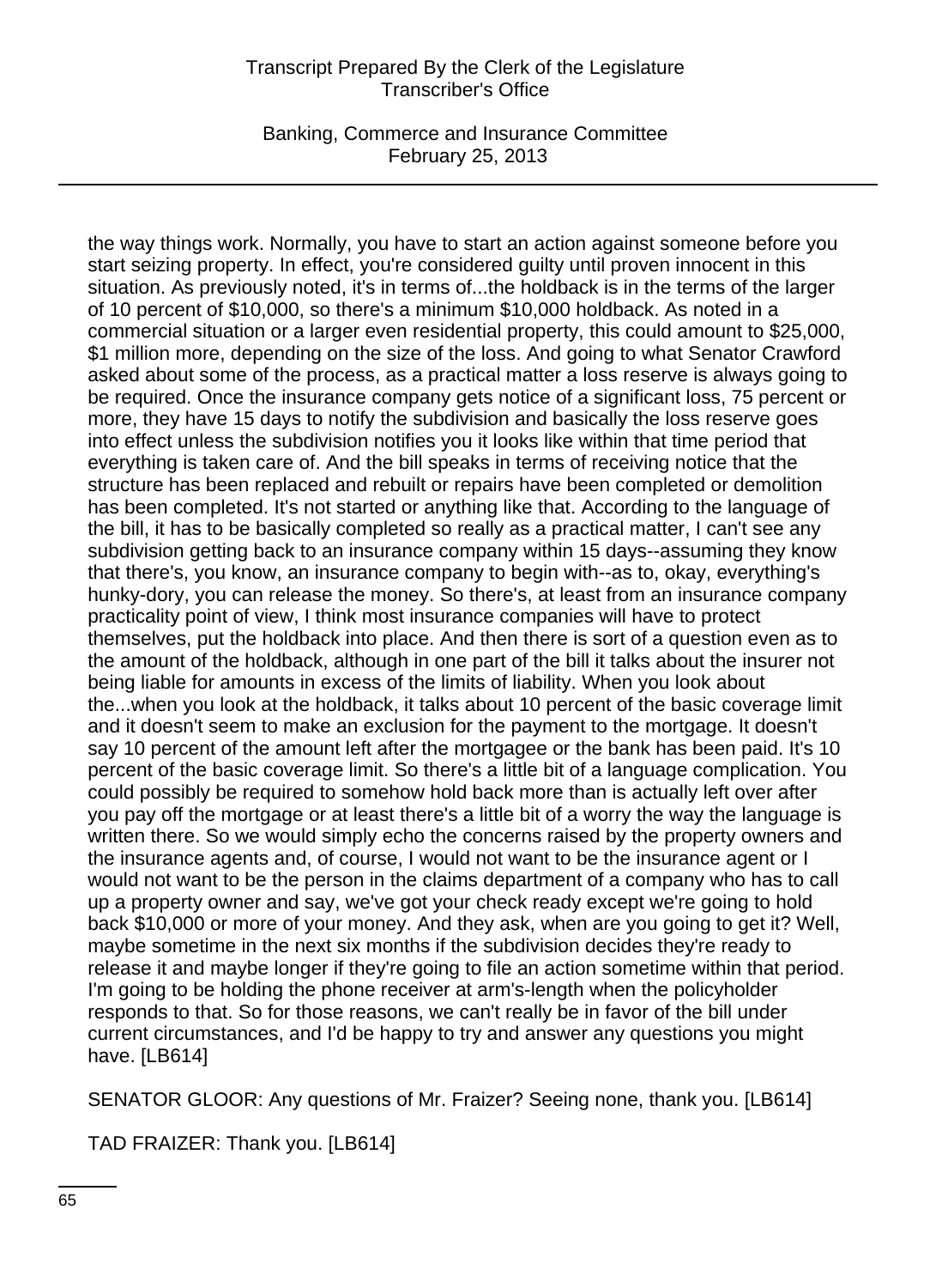the way things work. Normally, you have to start an action against someone before you start seizing property. In effect, you're considered guilty until proven innocent in this situation. As previously noted, it's in terms of...the holdback is in the terms of the larger of 10 percent of $10,000, so there's a minimum $10,000 holdback. As noted in a commercial situation or a larger even residential property, this could amount to $25,000, $1 million more, depending on the size of the loss. And going to what Senator Crawford asked about some of the process, as a practical matter a loss reserve is always going to be required. Once the insurance company gets notice of a significant loss, 75 percent or more, they have 15 days to notify the subdivision and basically the loss reserve goes into effect unless the subdivision notifies you it looks like within that time period that everything is taken care of. And the bill speaks in terms of receiving notice that the structure has been replaced and rebuilt or repairs have been completed or demolition has been completed. It's not started or anything like that. According to the language of the bill, it has to be basically completed so really as a practical matter, I can't see any subdivision getting back to an insurance company within 15 days--assuming they know that there's, you know, an insurance company to begin with--as to, okay, everything's hunky-dory, you can release the money. So there's, at least from an insurance company practicality point of view, I think most insurance companies will have to protect themselves, put the holdback into place. And then there is sort of a question even as to the amount of the holdback, although in one part of the bill it talks about the insurer not being liable for amounts in excess of the limits of liability. When you look about the...when you look at the holdback, it talks about 10 percent of the basic coverage limit and it doesn't seem to make an exclusion for the payment to the mortgage. It doesn't say 10 percent of the amount left after the mortgagee or the bank has been paid. It's 10 percent of the basic coverage limit. So there's a little bit of a language complication. You could possibly be required to somehow hold back more than is actually left over after you pay off the mortgage or at least there's a little bit of a worry the way the language is written there. So we would simply echo the concerns raised by the property owners and the insurance agents and, of course, I would not want to be the insurance agent or I would not want to be the person in the claims department of a company who has to call up a property owner and say, we've got your check ready except we're going to hold back $10,000 or more of your money. And they ask, when are you going to get it? Well, maybe sometime in the next six months if the subdivision decides they're ready to release it and maybe longer if they're going to file an action sometime within that period. I'm going to be holding the phone receiver at arm's-length when the policyholder responds to that. So for those reasons, we can't really be in favor of the bill under current circumstances, and I'd be happy to try and answer any questions you might have. [LB614]

SENATOR GLOOR: Any questions of Mr. Fraizer? Seeing none, thank you. [LB614]

TAD FRAIZER: Thank you. [LB614]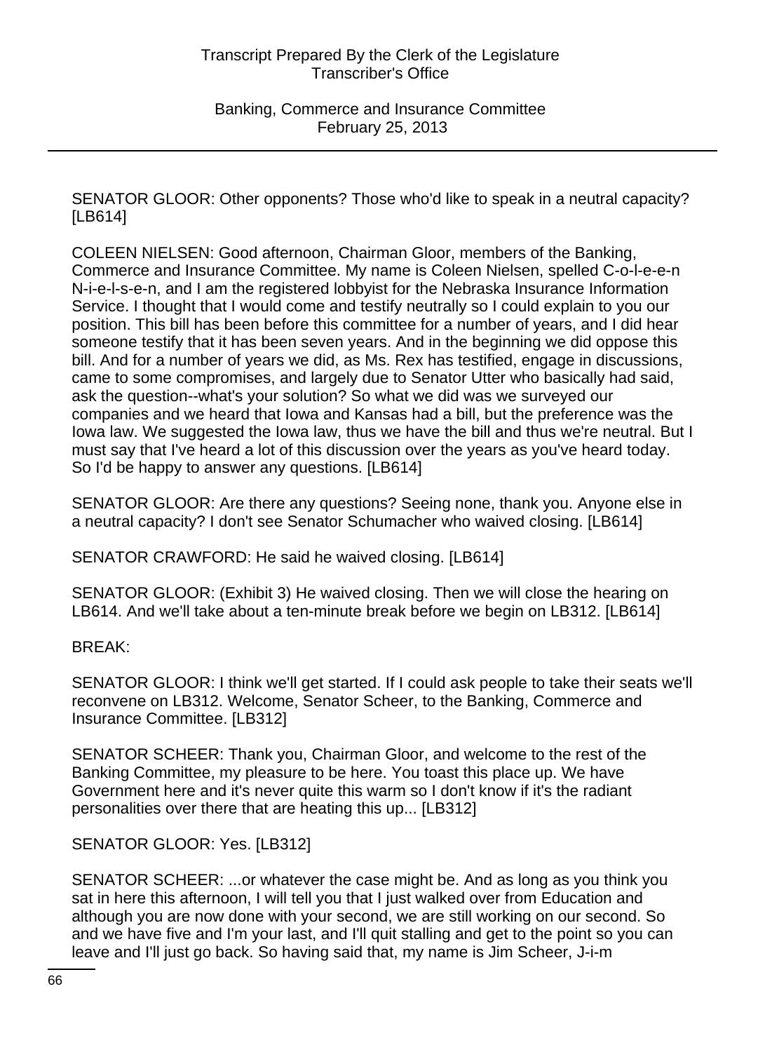SENATOR GLOOR: Other opponents? Those who'd like to speak in a neutral capacity? [LB614]

COLEEN NIELSEN: Good afternoon, Chairman Gloor, members of the Banking, Commerce and Insurance Committee. My name is Coleen Nielsen, spelled C-o-l-e-e-n N-i-e-l-s-e-n, and I am the registered lobbyist for the Nebraska Insurance Information Service. I thought that I would come and testify neutrally so I could explain to you our position. This bill has been before this committee for a number of years, and I did hear someone testify that it has been seven years. And in the beginning we did oppose this bill. And for a number of years we did, as Ms. Rex has testified, engage in discussions, came to some compromises, and largely due to Senator Utter who basically had said, ask the question--what's your solution? So what we did was we surveyed our companies and we heard that Iowa and Kansas had a bill, but the preference was the Iowa law. We suggested the Iowa law, thus we have the bill and thus we're neutral. But I must say that I've heard a lot of this discussion over the years as you've heard today. So I'd be happy to answer any questions. [LB614]

SENATOR GLOOR: Are there any questions? Seeing none, thank you. Anyone else in a neutral capacity? I don't see Senator Schumacher who waived closing. [LB614]

SENATOR CRAWFORD: He said he waived closing. [LB614]

SENATOR GLOOR: (Exhibit 3) He waived closing. Then we will close the hearing on LB614. And we'll take about a ten-minute break before we begin on LB312. [LB614]

BREAK:

SENATOR GLOOR: I think we'll get started. If I could ask people to take their seats we'll reconvene on LB312. Welcome, Senator Scheer, to the Banking, Commerce and Insurance Committee. [LB312]

SENATOR SCHEER: Thank you, Chairman Gloor, and welcome to the rest of the Banking Committee, my pleasure to be here. You toast this place up. We have Government here and it's never quite this warm so I don't know if it's the radiant personalities over there that are heating this up... [LB312]

SENATOR GLOOR: Yes. [LB312]

SENATOR SCHEER: ...or whatever the case might be. And as long as you think you sat in here this afternoon, I will tell you that I just walked over from Education and although you are now done with your second, we are still working on our second. So and we have five and I'm your last, and I'll quit stalling and get to the point so you can leave and I'll just go back. So having said that, my name is Jim Scheer, J-i-m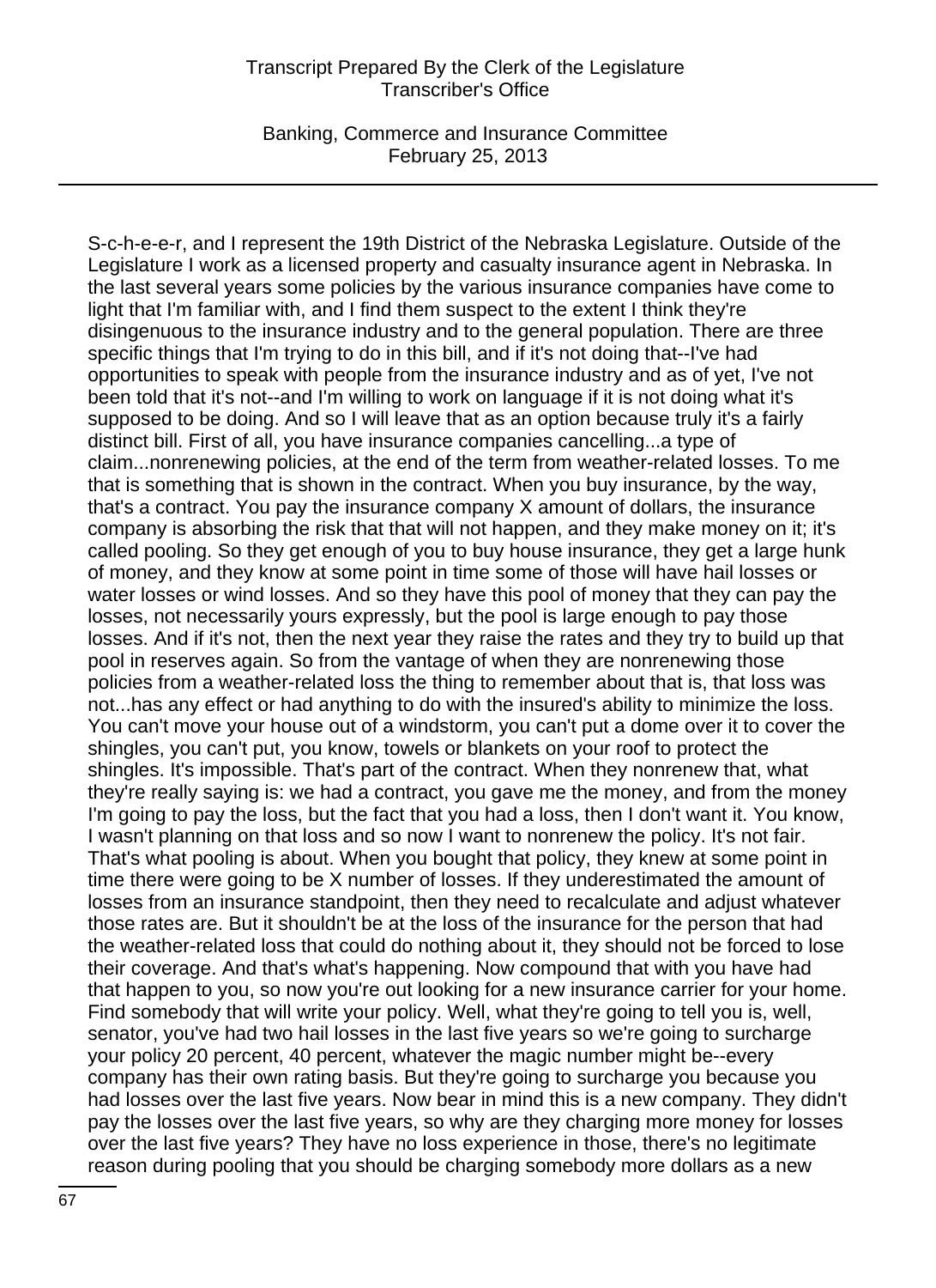S-c-h-e-e-r, and I represent the 19th District of the Nebraska Legislature. Outside of the Legislature I work as a licensed property and casualty insurance agent in Nebraska. In the last several years some policies by the various insurance companies have come to light that I'm familiar with, and I find them suspect to the extent I think they're disingenuous to the insurance industry and to the general population. There are three specific things that I'm trying to do in this bill, and if it's not doing that--I've had opportunities to speak with people from the insurance industry and as of yet, I've not been told that it's not--and I'm willing to work on language if it is not doing what it's supposed to be doing. And so I will leave that as an option because truly it's a fairly distinct bill. First of all, you have insurance companies cancelling...a type of claim...nonrenewing policies, at the end of the term from weather-related losses. To me that is something that is shown in the contract. When you buy insurance, by the way, that's a contract. You pay the insurance company X amount of dollars, the insurance company is absorbing the risk that that will not happen, and they make money on it; it's called pooling. So they get enough of you to buy house insurance, they get a large hunk of money, and they know at some point in time some of those will have hail losses or water losses or wind losses. And so they have this pool of money that they can pay the losses, not necessarily yours expressly, but the pool is large enough to pay those losses. And if it's not, then the next year they raise the rates and they try to build up that pool in reserves again. So from the vantage of when they are nonrenewing those policies from a weather-related loss the thing to remember about that is, that loss was not...has any effect or had anything to do with the insured's ability to minimize the loss. You can't move your house out of a windstorm, you can't put a dome over it to cover the shingles, you can't put, you know, towels or blankets on your roof to protect the shingles. It's impossible. That's part of the contract. When they nonrenew that, what they're really saying is: we had a contract, you gave me the money, and from the money I'm going to pay the loss, but the fact that you had a loss, then I don't want it. You know, I wasn't planning on that loss and so now I want to nonrenew the policy. It's not fair. That's what pooling is about. When you bought that policy, they knew at some point in time there were going to be X number of losses. If they underestimated the amount of losses from an insurance standpoint, then they need to recalculate and adjust whatever those rates are. But it shouldn't be at the loss of the insurance for the person that had the weather-related loss that could do nothing about it, they should not be forced to lose their coverage. And that's what's happening. Now compound that with you have had that happen to you, so now you're out looking for a new insurance carrier for your home. Find somebody that will write your policy. Well, what they're going to tell you is, well, senator, you've had two hail losses in the last five years so we're going to surcharge your policy 20 percent, 40 percent, whatever the magic number might be--every company has their own rating basis. But they're going to surcharge you because you had losses over the last five years. Now bear in mind this is a new company. They didn't pay the losses over the last five years, so why are they charging more money for losses over the last five years? They have no loss experience in those, there's no legitimate reason during pooling that you should be charging somebody more dollars as a new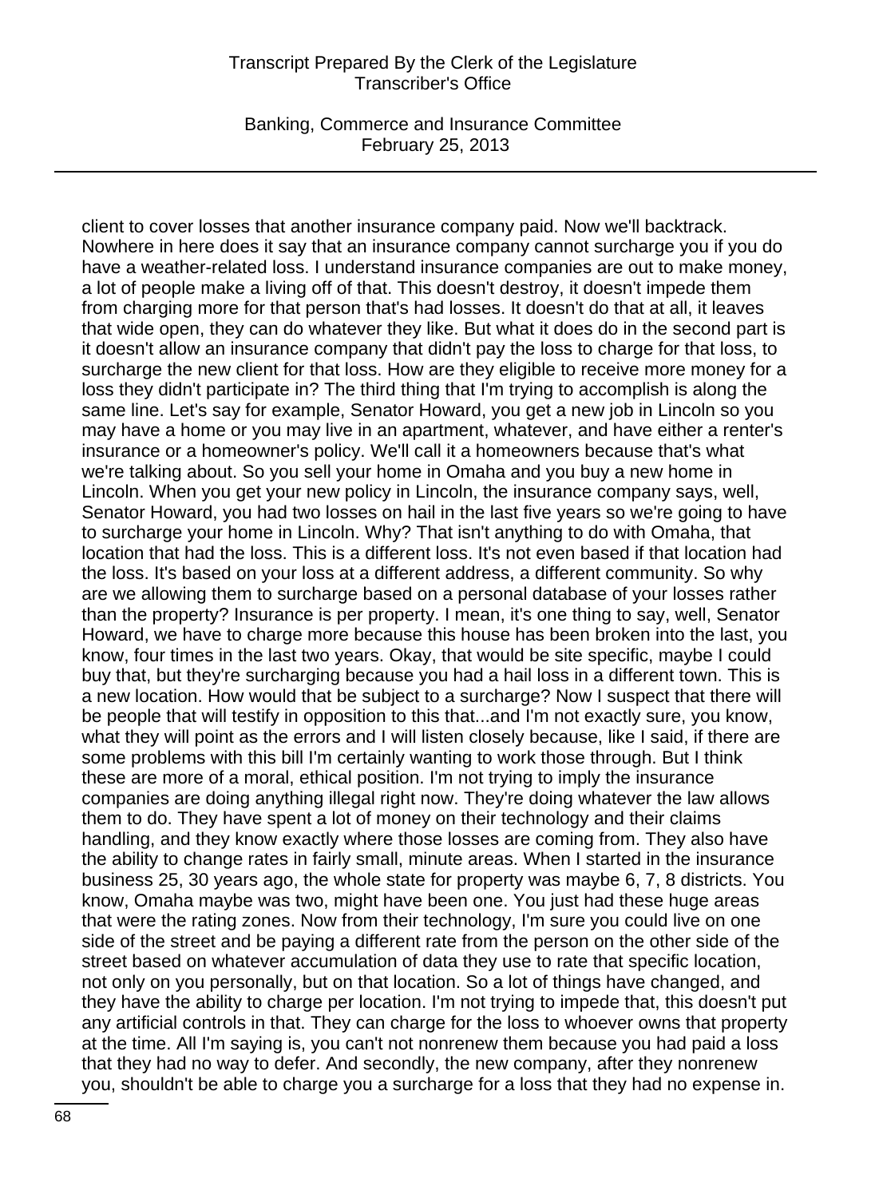client to cover losses that another insurance company paid. Now we'll backtrack. Nowhere in here does it say that an insurance company cannot surcharge you if you do have a weather-related loss. I understand insurance companies are out to make money, a lot of people make a living off of that. This doesn't destroy, it doesn't impede them from charging more for that person that's had losses. It doesn't do that at all, it leaves that wide open, they can do whatever they like. But what it does do in the second part is it doesn't allow an insurance company that didn't pay the loss to charge for that loss, to surcharge the new client for that loss. How are they eligible to receive more money for a loss they didn't participate in? The third thing that I'm trying to accomplish is along the same line. Let's say for example, Senator Howard, you get a new job in Lincoln so you may have a home or you may live in an apartment, whatever, and have either a renter's insurance or a homeowner's policy. We'll call it a homeowners because that's what we're talking about. So you sell your home in Omaha and you buy a new home in Lincoln. When you get your new policy in Lincoln, the insurance company says, well, Senator Howard, you had two losses on hail in the last five years so we're going to have to surcharge your home in Lincoln. Why? That isn't anything to do with Omaha, that location that had the loss. This is a different loss. It's not even based if that location had the loss. It's based on your loss at a different address, a different community. So why are we allowing them to surcharge based on a personal database of your losses rather than the property? Insurance is per property. I mean, it's one thing to say, well, Senator Howard, we have to charge more because this house has been broken into the last, you know, four times in the last two years. Okay, that would be site specific, maybe I could buy that, but they're surcharging because you had a hail loss in a different town. This is a new location. How would that be subject to a surcharge? Now I suspect that there will be people that will testify in opposition to this that...and I'm not exactly sure, you know, what they will point as the errors and I will listen closely because, like I said, if there are some problems with this bill I'm certainly wanting to work those through. But I think these are more of a moral, ethical position. I'm not trying to imply the insurance companies are doing anything illegal right now. They're doing whatever the law allows them to do. They have spent a lot of money on their technology and their claims handling, and they know exactly where those losses are coming from. They also have the ability to change rates in fairly small, minute areas. When I started in the insurance business 25, 30 years ago, the whole state for property was maybe 6, 7, 8 districts. You know, Omaha maybe was two, might have been one. You just had these huge areas that were the rating zones. Now from their technology, I'm sure you could live on one side of the street and be paying a different rate from the person on the other side of the street based on whatever accumulation of data they use to rate that specific location, not only on you personally, but on that location. So a lot of things have changed, and they have the ability to charge per location. I'm not trying to impede that, this doesn't put any artificial controls in that. They can charge for the loss to whoever owns that property at the time. All I'm saying is, you can't not nonrenew them because you had paid a loss that they had no way to defer. And secondly, the new company, after they nonrenew you, shouldn't be able to charge you a surcharge for a loss that they had no expense in.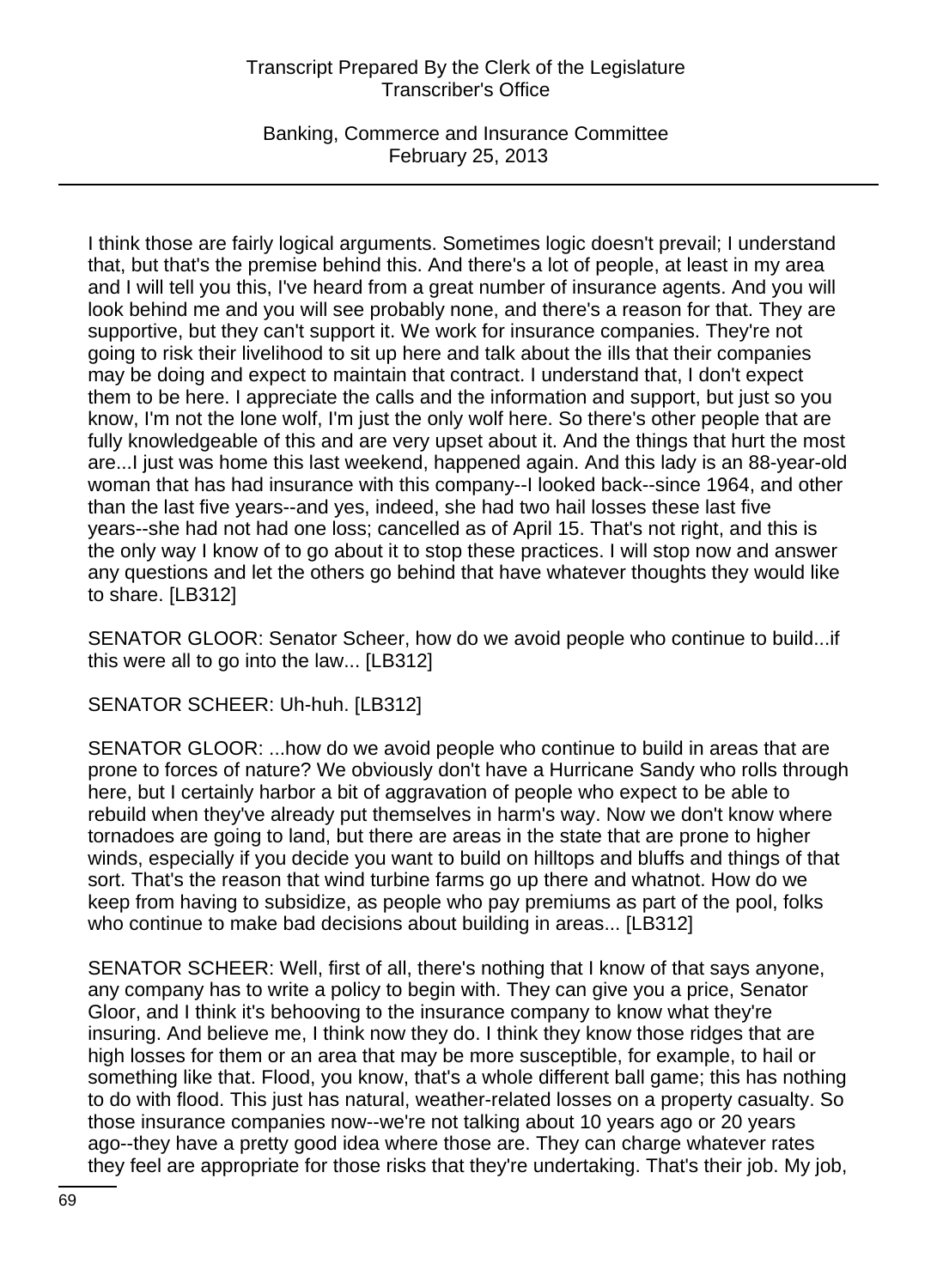I think those are fairly logical arguments. Sometimes logic doesn't prevail; I understand that, but that's the premise behind this. And there's a lot of people, at least in my area and I will tell you this, I've heard from a great number of insurance agents. And you will look behind me and you will see probably none, and there's a reason for that. They are supportive, but they can't support it. We work for insurance companies. They're not going to risk their livelihood to sit up here and talk about the ills that their companies may be doing and expect to maintain that contract. I understand that, I don't expect them to be here. I appreciate the calls and the information and support, but just so you know, I'm not the lone wolf, I'm just the only wolf here. So there's other people that are fully knowledgeable of this and are very upset about it. And the things that hurt the most are...I just was home this last weekend, happened again. And this lady is an 88-year-old woman that has had insurance with this company--I looked back--since 1964, and other than the last five years--and yes, indeed, she had two hail losses these last five years--she had not had one loss; cancelled as of April 15. That's not right, and this is the only way I know of to go about it to stop these practices. I will stop now and answer any questions and let the others go behind that have whatever thoughts they would like to share. [LB312]

SENATOR GLOOR: Senator Scheer, how do we avoid people who continue to build...if this were all to go into the law... [LB312]

SENATOR SCHEER: Uh-huh. [LB312]

SENATOR GLOOR: ...how do we avoid people who continue to build in areas that are prone to forces of nature? We obviously don't have a Hurricane Sandy who rolls through here, but I certainly harbor a bit of aggravation of people who expect to be able to rebuild when they've already put themselves in harm's way. Now we don't know where tornadoes are going to land, but there are areas in the state that are prone to higher winds, especially if you decide you want to build on hilltops and bluffs and things of that sort. That's the reason that wind turbine farms go up there and whatnot. How do we keep from having to subsidize, as people who pay premiums as part of the pool, folks who continue to make bad decisions about building in areas... [LB312]

SENATOR SCHEER: Well, first of all, there's nothing that I know of that says anyone, any company has to write a policy to begin with. They can give you a price, Senator Gloor, and I think it's behooving to the insurance company to know what they're insuring. And believe me, I think now they do. I think they know those ridges that are high losses for them or an area that may be more susceptible, for example, to hail or something like that. Flood, you know, that's a whole different ball game; this has nothing to do with flood. This just has natural, weather-related losses on a property casualty. So those insurance companies now--we're not talking about 10 years ago or 20 years ago--they have a pretty good idea where those are. They can charge whatever rates they feel are appropriate for those risks that they're undertaking. That's their job. My job,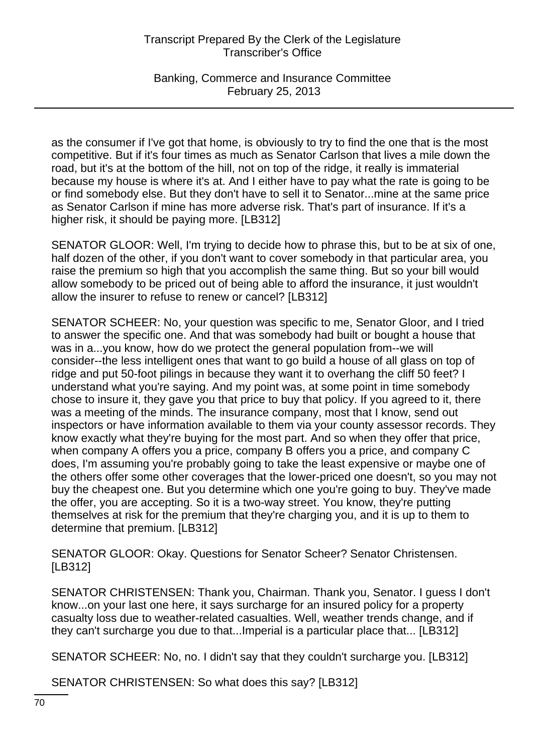as the consumer if I've got that home, is obviously to try to find the one that is the most competitive. But if it's four times as much as Senator Carlson that lives a mile down the road, but it's at the bottom of the hill, not on top of the ridge, it really is immaterial because my house is where it's at. And I either have to pay what the rate is going to be or find somebody else. But they don't have to sell it to Senator...mine at the same price as Senator Carlson if mine has more adverse risk. That's part of insurance. If it's a higher risk, it should be paying more. [LB312]

SENATOR GLOOR: Well, I'm trying to decide how to phrase this, but to be at six of one, half dozen of the other, if you don't want to cover somebody in that particular area, you raise the premium so high that you accomplish the same thing. But so your bill would allow somebody to be priced out of being able to afford the insurance, it just wouldn't allow the insurer to refuse to renew or cancel? [LB312]

SENATOR SCHEER: No, your question was specific to me, Senator Gloor, and I tried to answer the specific one. And that was somebody had built or bought a house that was in a...you know, how do we protect the general population from--we will consider--the less intelligent ones that want to go build a house of all glass on top of ridge and put 50-foot pilings in because they want it to overhang the cliff 50 feet? I understand what you're saying. And my point was, at some point in time somebody chose to insure it, they gave you that price to buy that policy. If you agreed to it, there was a meeting of the minds. The insurance company, most that I know, send out inspectors or have information available to them via your county assessor records. They know exactly what they're buying for the most part. And so when they offer that price, when company A offers you a price, company B offers you a price, and company C does, I'm assuming you're probably going to take the least expensive or maybe one of the others offer some other coverages that the lower-priced one doesn't, so you may not buy the cheapest one. But you determine which one you're going to buy. They've made the offer, you are accepting. So it is a two-way street. You know, they're putting themselves at risk for the premium that they're charging you, and it is up to them to determine that premium. [LB312]

SENATOR GLOOR: Okay. Questions for Senator Scheer? Senator Christensen. [LB312]

SENATOR CHRISTENSEN: Thank you, Chairman. Thank you, Senator. I guess I don't know...on your last one here, it says surcharge for an insured policy for a property casualty loss due to weather-related casualties. Well, weather trends change, and if they can't surcharge you due to that...Imperial is a particular place that... [LB312]

SENATOR SCHEER: No, no. I didn't say that they couldn't surcharge you. [LB312]

SENATOR CHRISTENSEN: So what does this say? [LB312]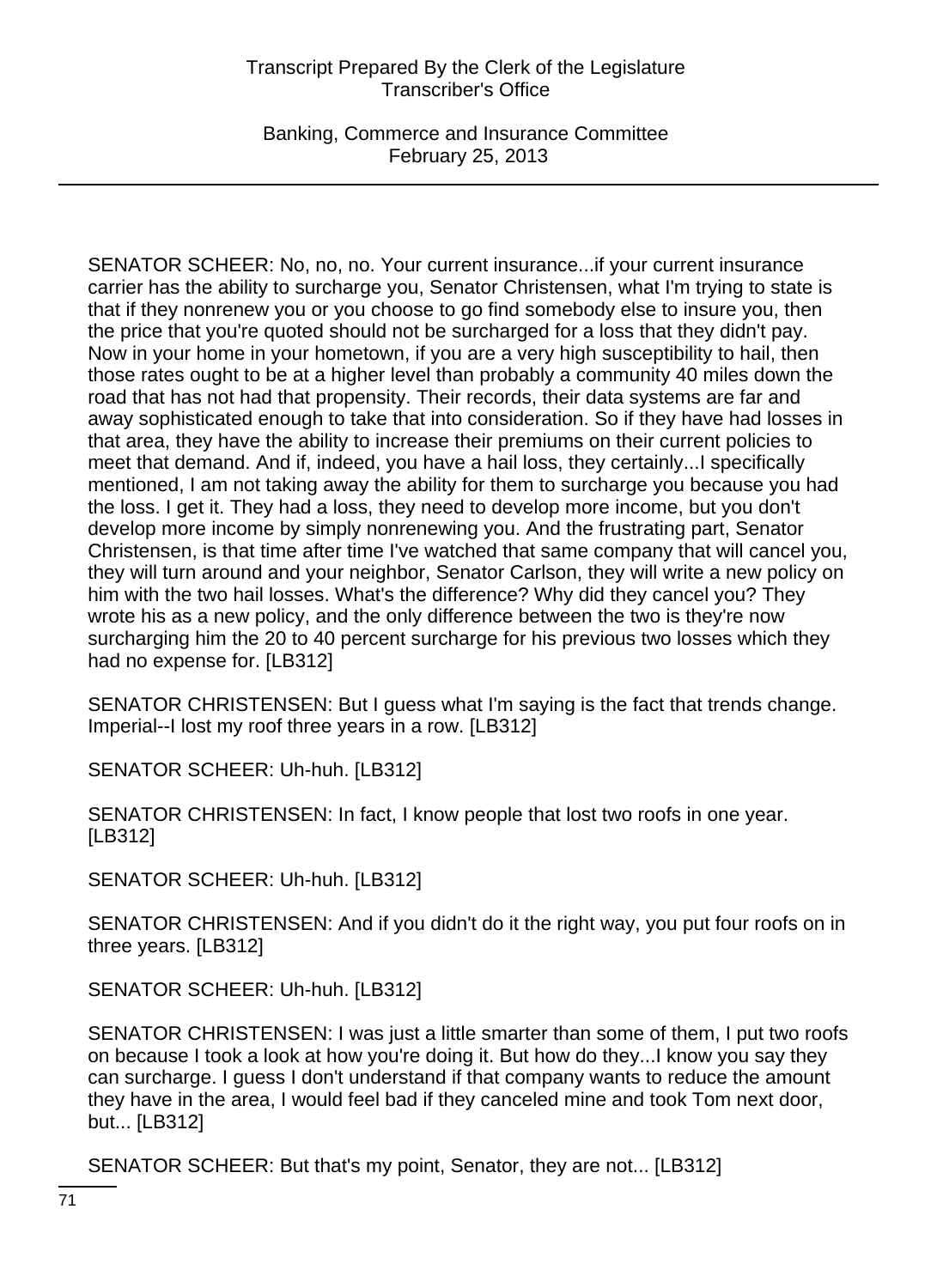SENATOR SCHEER: No, no, no. Your current insurance...if your current insurance carrier has the ability to surcharge you, Senator Christensen, what I'm trying to state is that if they nonrenew you or you choose to go find somebody else to insure you, then the price that you're quoted should not be surcharged for a loss that they didn't pay. Now in your home in your hometown, if you are a very high susceptibility to hail, then those rates ought to be at a higher level than probably a community 40 miles down the road that has not had that propensity. Their records, their data systems are far and away sophisticated enough to take that into consideration. So if they have had losses in that area, they have the ability to increase their premiums on their current policies to meet that demand. And if, indeed, you have a hail loss, they certainly...I specifically mentioned, I am not taking away the ability for them to surcharge you because you had the loss. I get it. They had a loss, they need to develop more income, but you don't develop more income by simply nonrenewing you. And the frustrating part, Senator Christensen, is that time after time I've watched that same company that will cancel you, they will turn around and your neighbor, Senator Carlson, they will write a new policy on him with the two hail losses. What's the difference? Why did they cancel you? They wrote his as a new policy, and the only difference between the two is they're now surcharging him the 20 to 40 percent surcharge for his previous two losses which they had no expense for. [LB312]

SENATOR CHRISTENSEN: But I guess what I'm saying is the fact that trends change. Imperial--I lost my roof three years in a row. [LB312]

SENATOR SCHEER: Uh-huh. [LB312]

SENATOR CHRISTENSEN: In fact, I know people that lost two roofs in one year. [LB312]

SENATOR SCHEER: Uh-huh. [LB312]

SENATOR CHRISTENSEN: And if you didn't do it the right way, you put four roofs on in three years. [LB312]

SENATOR SCHEER: Uh-huh. [LB312]

SENATOR CHRISTENSEN: I was just a little smarter than some of them, I put two roofs on because I took a look at how you're doing it. But how do they...I know you say they can surcharge. I guess I don't understand if that company wants to reduce the amount they have in the area, I would feel bad if they canceled mine and took Tom next door, but... [LB312]

SENATOR SCHEER: But that's my point, Senator, they are not... [LB312]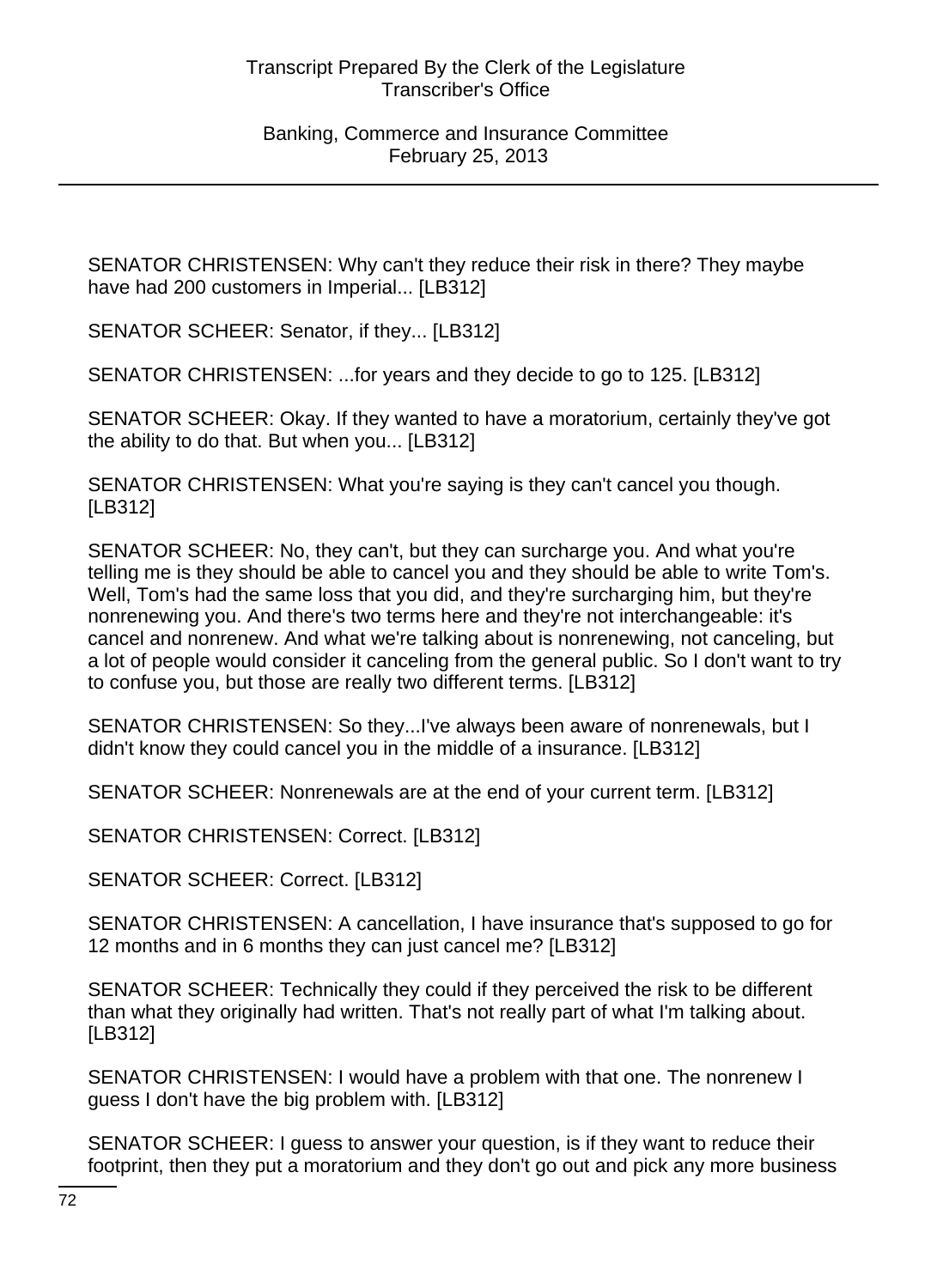SENATOR CHRISTENSEN: Why can't they reduce their risk in there? They maybe have had 200 customers in Imperial... [LB312]

SENATOR SCHEER: Senator, if they... [LB312]

SENATOR CHRISTENSEN: ...for years and they decide to go to 125. [LB312]

SENATOR SCHEER: Okay. If they wanted to have a moratorium, certainly they've got the ability to do that. But when you... [LB312]

SENATOR CHRISTENSEN: What you're saying is they can't cancel you though. [LB312]

SENATOR SCHEER: No, they can't, but they can surcharge you. And what you're telling me is they should be able to cancel you and they should be able to write Tom's. Well, Tom's had the same loss that you did, and they're surcharging him, but they're nonrenewing you. And there's two terms here and they're not interchangeable: it's cancel and nonrenew. And what we're talking about is nonrenewing, not canceling, but a lot of people would consider it canceling from the general public. So I don't want to try to confuse you, but those are really two different terms. [LB312]

SENATOR CHRISTENSEN: So they...I've always been aware of nonrenewals, but I didn't know they could cancel you in the middle of a insurance. [LB312]

SENATOR SCHEER: Nonrenewals are at the end of your current term. [LB312]

SENATOR CHRISTENSEN: Correct. [LB312]

SENATOR SCHEER: Correct. [LB312]

SENATOR CHRISTENSEN: A cancellation, I have insurance that's supposed to go for 12 months and in 6 months they can just cancel me? [LB312]

SENATOR SCHEER: Technically they could if they perceived the risk to be different than what they originally had written. That's not really part of what I'm talking about. [LB312]

SENATOR CHRISTENSEN: I would have a problem with that one. The nonrenew I guess I don't have the big problem with. [LB312]

SENATOR SCHEER: I guess to answer your question, is if they want to reduce their footprint, then they put a moratorium and they don't go out and pick any more business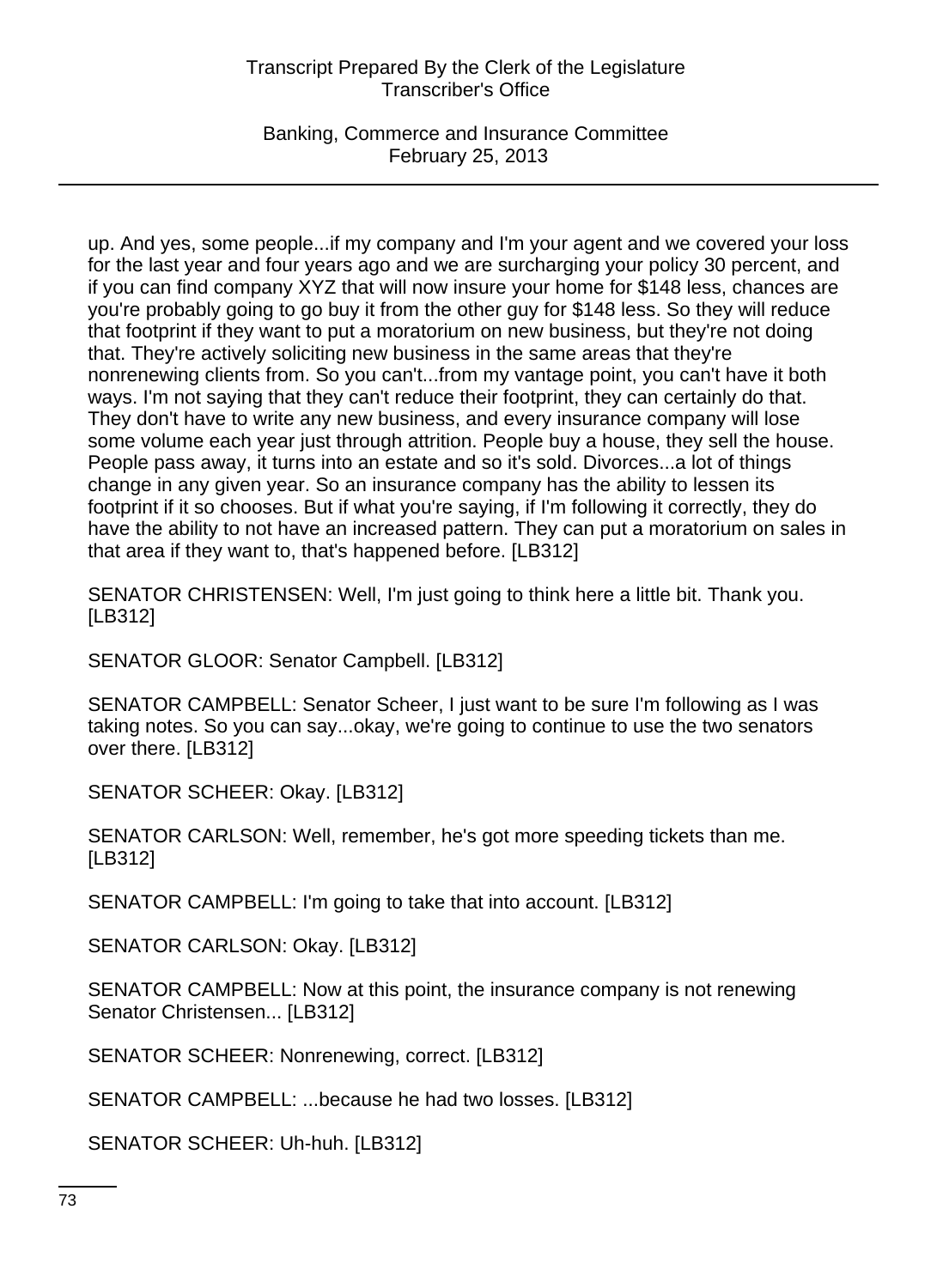up. And yes, some people...if my company and I'm your agent and we covered your loss for the last year and four years ago and we are surcharging your policy 30 percent, and if you can find company XYZ that will now insure your home for $148 less, chances are you're probably going to go buy it from the other guy for $148 less. So they will reduce that footprint if they want to put a moratorium on new business, but they're not doing that. They're actively soliciting new business in the same areas that they're nonrenewing clients from. So you can't...from my vantage point, you can't have it both ways. I'm not saying that they can't reduce their footprint, they can certainly do that. They don't have to write any new business, and every insurance company will lose some volume each year just through attrition. People buy a house, they sell the house. People pass away, it turns into an estate and so it's sold. Divorces...a lot of things change in any given year. So an insurance company has the ability to lessen its footprint if it so chooses. But if what you're saying, if I'm following it correctly, they do have the ability to not have an increased pattern. They can put a moratorium on sales in that area if they want to, that's happened before. [LB312]

SENATOR CHRISTENSEN: Well, I'm just going to think here a little bit. Thank you. [LB312]

SENATOR GLOOR: Senator Campbell. [LB312]

SENATOR CAMPBELL: Senator Scheer, I just want to be sure I'm following as I was taking notes. So you can say...okay, we're going to continue to use the two senators over there. [LB312]

SENATOR SCHEER: Okay. [LB312]

SENATOR CARLSON: Well, remember, he's got more speeding tickets than me. [LB312]

SENATOR CAMPBELL: I'm going to take that into account. [LB312]

SENATOR CARLSON: Okay. [LB312]

SENATOR CAMPBELL: Now at this point, the insurance company is not renewing Senator Christensen... [LB312]

SENATOR SCHEER: Nonrenewing, correct. [LB312]

SENATOR CAMPBELL: ...because he had two losses. [LB312]

SENATOR SCHEER: Uh-huh. [LB312]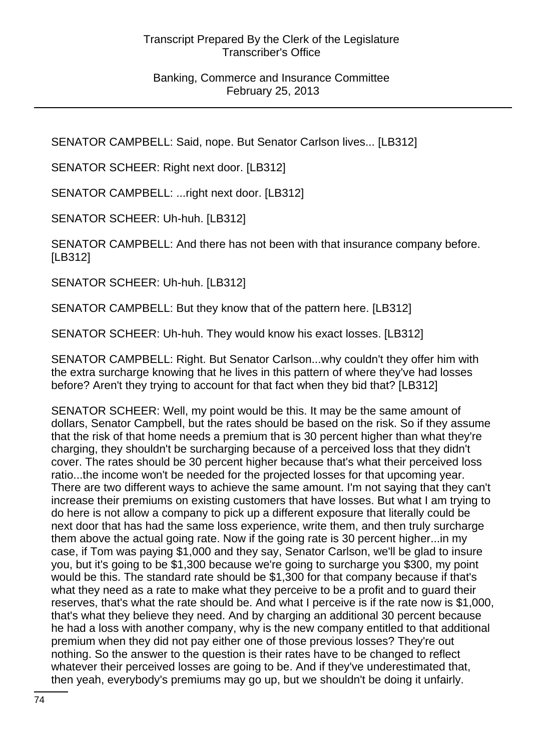SENATOR CAMPBELL: Said, nope. But Senator Carlson lives... [LB312]

SENATOR SCHEER: Right next door. [LB312]

SENATOR CAMPBELL: ...right next door. [LB312]

SENATOR SCHEER: Uh-huh. [LB312]

SENATOR CAMPBELL: And there has not been with that insurance company before. [LB312]

SENATOR SCHEER: Uh-huh. [LB312]

SENATOR CAMPBELL: But they know that of the pattern here. [LB312]

SENATOR SCHEER: Uh-huh. They would know his exact losses. [LB312]

SENATOR CAMPBELL: Right. But Senator Carlson...why couldn't they offer him with the extra surcharge knowing that he lives in this pattern of where they've had losses before? Aren't they trying to account for that fact when they bid that? [LB312]

SENATOR SCHEER: Well, my point would be this. It may be the same amount of dollars, Senator Campbell, but the rates should be based on the risk. So if they assume that the risk of that home needs a premium that is 30 percent higher than what they're charging, they shouldn't be surcharging because of a perceived loss that they didn't cover. The rates should be 30 percent higher because that's what their perceived loss ratio...the income won't be needed for the projected losses for that upcoming year. There are two different ways to achieve the same amount. I'm not saying that they can't increase their premiums on existing customers that have losses. But what I am trying to do here is not allow a company to pick up a different exposure that literally could be next door that has had the same loss experience, write them, and then truly surcharge them above the actual going rate. Now if the going rate is 30 percent higher...in my case, if Tom was paying $1,000 and they say, Senator Carlson, we'll be glad to insure you, but it's going to be $1,300 because we're going to surcharge you $300, my point would be this. The standard rate should be $1,300 for that company because if that's what they need as a rate to make what they perceive to be a profit and to guard their reserves, that's what the rate should be. And what I perceive is if the rate now is $1,000, that's what they believe they need. And by charging an additional 30 percent because he had a loss with another company, why is the new company entitled to that additional premium when they did not pay either one of those previous losses? They're out nothing. So the answer to the question is their rates have to be changed to reflect whatever their perceived losses are going to be. And if they've underestimated that, then yeah, everybody's premiums may go up, but we shouldn't be doing it unfairly.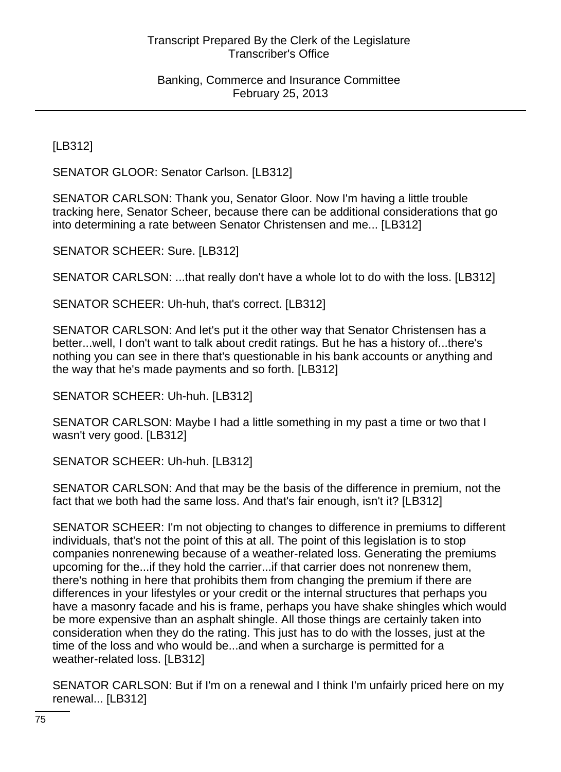[LB312]

SENATOR GLOOR: Senator Carlson. [LB312]

SENATOR CARLSON: Thank you, Senator Gloor. Now I'm having a little trouble tracking here, Senator Scheer, because there can be additional considerations that go into determining a rate between Senator Christensen and me... [LB312]

SENATOR SCHEER: Sure. [LB312]

SENATOR CARLSON: ...that really don't have a whole lot to do with the loss. [LB312]

SENATOR SCHEER: Uh-huh, that's correct. [LB312]

SENATOR CARLSON: And let's put it the other way that Senator Christensen has a better...well, I don't want to talk about credit ratings. But he has a history of...there's nothing you can see in there that's questionable in his bank accounts or anything and the way that he's made payments and so forth. [LB312]

SENATOR SCHEER: Uh-huh. [LB312]

SENATOR CARLSON: Maybe I had a little something in my past a time or two that I wasn't very good. [LB312]

SENATOR SCHEER: Uh-huh. [LB312]

SENATOR CARLSON: And that may be the basis of the difference in premium, not the fact that we both had the same loss. And that's fair enough, isn't it? [LB312]

SENATOR SCHEER: I'm not objecting to changes to difference in premiums to different individuals, that's not the point of this at all. The point of this legislation is to stop companies nonrenewing because of a weather-related loss. Generating the premiums upcoming for the...if they hold the carrier...if that carrier does not nonrenew them, there's nothing in here that prohibits them from changing the premium if there are differences in your lifestyles or your credit or the internal structures that perhaps you have a masonry facade and his is frame, perhaps you have shake shingles which would be more expensive than an asphalt shingle. All those things are certainly taken into consideration when they do the rating. This just has to do with the losses, just at the time of the loss and who would be...and when a surcharge is permitted for a weather-related loss. [LB312]

SENATOR CARLSON: But if I'm on a renewal and I think I'm unfairly priced here on my renewal... [LB312]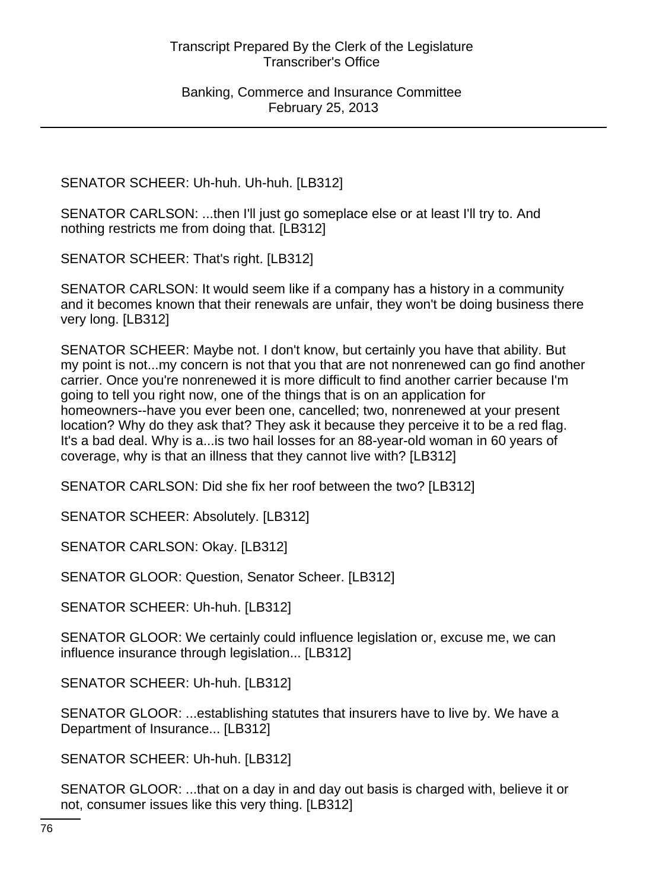SENATOR SCHEER: Uh-huh. Uh-huh. [LB312]

SENATOR CARLSON: ...then I'll just go someplace else or at least I'll try to. And nothing restricts me from doing that. [LB312]

SENATOR SCHEER: That's right. [LB312]

SENATOR CARLSON: It would seem like if a company has a history in a community and it becomes known that their renewals are unfair, they won't be doing business there very long. [LB312]

SENATOR SCHEER: Maybe not. I don't know, but certainly you have that ability. But my point is not...my concern is not that you that are not nonrenewed can go find another carrier. Once you're nonrenewed it is more difficult to find another carrier because I'm going to tell you right now, one of the things that is on an application for homeowners--have you ever been one, cancelled; two, nonrenewed at your present location? Why do they ask that? They ask it because they perceive it to be a red flag. It's a bad deal. Why is a...is two hail losses for an 88-year-old woman in 60 years of coverage, why is that an illness that they cannot live with? [LB312]

SENATOR CARLSON: Did she fix her roof between the two? [LB312]

SENATOR SCHEER: Absolutely. [LB312]

SENATOR CARLSON: Okay. [LB312]

SENATOR GLOOR: Question, Senator Scheer. [LB312]

SENATOR SCHEER: Uh-huh. [LB312]

SENATOR GLOOR: We certainly could influence legislation or, excuse me, we can influence insurance through legislation... [LB312]

SENATOR SCHEER: Uh-huh. [LB312]

SENATOR GLOOR: ...establishing statutes that insurers have to live by. We have a Department of Insurance... [LB312]

SENATOR SCHEER: Uh-huh. [LB312]

SENATOR GLOOR: ...that on a day in and day out basis is charged with, believe it or not, consumer issues like this very thing. [LB312]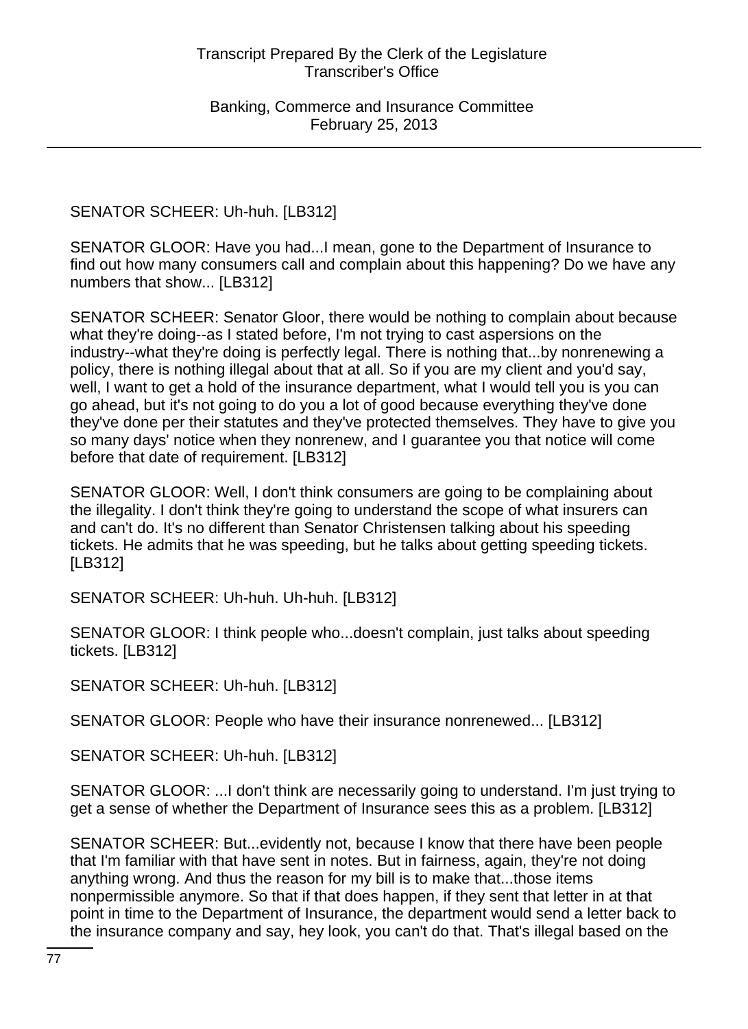SENATOR SCHEER: Uh-huh. [LB312]

SENATOR GLOOR: Have you had...I mean, gone to the Department of Insurance to find out how many consumers call and complain about this happening? Do we have any numbers that show... [LB312]

SENATOR SCHEER: Senator Gloor, there would be nothing to complain about because what they're doing--as I stated before, I'm not trying to cast aspersions on the industry--what they're doing is perfectly legal. There is nothing that...by nonrenewing a policy, there is nothing illegal about that at all. So if you are my client and you'd say, well, I want to get a hold of the insurance department, what I would tell you is you can go ahead, but it's not going to do you a lot of good because everything they've done they've done per their statutes and they've protected themselves. They have to give you so many days' notice when they nonrenew, and I guarantee you that notice will come before that date of requirement. [LB312]

SENATOR GLOOR: Well, I don't think consumers are going to be complaining about the illegality. I don't think they're going to understand the scope of what insurers can and can't do. It's no different than Senator Christensen talking about his speeding tickets. He admits that he was speeding, but he talks about getting speeding tickets. [LB312]

SENATOR SCHEER: Uh-huh. Uh-huh. [LB312]

SENATOR GLOOR: I think people who...doesn't complain, just talks about speeding tickets. [LB312]

SENATOR SCHEER: Uh-huh. [LB312]

SENATOR GLOOR: People who have their insurance nonrenewed... [LB312]

SENATOR SCHEER: Uh-huh. [LB312]

SENATOR GLOOR: ...I don't think are necessarily going to understand. I'm just trying to get a sense of whether the Department of Insurance sees this as a problem. [LB312]

SENATOR SCHEER: But...evidently not, because I know that there have been people that I'm familiar with that have sent in notes. But in fairness, again, they're not doing anything wrong. And thus the reason for my bill is to make that...those items nonpermissible anymore. So that if that does happen, if they sent that letter in at that point in time to the Department of Insurance, the department would send a letter back to the insurance company and say, hey look, you can't do that. That's illegal based on the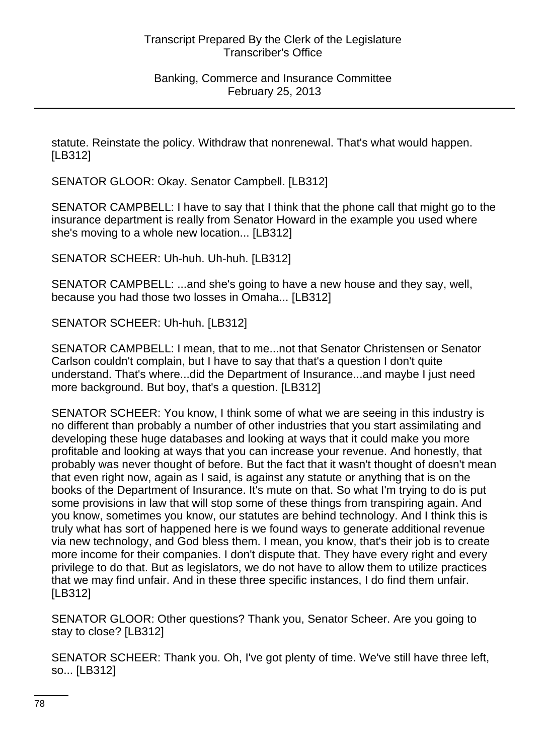statute. Reinstate the policy. Withdraw that nonrenewal. That's what would happen. [LB312]

SENATOR GLOOR: Okay. Senator Campbell. [LB312]

SENATOR CAMPBELL: I have to say that I think that the phone call that might go to the insurance department is really from Senator Howard in the example you used where she's moving to a whole new location... [LB312]

SENATOR SCHEER: Uh-huh. Uh-huh. [LB312]

SENATOR CAMPBELL: ...and she's going to have a new house and they say, well, because you had those two losses in Omaha... [LB312]

SENATOR SCHEER: Uh-huh. [LB312]

SENATOR CAMPBELL: I mean, that to me...not that Senator Christensen or Senator Carlson couldn't complain, but I have to say that that's a question I don't quite understand. That's where...did the Department of Insurance...and maybe I just need more background. But boy, that's a question. [LB312]

SENATOR SCHEER: You know, I think some of what we are seeing in this industry is no different than probably a number of other industries that you start assimilating and developing these huge databases and looking at ways that it could make you more profitable and looking at ways that you can increase your revenue. And honestly, that probably was never thought of before. But the fact that it wasn't thought of doesn't mean that even right now, again as I said, is against any statute or anything that is on the books of the Department of Insurance. It's mute on that. So what I'm trying to do is put some provisions in law that will stop some of these things from transpiring again. And you know, sometimes you know, our statutes are behind technology. And I think this is truly what has sort of happened here is we found ways to generate additional revenue via new technology, and God bless them. I mean, you know, that's their job is to create more income for their companies. I don't dispute that. They have every right and every privilege to do that. But as legislators, we do not have to allow them to utilize practices that we may find unfair. And in these three specific instances, I do find them unfair. [LB312]

SENATOR GLOOR: Other questions? Thank you, Senator Scheer. Are you going to stay to close? [LB312]

SENATOR SCHEER: Thank you. Oh, I've got plenty of time. We've still have three left, so... [LB312]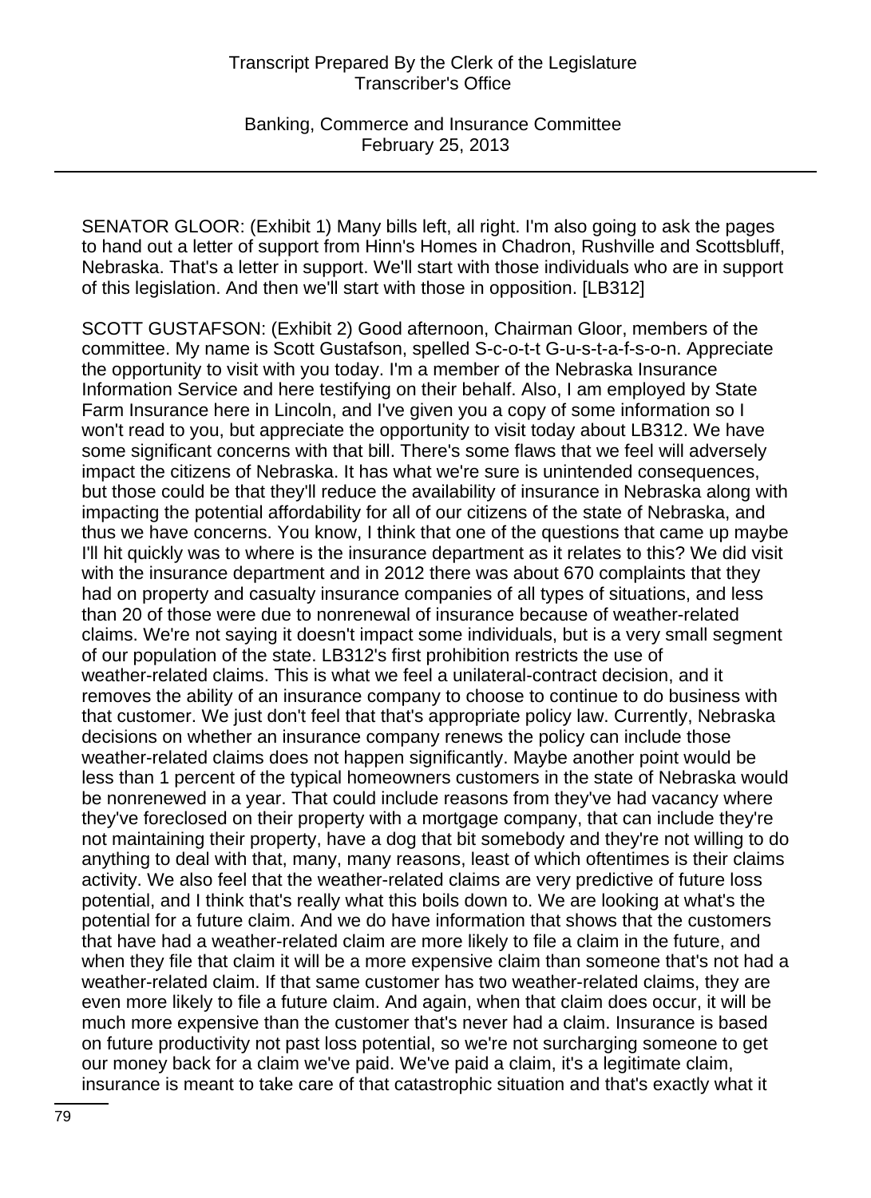SENATOR GLOOR: (Exhibit 1) Many bills left, all right. I'm also going to ask the pages to hand out a letter of support from Hinn's Homes in Chadron, Rushville and Scottsbluff, Nebraska. That's a letter in support. We'll start with those individuals who are in support of this legislation. And then we'll start with those in opposition. [LB312]

SCOTT GUSTAFSON: (Exhibit 2) Good afternoon, Chairman Gloor, members of the committee. My name is Scott Gustafson, spelled S-c-o-t-t G-u-s-t-a-f-s-o-n. Appreciate the opportunity to visit with you today. I'm a member of the Nebraska Insurance Information Service and here testifying on their behalf. Also, I am employed by State Farm Insurance here in Lincoln, and I've given you a copy of some information so I won't read to you, but appreciate the opportunity to visit today about LB312. We have some significant concerns with that bill. There's some flaws that we feel will adversely impact the citizens of Nebraska. It has what we're sure is unintended consequences, but those could be that they'll reduce the availability of insurance in Nebraska along with impacting the potential affordability for all of our citizens of the state of Nebraska, and thus we have concerns. You know, I think that one of the questions that came up maybe I'll hit quickly was to where is the insurance department as it relates to this? We did visit with the insurance department and in 2012 there was about 670 complaints that they had on property and casualty insurance companies of all types of situations, and less than 20 of those were due to nonrenewal of insurance because of weather-related claims. We're not saying it doesn't impact some individuals, but is a very small segment of our population of the state. LB312's first prohibition restricts the use of weather-related claims. This is what we feel a unilateral-contract decision, and it removes the ability of an insurance company to choose to continue to do business with that customer. We just don't feel that that's appropriate policy law. Currently, Nebraska decisions on whether an insurance company renews the policy can include those weather-related claims does not happen significantly. Maybe another point would be less than 1 percent of the typical homeowners customers in the state of Nebraska would be nonrenewed in a year. That could include reasons from they've had vacancy where they've foreclosed on their property with a mortgage company, that can include they're not maintaining their property, have a dog that bit somebody and they're not willing to do anything to deal with that, many, many reasons, least of which oftentimes is their claims activity. We also feel that the weather-related claims are very predictive of future loss potential, and I think that's really what this boils down to. We are looking at what's the potential for a future claim. And we do have information that shows that the customers that have had a weather-related claim are more likely to file a claim in the future, and when they file that claim it will be a more expensive claim than someone that's not had a weather-related claim. If that same customer has two weather-related claims, they are even more likely to file a future claim. And again, when that claim does occur, it will be much more expensive than the customer that's never had a claim. Insurance is based on future productivity not past loss potential, so we're not surcharging someone to get our money back for a claim we've paid. We've paid a claim, it's a legitimate claim, insurance is meant to take care of that catastrophic situation and that's exactly what it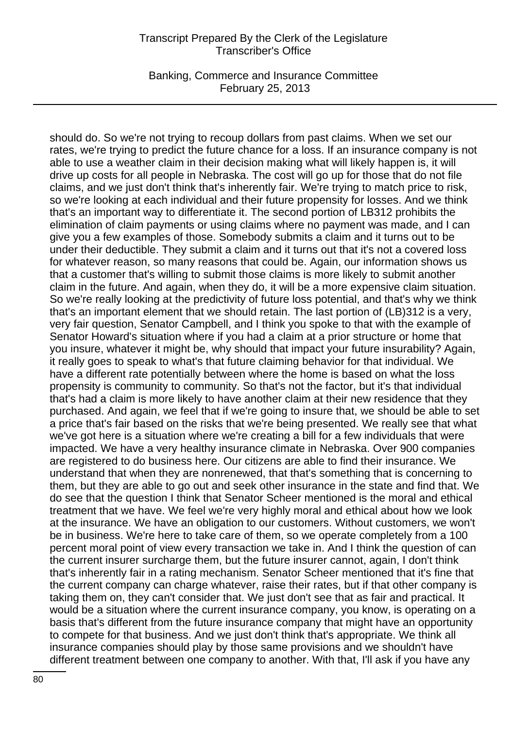should do. So we're not trying to recoup dollars from past claims. When we set our rates, we're trying to predict the future chance for a loss. If an insurance company is not able to use a weather claim in their decision making what will likely happen is, it will drive up costs for all people in Nebraska. The cost will go up for those that do not file claims, and we just don't think that's inherently fair. We're trying to match price to risk, so we're looking at each individual and their future propensity for losses. And we think that's an important way to differentiate it. The second portion of LB312 prohibits the elimination of claim payments or using claims where no payment was made, and I can give you a few examples of those. Somebody submits a claim and it turns out to be under their deductible. They submit a claim and it turns out that it's not a covered loss for whatever reason, so many reasons that could be. Again, our information shows us that a customer that's willing to submit those claims is more likely to submit another claim in the future. And again, when they do, it will be a more expensive claim situation. So we're really looking at the predictivity of future loss potential, and that's why we think that's an important element that we should retain. The last portion of (LB)312 is a very, very fair question, Senator Campbell, and I think you spoke to that with the example of Senator Howard's situation where if you had a claim at a prior structure or home that you insure, whatever it might be, why should that impact your future insurability? Again, it really goes to speak to what's that future claiming behavior for that individual. We have a different rate potentially between where the home is based on what the loss propensity is community to community. So that's not the factor, but it's that individual that's had a claim is more likely to have another claim at their new residence that they purchased. And again, we feel that if we're going to insure that, we should be able to set a price that's fair based on the risks that we're being presented. We really see that what we've got here is a situation where we're creating a bill for a few individuals that were impacted. We have a very healthy insurance climate in Nebraska. Over 900 companies are registered to do business here. Our citizens are able to find their insurance. We understand that when they are nonrenewed, that that's something that is concerning to them, but they are able to go out and seek other insurance in the state and find that. We do see that the question I think that Senator Scheer mentioned is the moral and ethical treatment that we have. We feel we're very highly moral and ethical about how we look at the insurance. We have an obligation to our customers. Without customers, we won't be in business. We're here to take care of them, so we operate completely from a 100 percent moral point of view every transaction we take in. And I think the question of can the current insurer surcharge them, but the future insurer cannot, again, I don't think that's inherently fair in a rating mechanism. Senator Scheer mentioned that it's fine that the current company can charge whatever, raise their rates, but if that other company is taking them on, they can't consider that. We just don't see that as fair and practical. It would be a situation where the current insurance company, you know, is operating on a basis that's different from the future insurance company that might have an opportunity to compete for that business. And we just don't think that's appropriate. We think all insurance companies should play by those same provisions and we shouldn't have different treatment between one company to another. With that, I'll ask if you have any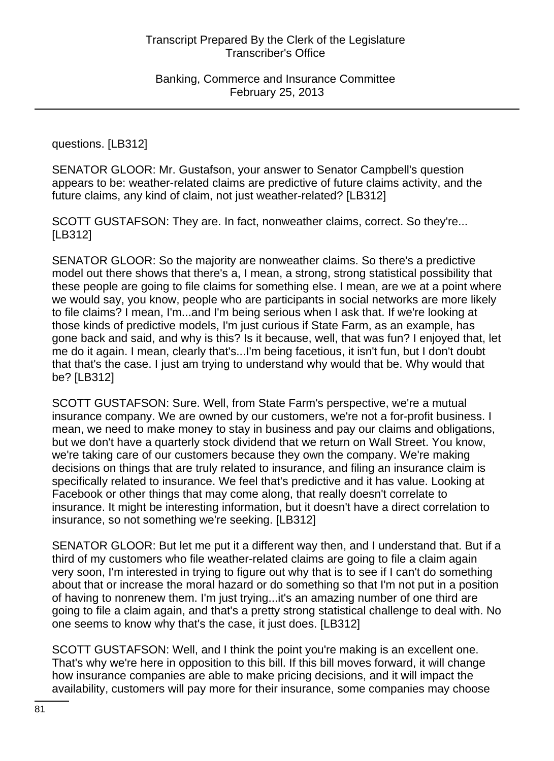questions. [LB312]

SENATOR GLOOR: Mr. Gustafson, your answer to Senator Campbell's question appears to be: weather-related claims are predictive of future claims activity, and the future claims, any kind of claim, not just weather-related? [LB312]

SCOTT GUSTAFSON: They are. In fact, nonweather claims, correct. So they're... [LB312]

SENATOR GLOOR: So the majority are nonweather claims. So there's a predictive model out there shows that there's a, I mean, a strong, strong statistical possibility that these people are going to file claims for something else. I mean, are we at a point where we would say, you know, people who are participants in social networks are more likely to file claims? I mean, I'm...and I'm being serious when I ask that. If we're looking at those kinds of predictive models, I'm just curious if State Farm, as an example, has gone back and said, and why is this? Is it because, well, that was fun? I enjoyed that, let me do it again. I mean, clearly that's...I'm being facetious, it isn't fun, but I don't doubt that that's the case. I just am trying to understand why would that be. Why would that be? [LB312]

SCOTT GUSTAFSON: Sure. Well, from State Farm's perspective, we're a mutual insurance company. We are owned by our customers, we're not a for-profit business. I mean, we need to make money to stay in business and pay our claims and obligations, but we don't have a quarterly stock dividend that we return on Wall Street. You know, we're taking care of our customers because they own the company. We're making decisions on things that are truly related to insurance, and filing an insurance claim is specifically related to insurance. We feel that's predictive and it has value. Looking at Facebook or other things that may come along, that really doesn't correlate to insurance. It might be interesting information, but it doesn't have a direct correlation to insurance, so not something we're seeking. [LB312]

SENATOR GLOOR: But let me put it a different way then, and I understand that. But if a third of my customers who file weather-related claims are going to file a claim again very soon, I'm interested in trying to figure out why that is to see if I can't do something about that or increase the moral hazard or do something so that I'm not put in a position of having to nonrenew them. I'm just trying...it's an amazing number of one third are going to file a claim again, and that's a pretty strong statistical challenge to deal with. No one seems to know why that's the case, it just does. [LB312]

SCOTT GUSTAFSON: Well, and I think the point you're making is an excellent one. That's why we're here in opposition to this bill. If this bill moves forward, it will change how insurance companies are able to make pricing decisions, and it will impact the availability, customers will pay more for their insurance, some companies may choose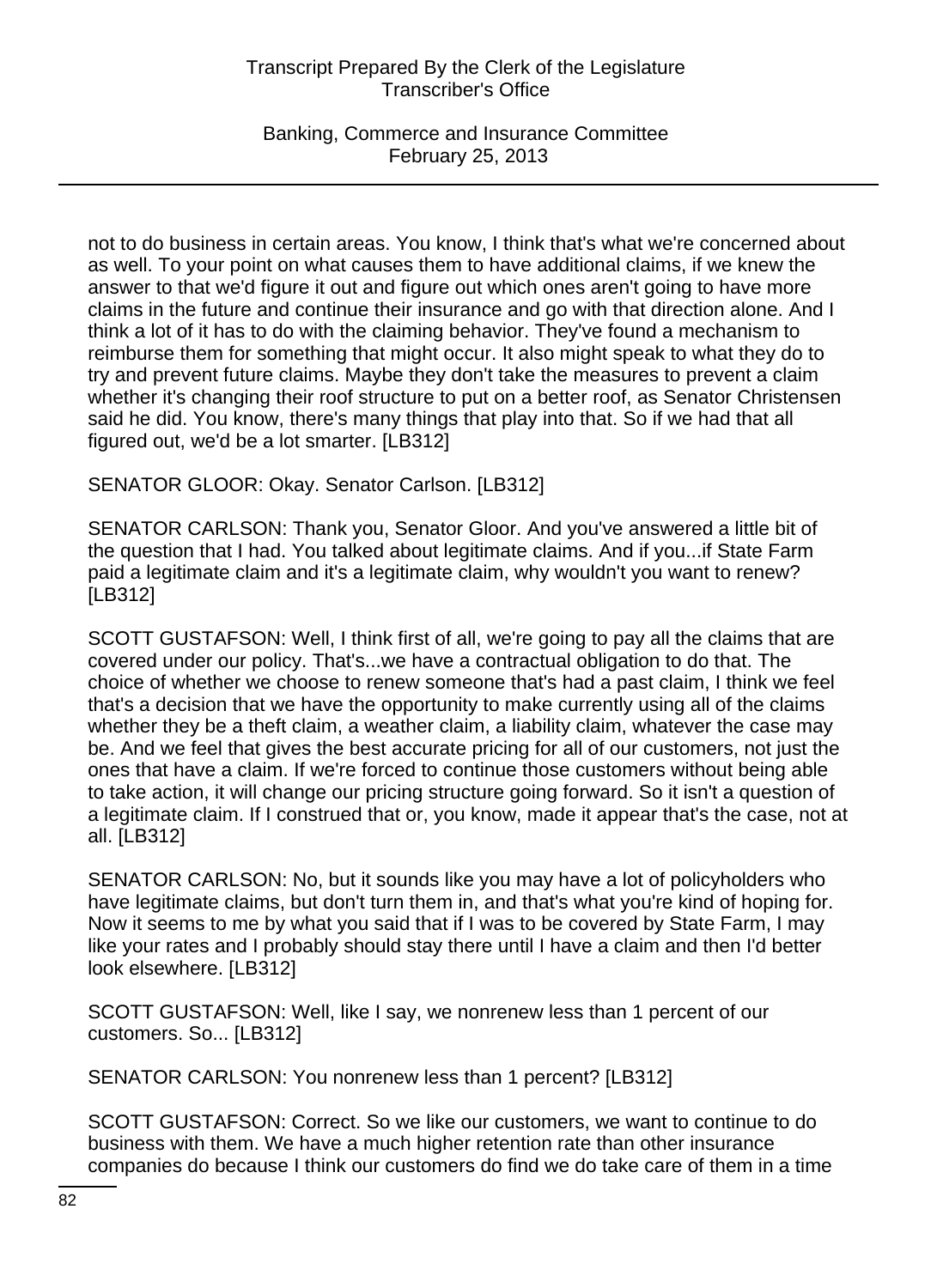not to do business in certain areas. You know, I think that's what we're concerned about as well. To your point on what causes them to have additional claims, if we knew the answer to that we'd figure it out and figure out which ones aren't going to have more claims in the future and continue their insurance and go with that direction alone. And I think a lot of it has to do with the claiming behavior. They've found a mechanism to reimburse them for something that might occur. It also might speak to what they do to try and prevent future claims. Maybe they don't take the measures to prevent a claim whether it's changing their roof structure to put on a better roof, as Senator Christensen said he did. You know, there's many things that play into that. So if we had that all figured out, we'd be a lot smarter. [LB312]

SENATOR GLOOR: Okay. Senator Carlson. [LB312]

SENATOR CARLSON: Thank you, Senator Gloor. And you've answered a little bit of the question that I had. You talked about legitimate claims. And if you...if State Farm paid a legitimate claim and it's a legitimate claim, why wouldn't you want to renew? [LB312]

SCOTT GUSTAFSON: Well, I think first of all, we're going to pay all the claims that are covered under our policy. That's...we have a contractual obligation to do that. The choice of whether we choose to renew someone that's had a past claim, I think we feel that's a decision that we have the opportunity to make currently using all of the claims whether they be a theft claim, a weather claim, a liability claim, whatever the case may be. And we feel that gives the best accurate pricing for all of our customers, not just the ones that have a claim. If we're forced to continue those customers without being able to take action, it will change our pricing structure going forward. So it isn't a question of a legitimate claim. If I construed that or, you know, made it appear that's the case, not at all. [LB312]

SENATOR CARLSON: No, but it sounds like you may have a lot of policyholders who have legitimate claims, but don't turn them in, and that's what you're kind of hoping for. Now it seems to me by what you said that if I was to be covered by State Farm, I may like your rates and I probably should stay there until I have a claim and then I'd better look elsewhere. [LB312]

SCOTT GUSTAFSON: Well, like I say, we nonrenew less than 1 percent of our customers. So... [LB312]

SENATOR CARLSON: You nonrenew less than 1 percent? [LB312]

SCOTT GUSTAFSON: Correct. So we like our customers, we want to continue to do business with them. We have a much higher retention rate than other insurance companies do because I think our customers do find we do take care of them in a time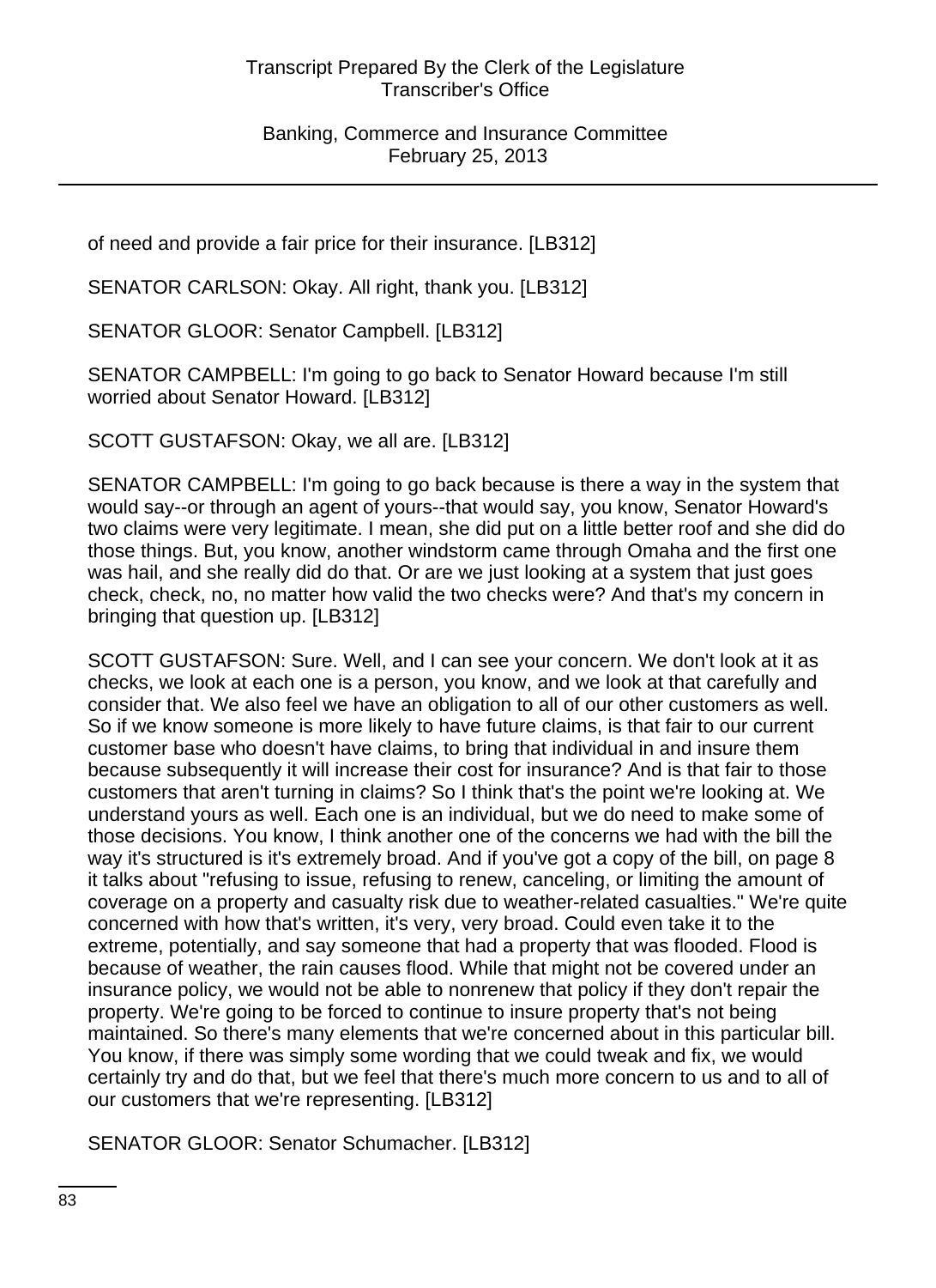of need and provide a fair price for their insurance. [LB312]

SENATOR CARLSON: Okay. All right, thank you. [LB312]

SENATOR GLOOR: Senator Campbell. [LB312]

SENATOR CAMPBELL: I'm going to go back to Senator Howard because I'm still worried about Senator Howard. [LB312]

SCOTT GUSTAFSON: Okay, we all are. [LB312]

SENATOR CAMPBELL: I'm going to go back because is there a way in the system that would say--or through an agent of yours--that would say, you know, Senator Howard's two claims were very legitimate. I mean, she did put on a little better roof and she did do those things. But, you know, another windstorm came through Omaha and the first one was hail, and she really did do that. Or are we just looking at a system that just goes check, check, no, no matter how valid the two checks were? And that's my concern in bringing that question up. [LB312]

SCOTT GUSTAFSON: Sure. Well, and I can see your concern. We don't look at it as checks, we look at each one is a person, you know, and we look at that carefully and consider that. We also feel we have an obligation to all of our other customers as well. So if we know someone is more likely to have future claims, is that fair to our current customer base who doesn't have claims, to bring that individual in and insure them because subsequently it will increase their cost for insurance? And is that fair to those customers that aren't turning in claims? So I think that's the point we're looking at. We understand yours as well. Each one is an individual, but we do need to make some of those decisions. You know, I think another one of the concerns we had with the bill the way it's structured is it's extremely broad. And if you've got a copy of the bill, on page 8 it talks about "refusing to issue, refusing to renew, canceling, or limiting the amount of coverage on a property and casualty risk due to weather-related casualties." We're quite concerned with how that's written, it's very, very broad. Could even take it to the extreme, potentially, and say someone that had a property that was flooded. Flood is because of weather, the rain causes flood. While that might not be covered under an insurance policy, we would not be able to nonrenew that policy if they don't repair the property. We're going to be forced to continue to insure property that's not being maintained. So there's many elements that we're concerned about in this particular bill. You know, if there was simply some wording that we could tweak and fix, we would certainly try and do that, but we feel that there's much more concern to us and to all of our customers that we're representing. [LB312]

SENATOR GLOOR: Senator Schumacher. [LB312]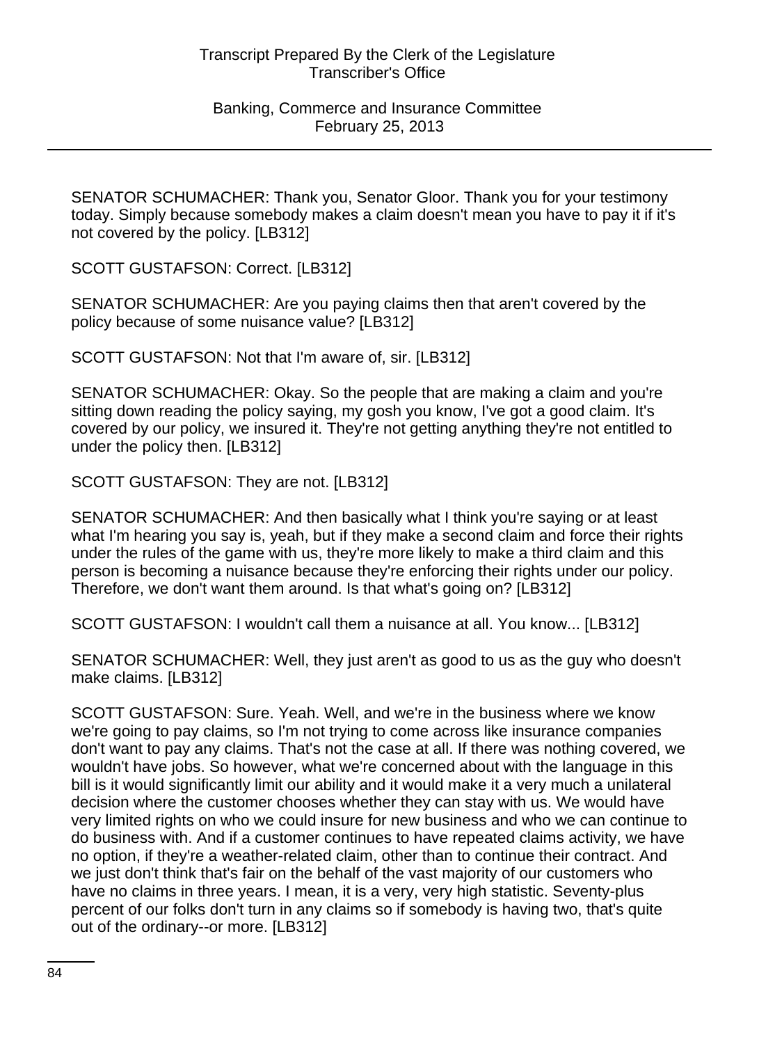SENATOR SCHUMACHER: Thank you, Senator Gloor. Thank you for your testimony today. Simply because somebody makes a claim doesn't mean you have to pay it if it's not covered by the policy. [LB312]

SCOTT GUSTAFSON: Correct. [LB312]

SENATOR SCHUMACHER: Are you paying claims then that aren't covered by the policy because of some nuisance value? [LB312]

SCOTT GUSTAFSON: Not that I'm aware of, sir. [LB312]

SENATOR SCHUMACHER: Okay. So the people that are making a claim and you're sitting down reading the policy saying, my gosh you know, I've got a good claim. It's covered by our policy, we insured it. They're not getting anything they're not entitled to under the policy then. [LB312]

SCOTT GUSTAFSON: They are not. [LB312]

SENATOR SCHUMACHER: And then basically what I think you're saying or at least what I'm hearing you say is, yeah, but if they make a second claim and force their rights under the rules of the game with us, they're more likely to make a third claim and this person is becoming a nuisance because they're enforcing their rights under our policy. Therefore, we don't want them around. Is that what's going on? [LB312]

SCOTT GUSTAFSON: I wouldn't call them a nuisance at all. You know... [LB312]

SENATOR SCHUMACHER: Well, they just aren't as good to us as the guy who doesn't make claims. [LB312]

SCOTT GUSTAFSON: Sure. Yeah. Well, and we're in the business where we know we're going to pay claims, so I'm not trying to come across like insurance companies don't want to pay any claims. That's not the case at all. If there was nothing covered, we wouldn't have jobs. So however, what we're concerned about with the language in this bill is it would significantly limit our ability and it would make it a very much a unilateral decision where the customer chooses whether they can stay with us. We would have very limited rights on who we could insure for new business and who we can continue to do business with. And if a customer continues to have repeated claims activity, we have no option, if they're a weather-related claim, other than to continue their contract. And we just don't think that's fair on the behalf of the vast majority of our customers who have no claims in three years. I mean, it is a very, very high statistic. Seventy-plus percent of our folks don't turn in any claims so if somebody is having two, that's quite out of the ordinary--or more. [LB312]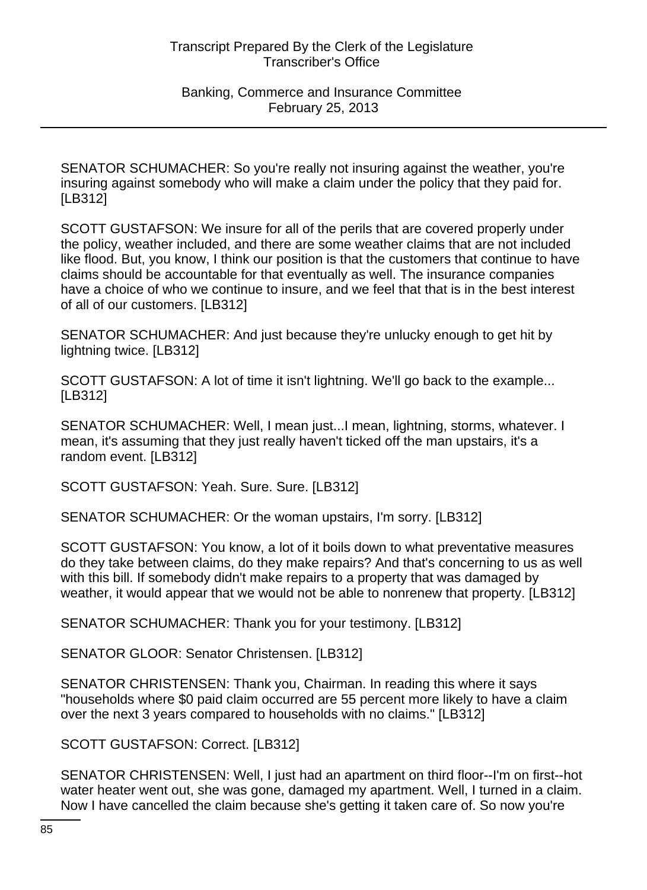SENATOR SCHUMACHER: So you're really not insuring against the weather, you're insuring against somebody who will make a claim under the policy that they paid for. [LB312]

SCOTT GUSTAFSON: We insure for all of the perils that are covered properly under the policy, weather included, and there are some weather claims that are not included like flood. But, you know, I think our position is that the customers that continue to have claims should be accountable for that eventually as well. The insurance companies have a choice of who we continue to insure, and we feel that that is in the best interest of all of our customers. [LB312]

SENATOR SCHUMACHER: And just because they're unlucky enough to get hit by lightning twice. [LB312]

SCOTT GUSTAFSON: A lot of time it isn't lightning. We'll go back to the example... [LB312]

SENATOR SCHUMACHER: Well, I mean just...I mean, lightning, storms, whatever. I mean, it's assuming that they just really haven't ticked off the man upstairs, it's a random event. [LB312]

SCOTT GUSTAFSON: Yeah. Sure. Sure. [LB312]

SENATOR SCHUMACHER: Or the woman upstairs, I'm sorry. [LB312]

SCOTT GUSTAFSON: You know, a lot of it boils down to what preventative measures do they take between claims, do they make repairs? And that's concerning to us as well with this bill. If somebody didn't make repairs to a property that was damaged by weather, it would appear that we would not be able to nonrenew that property. [LB312]

SENATOR SCHUMACHER: Thank you for your testimony. [LB312]

SENATOR GLOOR: Senator Christensen. [LB312]

SENATOR CHRISTENSEN: Thank you, Chairman. In reading this where it says "households where $0 paid claim occurred are 55 percent more likely to have a claim over the next 3 years compared to households with no claims." [LB312]

SCOTT GUSTAFSON: Correct. [LB312]

SENATOR CHRISTENSEN: Well, I just had an apartment on third floor--I'm on first--hot water heater went out, she was gone, damaged my apartment. Well, I turned in a claim. Now I have cancelled the claim because she's getting it taken care of. So now you're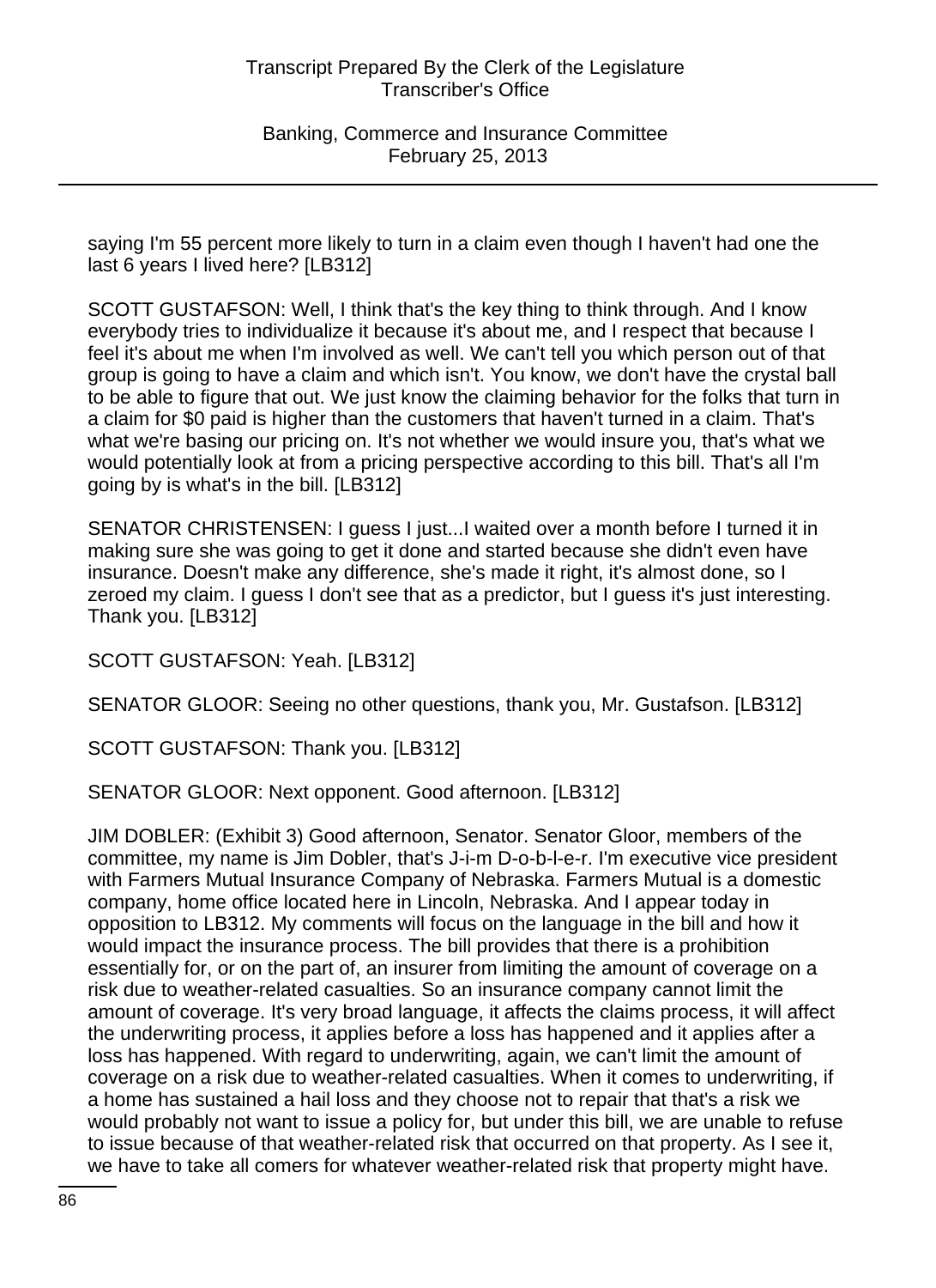saying I'm 55 percent more likely to turn in a claim even though I haven't had one the last 6 years I lived here? [LB312]

SCOTT GUSTAFSON: Well, I think that's the key thing to think through. And I know everybody tries to individualize it because it's about me, and I respect that because I feel it's about me when I'm involved as well. We can't tell you which person out of that group is going to have a claim and which isn't. You know, we don't have the crystal ball to be able to figure that out. We just know the claiming behavior for the folks that turn in a claim for $0 paid is higher than the customers that haven't turned in a claim. That's what we're basing our pricing on. It's not whether we would insure you, that's what we would potentially look at from a pricing perspective according to this bill. That's all I'm going by is what's in the bill. [LB312]

SENATOR CHRISTENSEN: I guess I just...I waited over a month before I turned it in making sure she was going to get it done and started because she didn't even have insurance. Doesn't make any difference, she's made it right, it's almost done, so I zeroed my claim. I guess I don't see that as a predictor, but I guess it's just interesting. Thank you. [LB312]

SCOTT GUSTAFSON: Yeah. [LB312]

SENATOR GLOOR: Seeing no other questions, thank you, Mr. Gustafson. [LB312]

SCOTT GUSTAFSON: Thank you. [LB312]

SENATOR GLOOR: Next opponent. Good afternoon. [LB312]

JIM DOBLER: (Exhibit 3) Good afternoon, Senator. Senator Gloor, members of the committee, my name is Jim Dobler, that's J-i-m D-o-b-l-e-r. I'm executive vice president with Farmers Mutual Insurance Company of Nebraska. Farmers Mutual is a domestic company, home office located here in Lincoln, Nebraska. And I appear today in opposition to LB312. My comments will focus on the language in the bill and how it would impact the insurance process. The bill provides that there is a prohibition essentially for, or on the part of, an insurer from limiting the amount of coverage on a risk due to weather-related casualties. So an insurance company cannot limit the amount of coverage. It's very broad language, it affects the claims process, it will affect the underwriting process, it applies before a loss has happened and it applies after a loss has happened. With regard to underwriting, again, we can't limit the amount of coverage on a risk due to weather-related casualties. When it comes to underwriting, if a home has sustained a hail loss and they choose not to repair that that's a risk we would probably not want to issue a policy for, but under this bill, we are unable to refuse to issue because of that weather-related risk that occurred on that property. As I see it, we have to take all comers for whatever weather-related risk that property might have.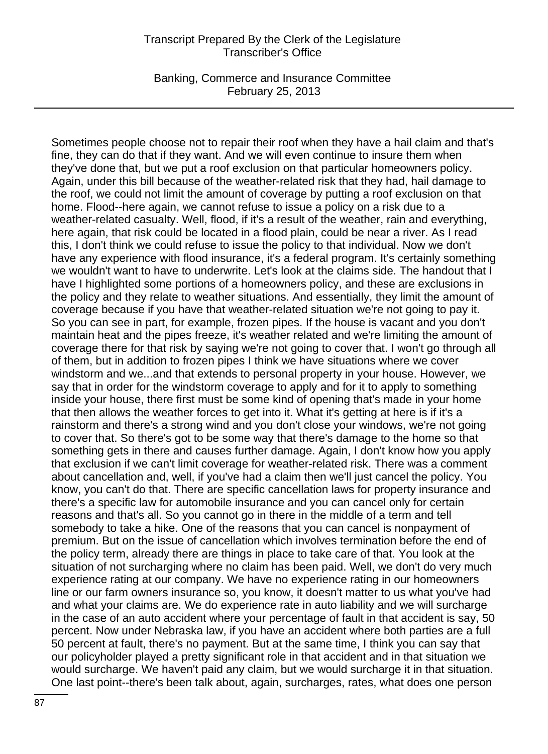Sometimes people choose not to repair their roof when they have a hail claim and that's fine, they can do that if they want. And we will even continue to insure them when they've done that, but we put a roof exclusion on that particular homeowners policy. Again, under this bill because of the weather-related risk that they had, hail damage to the roof, we could not limit the amount of coverage by putting a roof exclusion on that home. Flood--here again, we cannot refuse to issue a policy on a risk due to a weather-related casualty. Well, flood, if it's a result of the weather, rain and everything, here again, that risk could be located in a flood plain, could be near a river. As I read this, I don't think we could refuse to issue the policy to that individual. Now we don't have any experience with flood insurance, it's a federal program. It's certainly something we wouldn't want to have to underwrite. Let's look at the claims side. The handout that I have I highlighted some portions of a homeowners policy, and these are exclusions in the policy and they relate to weather situations. And essentially, they limit the amount of coverage because if you have that weather-related situation we're not going to pay it. So you can see in part, for example, frozen pipes. If the house is vacant and you don't maintain heat and the pipes freeze, it's weather related and we're limiting the amount of coverage there for that risk by saying we're not going to cover that. I won't go through all of them, but in addition to frozen pipes I think we have situations where we cover windstorm and we...and that extends to personal property in your house. However, we say that in order for the windstorm coverage to apply and for it to apply to something inside your house, there first must be some kind of opening that's made in your home that then allows the weather forces to get into it. What it's getting at here is if it's a rainstorm and there's a strong wind and you don't close your windows, we're not going to cover that. So there's got to be some way that there's damage to the home so that something gets in there and causes further damage. Again, I don't know how you apply that exclusion if we can't limit coverage for weather-related risk. There was a comment about cancellation and, well, if you've had a claim then we'll just cancel the policy. You know, you can't do that. There are specific cancellation laws for property insurance and there's a specific law for automobile insurance and you can cancel only for certain reasons and that's all. So you cannot go in there in the middle of a term and tell somebody to take a hike. One of the reasons that you can cancel is nonpayment of premium. But on the issue of cancellation which involves termination before the end of the policy term, already there are things in place to take care of that. You look at the situation of not surcharging where no claim has been paid. Well, we don't do very much experience rating at our company. We have no experience rating in our homeowners line or our farm owners insurance so, you know, it doesn't matter to us what you've had and what your claims are. We do experience rate in auto liability and we will surcharge in the case of an auto accident where your percentage of fault in that accident is say, 50 percent. Now under Nebraska law, if you have an accident where both parties are a full 50 percent at fault, there's no payment. But at the same time, I think you can say that our policyholder played a pretty significant role in that accident and in that situation we would surcharge. We haven't paid any claim, but we would surcharge it in that situation. One last point--there's been talk about, again, surcharges, rates, what does one person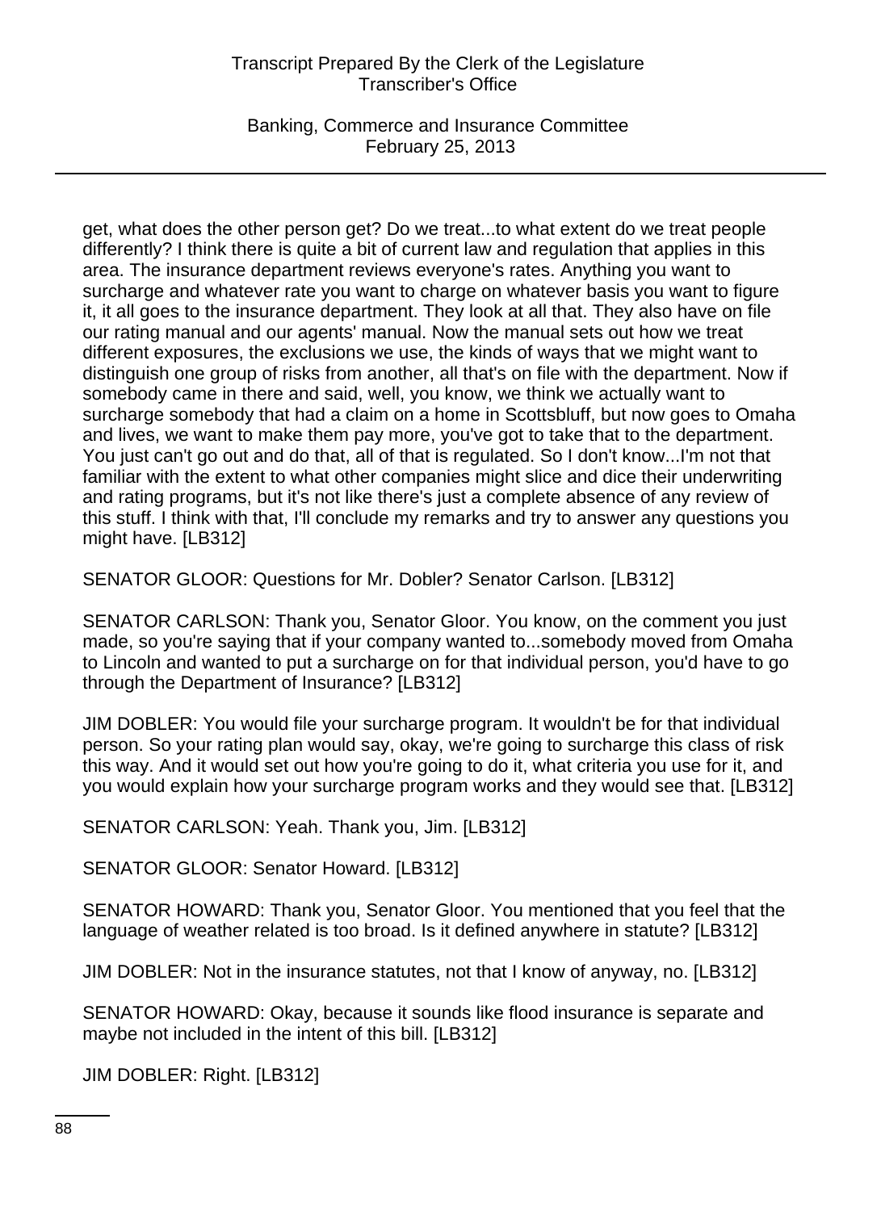get, what does the other person get? Do we treat...to what extent do we treat people differently? I think there is quite a bit of current law and regulation that applies in this area. The insurance department reviews everyone's rates. Anything you want to surcharge and whatever rate you want to charge on whatever basis you want to figure it, it all goes to the insurance department. They look at all that. They also have on file our rating manual and our agents' manual. Now the manual sets out how we treat different exposures, the exclusions we use, the kinds of ways that we might want to distinguish one group of risks from another, all that's on file with the department. Now if somebody came in there and said, well, you know, we think we actually want to surcharge somebody that had a claim on a home in Scottsbluff, but now goes to Omaha and lives, we want to make them pay more, you've got to take that to the department. You just can't go out and do that, all of that is regulated. So I don't know...I'm not that familiar with the extent to what other companies might slice and dice their underwriting and rating programs, but it's not like there's just a complete absence of any review of this stuff. I think with that, I'll conclude my remarks and try to answer any questions you might have. [LB312]

SENATOR GLOOR: Questions for Mr. Dobler? Senator Carlson. [LB312]

SENATOR CARLSON: Thank you, Senator Gloor. You know, on the comment you just made, so you're saying that if your company wanted to...somebody moved from Omaha to Lincoln and wanted to put a surcharge on for that individual person, you'd have to go through the Department of Insurance? [LB312]

JIM DOBLER: You would file your surcharge program. It wouldn't be for that individual person. So your rating plan would say, okay, we're going to surcharge this class of risk this way. And it would set out how you're going to do it, what criteria you use for it, and you would explain how your surcharge program works and they would see that. [LB312]

SENATOR CARLSON: Yeah. Thank you, Jim. [LB312]

SENATOR GLOOR: Senator Howard. [LB312]

SENATOR HOWARD: Thank you, Senator Gloor. You mentioned that you feel that the language of weather related is too broad. Is it defined anywhere in statute? [LB312]

JIM DOBLER: Not in the insurance statutes, not that I know of anyway, no. [LB312]

SENATOR HOWARD: Okay, because it sounds like flood insurance is separate and maybe not included in the intent of this bill. [LB312]

JIM DOBLER: Right. [LB312]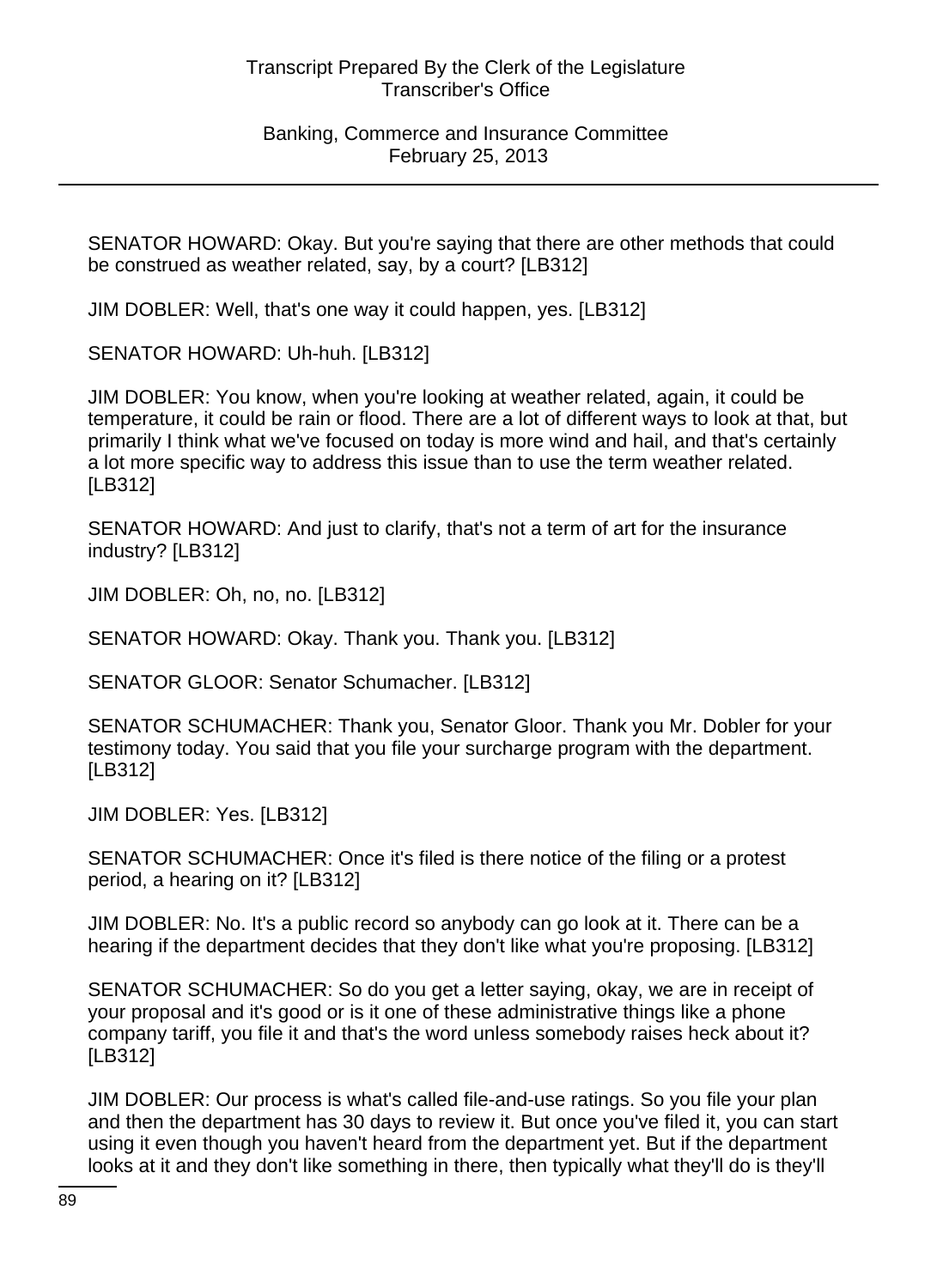SENATOR HOWARD: Okay. But you're saying that there are other methods that could be construed as weather related, say, by a court? [LB312]

JIM DOBLER: Well, that's one way it could happen, yes. [LB312]

SENATOR HOWARD: Uh-huh. [LB312]

JIM DOBLER: You know, when you're looking at weather related, again, it could be temperature, it could be rain or flood. There are a lot of different ways to look at that, but primarily I think what we've focused on today is more wind and hail, and that's certainly a lot more specific way to address this issue than to use the term weather related. [LB312]

SENATOR HOWARD: And just to clarify, that's not a term of art for the insurance industry? [LB312]

JIM DOBLER: Oh, no, no. [LB312]

SENATOR HOWARD: Okay. Thank you. Thank you. [LB312]

SENATOR GLOOR: Senator Schumacher. [LB312]

SENATOR SCHUMACHER: Thank you, Senator Gloor. Thank you Mr. Dobler for your testimony today. You said that you file your surcharge program with the department. [LB312]

JIM DOBLER: Yes. [LB312]

SENATOR SCHUMACHER: Once it's filed is there notice of the filing or a protest period, a hearing on it? [LB312]

JIM DOBLER: No. It's a public record so anybody can go look at it. There can be a hearing if the department decides that they don't like what you're proposing. [LB312]

SENATOR SCHUMACHER: So do you get a letter saying, okay, we are in receipt of your proposal and it's good or is it one of these administrative things like a phone company tariff, you file it and that's the word unless somebody raises heck about it? [LB312]

JIM DOBLER: Our process is what's called file-and-use ratings. So you file your plan and then the department has 30 days to review it. But once you've filed it, you can start using it even though you haven't heard from the department yet. But if the department looks at it and they don't like something in there, then typically what they'll do is they'll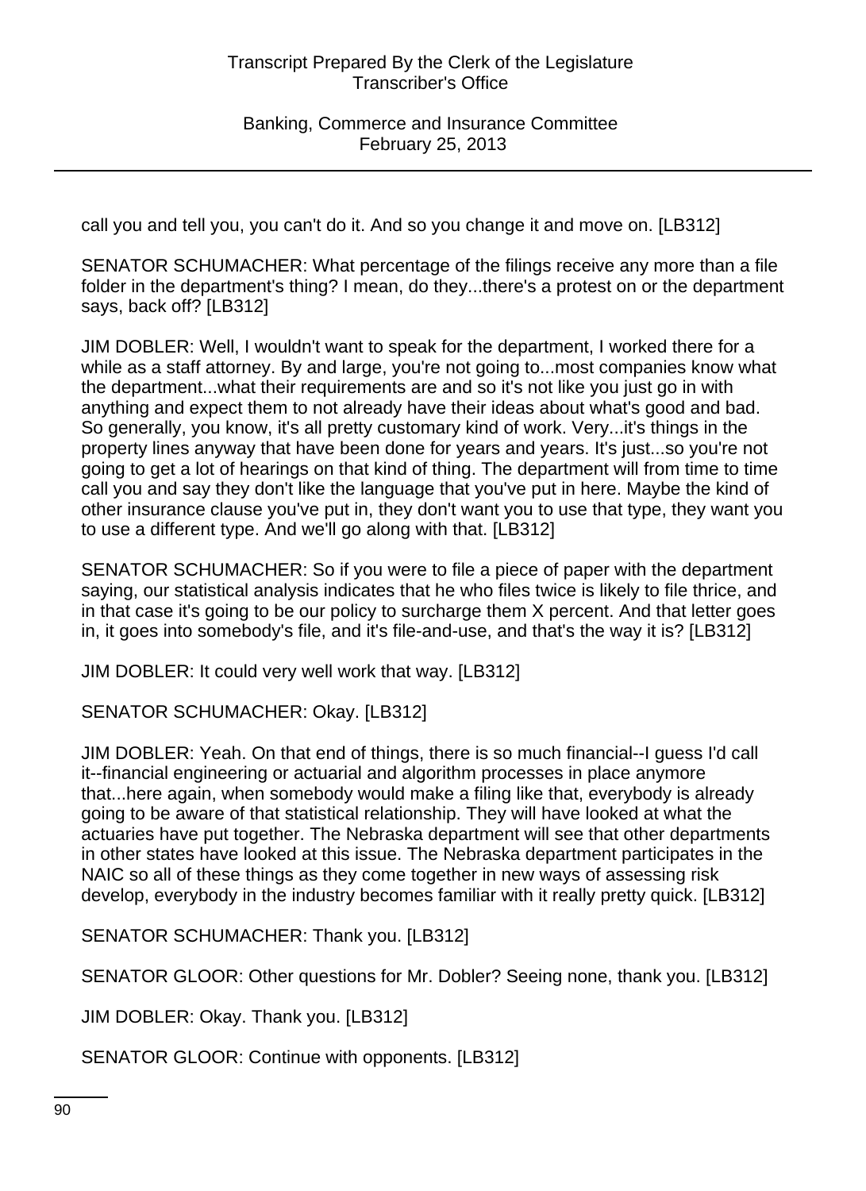call you and tell you, you can't do it. And so you change it and move on. [LB312]

SENATOR SCHUMACHER: What percentage of the filings receive any more than a file folder in the department's thing? I mean, do they...there's a protest on or the department says, back off? [LB312]

JIM DOBLER: Well, I wouldn't want to speak for the department, I worked there for a while as a staff attorney. By and large, you're not going to...most companies know what the department...what their requirements are and so it's not like you just go in with anything and expect them to not already have their ideas about what's good and bad. So generally, you know, it's all pretty customary kind of work. Very...it's things in the property lines anyway that have been done for years and years. It's just...so you're not going to get a lot of hearings on that kind of thing. The department will from time to time call you and say they don't like the language that you've put in here. Maybe the kind of other insurance clause you've put in, they don't want you to use that type, they want you to use a different type. And we'll go along with that. [LB312]

SENATOR SCHUMACHER: So if you were to file a piece of paper with the department saying, our statistical analysis indicates that he who files twice is likely to file thrice, and in that case it's going to be our policy to surcharge them X percent. And that letter goes in, it goes into somebody's file, and it's file-and-use, and that's the way it is? [LB312]

JIM DOBLER: It could very well work that way. [LB312]

SENATOR SCHUMACHER: Okay. [LB312]

JIM DOBLER: Yeah. On that end of things, there is so much financial--I guess I'd call it--financial engineering or actuarial and algorithm processes in place anymore that...here again, when somebody would make a filing like that, everybody is already going to be aware of that statistical relationship. They will have looked at what the actuaries have put together. The Nebraska department will see that other departments in other states have looked at this issue. The Nebraska department participates in the NAIC so all of these things as they come together in new ways of assessing risk develop, everybody in the industry becomes familiar with it really pretty quick. [LB312]

SENATOR SCHUMACHER: Thank you. [LB312]

SENATOR GLOOR: Other questions for Mr. Dobler? Seeing none, thank you. [LB312]

JIM DOBLER: Okay. Thank you. [LB312]

SENATOR GLOOR: Continue with opponents. [LB312]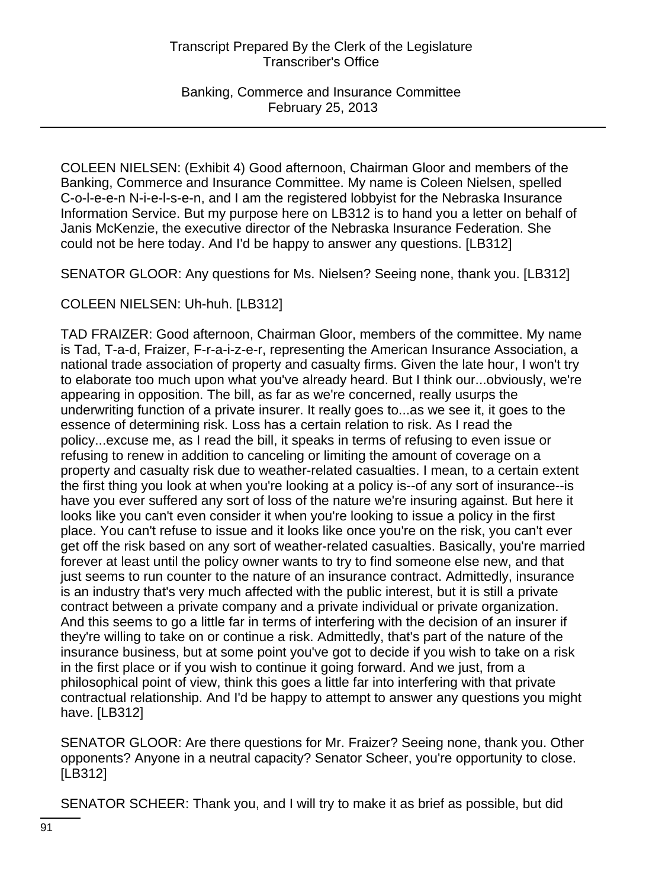COLEEN NIELSEN: (Exhibit 4) Good afternoon, Chairman Gloor and members of the Banking, Commerce and Insurance Committee. My name is Coleen Nielsen, spelled C-o-l-e-e-n N-i-e-l-s-e-n, and I am the registered lobbyist for the Nebraska Insurance Information Service. But my purpose here on LB312 is to hand you a letter on behalf of Janis McKenzie, the executive director of the Nebraska Insurance Federation. She could not be here today. And I'd be happy to answer any questions. [LB312]

SENATOR GLOOR: Any questions for Ms. Nielsen? Seeing none, thank you. [LB312]

COLEEN NIELSEN: Uh-huh. [LB312]

TAD FRAIZER: Good afternoon, Chairman Gloor, members of the committee. My name is Tad, T-a-d, Fraizer, F-r-a-i-z-e-r, representing the American Insurance Association, a national trade association of property and casualty firms. Given the late hour, I won't try to elaborate too much upon what you've already heard. But I think our...obviously, we're appearing in opposition. The bill, as far as we're concerned, really usurps the underwriting function of a private insurer. It really goes to...as we see it, it goes to the essence of determining risk. Loss has a certain relation to risk. As I read the policy...excuse me, as I read the bill, it speaks in terms of refusing to even issue or refusing to renew in addition to canceling or limiting the amount of coverage on a property and casualty risk due to weather-related casualties. I mean, to a certain extent the first thing you look at when you're looking at a policy is--of any sort of insurance--is have you ever suffered any sort of loss of the nature we're insuring against. But here it looks like you can't even consider it when you're looking to issue a policy in the first place. You can't refuse to issue and it looks like once you're on the risk, you can't ever get off the risk based on any sort of weather-related casualties. Basically, you're married forever at least until the policy owner wants to try to find someone else new, and that just seems to run counter to the nature of an insurance contract. Admittedly, insurance is an industry that's very much affected with the public interest, but it is still a private contract between a private company and a private individual or private organization. And this seems to go a little far in terms of interfering with the decision of an insurer if they're willing to take on or continue a risk. Admittedly, that's part of the nature of the insurance business, but at some point you've got to decide if you wish to take on a risk in the first place or if you wish to continue it going forward. And we just, from a philosophical point of view, think this goes a little far into interfering with that private contractual relationship. And I'd be happy to attempt to answer any questions you might have. [LB312]

SENATOR GLOOR: Are there questions for Mr. Fraizer? Seeing none, thank you. Other opponents? Anyone in a neutral capacity? Senator Scheer, you're opportunity to close. [LB312]

SENATOR SCHEER: Thank you, and I will try to make it as brief as possible, but did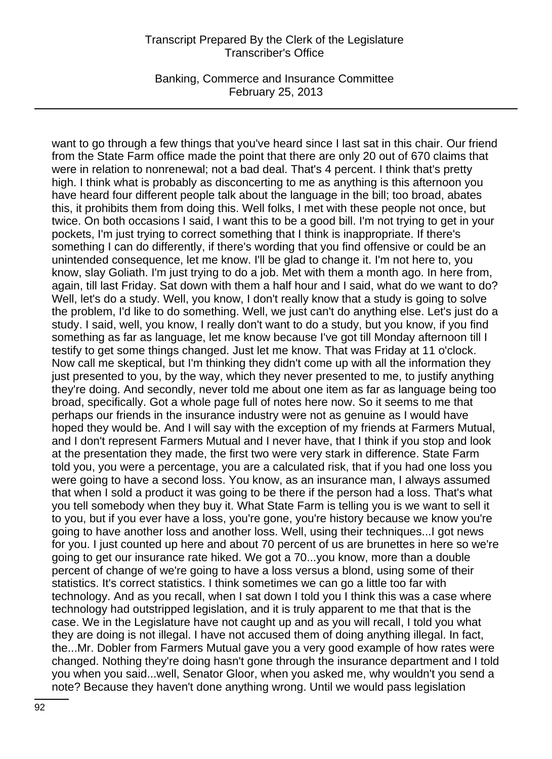want to go through a few things that you've heard since I last sat in this chair. Our friend from the State Farm office made the point that there are only 20 out of 670 claims that were in relation to nonrenewal; not a bad deal. That's 4 percent. I think that's pretty high. I think what is probably as disconcerting to me as anything is this afternoon you have heard four different people talk about the language in the bill; too broad, abates this, it prohibits them from doing this. Well folks, I met with these people not once, but twice. On both occasions I said, I want this to be a good bill. I'm not trying to get in your pockets, I'm just trying to correct something that I think is inappropriate. If there's something I can do differently, if there's wording that you find offensive or could be an unintended consequence, let me know. I'll be glad to change it. I'm not here to, you know, slay Goliath. I'm just trying to do a job. Met with them a month ago. In here from, again, till last Friday. Sat down with them a half hour and I said, what do we want to do? Well, let's do a study. Well, you know, I don't really know that a study is going to solve the problem, I'd like to do something. Well, we just can't do anything else. Let's just do a study. I said, well, you know, I really don't want to do a study, but you know, if you find something as far as language, let me know because I've got till Monday afternoon till I testify to get some things changed. Just let me know. That was Friday at 11 o'clock. Now call me skeptical, but I'm thinking they didn't come up with all the information they just presented to you, by the way, which they never presented to me, to justify anything they're doing. And secondly, never told me about one item as far as language being too broad, specifically. Got a whole page full of notes here now. So it seems to me that perhaps our friends in the insurance industry were not as genuine as I would have hoped they would be. And I will say with the exception of my friends at Farmers Mutual, and I don't represent Farmers Mutual and I never have, that I think if you stop and look at the presentation they made, the first two were very stark in difference. State Farm told you, you were a percentage, you are a calculated risk, that if you had one loss you were going to have a second loss. You know, as an insurance man, I always assumed that when I sold a product it was going to be there if the person had a loss. That's what you tell somebody when they buy it. What State Farm is telling you is we want to sell it to you, but if you ever have a loss, you're gone, you're history because we know you're going to have another loss and another loss. Well, using their techniques...I got news for you. I just counted up here and about 70 percent of us are brunettes in here so we're going to get our insurance rate hiked. We got a 70...you know, more than a double percent of change of we're going to have a loss versus a blond, using some of their statistics. It's correct statistics. I think sometimes we can go a little too far with technology. And as you recall, when I sat down I told you I think this was a case where technology had outstripped legislation, and it is truly apparent to me that that is the case. We in the Legislature have not caught up and as you will recall, I told you what they are doing is not illegal. I have not accused them of doing anything illegal. In fact, the...Mr. Dobler from Farmers Mutual gave you a very good example of how rates were changed. Nothing they're doing hasn't gone through the insurance department and I told you when you said...well, Senator Gloor, when you asked me, why wouldn't you send a note? Because they haven't done anything wrong. Until we would pass legislation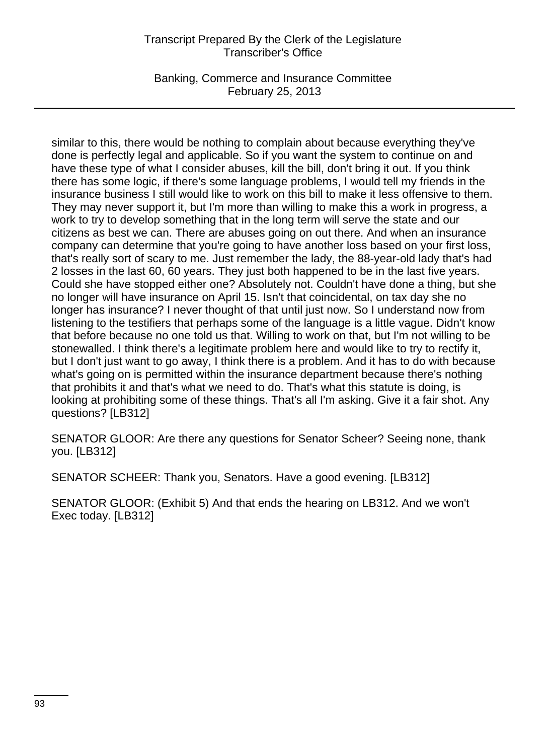similar to this, there would be nothing to complain about because everything they've done is perfectly legal and applicable. So if you want the system to continue on and have these type of what I consider abuses, kill the bill, don't bring it out. If you think there has some logic, if there's some language problems, I would tell my friends in the insurance business I still would like to work on this bill to make it less offensive to them. They may never support it, but I'm more than willing to make this a work in progress, a work to try to develop something that in the long term will serve the state and our citizens as best we can. There are abuses going on out there. And when an insurance company can determine that you're going to have another loss based on your first loss, that's really sort of scary to me. Just remember the lady, the 88-year-old lady that's had 2 losses in the last 60, 60 years. They just both happened to be in the last five years. Could she have stopped either one? Absolutely not. Couldn't have done a thing, but she no longer will have insurance on April 15. Isn't that coincidental, on tax day she no longer has insurance? I never thought of that until just now. So I understand now from listening to the testifiers that perhaps some of the language is a little vague. Didn't know that before because no one told us that. Willing to work on that, but I'm not willing to be stonewalled. I think there's a legitimate problem here and would like to try to rectify it, but I don't just want to go away, I think there is a problem. And it has to do with because what's going on is permitted within the insurance department because there's nothing that prohibits it and that's what we need to do. That's what this statute is doing, is looking at prohibiting some of these things. That's all I'm asking. Give it a fair shot. Any questions? [LB312]

SENATOR GLOOR: Are there any questions for Senator Scheer? Seeing none, thank you. [LB312]

SENATOR SCHEER: Thank you, Senators. Have a good evening. [LB312]

SENATOR GLOOR: (Exhibit 5) And that ends the hearing on LB312. And we won't Exec today. [LB312]